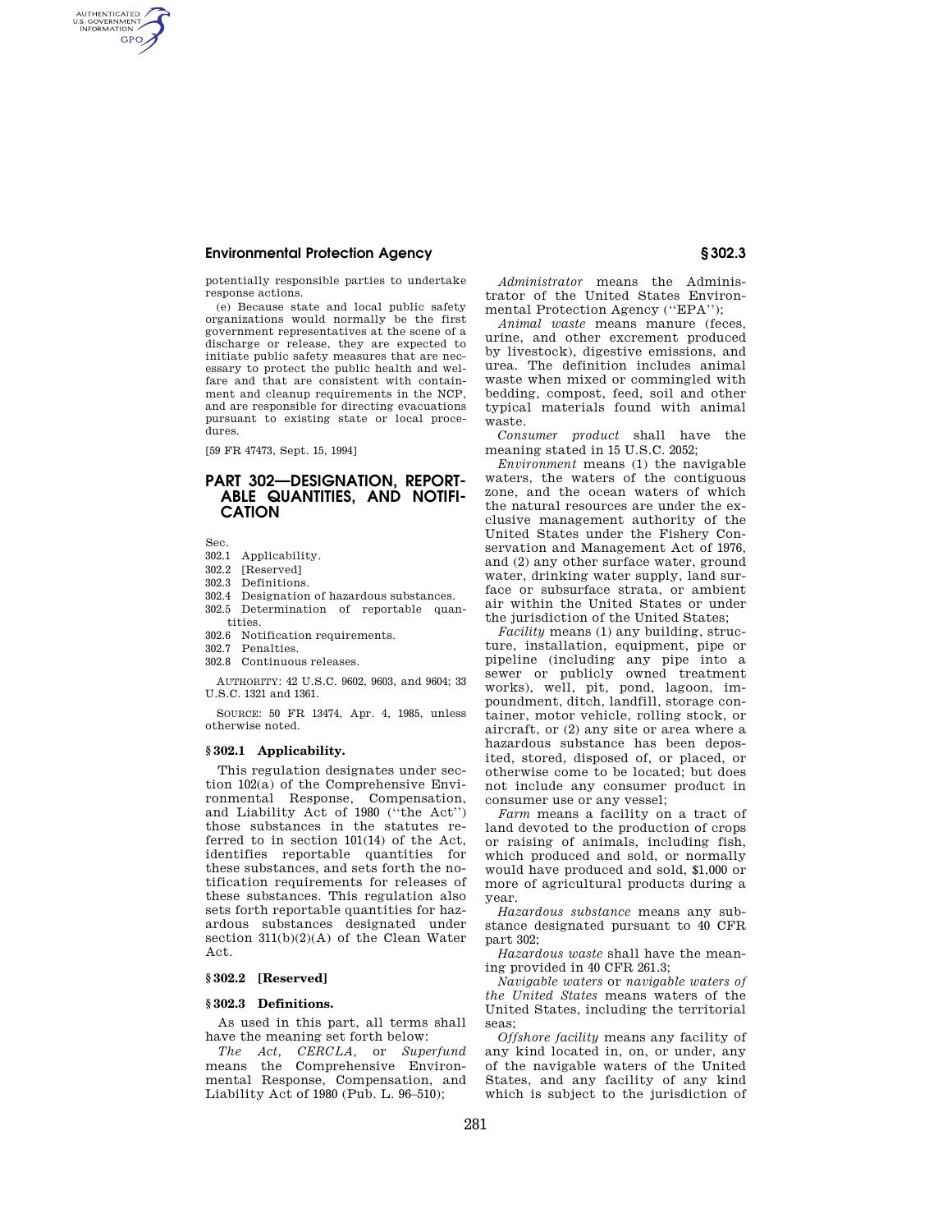potentially responsible parties to undertake response actions.

(e) Because state and local public safety organizations would normally be the first government representatives at the scene of a discharge or release, they are expected to initiate public safety measures that are necessary to protect the public health and welfare and that are consistent with containment and cleanup requirements in the NCP, and are responsible for directing evacuations pursuant to existing state or local procedures.

[59 FR 47473, Sept. 15, 1994]

# PART 302—DESIGNATION, REPORTABLE QUANTITIES, AND NOTIFICATION

Sec.
302.1 Applicability.
302.2 [Reserved]
302.3 Definitions.
302.4 Designation of hazardous substances.
302.5 Determination of reportable quantities.
302.6 Notification requirements.
302.7 Penalties.
302.8 Continuous releases.

AUTHORITY: 42 U.S.C. 9602, 9603, and 9604; 33 U.S.C. 1321 and 1361.

SOURCE: 50 FR 13474, Apr. 4, 1985, unless otherwise noted.

## § 302.1 Applicability.

This regulation designates under section 102(a) of the Comprehensive Environmental Response, Compensation, and Liability Act of 1980 (''the Act'') those substances in the statutes referred to in section 101(14) of the Act, identifies reportable quantities for these substances, and sets forth the notification requirements for releases of these substances. This regulation also sets forth reportable quantities for hazardous substances designated under section 311(b)(2)(A) of the Clean Water Act.

## § 302.2 [Reserved]

## § 302.3 Definitions.

As used in this part, all terms shall have the meaning set forth below:

*The Act, CERCLA,* or *Superfund* means the Comprehensive Environmental Response, Compensation, and Liability Act of 1980 (Pub. L. 96–510);

*Administrator* means the Administrator of the United States Environmental Protection Agency (''EPA'');

*Animal waste* means manure (feces, urine, and other excrement produced by livestock), digestive emissions, and urea. The definition includes animal waste when mixed or commingled with bedding, compost, feed, soil and other typical materials found with animal waste.

*Consumer product* shall have the meaning stated in 15 U.S.C. 2052;

*Environment* means (1) the navigable waters, the waters of the contiguous zone, and the ocean waters of which the natural resources are under the exclusive management authority of the United States under the Fishery Conservation and Management Act of 1976, and (2) any other surface water, ground water, drinking water supply, land surface or subsurface strata, or ambient air within the United States or under the jurisdiction of the United States;

*Facility* means (1) any building, structure, installation, equipment, pipe or pipeline (including any pipe into a sewer or publicly owned treatment works), well, pit, pond, lagoon, impoundment, ditch, landfill, storage container, motor vehicle, rolling stock, or aircraft, or (2) any site or area where a hazardous substance has been deposited, stored, disposed of, or placed, or otherwise come to be located; but does not include any consumer product in consumer use or any vessel;

*Farm* means a facility on a tract of land devoted to the production of crops or raising of animals, including fish, which produced and sold, or normally would have produced and sold, $1,000 or more of agricultural products during a year.

*Hazardous substance* means any substance designated pursuant to 40 CFR part 302;

*Hazardous waste* shall have the meaning provided in 40 CFR 261.3;

*Navigable waters* or *navigable waters of the United States* means waters of the United States, including the territorial seas;

*Offshore facility* means any facility of any kind located in, on, or under, any of the navigable waters of the United States, and any facility of any kind which is subject to the jurisdiction of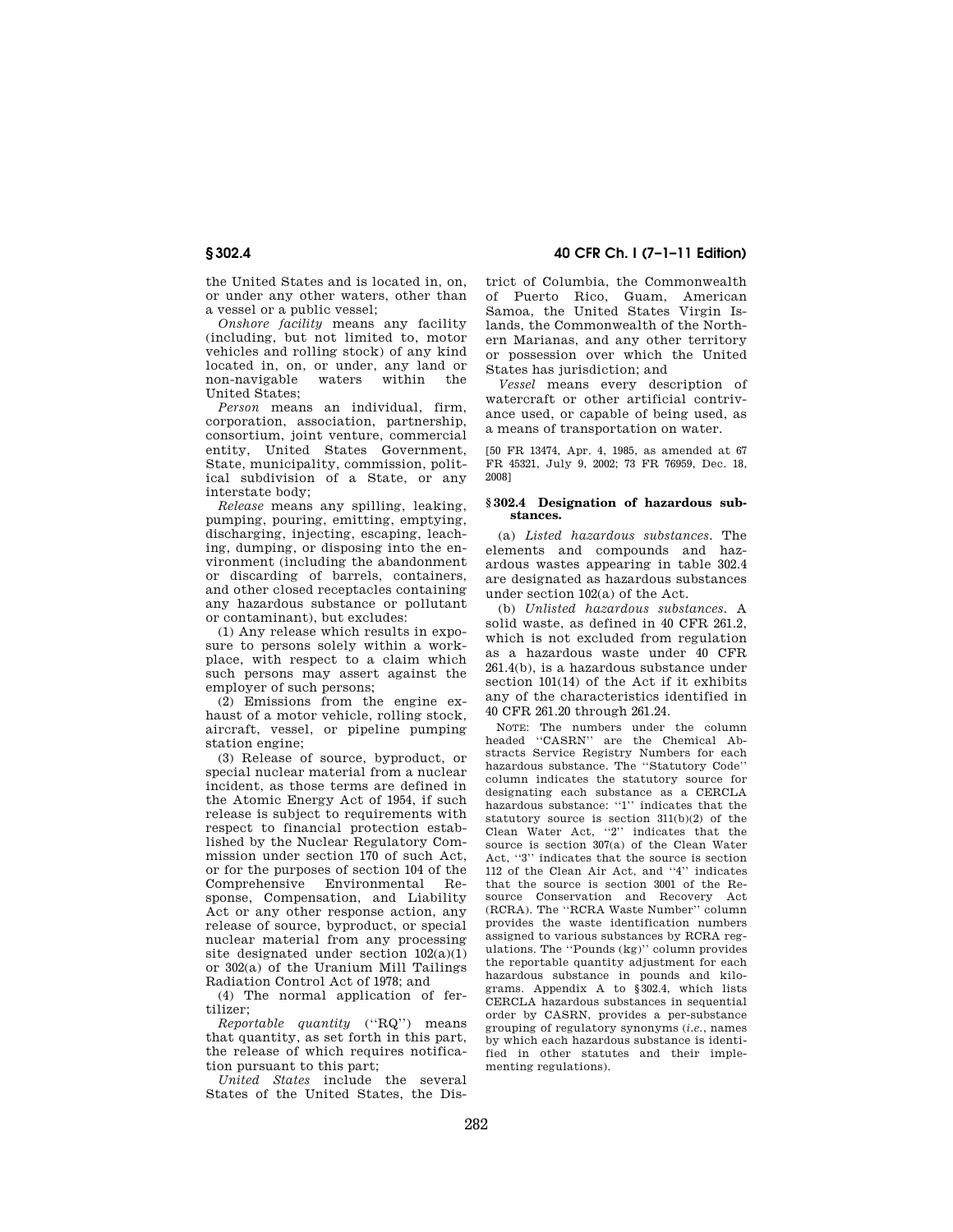the United States and is located in, on, or under any other waters, other than a vessel or a public vessel;

*Onshore facility* means any facility (including, but not limited to, motor vehicles and rolling stock) of any kind located in, on, or under, any land or non-navigable waters within the United States;

*Person* means an individual, firm, corporation, association, partnership, consortium, joint venture, commercial entity, United States Government, State, municipality, commission, political subdivision of a State, or any interstate body;

*Release* means any spilling, leaking, pumping, pouring, emitting, emptying, discharging, injecting, escaping, leaching, dumping, or disposing into the environment (including the abandonment or discarding of barrels, containers, and other closed receptacles containing any hazardous substance or pollutant or contaminant), but excludes:

(1) Any release which results in exposure to persons solely within a workplace, with respect to a claim which such persons may assert against the employer of such persons;

(2) Emissions from the engine exhaust of a motor vehicle, rolling stock, aircraft, vessel, or pipeline pumping station engine;

(3) Release of source, byproduct, or special nuclear material from a nuclear incident, as those terms are defined in the Atomic Energy Act of 1954, if such release is subject to requirements with respect to financial protection established by the Nuclear Regulatory Commission under section 170 of such Act, or for the purposes of section 104 of the Comprehensive Environmental Response, Compensation, and Liability Act or any other response action, any release of source, byproduct, or special nuclear material from any processing site designated under section 102(a)(1) or 302(a) of the Uranium Mill Tailings Radiation Control Act of 1978; and

(4) The normal application of fertilizer;

*Reportable quantity* (''RQ'') means that quantity, as set forth in this part, the release of which requires notification pursuant to this part;

*United States* include the several States of the United States, the District of Columbia, the Commonwealth of Puerto Rico, Guam, American Samoa, the United States Virgin Islands, the Commonwealth of the Northern Marianas, and any other territory or possession over which the United States has jurisdiction; and

*Vessel* means every description of watercraft or other artificial contrivance used, or capable of being used, as a means of transportation on water.

[50 FR 13474, Apr. 4, 1985, as amended at 67 FR 45321, July 9, 2002; 73 FR 76959, Dec. 18, 2008]

### § 302.4 Designation of hazardous substances.

(a) *Listed hazardous substances.* The elements and compounds and hazardous wastes appearing in table 302.4 are designated as hazardous substances under section 102(a) of the Act.

(b) *Unlisted hazardous substances.* A solid waste, as defined in 40 CFR 261.2, which is not excluded from regulation as a hazardous waste under 40 CFR 261.4(b), is a hazardous substance under section 101(14) of the Act if it exhibits any of the characteristics identified in 40 CFR 261.20 through 261.24.

NOTE: The numbers under the column headed ''CASRN'' are the Chemical Abstracts Service Registry Numbers for each hazardous substance. The ''Statutory Code'' column indicates the statutory source for designating each substance as a CERCLA hazardous substance: ''1'' indicates that the statutory source is section 311(b)(2) of the Clean Water Act, ''2'' indicates that the source is section 307(a) of the Clean Water Act, ''3'' indicates that the source is section 112 of the Clean Air Act, and ''4'' indicates that the source is section 3001 of the Resource Conservation and Recovery Act (RCRA). The ''RCRA Waste Number'' column provides the waste identification numbers assigned to various substances by RCRA regulations. The ''Pounds (kg)'' column provides the reportable quantity adjustment for each hazardous substance in pounds and kilograms. Appendix A to §302.4, which lists CERCLA hazardous substances in sequential order by CASRN, provides a per-substance grouping of regulatory synonyms (*i.e.*, names by which each hazardous substance is identified in other statutes and their implementing regulations).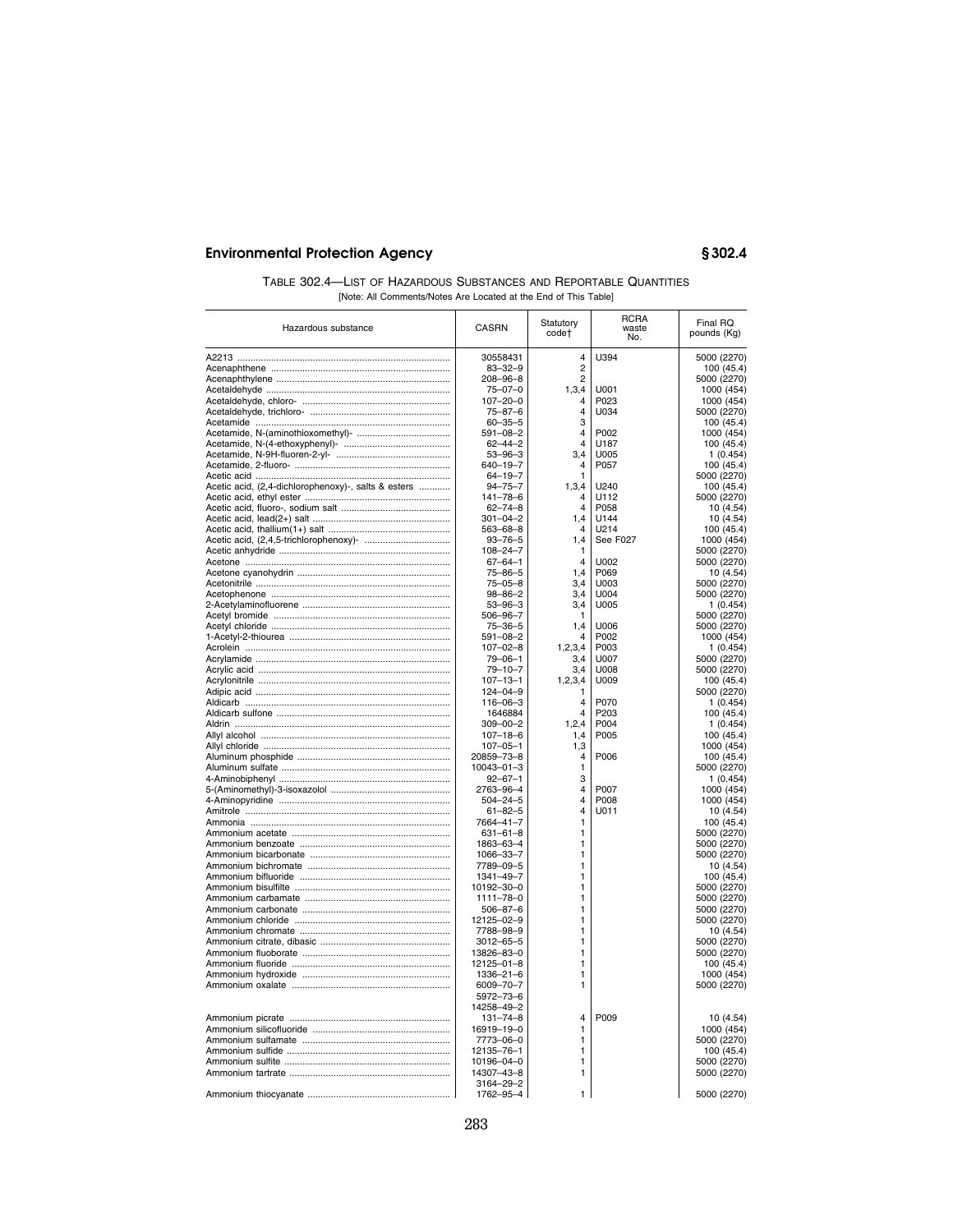TABLE 302.4—LIST OF HAZARDOUS SUBSTANCES AND REPORTABLE QUANTITIES

[Note: All Comments/Notes Are Located at the End of This Table]

| Hazardous substance | CASRN | Statutory code† | RCRA waste No. | Final RQ pounds (Kg) |
|---|---|---|---|---|
| A2213 | 30558431 | 4 | U394 | 5000 (2270) |
| Acenaphthene | 83–32–9 | 2 | | 100 (45.4) |
| Acenaphthylene | 208–96–8 | 2 | | 5000 (2270) |
| Acetaldehyde | 75–07–0 | 1,3,4 | U001 | 1000 (454) |
| Acetaldehyde, chloro- | 107–20–0 | 4 | P023 | 1000 (454) |
| Acetaldehyde, trichloro- | 75–87–6 | 4 | U034 | 5000 (2270) |
| Acetamide | 60–35–5 | 3 | | 100 (45.4) |
| Acetamide, N-(aminothioxomethyl)- | 591–08–2 | 4 | P002 | 1000 (454) |
| Acetamide, N-(4-ethoxyphenyl)- | 62–44–2 | 4 | U187 | 100 (45.4) |
| Acetamide, N-9H-fluoren-2-yl- | 53–96–3 | 3,4 | U005 | 1 (0.454) |
| Acetamide, 2-fluoro- | 640–19–7 | 4 | P057 | 100 (45.4) |
| Acetic acid | 64–19–7 | 1 | | 5000 (2270) |
| Acetic acid, (2,4-dichlorophenoxy)-, salts & esters | 94–75–7 | 1,3,4 | U240 | 100 (45.4) |
| Acetic acid, ethyl ester | 141–78–6 | 4 | U112 | 5000 (2270) |
| Acetic acid, fluoro-, sodium salt | 62–74–8 | 4 | P058 | 10 (4.54) |
| Acetic acid, lead(2+) salt | 301–04–2 | 1,4 | U144 | 10 (4.54) |
| Acetic acid, thallium(1+) salt | 563–68–8 | 4 | U214 | 100 (45.4) |
| Acetic acid, (2,4,5-trichlorophenoxy)- | 93–76–5 | 1,4 | See F027 | 1000 (454) |
| Acetic anhydride | 108–24–7 | 1 | | 5000 (2270) |
| Acetone | 67–64–1 | 4 | U002 | 5000 (2270) |
| Acetone cyanohydrin | 75–86–5 | 1,4 | P069 | 10 (4.54) |
| Acetonitrile | 75–05–8 | 3,4 | U003 | 5000 (2270) |
| Acetophenone | 98–86–2 | 3,4 | U004 | 5000 (2270) |
| 2-Acetylaminofluorene | 53–96–3 | 3,4 | U005 | 1 (0.454) |
| Acetyl bromide | 506–96–7 | 1 | | 5000 (2270) |
| Acetyl chloride | 75–36–5 | 1,4 | U006 | 5000 (2270) |
| 1-Acetyl-2-thiourea | 591–08–2 | 4 | P002 | 1000 (454) |
| Acrolein | 107–02–8 | 1,2,3,4 | P003 | 1 (0.454) |
| Acrylamide | 79–06–1 | 3,4 | U007 | 5000 (2270) |
| Acrylic acid | 79–10–7 | 3,4 | U008 | 5000 (2270) |
| Acrylonitrile | 107–13–1 | 1,2,3,4 | U009 | 100 (45.4) |
| Adipic acid | 124–04–9 | 1 | | 5000 (2270) |
| Aldicarb | 116–06–3 | 4 | P070 | 1 (0.454) |
| Aldicarb sulfone | 1646884 | 4 | P203 | 100 (45.4) |
| Aldrin | 309–00–2 | 1,2,4 | P004 | 1 (0.454) |
| Allyl alcohol | 107–18–6 | 1,4 | P005 | 100 (45.4) |
| Allyl chloride | 107–05–1 | 1,3 | | 1000 (454) |
| Aluminum phosphide | 20859–73–8 | 4 | P006 | 100 (45.4) |
| Aluminum sulfate | 10043–01–3 | 1 | | 5000 (2270) |
| 4-Aminobiphenyl | 92–67–1 | 3 | | 1 (0.454) |
| 5-(Aminomethyl)-3-isoxazolol | 2763–96–4 | 4 | P007 | 1000 (454) |
| 4-Aminopyridine | 504–24–5 | 4 | P008 | 1000 (454) |
| Amitrole | 61–82–5 | 4 | U011 | 10 (4.54) |
| Ammonia | 7664–41–7 | 1 | | 100 (45.4) |
| Ammonium acetate | 631–61–8 | 1 | | 5000 (2270) |
| Ammonium benzoate | 1863–63–4 | 1 | | 5000 (2270) |
| Ammonium bicarbonate | 1066–33–7 | 1 | | 5000 (2270) |
| Ammonium bichromate | 7789–09–5 | 1 | | 10 (4.54) |
| Ammonium bifluoride | 1341–49–7 | 1 | | 100 (45.4) |
| Ammonium bisulfite | 10192–30–0 | 1 | | 5000 (2270) |
| Ammonium carbamate | 1111–78–0 | 1 | | 5000 (2270) |
| Ammonium carbonate | 506–87–6 | 1 | | 5000 (2270) |
| Ammonium chloride | 12125–02–9 | 1 | | 5000 (2270) |
| Ammonium chromate | 7788–98–9 | 1 | | 10 (4.54) |
| Ammonium citrate, dibasic | 3012–65–5 | 1 | | 5000 (2270) |
| Ammonium fluoborate | 13826–83–0 | 1 | | 5000 (2270) |
| Ammonium fluoride | 12125–01–8 | 1 | | 100 (45.4) |
| Ammonium hydroxide | 1336–21–6 | 1 | | 1000 (454) |
| Ammonium oxalate | 6009–70–7<br>5972–73–6<br>14258–49–2 | 1 | | 5000 (2270) |
| Ammonium picrate | 131–74–8 | 4 | P009 | 10 (4.54) |
| Ammonium silicofluoride | 16919–19–0 | 1 | | 1000 (454) |
| Ammonium sulfamate | 7773–06–0 | 1 | | 5000 (2270) |
| Ammonium sulfide | 12135–76–1 | 1 | | 100 (45.4) |
| Ammonium sulfite | 10196–04–0 | 1 | | 5000 (2270) |
| Ammonium tartrate | 14307–43–8<br>3164–29–2 | 1 | | 5000 (2270) |
| Ammonium thiocyanate | 1762–95–4 | 1 | | 5000 (2270) |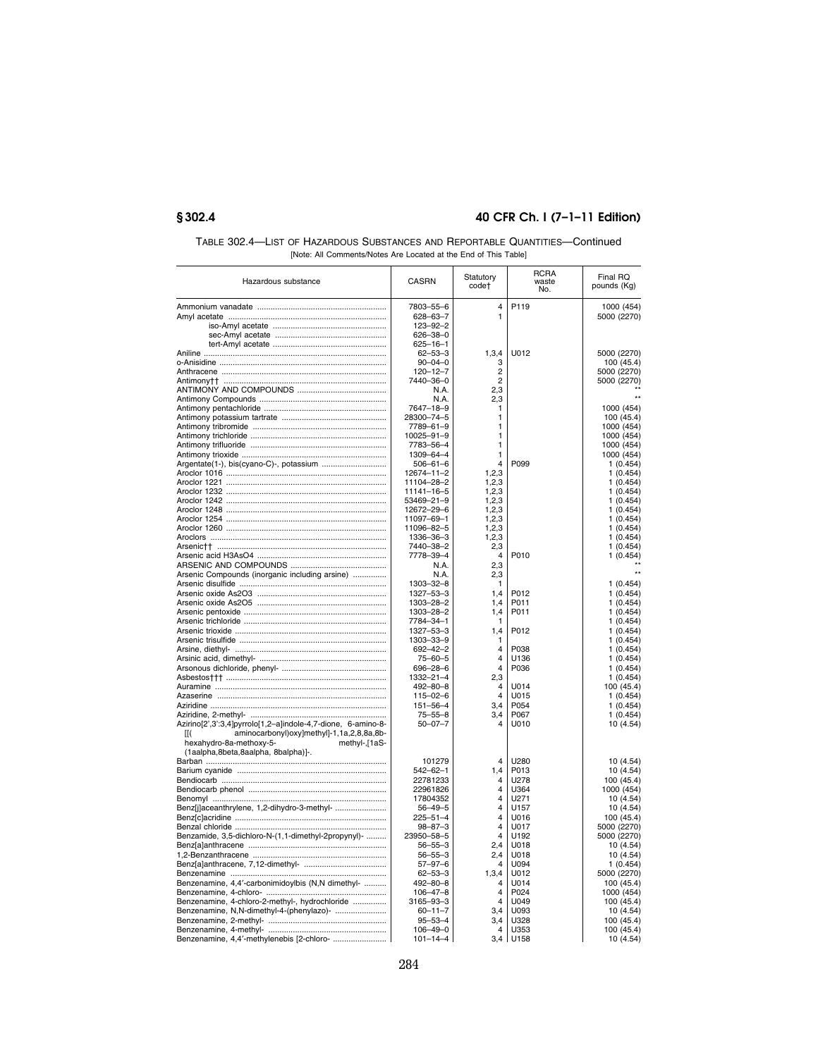TABLE 302.4—LIST OF HAZARDOUS SUBSTANCES AND REPORTABLE QUANTITIES—Continued

[Note: All Comments/Notes Are Located at the End of This Table]

| Hazardous substance | CASRN | Statutory code† | RCRA waste No. | Final RQ pounds (Kg) |
|---|---|---|---|---|
| Ammonium vanadate | 7803–55–6 | 4 | P119 | 1000 (454) |
| Amyl acetate | 628–63–7 | 1 | | 5000 (2270) |
| iso-Amyl acetate | 123–92–2 | | | |
| sec-Amyl acetate | 626–38–0 | | | |
| tert-Amyl acetate | 625–16–1 | | | |
| Aniline | 62–53–3 | 1,3,4 | U012 | 5000 (2270) |
| o-Anisidine | 90–04–0 | 3 | | 100 (45.4) |
| Anthracene | 120–12–7 | 2 | | 5000 (2270) |
| Antimony†† | 7440–36–0 | 2 | | 5000 (2270) |
| ANTIMONY AND COMPOUNDS | N.A. | 2,3 | | ** |
| Antimony Compounds | N.A. | 2,3 | | ** |
| Antimony pentachloride | 7647–18–9 | 1 | | 1000 (454) |
| Antimony potassium tartrate | 28300–74–5 | 1 | | 100 (45.4) |
| Antimony tribromide | 7789–61–9 | 1 | | 1000 (454) |
| Antimony trichloride | 10025–91–9 | 1 | | 1000 (454) |
| Antimony trifluoride | 7783–56–4 | 1 | | 1000 (454) |
| Antimony trioxide | 1309–64–4 | 1 | | 1000 (454) |
| Argentate(1-), bis(cyano-C)-, potassium | 506–61–6 | 4 | P099 | 1 (0.454) |
| Aroclor 1016 | 12674–11–2 | 1,2,3 | | 1 (0.454) |
| Aroclor 1221 | 11104–28–2 | 1,2,3 | | 1 (0.454) |
| Aroclor 1232 | 11141–16–5 | 1,2,3 | | 1 (0.454) |
| Aroclor 1242 | 53469–21–9 | 1,2,3 | | 1 (0.454) |
| Aroclor 1248 | 12672–29–6 | 1,2,3 | | 1 (0.454) |
| Aroclor 1254 | 11097–69–1 | 1,2,3 | | 1 (0.454) |
| Aroclor 1260 | 11096–82–5 | 1,2,3 | | 1 (0.454) |
| Aroclors | 1336–36–3 | 1,2,3 | | 1 (0.454) |
| Arsenic†† | 7440–38–2 | 2,3 | | 1 (0.454) |
| Arsenic acid H3AsO4 | 7778–39–4 | 4 | P010 | 1 (0.454) |
| ARSENIC AND COMPOUNDS | N.A. | 2,3 | | ** |
| Arsenic Compounds (inorganic including arsine) | N.A. | 2,3 | | ** |
| Arsenic disulfide | 1303–32–8 | 1 | | 1 (0.454) |
| Arsenic oxide As2O3 | 1327–53–3 | 1,4 | P012 | 1 (0.454) |
| Arsenic oxide As2O5 | 1303–28–2 | 1,4 | P011 | 1 (0.454) |
| Arsenic pentoxide | 1303–28–2 | 1,4 | P011 | 1 (0.454) |
| Arsenic trichloride | 7784–34–1 | 1 | | 1 (0.454) |
| Arsenic trioxide | 1327–53–3 | 1,4 | P012 | 1 (0.454) |
| Arsenic trisulfide | 1303–33–9 | 1 | | 1 (0.454) |
| Arsine, diethyl- | 692–42–2 | 4 | P038 | 1 (0.454) |
| Arsinic acid, dimethyl- | 75–60–5 | 4 | U136 | 1 (0.454) |
| Arsonous dichloride, phenyl- | 696–28–6 | 4 | P036 | 1 (0.454) |
| Asbestos††† | 1332–21–4 | 2,3 | | 1 (0.454) |
| Auramine | 492–80–8 | 4 | U014 | 100 (45.4) |
| Azaserine | 115–02–6 | 4 | U015 | 1 (0.454) |
| Aziridine | 151–56–4 | 3,4 | P054 | 1 (0.454) |
| Aziridine, 2-methyl- | 75–55–8 | 3,4 | P067 | 1 (0.454) |
| Azirino[2',3':3,4]pyrrolo[1,2–a]indole-4,7-dione, 6-amino-8-[[( aminocarbonyl)oxy]methyl]-1,1a,2,8,8a,8b-hexahydro-8a-methoxy-5- methyl-,[1aS-(1aalpha,8beta,8aalpha, 8balpha)]-. | 50–07–7 | 4 | U010 | 10 (4.54) |
| Barban | 101279 | 4 | U280 | 10 (4.54) |
| Barium cyanide | 542–62–1 | 1,4 | P013 | 10 (4.54) |
| Bendiocarb | 22781233 | 4 | U278 | 100 (45.4) |
| Bendiocarb phenol | 22961826 | 4 | U364 | 1000 (454) |
| Benomyl | 17804352 | 4 | U271 | 10 (4.54) |
| Benz[j]aceanthrylene, 1,2-dihydro-3-methyl- | 56–49–5 | 4 | U157 | 10 (4.54) |
| Benz[c]acridine | 225–51–4 | 4 | U016 | 100 (45.4) |
| Benzal chloride | 98–87–3 | 4 | U017 | 5000 (2270) |
| Benzamide, 3,5-dichloro-N-(1,1-dimethyl-2propynyl)- | 23950–58–5 | 4 | U192 | 5000 (2270) |
| Benz[a]anthracene | 56–55–3 | 2,4 | U018 | 10 (4.54) |
| 1,2-Benzanthracene | 56–55–3 | 2,4 | U018 | 10 (4.54) |
| Benz[a]anthracene, 7,12-dimethyl- | 57–97–6 | 4 | U094 | 1 (0.454) |
| Benzenamine | 62–53–3 | 1,3,4 | U012 | 5000 (2270) |
| Benzenamine, 4,4'-carbonimidoylbis (N,N dimethyl- | 492–80–8 | 4 | U014 | 100 (45.4) |
| Benzenamine, 4-chloro- | 106–47–8 | 4 | P024 | 1000 (454) |
| Benzenamine, 4-chloro-2-methyl-, hydrochloride | 3165–93–3 | 4 | U049 | 100 (45.4) |
| Benzenamine, N,N-dimethyl-4-(phenylazo)- | 60–11–7 | 3,4 | U093 | 10 (4.54) |
| Benzenamine, 2-methyl- | 95–53–4 | 3,4 | U328 | 100 (45.4) |
| Benzenamine, 4-methyl- | 106–49–0 | 4 | U353 | 100 (45.4) |
| Benzenamine, 4,4'-methylenebis [2-chloro- | 101–14–4 | 3,4 | U158 | 10 (4.54) |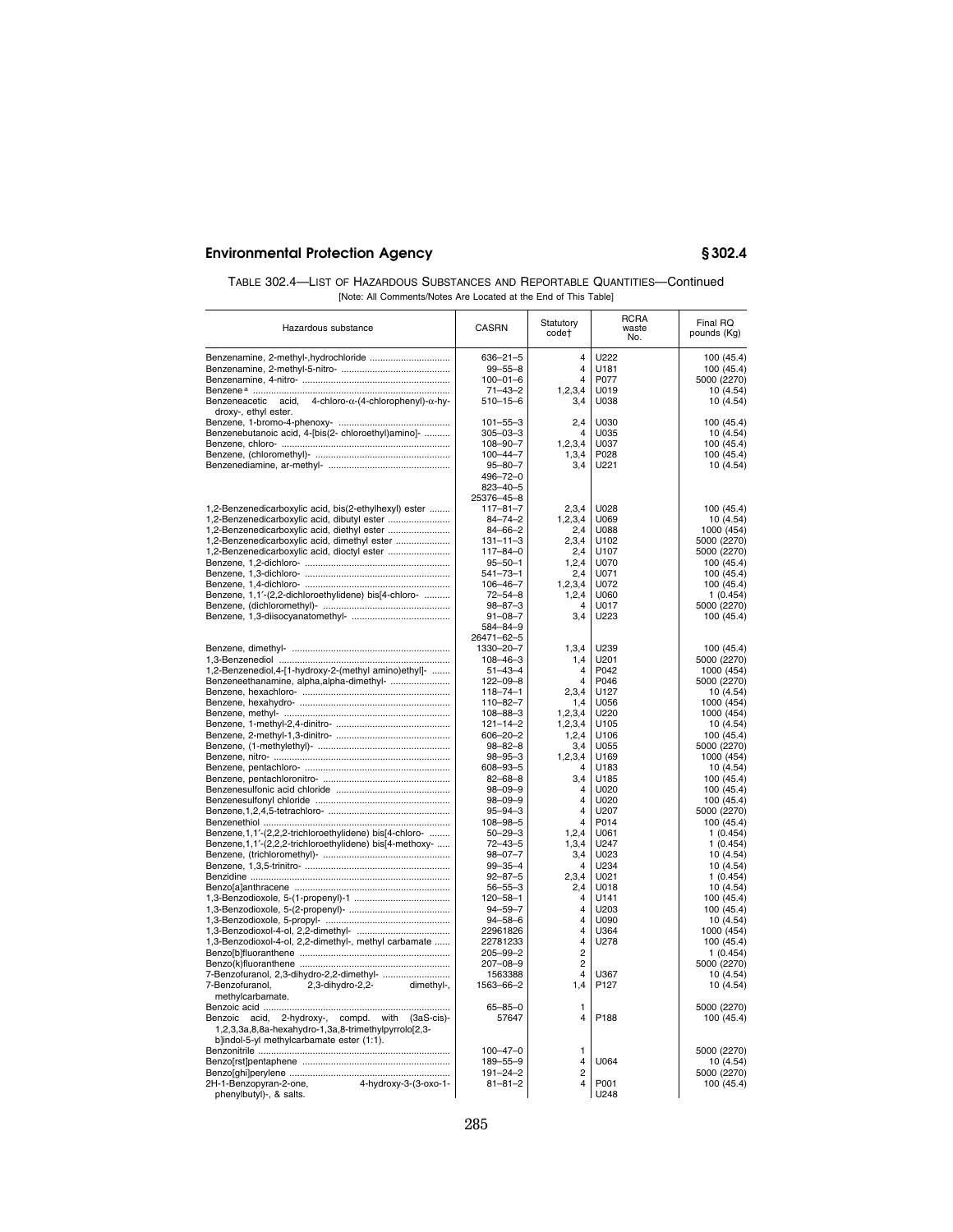TABLE 302.4—LIST OF HAZARDOUS SUBSTANCES AND REPORTABLE QUANTITIES—Continued

[Note: All Comments/Notes Are Located at the End of This Table]

| Hazardous substance | CASRN | Statutory code† | RCRA waste No. | Final RQ pounds (Kg) |
|---|---|---|---|---|
| Benzenamine, 2-methyl-,hydrochloride | 636–21–5 | 4 | U222 | 100 (45.4) |
| Benzenamine, 2-methyl-5-nitro- | 99–55–8 | 4 | U181 | 100 (45.4) |
| Benzenamine, 4-nitro- | 100–01–6 | 4 | P077 | 5000 (2270) |
| Benzene [a] | 71–43–2 | 1,2,3,4 | U019 | 10 (4.54) |
| Benzeneacetic acid, 4-chloro-α-(4-chlorophenyl)-α-hydroxy-, ethyl ester. | 510–15–6 | 3,4 | U038 | 10 (4.54) |
| Benzene, 1-bromo-4-phenoxy- | 101–55–3 | 2,4 | U030 | 100 (45.4) |
| Benzenebutanoic acid, 4-[bis(2- chloroethyl)amino]- | 305–03–3 | 4 | U035 | 10 (4.54) |
| Benzene, chloro- | 108–90–7 | 1,2,3,4 | U037 | 100 (45.4) |
| Benzene, (chloromethyl)- | 100–44–7 | 1,3,4 | P028 | 100 (45.4) |
| Benzenediamine, ar-methyl- | 95–80–7<br>496–72–0<br>823–40–5<br>25376–45–8 | 3,4 | U221 | 10 (4.54) |
| 1,2-Benzenedicarboxylic acid, bis(2-ethylhexyl) ester | 117–81–7 | 2,3,4 | U028 | 100 (45.4) |
| 1,2-Benzenedicarboxylic acid, dibutyl ester | 84–74–2 | 1,2,3,4 | U069 | 10 (4.54) |
| 1,2-Benzenedicarboxylic acid, diethyl ester | 84–66–2 | 2,4 | U088 | 1000 (454) |
| 1,2-Benzenedicarboxylic acid, dimethyl ester | 131–11–3 | 2,3,4 | U102 | 5000 (2270) |
| 1,2-Benzenedicarboxylic acid, dioctyl ester | 117–84–0 | 2,4 | U107 | 5000 (2270) |
| Benzene, 1,2-dichloro- | 95–50–1 | 1,2,4 | U070 | 100 (45.4) |
| Benzene, 1,3-dichloro- | 541–73–1 | 2,4 | U071 | 100 (45.4) |
| Benzene, 1,4-dichloro- | 106–46–7 | 1,2,3,4 | U072 | 100 (45.4) |
| Benzene, 1,1′-(2,2-dichloroethylidene) bis[4-chloro- | 72–54–8 | 1,2,4 | U060 | 1 (0.454) |
| Benzene, (dichloromethyl)- | 98–87–3 | 4 | U017 | 5000 (2270) |
| Benzene, 1,3-diisocyanatomethyl- | 91–08–7<br>584–84–9<br>26471–62–5 | 3,4 | U223 | 100 (45.4) |
| Benzene, dimethyl- | 1330–20–7 | 1,3,4 | U239 | 100 (45.4) |
| 1,3-Benzenediol | 108–46–3 | 1,4 | U201 | 5000 (2270) |
| 1,2-Benzenediol,4-[1-hydroxy-2-(methyl amino)ethyl]- | 51–43–4 | 4 | P042 | 1000 (454) |
| Benzeneethanamine, alpha,alpha-dimethyl- | 122–09–8 | 4 | P046 | 5000 (2270) |
| Benzene, hexachloro- | 118–74–1 | 2,3,4 | U127 | 10 (4.54) |
| Benzene, hexahydro- | 110–82–7 | 1,4 | U056 | 1000 (454) |
| Benzene, methyl- | 108–88–3 | 1,2,3,4 | U220 | 1000 (454) |
| Benzene, 1-methyl-2,4-dinitro- | 121–14–2 | 1,2,3,4 | U105 | 10 (4.54) |
| Benzene, 2-methyl-1,3-dinitro- | 606–20–2 | 1,2,4 | U106 | 100 (45.4) |
| Benzene, (1-methylethyl)- | 98–82–8 | 3,4 | U055 | 5000 (2270) |
| Benzene, nitro- | 98–95–3 | 1,2,3,4 | U169 | 1000 (454) |
| Benzene, pentachloro- | 608–93–5 | 4 | U183 | 10 (4.54) |
| Benzene, pentachloronitro- | 82–68–8 | 3,4 | U185 | 100 (45.4) |
| Benzenesulfonic acid chloride | 98–09–9 | 4 | U020 | 100 (45.4) |
| Benzenesulfonyl chloride | 98–09–9 | 4 | U020 | 100 (45.4) |
| Benzene,1,2,4,5-tetrachloro- | 95–94–3 | 4 | U207 | 5000 (2270) |
| Benzenethiol | 108–98–5 | 4 | P014 | 100 (45.4) |
| Benzene,1,1′-(2,2,2-trichloroethylidene) bis[4-chloro- | 50–29–3 | 1,2,4 | U061 | 1 (0.454) |
| Benzene,1,1′-(2,2,2-trichloroethylidene) bis[4-methoxy- | 72–43–5 | 1,3,4 | U247 | 1 (0.454) |
| Benzene, (trichloromethyl)- | 98–07–7 | 3,4 | U023 | 10 (4.54) |
| Benzene, 1,3,5-trinitro- | 99–35–4 | 4 | U234 | 10 (4.54) |
| Benzidine | 92–87–5 | 2,3,4 | U021 | 1 (0.454) |
| Benzo[a]anthracene | 56–55–3 | 2,4 | U018 | 10 (4.54) |
| 1,3-Benzodioxole, 5-(1-propenyl)-1 | 120–58–1 | 4 | U141 | 100 (45.4) |
| 1,3-Benzodioxole, 5-(2-propenyl)- | 94–59–7 | 4 | U203 | 100 (45.4) |
| 1,3-Benzodioxole, 5-propyl- | 94–58–6 | 4 | U090 | 10 (4.54) |
| 1,3-Benzodioxol-4-ol, 2,2-dimethyl- | 22961826 | 4 | U364 | 1000 (454) |
| 1,3-Benzodioxol-4-ol, 2,2-dimethyl-, methyl carbamate | 22781233 | 4 | U278 | 100 (45.4) |
| Benzo[b]fluoranthene | 205–99–2 | 2 | | 1 (0.454) |
| Benzo(k)fluoranthene | 207–08–9 | 2 | | 5000 (2270) |
| 7-Benzofuranol, 2,3-dihydro-2,2-dimethyl- | 1563388 | 4 | U367 | 10 (4.54) |
| 7-Benzofuranol, 2,3-dihydro-2,2- dimethyl-, methylcarbamate. | 1563–66–2 | 1,4 | P127 | 10 (4.54) |
| Benzoic acid | 65–85–0 | 1 | | 5000 (2270) |
| Benzoic acid, 2-hydroxy-, compd. with (3aS-cis)-1,2,3,3a,8,8a-hexahydro-1,3a,8-trimethylpyrrolo[2,3-b]indol-5-yl methylcarbamate ester (1:1). | 57647 | 4 | P188 | 100 (45.4) |
| Benzonitrile | 100–47–0 | 1 | | 5000 (2270) |
| Benzo[rst]pentaphene | 189–55–9 | 4 | U064 | 10 (4.54) |
| Benzo[ghi]perylene | 191–24–2 | 2 | | 5000 (2270) |
| 2H-1-Benzopyran-2-one, 4-hydroxy-3-(3-oxo-1-phenylbutyl)-, & salts. | 81–81–2 | 4 | P001<br>U248 | 100 (45.4) |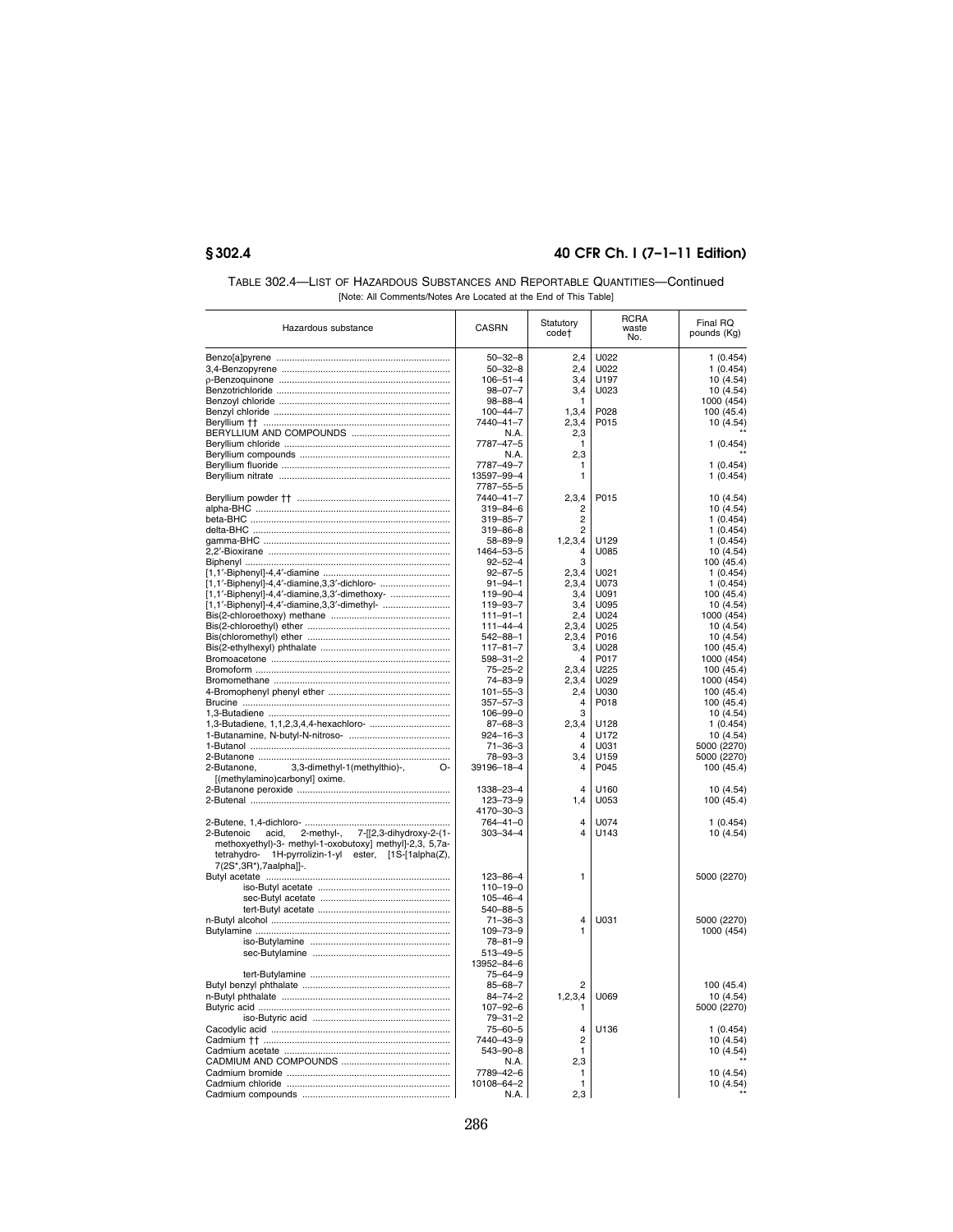TABLE 302.4—LIST OF HAZARDOUS SUBSTANCES AND REPORTABLE QUANTITIES—Continued

[Note: All Comments/Notes Are Located at the End of This Table]

| Hazardous substance | CASRN | Statutory code† | RCRA waste No. | Final RQ pounds (Kg) |
|---|---|---|---|---|
| Benzo[a]pyrene | 50–32–8 | 2,4 | U022 | 1 (0.454) |
| 3,4-Benzopyrene | 50–32–8 | 2,4 | U022 | 1 (0.454) |
| p-Benzoquinone | 106–51–4 | 3,4 | U197 | 10 (4.54) |
| Benzotrichloride | 98–07–7 | 3,4 | U023 | 10 (4.54) |
| Benzoyl chloride | 98–88–4 | 1 | | 1000 (454) |
| Benzyl chloride | 100–44–7 | 1,3,4 | P028 | 100 (45.4) |
| Beryllium †† | 7440–41–7 | 2,3,4 | P015 | 10 (4.54) |
| BERYLLIUM AND COMPOUNDS | N.A. | 2,3 | | ** |
| Beryllium chloride | 7787–47–5 | 1 | | 1 (0.454) |
| Beryllium compounds | N.A. | 2,3 | | ** |
| Beryllium fluoride | 7787–49–7 | 1 | | 1 (0.454) |
| Beryllium nitrate | 13597–99–4<br>7787–55–5 | 1 | | 1 (0.454) |
| Beryllium powder †† | 7440–41–7 | 2,3,4 | P015 | 10 (4.54) |
| alpha-BHC | 319–84–6 | 2 | | 10 (4.54) |
| beta-BHC | 319–85–7 | 2 | | 1 (0.454) |
| delta-BHC | 319–86–8 | 2 | | 1 (0.454) |
| gamma-BHC | 58–89–9 | 1,2,3,4 | U129 | 1 (0.454) |
| 2,2′-Bioxirane | 1464–53–5 | 4 | U085 | 10 (4.54) |
| Biphenyl | 92–52–4 | 3 | | 100 (45.4) |
| [1,1′-Biphenyl]-4,4′-diamine | 92–87–5 | 2,3,4 | U021 | 1 (0.454) |
| [1,1′-Biphenyl]-4,4′-diamine,3,3′-dichloro- | 91–94–1 | 2,3,4 | U073 | 1 (0.454) |
| [1,1′-Biphenyl]-4,4′-diamine,3,3′-dimethoxy- | 119–90–4 | 3,4 | U091 | 100 (45.4) |
| [1,1′-Biphenyl]-4,4′-diamine,3,3′-dimethyl- | 119–93–7 | 3,4 | U095 | 10 (4.54) |
| Bis(2-chloroethoxy) methane | 111–91–1 | 2,4 | U024 | 1000 (454) |
| Bis(2-chloroethyl) ether | 111–44–4 | 2,3,4 | U025 | 10 (4.54) |
| Bis(chloromethyl) ether | 542–88–1 | 2,3,4 | P016 | 10 (4.54) |
| Bis(2-ethylhexyl) phthalate | 117–81–7 | 3,4 | U028 | 100 (45.4) |
| Bromoacetone | 598–31–2 | 4 | P017 | 1000 (454) |
| Bromoform | 75–25–2 | 2,3,4 | U225 | 100 (45.4) |
| Bromomethane | 74–83–9 | 2,3,4 | U029 | 1000 (454) |
| 4-Bromophenyl phenyl ether | 101–55–3 | 2,4 | U030 | 100 (45.4) |
| Brucine | 357–57–3 | 4 | P018 | 100 (45.4) |
| 1,3-Butadiene | 106–99–0 | 3 | | 10 (4.54) |
| 1,3-Butadiene, 1,1,2,3,4,4-hexachloro- | 87–68–3 | 2,3,4 | U128 | 1 (0.454) |
| 1-Butanamine, N-butyl-N-nitroso- | 924–16–3 | 4 | U172 | 10 (4.54) |
| 1-Butanol | 71–36–3 | 4 | U031 | 5000 (2270) |
| 2-Butanone | 78–93–3 | 3,4 | U159 | 5000 (2270) |
| 2-Butanone, 3,3-dimethyl-1(methylthio)-, O-[(methylamino)carbonyl] oxime. | 39196–18–4 | 4 | P045 | 100 (45.4) |
| 2-Butanone peroxide | 1338–23–4 | 4 | U160 | 10 (4.54) |
| 2-Butenal | 123–73–9<br>4170–30–3 | 1,4 | U053 | 100 (45.4) |
| 2-Butene, 1,4-dichloro- | 764–41–0 | 4 | U074 | 1 (0.454) |
| 2-Butenoic acid, 2-methyl-, 7-[[2,3-dihydroxy-2-(1-methoxyethyl)-3- methyl-1-oxobutoxy] methyl]-2,3, 5,7a-tetrahydro- 1H-pyrrolizin-1-yl ester, [1S-[1alpha(Z), 7(2S*,3R*),7aalpha]]-. | 303–34–4 | 4 | U143 | 10 (4.54) |
| Butyl acetate | 123–86–4 | 1 | | 5000 (2270) |
| iso-Butyl acetate | 110–19–0 | | | |
| sec-Butyl acetate | 105–46–4 | | | |
| tert-Butyl acetate | 540–88–5 | | | |
| n-Butyl alcohol | 71–36–3 | 4 | U031 | 5000 (2270) |
| Butylamine | 109–73–9 | 1 | | 1000 (454) |
| iso-Butylamine | 78–81–9 | | | |
| sec-Butylamine | 513–49–5<br>13952–84–6 | | | |
| tert-Butylamine | 75–64–9 | | | |
| Butyl benzyl phthalate | 85–68–7 | 2 | | 100 (45.4) |
| n-Butyl phthalate | 84–74–2 | 1,2,3,4 | U069 | 10 (4.54) |
| Butyric acid | 107–92–6 | 1 | | 5000 (2270) |
| iso-Butyric acid | 79–31–2 | | | |
| Cacodylic acid | 75–60–5 | 4 | U136 | 1 (0.454) |
| Cadmium †† | 7440–43–9 | 2 | | 10 (4.54) |
| Cadmium acetate | 543–90–8 | 1 | | 10 (4.54) |
| CADMIUM AND COMPOUNDS | N.A. | 2,3 | | ** |
| Cadmium bromide | 7789–42–6 | 1 | | 10 (4.54) |
| Cadmium chloride | 10108–64–2 | 1 | | 10 (4.54) |
| Cadmium compounds | N.A. | 2,3 | | ** |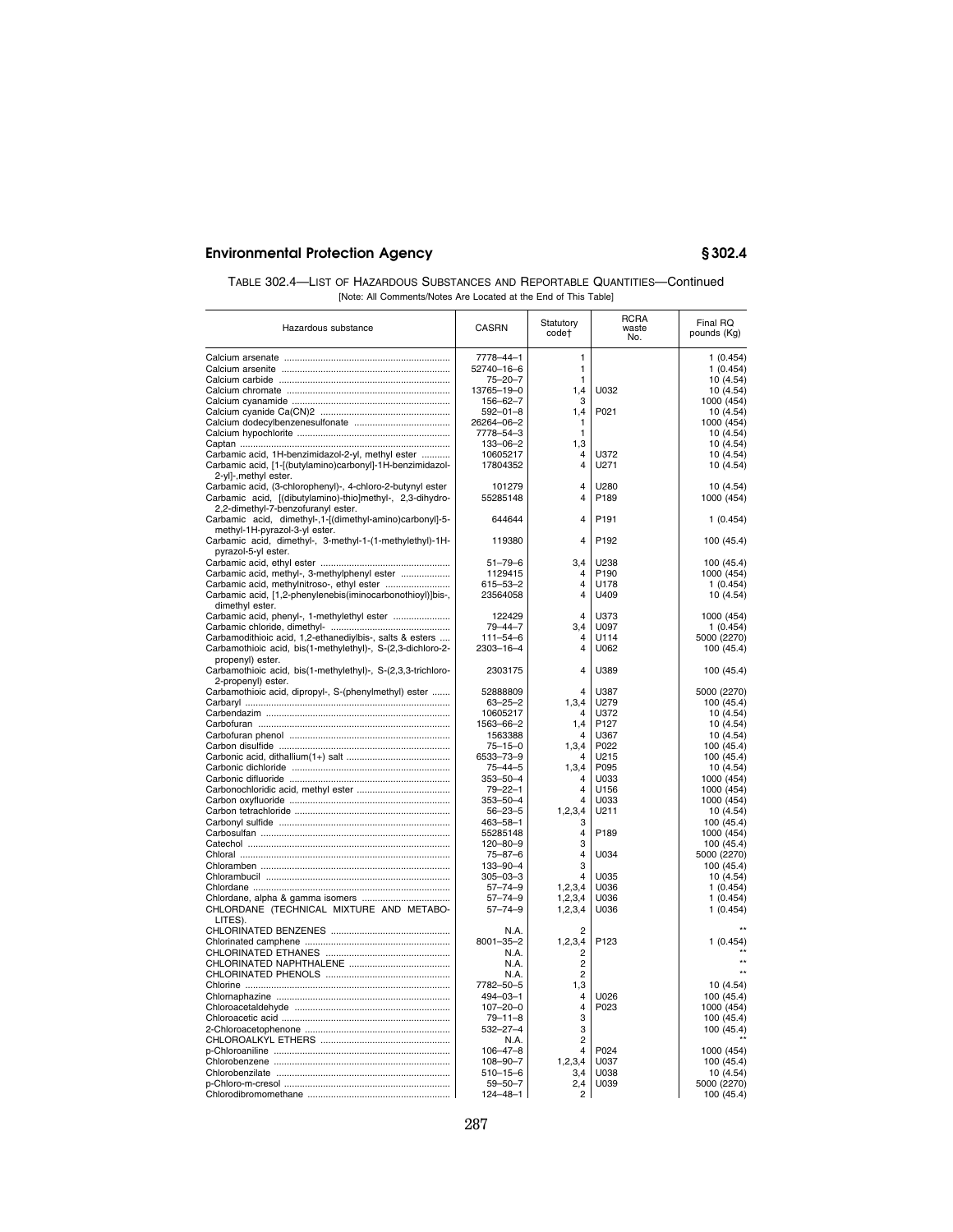TABLE 302.4—LIST OF HAZARDOUS SUBSTANCES AND REPORTABLE QUANTITIES—Continued

[Note: All Comments/Notes Are Located at the End of This Table]

| Hazardous substance | CASRN | Statutory code† | RCRA waste No. | Final RQ pounds (Kg) |
|---|---|---|---|---|
| Calcium arsenate | 7778–44–1 | 1 | | 1 (0.454) |
| Calcium arsenite | 52740–16–6 | 1 | | 1 (0.454) |
| Calcium carbide | 75–20–7 | 1 | | 10 (4.54) |
| Calcium chromate | 13765–19–0 | 1,4 | U032 | 10 (4.54) |
| Calcium cyanamide | 156–62–7 | 3 | | 1000 (454) |
| Calcium cyanide Ca(CN)2 | 592–01–8 | 1,4 | P021 | 10 (4.54) |
| Calcium dodecylbenzenesulfonate | 26264–06–2 | 1 | | 1000 (454) |
| Calcium hypochlorite | 7778–54–3 | 1 | | 10 (4.54) |
| Captan | 133–06–2 | 1,3 | | 10 (4.54) |
| Carbamic acid, 1H-benzimidazol-2-yl, methyl ester | 10605217 | 4 | U372 | 10 (4.54) |
| Carbamic acid, [1-[(butylamino)carbonyl]-1H-benzimidazol-2-yl]-,methyl ester. | 17804352 | 4 | U271 | 10 (4.54) |
| Carbamic acid, (3-chlorophenyl)-, 4-chloro-2-butynyl ester | 101279 | 4 | U280 | 10 (4.54) |
| Carbamic acid, [(dibutylamino)-thio]methyl-, 2,3-dihydro-2,2-dimethyl-7-benzofuranyl ester. | 55285148 | 4 | P189 | 1000 (454) |
| Carbamic acid, dimethyl-,1-[(dimethyl-amino)carbonyl]-5-methyl-1H-pyrazol-3-yl ester. | 644644 | 4 | P191 | 1 (0.454) |
| Carbamic acid, dimethyl-, 3-methyl-1-(1-methylethyl)-1H-pyrazol-5-yl ester. | 119380 | 4 | P192 | 100 (45.4) |
| Carbamic acid, ethyl ester | 51–79–6 | 3,4 | U238 | 100 (45.4) |
| Carbamic acid, methyl-, 3-methylphenyl ester | 1129415 | 4 | P190 | 1000 (454) |
| Carbamic acid, methylnitroso-, ethyl ester | 615–53–2 | 4 | U178 | 1 (0.454) |
| Carbamic acid, [1,2-phenylenebis(iminocarbonothioyl)]bis-, dimethyl ester. | 23564058 | 4 | U409 | 10 (4.54) |
| Carbamic acid, phenyl-, 1-methylethyl ester | 122429 | 4 | U373 | 1000 (454) |
| Carbamic chloride, dimethyl- | 79–44–7 | 3,4 | U097 | 1 (0.454) |
| Carbamodithioic acid, 1,2-ethanediylbis-, salts & esters | 111–54–6 | 4 | U114 | 5000 (2270) |
| Carbamothioic acid, bis(1-methylethyl)-, S-(2,3-dichloro-2-propenyl) ester. | 2303–16–4 | 4 | U062 | 100 (45.4) |
| Carbamothioic acid, bis(1-methylethyl)-, S-(2,3,3-trichloro-2-propenyl) ester. | 2303175 | 4 | U389 | 100 (45.4) |
| Carbamothioic acid, dipropyl-, S-(phenylmethyl) ester | 52888809 | 4 | U387 | 5000 (2270) |
| Carbaryl | 63–25–2 | 1,3,4 | U279 | 100 (45.4) |
| Carbendazim | 10605217 | 4 | U372 | 10 (4.54) |
| Carbofuran | 1563–66–2 | 1,4 | P127 | 10 (4.54) |
| Carbofuran phenol | 1563388 | 4 | U367 | 10 (4.54) |
| Carbon disulfide | 75–15–0 | 1,3,4 | P022 | 100 (45.4) |
| Carbonic acid, dithallium(1+) salt | 6533–73–9 | 4 | U215 | 100 (45.4) |
| Carbonic dichloride | 75–44–5 | 1,3,4 | P095 | 10 (4.54) |
| Carbonic difluoride | 353–50–4 | 4 | U033 | 1000 (454) |
| Carbonochloridic acid, methyl ester | 79–22–1 | 4 | U156 | 1000 (454) |
| Carbon oxyfluoride | 353–50–4 | 4 | U033 | 1000 (454) |
| Carbon tetrachloride | 56–23–5 | 1,2,3,4 | U211 | 10 (4.54) |
| Carbonyl sulfide | 463–58–1 | 3 | | 100 (45.4) |
| Carbosulfan | 55285148 | 4 | P189 | 1000 (454) |
| Catechol | 120–80–9 | 3 | | 100 (45.4) |
| Chloral | 75–87–6 | 4 | U034 | 5000 (2270) |
| Chloramben | 133–90–4 | 3 | | 100 (45.4) |
| Chlorambucil | 305–03–3 | 4 | U035 | 10 (4.54) |
| Chlordane | 57–74–9 | 1,2,3,4 | U036 | 1 (0.454) |
| Chlordane, alpha & gamma isomers | 57–74–9 | 1,2,3,4 | U036 | 1 (0.454) |
| CHLORDANE (TECHNICAL MIXTURE AND METABOLITES). | 57–74–9 | 1,2,3,4 | U036 | 1 (0.454) |
| CHLORINATED BENZENES | N.A. | 2 | | ** |
| Chlorinated camphene | 8001–35–2 | 1,2,3,4 | P123 | 1 (0.454) |
| CHLORINATED ETHANES | N.A. | 2 | | ** |
| CHLORINATED NAPHTHALENE | N.A. | 2 | | ** |
| CHLORINATED PHENOLS | N.A. | 2 | | ** |
| Chlorine | 7782–50–5 | 1,3 | | 10 (4.54) |
| Chlornaphazine | 494–03–1 | 4 | U026 | 100 (45.4) |
| Chloroacetaldehyde | 107–20–0 | 4 | P023 | 1000 (454) |
| Chloroacetic acid | 79–11–8 | 3 | | 100 (45.4) |
| 2-Chloroacetophenone | 532–27–4 | 3 | | 100 (45.4) |
| CHLOROALKYL ETHERS | N.A. | 2 | | ** |
| p-Chloroaniline | 106–47–8 | 4 | P024 | 1000 (454) |
| Chlorobenzene | 108–90–7 | 1,2,3,4 | U037 | 100 (45.4) |
| Chlorobenzilate | 510–15–6 | 3,4 | U038 | 10 (4.54) |
| p-Chloro-m-cresol | 59–50–7 | 2,4 | U039 | 5000 (2270) |
| Chlorodibromomethane | 124–48–1 | 2 | | 100 (45.4) |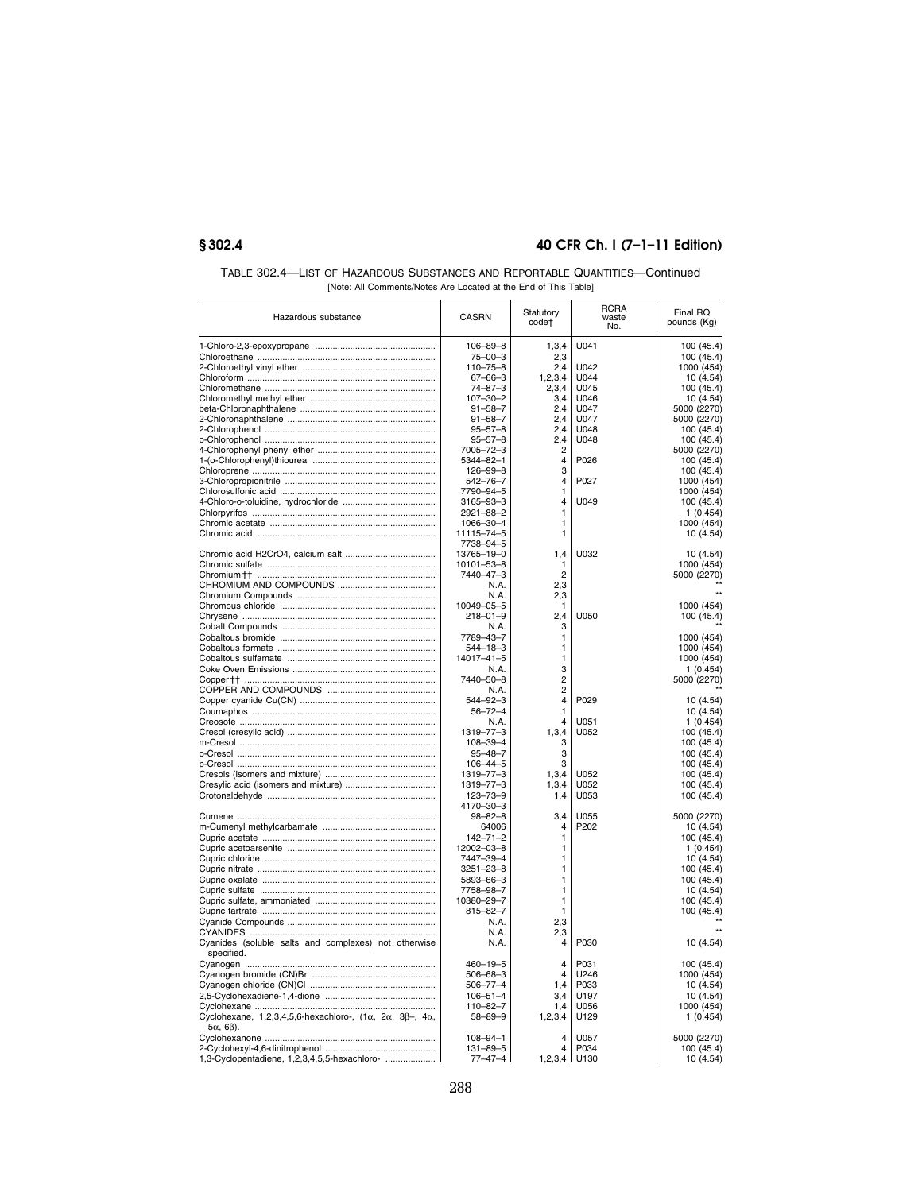TABLE 302.4—LIST OF HAZARDOUS SUBSTANCES AND REPORTABLE QUANTITIES—Continued

[Note: All Comments/Notes Are Located at the End of This Table]

| Hazardous substance | CASRN | Statutory code† | RCRA waste No. | Final RQ pounds (Kg) |
|---|---|---|---|---|
| 1-Chloro-2,3-epoxypropane | 106–89–8 | 1,3,4 | U041 | 100 (45.4) |
| Chloroethane | 75–00–3 | 2,3 | | 100 (45.4) |
| 2-Chloroethyl vinyl ether | 110–75–8 | 2,4 | U042 | 1000 (454) |
| Chloroform | 67–66–3 | 1,2,3,4 | U044 | 10 (4.54) |
| Chloromethane | 74–87–3 | 2,3,4 | U045 | 100 (45.4) |
| Chloromethyl methyl ether | 107–30–2 | 3,4 | U046 | 10 (4.54) |
| beta-Chloronaphthalene | 91–58–7 | 2,4 | U047 | 5000 (2270) |
| 2-Chloronaphthalene | 91–58–7 | 2,4 | U047 | 5000 (2270) |
| 2-Chlorophenol | 95–57–8 | 2,4 | U048 | 100 (45.4) |
| o-Chlorophenol | 95–57–8 | 2,4 | U048 | 100 (45.4) |
| 4-Chlorophenyl phenyl ether | 7005–72–3 | 2 | | 5000 (2270) |
| 1-(o-Chlorophenyl)thiourea | 5344–82–1 | 4 | P026 | 100 (45.4) |
| Chloroprene | 126–99–8 | 3 | | 100 (45.4) |
| 3-Chloropropionitrile | 542–76–7 | 4 | P027 | 1000 (454) |
| Chlorosulfonic acid | 7790–94–5 | 1 | | 1000 (454) |
| 4-Chloro-o-toluidine, hydrochloride | 3165–93–3 | 4 | U049 | 100 (45.4) |
| Chlorpyrifos | 2921–88–2 | 1 | | 1 (0.454) |
| Chromic acetate | 1066–30–4 | 1 | | 1000 (454) |
| Chromic acid | 11115–74–5<br>7738–94–5 | 1 | | 10 (4.54) |
| Chromic acid H2CrO4, calcium salt | 13765–19–0 | 1,4 | U032 | 10 (4.54) |
| Chromic sulfate | 10101–53–8 | 1 | | 1000 (454) |
| Chromium †† | 7440–47–3 | 2 | | 5000 (2270) |
| CHROMIUM AND COMPOUNDS | N.A. | 2,3 | | ** |
| Chromium Compounds | N.A. | 2,3 | | ** |
| Chromous chloride | 10049–05–5 | 1 | | 1000 (454) |
| Chrysene | 218–01–9 | 2,4 | U050 | 100 (45.4) |
| Cobalt Compounds | N.A. | 3 | | ** |
| Cobaltous bromide | 7789–43–7 | 1 | | 1000 (454) |
| Cobaltous formate | 544–18–3 | 1 | | 1000 (454) |
| Cobaltous sulfamate | 14017–41–5 | 1 | | 1000 (454) |
| Coke Oven Emissions | N.A. | 3 | | 1 (0.454) |
| Copper †† | 7440–50–8 | 2 | | 5000 (2270) |
| COPPER AND COMPOUNDS | N.A. | 2 | | ** |
| Copper cyanide Cu(CN) | 544–92–3 | 4 | P029 | 10 (4.54) |
| Coumaphos | 56–72–4 | 1 | | 10 (4.54) |
| Creosote | N.A. | 4 | U051 | 1 (0.454) |
| Cresol (cresylic acid) | 1319–77–3 | 1,3,4 | U052 | 100 (45.4) |
| m-Cresol | 108–39–4 | 3 | | 100 (45.4) |
| o-Cresol | 95–48–7 | 3 | | 100 (45.4) |
| p-Cresol | 106–44–5 | 3 | | 100 (45.4) |
| Cresols (isomers and mixture) | 1319–77–3 | 1,3,4 | U052 | 100 (45.4) |
| Cresylic acid (isomers and mixture) | 1319–77–3 | 1,3,4 | U052 | 100 (45.4) |
| Crotonaldehyde | 123–73–9<br>4170–30–3 | 1,4 | U053 | 100 (45.4) |
| Cumene | 98–82–8 | 3,4 | U055 | 5000 (2270) |
| m-Cumenyl methylcarbamate | 64006 | 4 | P202 | 10 (4.54) |
| Cupric acetate | 142–71–2 | 1 | | 100 (45.4) |
| Cupric acetoarsenite | 12002–03–8 | 1 | | 1 (0.454) |
| Cupric chloride | 7447–39–4 | 1 | | 10 (4.54) |
| Cupric nitrate | 3251–23–8 | 1 | | 100 (45.4) |
| Cupric oxalate | 5893–66–3 | 1 | | 100 (45.4) |
| Cupric sulfate | 7758–98–7 | 1 | | 10 (4.54) |
| Cupric sulfate, ammoniated | 10380–29–7 | 1 | | 100 (45.4) |
| Cupric tartrate | 815–82–7 | 1 | | 100 (45.4) |
| Cyanide Compounds | N.A. | 2,3 | | ** |
| CYANIDES | N.A. | 2,3 | | ** |
| Cyanides (soluble salts and complexes) not otherwise specified. | N.A. | 4 | P030 | 10 (4.54) |
| Cyanogen | 460–19–5 | 4 | P031 | 100 (45.4) |
| Cyanogen bromide (CN)Br | 506–68–3 | 4 | U246 | 1000 (454) |
| Cyanogen chloride (CN)Cl | 506–77–4 | 1,4 | P033 | 10 (4.54) |
| 2,5-Cyclohexadiene-1,4-dione | 106–51–4 | 3,4 | U197 | 10 (4.54) |
| Cyclohexane | 110–82–7 | 1,4 | U056 | 1000 (454) |
| Cyclohexane, 1,2,3,4,5,6-hexachloro-, (1α, 2α, 3β–, 4α, 5α, 6β). | 58–89–9 | 1,2,3,4 | U129 | 1 (0.454) |
| Cyclohexanone | 108–94–1 | 4 | U057 | 5000 (2270) |
| 2-Cyclohexyl-4,6-dinitrophenol | 131–89–5 | 4 | P034 | 100 (45.4) |
| 1,3-Cyclopentadiene, 1,2,3,4,5,5-hexachloro- | 77–47–4 | 1,2,3,4 | U130 | 10 (4.54) |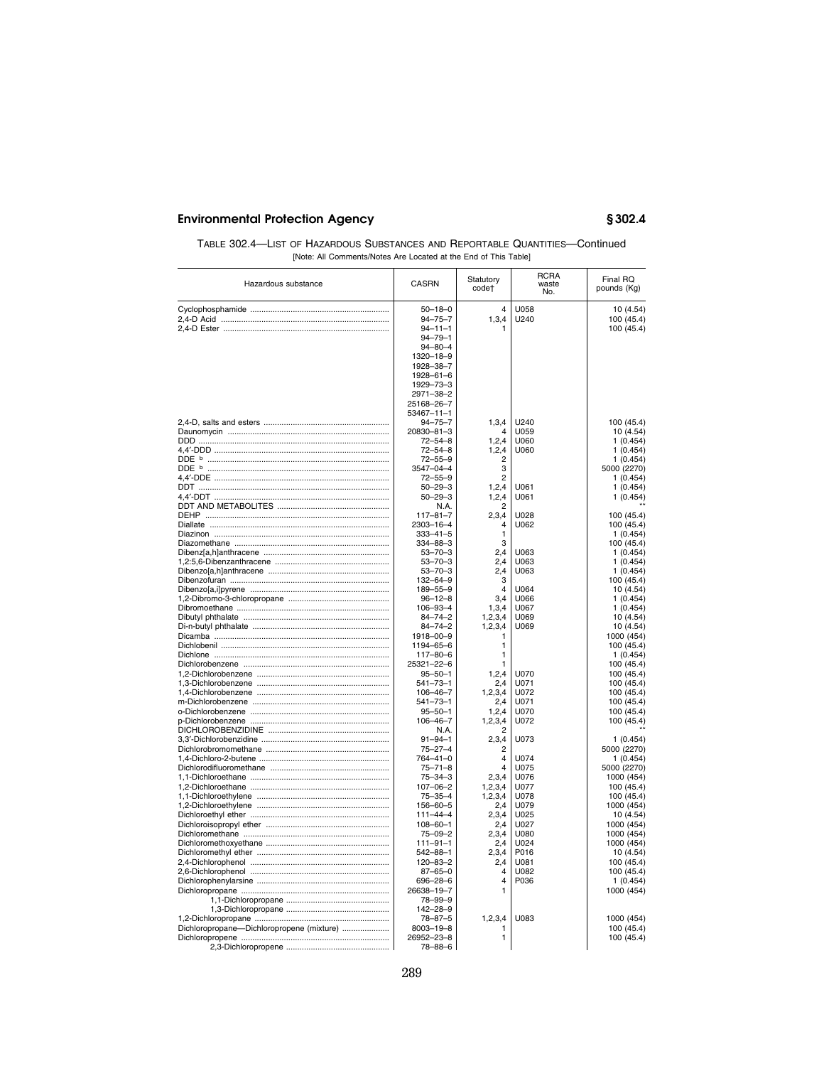TABLE 302.4—LIST OF HAZARDOUS SUBSTANCES AND REPORTABLE QUANTITIES—Continued

[Note: All Comments/Notes Are Located at the End of This Table]

| Hazardous substance | CASRN | Statutory code† | RCRA waste No. | Final RQ pounds (Kg) |
|---|---|---|---|---|
| Cyclophosphamide | 50–18–0 | 4 | U058 | 10 (4.54) |
| 2,4-D Acid | 94–75–7 | 1,3,4 | U240 | 100 (45.4) |
| 2,4-D Ester | 94–11–1 | 1 | | 100 (45.4) |
| | 94–79–1 | | | |
| | 94–80–4 | | | |
| | 1320–18–9 | | | |
| | 1928–38–7 | | | |
| | 1928–61–6 | | | |
| | 1929–73–3 | | | |
| | 2971–38–2 | | | |
| | 25168–26–7 | | | |
| | 53467–11–1 | | | |
| 2,4-D, salts and esters | 94–75–7 | 1,3,4 | U240 | 100 (45.4) |
| Daunomycin | 20830–81–3 | 4 | U059 | 10 (4.54) |
| DDD | 72–54–8 | 1,2,4 | U060 | 1 (0.454) |
| 4,4′-DDD | 72–54–8 | 1,2,4 | U060 | 1 (0.454) |
| DDE [b] | 72–55–9 | 2 | | 1 (0.454) |
| DDE [b] | 3547–04–4 | 3 | | 5000 (2270) |
| 4,4′-DDE | 72–55–9 | 2 | | 1 (0.454) |
| DDT | 50–29–3 | 1,2,4 | U061 | 1 (0.454) |
| 4,4′-DDT | 50–29–3 | 1,2,4 | U061 | 1 (0.454) |
| DDT AND METABOLITES | N.A. | 2 | | ** |
| DEHP | 117–81–7 | 2,3,4 | U028 | 100 (45.4) |
| Diallate | 2303–16–4 | 4 | U062 | 100 (45.4) |
| Diazinon | 333–41–5 | 1 | | 1 (0.454) |
| Diazomethane | 334–88–3 | 3 | | 100 (45.4) |
| Dibenz[a,h]anthracene | 53–70–3 | 2,4 | U063 | 1 (0.454) |
| 1,2:5,6-Dibenzanthracene | 53–70–3 | 2,4 | U063 | 1 (0.454) |
| Dibenzo[a,h]anthracene | 53–70–3 | 2,4 | U063 | 1 (0.454) |
| Dibenzofuran | 132–64–9 | 3 | | 100 (45.4) |
| Dibenzo[a,i]pyrene | 189–55–9 | 4 | U064 | 10 (4.54) |
| 1,2-Dibromo-3-chloropropane | 96–12–8 | 3,4 | U066 | 1 (0.454) |
| Dibromoethane | 106–93–4 | 1,3,4 | U067 | 1 (0.454) |
| Dibutyl phthalate | 84–74–2 | 1,2,3,4 | U069 | 10 (4.54) |
| Di-n-butyl phthalate | 84–74–2 | 1,2,3,4 | U069 | 10 (4.54) |
| Dicamba | 1918–00–9 | 1 | | 1000 (454) |
| Dichlobenil | 1194–65–6 | 1 | | 100 (45.4) |
| Dichlone | 117–80–6 | 1 | | 1 (0.454) |
| Dichlorobenzene | 25321–22–6 | 1 | | 100 (45.4) |
| 1,2-Dichlorobenzene | 95–50–1 | 1,2,4 | U070 | 100 (45.4) |
| 1,3-Dichlorobenzene | 541–73–1 | 2,4 | U071 | 100 (45.4) |
| 1,4-Dichlorobenzene | 106–46–7 | 1,2,3,4 | U072 | 100 (45.4) |
| m-Dichlorobenzene | 541–73–1 | 2,4 | U071 | 100 (45.4) |
| o-Dichlorobenzene | 95–50–1 | 1,2,4 | U070 | 100 (45.4) |
| p-Dichlorobenzene | 106–46–7 | 1,2,3,4 | U072 | 100 (45.4) |
| DICHLOROBENZIDINE | N.A. | 2 | | ** |
| 3,3′-Dichlorobenzidine | 91–94–1 | 2,3,4 | U073 | 1 (0.454) |
| Dichlorobromomethane | 75–27–4 | 2 | | 5000 (2270) |
| 1,4-Dichloro-2-butene | 764–41–0 | 4 | U074 | 1 (0.454) |
| Dichlorodifluoromethane | 75–71–8 | 4 | U075 | 5000 (2270) |
| 1,1-Dichloroethane | 75–34–3 | 2,3,4 | U076 | 1000 (454) |
| 1,2-Dichloroethane | 107–06–2 | 1,2,3,4 | U077 | 100 (45.4) |
| 1,1-Dichloroethylene | 75–35–4 | 1,2,3,4 | U078 | 100 (45.4) |
| 1,2-Dichloroethylene | 156–60–5 | 2,4 | U079 | 1000 (454) |
| Dichloroethyl ether | 111–44–4 | 2,3,4 | U025 | 10 (4.54) |
| Dichloroisopropyl ether | 108–60–1 | 2,4 | U027 | 1000 (454) |
| Dichloromethane | 75–09–2 | 2,3,4 | U080 | 1000 (454) |
| Dichloromethoxyethane | 111–91–1 | 2,4 | U024 | 1000 (454) |
| Dichloromethyl ether | 542–88–1 | 2,3,4 | P016 | 10 (4.54) |
| 2,4-Dichlorophenol | 120–83–2 | 2,4 | U081 | 100 (45.4) |
| 2,6-Dichlorophenol | 87–65–0 | 4 | U082 | 100 (45.4) |
| Dichlorophenylarsine | 696–28–6 | 4 | P036 | 1 (0.454) |
| Dichloropropane | 26638–19–7 | 1 | | 1000 (454) |
| 1,1-Dichloropropane | 78–99–9 | | | |
| 1,3-Dichloropropane | 142–28–9 | | | |
| 1,2-Dichloropropane | 78–87–5 | 1,2,3,4 | U083 | 1000 (454) |
| Dichloropropane—Dichloropropene (mixture) | 8003–19–8 | 1 | | 100 (45.4) |
| Dichloropropene | 26952–23–8 | 1 | | 100 (45.4) |
| 2,3-Dichloropropene | 78–88–6 | | | |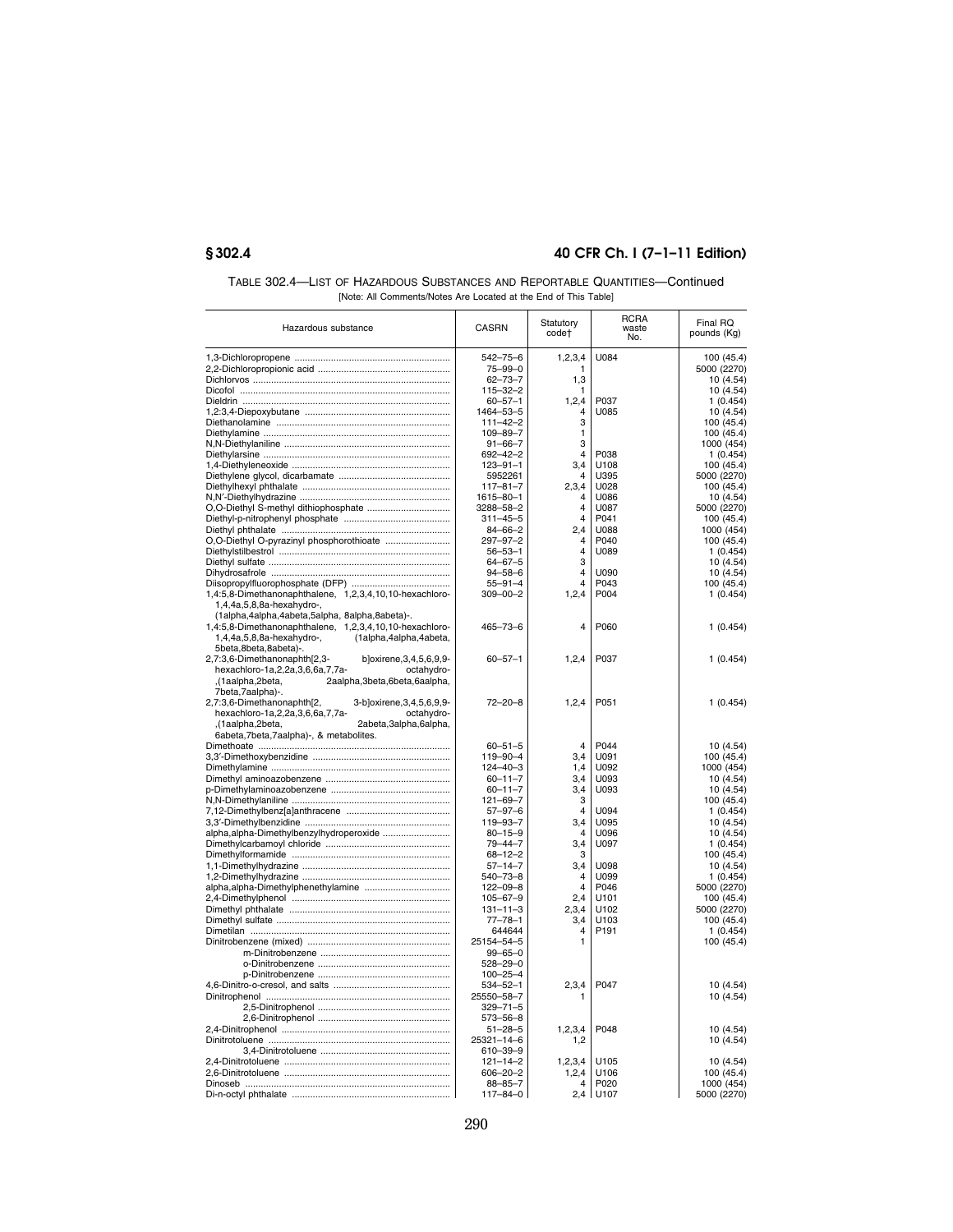TABLE 302.4—LIST OF HAZARDOUS SUBSTANCES AND REPORTABLE QUANTITIES—Continued

[Note: All Comments/Notes Are Located at the End of This Table]

| Hazardous substance | CASRN | Statutory code† | RCRA waste No. | Final RQ pounds (Kg) |
|---|---|---|---|---|
| 1,3-Dichloropropene | 542–75–6 | 1,2,3,4 | U084 | 100 (45.4) |
| 2,2-Dichloropropionic acid | 75–99–0 | 1 | | 5000 (2270) |
| Dichlorvos | 62–73–7 | 1,3 | | 10 (4.54) |
| Dicofol | 115–32–2 | 1 | | 10 (4.54) |
| Dieldrin | 60–57–1 | 1,2,4 | P037 | 1 (0.454) |
| 1,2:3,4-Diepoxybutane | 1464–53–5 | 4 | U085 | 10 (4.54) |
| Diethanolamine | 111–42–2 | 3 | | 100 (45.4) |
| Diethylamine | 109–89–7 | 1 | | 100 (45.4) |
| N,N-Diethylaniline | 91–66–7 | 3 | | 1000 (454) |
| Diethylarsine | 692–42–2 | 4 | P038 | 1 (0.454) |
| 1,4-Diethyleneoxide | 123–91–1 | 3,4 | U108 | 100 (45.4) |
| Diethylene glycol, dicarbamate | 5952261 | 4 | U395 | 5000 (2270) |
| Diethylhexyl phthalate | 117–81–7 | 2,3,4 | U028 | 100 (45.4) |
| N,N'-Diethylhydrazine | 1615–80–1 | 4 | U086 | 10 (4.54) |
| O,O-Diethyl S-methyl dithiophosphate | 3288–58–2 | 4 | U087 | 5000 (2270) |
| Diethyl-p-nitrophenyl phosphate | 311–45–5 | 4 | P041 | 100 (45.4) |
| Diethyl phthalate | 84–66–2 | 2,4 | U088 | 1000 (454) |
| O,O-Diethyl O-pyrazinyl phosphorothioate | 297–97–2 | 4 | P040 | 100 (45.4) |
| Diethylstilbestrol | 56–53–1 | 4 | U089 | 1 (0.454) |
| Diethyl sulfate | 64–67–5 | 3 | | 10 (4.54) |
| Dihydrosafrole | 94–58–6 | 4 | U090 | 10 (4.54) |
| Diisopropylfluorophosphate (DFP) | 55–91–4 | 4 | P043 | 100 (45.4) |
| 1,4:5,8-Dimethanonaphthalene, 1,2,3,4,10,10-hexachloro-1,4,4a,5,8,8a-hexahydro-, (1alpha,4alpha,4abeta,5alpha, 8alpha,8abeta)-. | 309–00–2 | 1,2,4 | P004 | 1 (0.454) |
| 1,4:5,8-Dimethanonaphthalene, 1,2,3,4,10,10-hexachloro-1,4,4a,5,8,8a-hexahydro-, (1alpha,4alpha,4abeta, 5beta,8beta,8abeta)-. | 465–73–6 | 4 | P060 | 1 (0.454) |
| 2,7:3,6-Dimethanonaphth[2,3- b]oxirene,3,4,5,6,9,9-hexachloro-1a,2,2a,3,6,6a,7,7a- octahydro-,(1aalpha,2beta, 2aalpha,3beta,6beta,6aalpha, 7beta,7aalpha)-. | 60–57–1 | 1,2,4 | P037 | 1 (0.454) |
| 2,7:3,6-Dimethanonaphth[2, 3-b]oxirene,3,4,5,6,9,9-hexachloro-1a,2,2a,3,6,6a,7,7a- octahydro-,(1aalpha,2beta, 2abeta,3alpha,6alpha, 6abeta,7beta,7aalpha)-, & metabolites. | 72–20–8 | 1,2,4 | P051 | 1 (0.454) |
| Dimethoate | 60–51–5 | 4 | P044 | 10 (4.54) |
| 3,3'-Dimethoxybenzidine | 119–90–4 | 3,4 | U091 | 100 (45.4) |
| Dimethylamine | 124–40–3 | 1,4 | U092 | 1000 (454) |
| Dimethyl aminoazobenzene | 60–11–7 | 3,4 | U093 | 10 (4.54) |
| p-Dimethylaminoazobenzene | 60–11–7 | 3,4 | U093 | 10 (4.54) |
| N,N-Dimethylaniline | 121–69–7 | 3 | | 100 (45.4) |
| 7,12-Dimethylbenz[a]anthracene | 57–97–6 | 4 | U094 | 1 (0.454) |
| 3,3'-Dimethylbenzidine | 119–93–7 | 3,4 | U095 | 10 (4.54) |
| alpha,alpha-Dimethylbenzylhydroperoxide | 80–15–9 | 4 | U096 | 10 (4.54) |
| Dimethylcarbamoyl chloride | 79–44–7 | 3,4 | U097 | 1 (0.454) |
| Dimethylformamide | 68–12–2 | 3 | | 100 (45.4) |
| 1,1-Dimethylhydrazine | 57–14–7 | 3,4 | U098 | 10 (4.54) |
| 1,2-Dimethylhydrazine | 540–73–8 | 4 | U099 | 1 (0.454) |
| alpha,alpha-Dimethylphenethylamine | 122–09–8 | 4 | P046 | 5000 (2270) |
| 2,4-Dimethylphenol | 105–67–9 | 2,4 | U101 | 100 (45.4) |
| Dimethyl phthalate | 131–11–3 | 2,3,4 | U102 | 5000 (2270) |
| Dimethyl sulfate | 77–78–1 | 3,4 | U103 | 100 (45.4) |
| Dimetilan | 644644 | 4 | P191 | 1 (0.454) |
| Dinitrobenzene (mixed) | 25154–54–5 | 1 | | 100 (45.4) |
| m-Dinitrobenzene | 99–65–0 | | | |
| o-Dinitrobenzene | 528–29–0 | | | |
| p-Dinitrobenzene | 100–25–4 | | | |
| 4,6-Dinitro-o-cresol, and salts | 534–52–1 | 2,3,4 | P047 | 10 (4.54) |
| Dinitrophenol | 25550–58–7 | 1 | | 10 (4.54) |
| 2,5-Dinitrophenol | 329–71–5 | | | |
| 2,6-Dinitrophenol | 573–56–8 | | | |
| 2,4-Dinitrophenol | 51–28–5 | 1,2,3,4 | P048 | 10 (4.54) |
| Dinitrotoluene | 25321–14–6 | 1,2 | | 10 (4.54) |
| 3,4-Dinitrotoluene | 610–39–9 | | | |
| 2,4-Dinitrotoluene | 121–14–2 | 1,2,3,4 | U105 | 10 (4.54) |
| 2,6-Dinitrotoluene | 606–20–2 | 1,2,4 | U106 | 100 (45.4) |
| Dinoseb | 88–85–7 | 4 | P020 | 1000 (454) |
| Di-n-octyl phthalate | 117–84–0 | 2,4 | U107 | 5000 (2270) |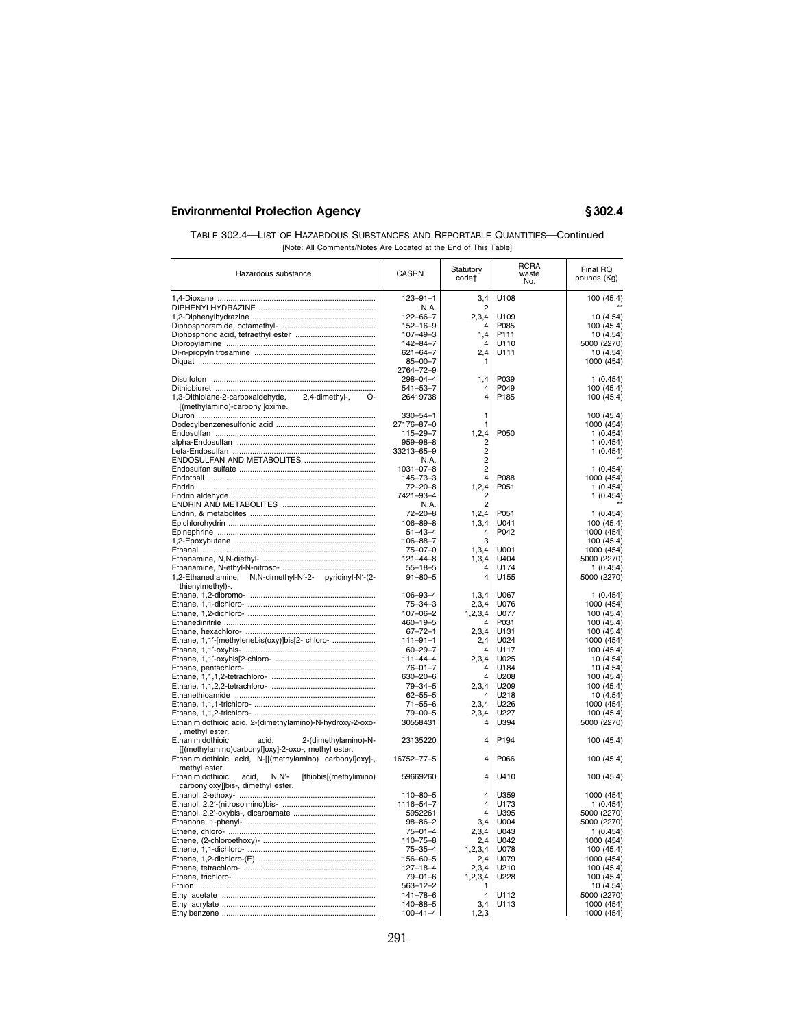TABLE 302.4—LIST OF HAZARDOUS SUBSTANCES AND REPORTABLE QUANTITIES—Continued

[Note: All Comments/Notes Are Located at the End of This Table]

| Hazardous substance | CASRN | Statutory code† | RCRA waste No. | Final RQ pounds (Kg) |
|---|---|---|---|---|
| 1,4-Dioxane | 123–91–1 | 3,4 | U108 | 100 (45.4) |
| DIPHENYLHYDRAZINE | N.A. | 2 | | ** |
| 1,2-Diphenylhydrazine | 122–66–7 | 2,3,4 | U109 | 10 (4.54) |
| Diphosphoramide, octamethyl- | 152–16–9 | 4 | P085 | 100 (45.4) |
| Diphosphoric acid, tetraethyl ester | 107–49–3 | 1,4 | P111 | 10 (4.54) |
| Dipropylamine | 142–84–7 | 4 | U110 | 5000 (2270) |
| Di-n-propylnitrosamine | 621–64–7 | 2,4 | U111 | 10 (4.54) |
| Diquat | 85–00–7<br>2764–72–9 | 1 | | 1000 (454) |
| Disulfoton | 298–04–4 | 1,4 | P039 | 1 (0.454) |
| Dithiobiuret | 541–53–7 | 4 | P049 | 100 (45.4) |
| 1,3-Dithiolane-2-carboxaldehyde, 2,4-dimethyl-, O-[(methylamino)-carbonyl]oxime. | 26419738 | 4 | P185 | 100 (45.4) |
| Diuron | 330–54–1 | 1 | | 100 (45.4) |
| Dodecylbenzenesulfonic acid | 27176–87–0 | 1 | | 1000 (454) |
| Endosulfan | 115–29–7 | 1,2,4 | P050 | 1 (0.454) |
| alpha-Endosulfan | 959–98–8 | 2 | | 1 (0.454) |
| beta-Endosulfan | 33213–65–9 | 2 | | 1 (0.454) |
| ENDOSULFAN AND METABOLITES | N.A. | 2 | | ** |
| Endosulfan sulfate | 1031–07–8 | 2 | | 1 (0.454) |
| Endothall | 145–73–3 | 4 | P088 | 1000 (454) |
| Endrin | 72–20–8 | 1,2,4 | P051 | 1 (0.454) |
| Endrin aldehyde | 7421–93–4 | 2 | | 1 (0.454) |
| ENDRIN AND METABOLITES | N.A. | 2 | | ** |
| Endrin, & metabolites | 72–20–8 | 1,2,4 | P051 | 1 (0.454) |
| Epichlorohydrin | 106–89–8 | 1,3,4 | U041 | 100 (45.4) |
| Epinephrine | 51–43–4 | 4 | P042 | 1000 (454) |
| 1,2-Epoxybutane | 106–88–7 | 3 | | 100 (45.4) |
| Ethanal | 75–07–0 | 1,3,4 | U001 | 1000 (454) |
| Ethanamine, N,N-diethyl- | 121–44–8 | 1,3,4 | U404 | 5000 (2270) |
| Ethanamine, N-ethyl-N-nitroso- | 55–18–5 | 4 | U174 | 1 (0.454) |
| 1,2-Ethanediamine, N,N-dimethyl-N′-2- pyridinyl-N′-(2-thienylmethyl)-. | 91–80–5 | 4 | U155 | 5000 (2270) |
| Ethane, 1,2-dibromo- | 106–93–4 | 1,3,4 | U067 | 1 (0.454) |
| Ethane, 1,1-dichloro- | 75–34–3 | 2,3,4 | U076 | 1000 (454) |
| Ethane, 1,2-dichloro- | 107–06–2 | 1,2,3,4 | U077 | 100 (45.4) |
| Ethanedinitrile | 460–19–5 | 4 | P031 | 100 (45.4) |
| Ethane, hexachloro- | 67–72–1 | 2,3,4 | U131 | 100 (45.4) |
| Ethane, 1,1′-[methylenebis(oxy)]bis[2- chloro- | 111–91–1 | 2,4 | U024 | 1000 (454) |
| Ethane, 1,1′-oxybis- | 60–29–7 | 4 | U117 | 100 (45.4) |
| Ethane, 1,1′-oxybis[2-chloro- | 111–44–4 | 2,3,4 | U025 | 10 (4.54) |
| Ethane, pentachloro- | 76–01–7 | 4 | U184 | 10 (4.54) |
| Ethane, 1,1,1,2-tetrachloro- | 630–20–6 | 4 | U208 | 100 (45.4) |
| Ethane, 1,1,2,2-tetrachloro- | 79–34–5 | 2,3,4 | U209 | 100 (45.4) |
| Ethanethioamide | 62–55–5 | 4 | U218 | 10 (4.54) |
| Ethane, 1,1,1-trichloro- | 71–55–6 | 2,3,4 | U226 | 1000 (454) |
| Ethane, 1,1,2-trichloro- | 79–00–5 | 2,3,4 | U227 | 100 (45.4) |
| Ethanimidothioic acid, 2-(dimethylamino)-N-hydroxy-2-oxo-, methyl ester. | 30558431 | 4 | U394 | 5000 (2270) |
| Ethanimidothioic acid, 2-(dimethylamino)-N-[[(methylamino)carbonyl]oxy]-2-oxo-, methyl ester. | 23135220 | 4 | P194 | 100 (45.4) |
| Ethanimidothioic acid, N-[[(methylamino) carbonyl]oxy]-, methyl ester. | 16752–77–5 | 4 | P066 | 100 (45.4) |
| Ethanimidothioic acid, N,N′- [thiobis[(methylimino) carbonyloxy]]bis-, dimethyl ester. | 59669260 | 4 | U410 | 100 (45.4) |
| Ethanol, 2-ethoxy- | 110–80–5 | 4 | U359 | 1000 (454) |
| Ethanol, 2,2′-(nitrosoimino)bis- | 1116–54–7 | 4 | U173 | 1 (0.454) |
| Ethanol, 2,2′-oxybis-, dicarbamate | 5952261 | 4 | U395 | 5000 (2270) |
| Ethanone, 1-phenyl- | 98–86–2 | 3,4 | U004 | 5000 (2270) |
| Ethene, chloro- | 75–01–4 | 2,3,4 | U043 | 1 (0.454) |
| Ethene, (2-chloroethoxy)- | 110–75–8 | 2,4 | U042 | 1000 (454) |
| Ethene, 1,1-dichloro- | 75–35–4 | 1,2,3,4 | U078 | 100 (45.4) |
| Ethene, 1,2-dichloro-(E) | 156–60–5 | 2,4 | U079 | 1000 (454) |
| Ethene, tetrachloro- | 127–18–4 | 2,3,4 | U210 | 100 (45.4) |
| Ethene, trichloro- | 79–01–6 | 1,2,3,4 | U228 | 100 (45.4) |
| Ethion | 563–12–2 | 1 | | 10 (4.54) |
| Ethyl acetate | 141–78–6 | 4 | U112 | 5000 (2270) |
| Ethyl acrylate | 140–88–5 | 3,4 | U113 | 1000 (454) |
| Ethylbenzene | 100–41–4 | 1,2,3 | | 1000 (454) |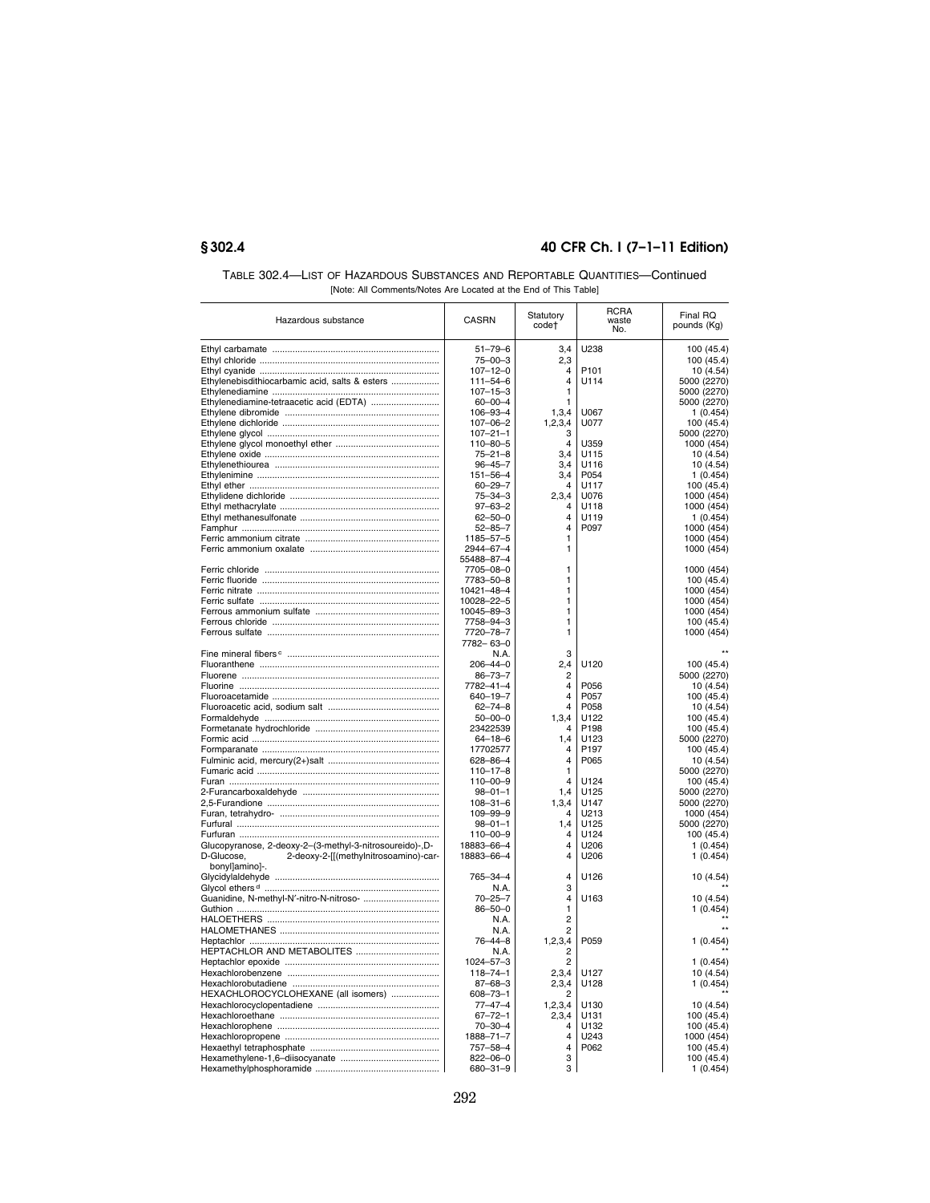TABLE 302.4—LIST OF HAZARDOUS SUBSTANCES AND REPORTABLE QUANTITIES—Continued

[Note: All Comments/Notes Are Located at the End of This Table]

| Hazardous substance | CASRN | Statutory code† | RCRA waste No. | Final RQ pounds (Kg) |
|---|---|---|---|---|
| Ethyl carbamate | 51–79–6 | 3,4 | U238 | 100 (45.4) |
| Ethyl chloride | 75–00–3 | 2,3 | | 100 (45.4) |
| Ethyl cyanide | 107–12–0 | 4 | P101 | 10 (4.54) |
| Ethylenebisdithiocarbamic acid, salts & esters | 111–54–6 | 4 | U114 | 5000 (2270) |
| Ethylenediamine | 107–15–3 | 1 | | 5000 (2270) |
| Ethylenediamine-tetraacetic acid (EDTA) | 60–00–4 | 1 | | 5000 (2270) |
| Ethylene dibromide | 106–93–4 | 1,3,4 | U067 | 1 (0.454) |
| Ethylene dichloride | 107–06–2 | 1,2,3,4 | U077 | 100 (45.4) |
| Ethylene glycol | 107–21–1 | 3 | | 5000 (2270) |
| Ethylene glycol monoethyl ether | 110–80–5 | 4 | U359 | 1000 (454) |
| Ethylene oxide | 75–21–8 | 3,4 | U115 | 10 (4.54) |
| Ethylenethiourea | 96–45–7 | 3,4 | U116 | 10 (4.54) |
| Ethylenimine | 151–56–4 | 3,4 | P054 | 1 (0.454) |
| Ethyl ether | 60–29–7 | 4 | U117 | 100 (45.4) |
| Ethylidene dichloride | 75–34–3 | 2,3,4 | U076 | 1000 (454) |
| Ethyl methacrylate | 97–63–2 | 4 | U118 | 1000 (454) |
| Ethyl methanesulfonate | 62–50–0 | 4 | U119 | 1 (0.454) |
| Famphur | 52–85–7 | 4 | P097 | 1000 (454) |
| Ferric ammonium citrate | 1185–57–5 | 1 | | 1000 (454) |
| Ferric ammonium oxalate | 2944–67–4<br>55488–87–4 | 1 | | 1000 (454) |
| Ferric chloride | 7705–08–0 | 1 | | 1000 (454) |
| Ferric fluoride | 7783–50–8 | 1 | | 100 (45.4) |
| Ferric nitrate | 10421–48–4 | 1 | | 1000 (454) |
| Ferric sulfate | 10028–22–5 | 1 | | 1000 (454) |
| Ferrous ammonium sulfate | 10045–89–3 | 1 | | 1000 (454) |
| Ferrous chloride | 7758–94–3 | 1 | | 100 (45.4) |
| Ferrous sulfate | 7720–78–7<br>7782–63–0 | 1 | | 1000 (454) |
| Fine mineral fibers [c] | N.A. | 3 | | ** |
| Fluoranthene | 206–44–0 | 2,4 | U120 | 100 (45.4) |
| Fluorene | 86–73–7 | 2 | | 5000 (2270) |
| Fluorine | 7782–41–4 | 4 | P056 | 10 (4.54) |
| Fluoroacetamide | 640–19–7 | 4 | P057 | 100 (45.4) |
| Fluoroacetic acid, sodium salt | 62–74–8 | 4 | P058 | 10 (4.54) |
| Formaldehyde | 50–00–0 | 1,3,4 | U122 | 100 (45.4) |
| Formetanate hydrochloride | 23422539 | 4 | P198 | 100 (45.4) |
| Formic acid | 64–18–6 | 1,4 | U123 | 5000 (2270) |
| Formparanate | 17702577 | 4 | P197 | 100 (45.4) |
| Fulminic acid, mercury(2+)salt | 628–86–4 | 4 | P065 | 10 (4.54) |
| Fumaric acid | 110–17–8 | 1 | | 5000 (2270) |
| Furan | 110–00–9 | 4 | U124 | 100 (45.4) |
| 2-Furancarboxaldehyde | 98–01–1 | 1,4 | U125 | 5000 (2270) |
| 2,5-Furandione | 108–31–6 | 1,3,4 | U147 | 5000 (2270) |
| Furan, tetrahydro- | 109–99–9 | 4 | U213 | 1000 (454) |
| Furfural | 98–01–1 | 1,4 | U125 | 5000 (2270) |
| Furfuran | 110–00–9 | 4 | U124 | 100 (45.4) |
| Glucopyranose, 2-deoxy-2–(3-methyl-3-nitrosoureido)-,D- | 18883–66–4 | 4 | U206 | 1 (0.454) |
| D-Glucose, 2-deoxy-2-[[(methylnitrosoamino)-carbonyl]amino]-. | 18883–66–4 | 4 | U206 | 1 (0.454) |
| Glycidylaldehyde | 765–34–4 | 4 | U126 | 10 (4.54) |
| Glycol ethers [d] | N.A. | 3 | | ** |
| Guanidine, N-methyl-N'-nitro-N-nitroso- | 70–25–7 | 4 | U163 | 10 (4.54) |
| Guthion | 86–50–0 | 1 | | 1 (0.454) |
| HALOETHERS | N.A. | 2 | | ** |
| HALOMETHANES | N.A. | 2 | | ** |
| Heptachlor | 76–44–8 | 1,2,3,4 | P059 | 1 (0.454) |
| HEPTACHLOR AND METABOLITES | N.A. | 2 | | ** |
| Heptachlor epoxide | 1024–57–3 | 2 | | 1 (0.454) |
| Hexachlorobenzene | 118–74–1 | 2,3,4 | U127 | 10 (4.54) |
| Hexachlorobutadiene | 87–68–3 | 2,3,4 | U128 | 1 (0.454) |
| HEXACHLOROCYCLOHEXANE (all isomers) | 608–73–1 | 2 | | ** |
| Hexachlorocyclopentadiene | 77–47–4 | 1,2,3,4 | U130 | 10 (4.54) |
| Hexachloroethane | 67–72–1 | 2,3,4 | U131 | 100 (45.4) |
| Hexachlorophene | 70–30–4 | 4 | U132 | 100 (45.4) |
| Hexachloropropene | 1888–71–7 | 4 | U243 | 1000 (454) |
| Hexaethyl tetraphosphate | 757–58–4 | 4 | P062 | 100 (45.4) |
| Hexamethylene-1,6–diisocyanate | 822–06–0 | 3 | | 100 (45.4) |
| Hexamethylphosphoramide | 680–31–9 | 3 | | 1 (0.454) |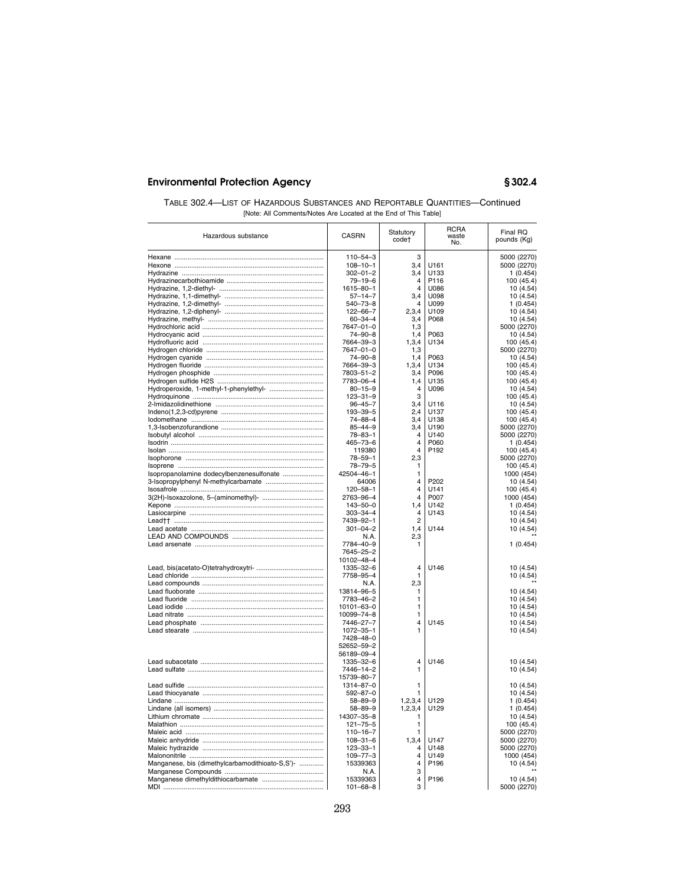TABLE 302.4—LIST OF HAZARDOUS SUBSTANCES AND REPORTABLE QUANTITIES—Continued

[Note: All Comments/Notes Are Located at the End of This Table]

| Hazardous substance | CASRN | Statutory code† | RCRA waste No. | Final RQ pounds (Kg) |
|---|---|---|---|---|
| Hexane | 110–54–3 | 3 | | 5000 (2270) |
| Hexone | 108–10–1 | 3,4 | U161 | 5000 (2270) |
| Hydrazine | 302–01–2 | 3,4 | U133 | 1 (0.454) |
| Hydrazinecarbothioamide | 79–19–6 | 4 | P116 | 100 (45.4) |
| Hydrazine, 1,2-diethyl- | 1615–80–1 | 4 | U086 | 10 (4.54) |
| Hydrazine, 1,1-dimethyl- | 57–14–7 | 3,4 | U098 | 10 (4.54) |
| Hydrazine, 1,2-dimethyl- | 540–73–8 | 4 | U099 | 1 (0.454) |
| Hydrazine, 1,2-diphenyl- | 122–66–7 | 2,3,4 | U109 | 10 (4.54) |
| Hydrazine, methyl- | 60–34–4 | 3,4 | P068 | 10 (4.54) |
| Hydrochloric acid | 7647–01–0 | 1,3 | | 5000 (2270) |
| Hydrocyanic acid | 74–90–8 | 1,4 | P063 | 10 (4.54) |
| Hydrofluoric acid | 7664–39–3 | 1,3,4 | U134 | 100 (45.4) |
| Hydrogen chloride | 7647–01–0 | 1,3 | | 5000 (2270) |
| Hydrogen cyanide | 74–90–8 | 1,4 | P063 | 10 (4.54) |
| Hydrogen fluoride | 7664–39–3 | 1,3,4 | U134 | 100 (45.4) |
| Hydrogen phosphide | 7803–51–2 | 3,4 | P096 | 100 (45.4) |
| Hydrogen sulfide H2S | 7783–06–4 | 1,4 | U135 | 100 (45.4) |
| Hydroperoxide, 1-methyl-1-phenylethyl- | 80–15–9 | 4 | U096 | 10 (4.54) |
| Hydroquinone | 123–31–9 | 3 | | 100 (45.4) |
| 2-Imidazolidinethione | 96–45–7 | 3,4 | U116 | 10 (4.54) |
| Indeno(1,2,3-cd)pyrene | 193–39–5 | 2,4 | U137 | 100 (45.4) |
| Iodomethane | 74–88–4 | 3,4 | U138 | 100 (45.4) |
| 1,3-Isobenzofurandione | 85–44–9 | 3,4 | U190 | 5000 (2270) |
| Isobutyl alcohol | 78–83–1 | 4 | U140 | 5000 (2270) |
| Isodrin | 465–73–6 | 4 | P060 | 1 (0.454) |
| Isolan | 119380 | 4 | P192 | 100 (45.4) |
| Isophorone | 78–59–1 | 2,3 | | 5000 (2270) |
| Isoprene | 78–79–5 | 1 | | 100 (45.4) |
| Isopropanolamine dodecylbenzenesulfonate | 42504–46–1 | 1 | | 1000 (454) |
| 3-Isopropylphenyl N-methylcarbamate | 64006 | 4 | P202 | 10 (4.54) |
| Isosafrole | 120–58–1 | 4 | U141 | 100 (45.4) |
| 3(2H)-Isoxazolone, 5–(aminomethyl)- | 2763–96–4 | 4 | P007 | 1000 (454) |
| Kepone | 143–50–0 | 1,4 | U142 | 1 (0.454) |
| Lasiocarpine | 303–34–4 | 4 | U143 | 10 (4.54) |
| Lead†† | 7439–92–1 | 2 | | 10 (4.54) |
| Lead acetate | 301–04–2 | 1,4 | U144 | 10 (4.54) |
| LEAD AND COMPOUNDS | N.A. | 2,3 | | ** |
| Lead arsenate | 7784–40–9<br>7645–25–2<br>10102–48–4 | 1 | | 1 (0.454) |
| Lead, bis(acetato-O)tetrahydroxytri- | 1335–32–6 | 4 | U146 | 10 (4.54) |
| Lead chloride | 7758–95–4 | 1 | | 10 (4.54) |
| Lead compounds | N.A. | 2,3 | | ** |
| Lead fluoborate | 13814–96–5 | 1 | | 10 (4.54) |
| Lead fluoride | 7783–46–2 | 1 | | 10 (4.54) |
| Lead iodide | 10101–63–0 | 1 | | 10 (4.54) |
| Lead nitrate | 10099–74–8 | 1 | | 10 (4.54) |
| Lead phosphate | 7446–27–7 | 4 | U145 | 10 (4.54) |
| Lead stearate | 1072–35–1<br>7428–48–0<br>52652–59–2<br>56189–09–4 | 1 | | 10 (4.54) |
| Lead subacetate | 1335–32–6 | 4 | U146 | 10 (4.54) |
| Lead sulfate | 7446–14–2<br>15739–80–7 | 1 | | 10 (4.54) |
| Lead sulfide | 1314–87–0 | 1 | | 10 (4.54) |
| Lead thiocyanate | 592–87–0 | 1 | | 10 (4.54) |
| Lindane | 58–89–9 | 1,2,3,4 | U129 | 1 (0.454) |
| Lindane (all isomers) | 58–89–9 | 1,2,3,4 | U129 | 1 (0.454) |
| Lithium chromate | 14307–35–8 | 1 | | 10 (4.54) |
| Malathion | 121–75–5 | 1 | | 100 (45.4) |
| Maleic acid | 110–16–7 | 1 | | 5000 (2270) |
| Maleic anhydride | 108–31–6 | 1,3,4 | U147 | 5000 (2270) |
| Maleic hydrazide | 123–33–1 | 4 | U148 | 5000 (2270) |
| Malononitrile | 109–77–3 | 4 | U149 | 1000 (454) |
| Manganese, bis (dimethylcarbamodithioato-S,S')- | 15339363 | 4 | P196 | 10 (4.54) |
| Manganese Compounds | N.A. | 3 | | ** |
| Manganese dimethyldithiocarbamate | 15339363 | 4 | P196 | 10 (4.54) |
| MDI | 101–68–8 | 3 | | 5000 (2270) |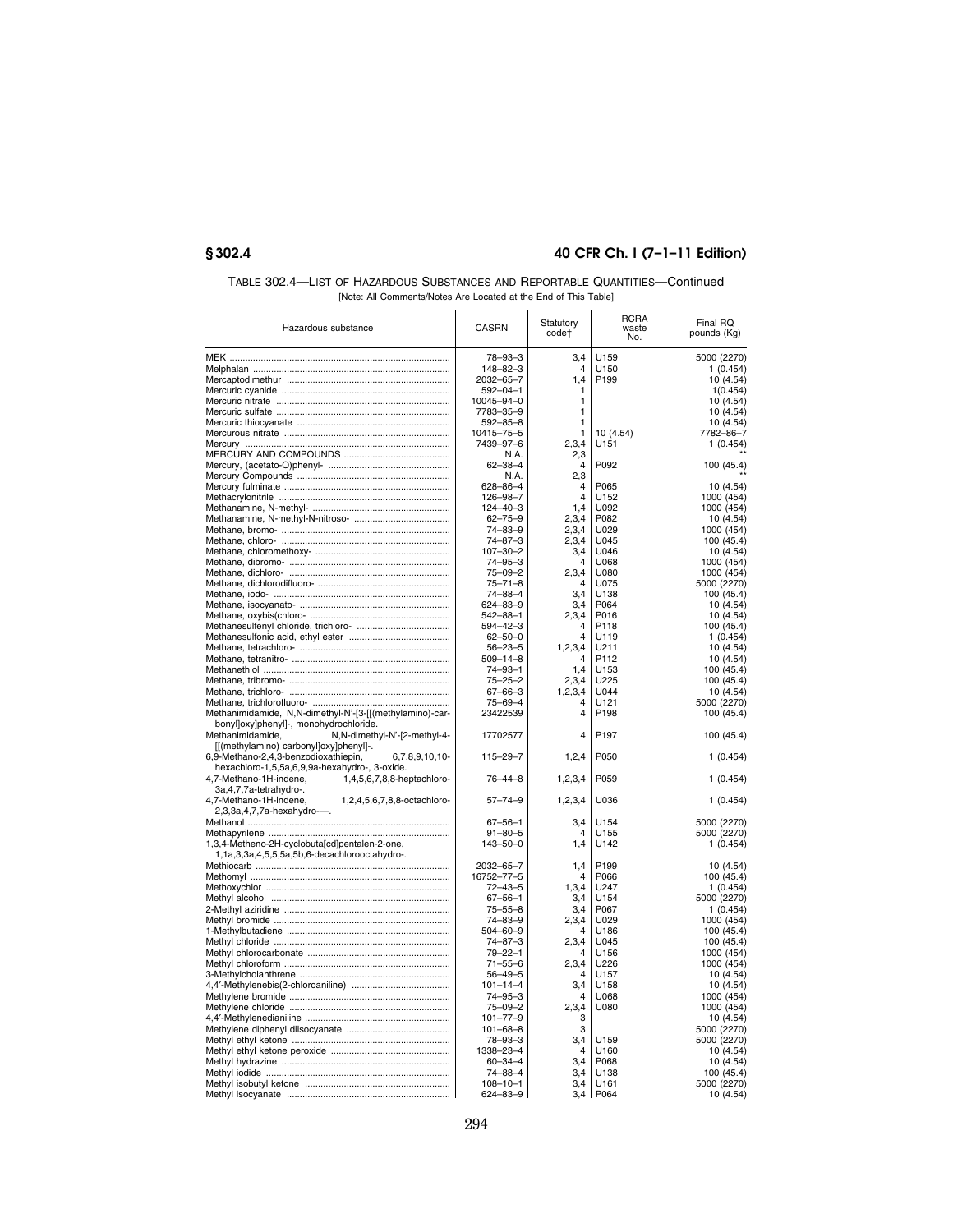TABLE 302.4—LIST OF HAZARDOUS SUBSTANCES AND REPORTABLE QUANTITIES—Continued

[Note: All Comments/Notes Are Located at the End of This Table]

| Hazardous substance | CASRN | Statutory code† | RCRA waste No. | Final RQ pounds (Kg) |
|---|---|---|---|---|
| MEK | 78–93–3 | 3,4 | U159 | 5000 (2270) |
| Melphalan | 148–82–3 | 4 | U150 | 1 (0.454) |
| Mercaptodimethur | 2032–65–7 | 1,4 | P199 | 10 (4.54) |
| Mercuric cyanide | 592–04–1 | 1 | | 1(0.454) |
| Mercuric nitrate | 10045–94–0 | 1 | | 10 (4.54) |
| Mercuric sulfate | 7783–35–9 | 1 | | 10 (4.54) |
| Mercuric thiocyanate | 592–85–8 | 1 | | 10 (4.54) |
| Mercurous nitrate | 10415–75–5 | 1 | 10 (4.54) | 7782–86–7 |
| Mercury | 7439–97–6 | 2,3,4 | U151 | 1 (0.454) |
| MERCURY AND COMPOUNDS | N.A. | 2,3 | | ** |
| Mercury, (acetato-O)phenyl- | 62–38–4 | 4 | P092 | 100 (45.4) |
| Mercury Compounds | N.A. | 2,3 | | ** |
| Mercury fulminate | 628–86–4 | 4 | P065 | 10 (4.54) |
| Methacrylonitrile | 126–98–7 | 4 | U152 | 1000 (454) |
| Methanamine, N-methyl- | 124–40–3 | 1,4 | U092 | 1000 (454) |
| Methanamine, N-methyl-N-nitroso- | 62–75–9 | 2,3,4 | P082 | 10 (4.54) |
| Methane, bromo- | 74–83–9 | 2,3,4 | U029 | 1000 (454) |
| Methane, chloro- | 74–87–3 | 2,3,4 | U045 | 100 (45.4) |
| Methane, chloromethoxy- | 107–30–2 | 3,4 | U046 | 10 (4.54) |
| Methane, dibromo- | 74–95–3 | 4 | U068 | 1000 (454) |
| Methane, dichloro- | 75–09–2 | 2,3,4 | U080 | 1000 (454) |
| Methane, dichlorodifluoro- | 75–71–8 | 4 | U075 | 5000 (2270) |
| Methane, iodo- | 74–88–4 | 3,4 | U138 | 100 (45.4) |
| Methane, isocyanato- | 624–83–9 | 3,4 | P064 | 10 (4.54) |
| Methane, oxybis(chloro- | 542–88–1 | 2,3,4 | P016 | 10 (4.54) |
| Methanesulfenyl chloride, trichloro- | 594–42–3 | 4 | P118 | 100 (45.4) |
| Methanesulfonic acid, ethyl ester | 62–50–0 | 4 | U119 | 1 (0.454) |
| Methane, tetrachloro- | 56–23–5 | 1,2,3,4 | U211 | 10 (4.54) |
| Methane, tetranitro- | 509–14–8 | 4 | P112 | 10 (4.54) |
| Methanethiol | 74–93–1 | 1,4 | U153 | 100 (45.4) |
| Methane, tribromo- | 75–25–2 | 2,3,4 | U225 | 100 (45.4) |
| Methane, trichloro- | 67–66–3 | 1,2,3,4 | U044 | 10 (4.54) |
| Methane, trichlorofluoro- | 75–69–4 | 4 | U121 | 5000 (2270) |
| Methanimidamide, N,N-dimethyl-N'-[3-[[(methylamino)-carbonyl]oxy]phenyl]-, monohydrochloride. | 23422539 | 4 | P198 | 100 (45.4) |
| Methanimidamide, N,N-dimethyl-N'-[2-methyl-4-[[(methylamino) carbonyl]oxy]phenyl]-. | 17702577 | 4 | P197 | 100 (45.4) |
| 6,9-Methano-2,4,3-benzodioxathiepin, 6,7,8,9,10,10-hexachloro-1,5,5a,6,9,9a-hexahydro-, 3-oxide. | 115–29–7 | 1,2,4 | P050 | 1 (0.454) |
| 4,7-Methano-1H-indene, 1,4,5,6,7,8,8-heptachloro-3a,4,7,7a-tetrahydro-. | 76–44–8 | 1,2,3,4 | P059 | 1 (0.454) |
| 4,7-Methano-1H-indene, 1,2,4,5,6,7,8,8-octachloro-2,3,3a,4,7,7a-hexahydro-—. | 57–74–9 | 1,2,3,4 | U036 | 1 (0.454) |
| Methanol | 67–56–1 | 3,4 | U154 | 5000 (2270) |
| Methapyrilene | 91–80–5 | 4 | U155 | 5000 (2270) |
| 1,3,4-Metheno-2H-cyclobuta[cd]pentalen-2-one, 1,1a,3,3a,4,5,5,5a,5b,6-decachlorooctahydro-. | 143–50–0 | 1,4 | U142 | 1 (0.454) |
| Methiocarb | 2032–65–7 | 1,4 | P199 | 10 (4.54) |
| Methomyl | 16752–77–5 | 4 | P066 | 100 (45.4) |
| Methoxychlor | 72–43–5 | 1,3,4 | U247 | 1 (0.454) |
| Methyl alcohol | 67–56–1 | 3,4 | U154 | 5000 (2270) |
| 2-Methyl aziridine | 75–55–8 | 3,4 | P067 | 1 (0.454) |
| Methyl bromide | 74–83–9 | 2,3,4 | U029 | 1000 (454) |
| 1-Methylbutadiene | 504–60–9 | 4 | U186 | 100 (45.4) |
| Methyl chloride | 74–87–3 | 2,3,4 | U045 | 100 (45.4) |
| Methyl chlorocarbonate | 79–22–1 | 4 | U156 | 1000 (454) |
| Methyl chloroform | 71–55–6 | 2,3,4 | U226 | 1000 (454) |
| 3-Methylcholanthrene | 56–49–5 | 4 | U157 | 10 (4.54) |
| 4,4'-Methylenebis(2-chloroaniline) | 101–14–4 | 3,4 | U158 | 10 (4.54) |
| Methylene bromide | 74–95–3 | 4 | U068 | 1000 (454) |
| Methylene chloride | 75–09–2 | 2,3,4 | U080 | 1000 (454) |
| 4,4'-Methylenedianiline | 101–77–9 | 3 | | 10 (4.54) |
| Methylene diphenyl diisocyanate | 101–68–8 | 3 | | 5000 (2270) |
| Methyl ethyl ketone | 78–93–3 | 3,4 | U159 | 5000 (2270) |
| Methyl ethyl ketone peroxide | 1338–23–4 | 4 | U160 | 10 (4.54) |
| Methyl hydrazine | 60–34–4 | 3,4 | P068 | 10 (4.54) |
| Methyl iodide | 74–88–4 | 3,4 | U138 | 100 (45.4) |
| Methyl isobutyl ketone | 108–10–1 | 3,4 | U161 | 5000 (2270) |
| Methyl isocyanate | 624–83–9 | 3,4 | P064 | 10 (4.54) |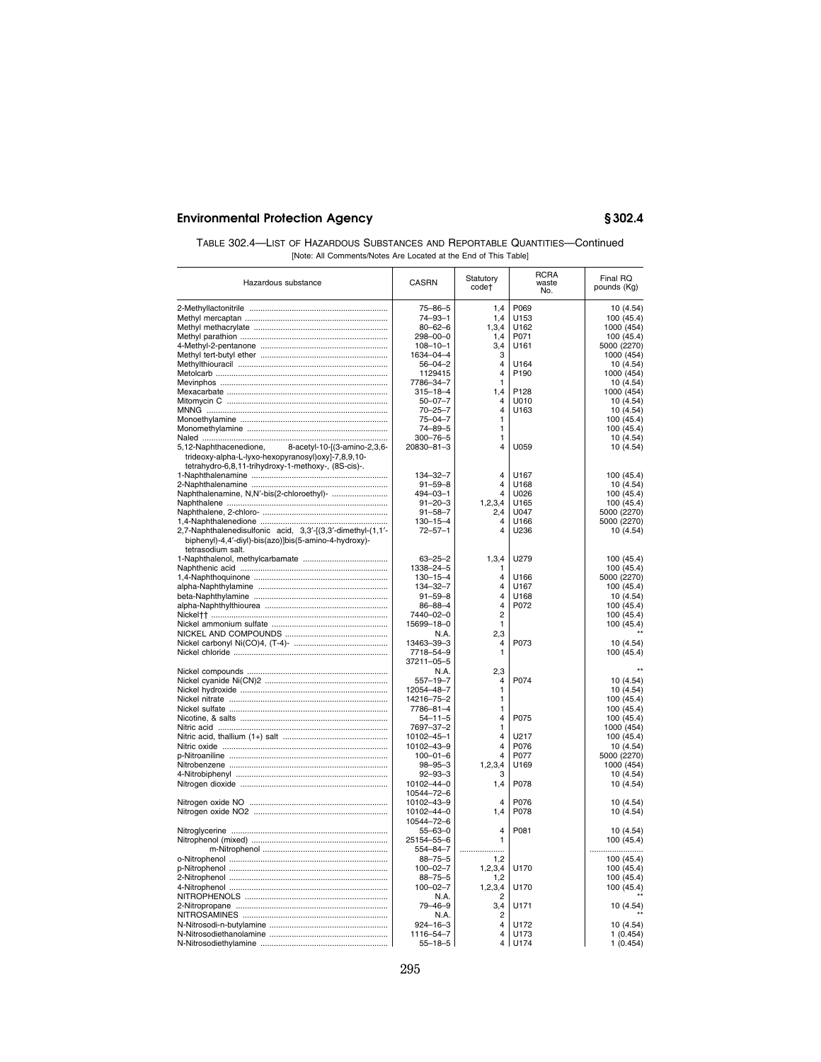TABLE 302.4—LIST OF HAZARDOUS SUBSTANCES AND REPORTABLE QUANTITIES—Continued

[Note: All Comments/Notes Are Located at the End of This Table]

| Hazardous substance | CASRN | Statutory code† | RCRA waste No. | Final RQ pounds (Kg) |
|---|---|---|---|---|
| 2-Methyllactonitrile | 75–86–5 | 1,4 | P069 | 10 (4.54) |
| Methyl mercaptan | 74–93–1 | 1,4 | U153 | 100 (45.4) |
| Methyl methacrylate | 80–62–6 | 1,3,4 | U162 | 1000 (454) |
| Methyl parathion | 298–00–0 | 1,4 | P071 | 100 (45.4) |
| 4-Methyl-2-pentanone | 108–10–1 | 3,4 | U161 | 5000 (2270) |
| Methyl tert-butyl ether | 1634–04–4 | 3 | | 1000 (454) |
| Methylthiouracil | 56–04–2 | 4 | U164 | 10 (4.54) |
| Metolcarb | 1129415 | 4 | P190 | 1000 (454) |
| Mevinphos | 7786–34–7 | 1 | | 10 (4.54) |
| Mexacarbate | 315–18–4 | 1,4 | P128 | 1000 (454) |
| Mitomycin C | 50–07–7 | 4 | U010 | 10 (4.54) |
| MNNG | 70–25–7 | 4 | U163 | 10 (4.54) |
| Monoethylamine | 75–04–7 | 1 | | 100 (45.4) |
| Monomethylamine | 74–89–5 | 1 | | 100 (45.4) |
| Naled | 300–76–5 | 1 | | 10 (4.54) |
| 5,12-Naphthacenedione, 8-acetyl-10-[(3-amino-2,3,6-trideoxy-alpha-L-lyxo-hexopyranosyl)oxy]-7,8,9,10-tetrahydro-6,8,11-trihydroxy-1-methoxy-, (8S-cis)-. | 20830–81–3 | 4 | U059 | 10 (4.54) |
| 1-Naphthalenamine | 134–32–7 | 4 | U167 | 100 (45.4) |
| 2-Naphthalenamine | 91–59–8 | 4 | U168 | 10 (4.54) |
| Naphthalenamine, N,N′-bis(2-chloroethyl)- | 494–03–1 | 4 | U026 | 100 (45.4) |
| Naphthalene | 91–20–3 | 1,2,3,4 | U165 | 100 (45.4) |
| Naphthalene, 2-chloro- | 91–58–7 | 2,4 | U047 | 5000 (2270) |
| 1,4-Naphthalenedione | 130–15–4 | 4 | U166 | 5000 (2270) |
| 2,7-Naphthalenedisulfonic acid, 3,3′-[(3,3′-dimethyl-(1,1′-biphenyl)-4,4′-diyl)-bis(azo)]bis(5-amino-4-hydroxy)-tetrasodium salt. | 72–57–1 | 4 | U236 | 10 (4.54) |
| 1-Naphthalenol, methylcarbamate | 63–25–2 | 1,3,4 | U279 | 100 (45.4) |
| Naphthenic acid | 1338–24–5 | 1 | | 100 (45.4) |
| 1,4-Naphthoquinone | 130–15–4 | 4 | U166 | 5000 (2270) |
| alpha-Naphthylamine | 134–32–7 | 4 | U167 | 100 (45.4) |
| beta-Naphthylamine | 91–59–8 | 4 | U168 | 10 (4.54) |
| alpha-Naphthylthiourea | 86–88–4 | 4 | P072 | 100 (45.4) |
| Nickel†† | 7440–02–0 | 2 | | 100 (45.4) |
| Nickel ammonium sulfate | 15699–18–0 | 1 | | 100 (45.4) |
| NICKEL AND COMPOUNDS | N.A. | 2,3 | | ** |
| Nickel carbonyl Ni(CO)4, (T-4)- | 13463–39–3 | 4 | P073 | 10 (4.54) |
| Nickel chloride | 7718–54–9<br>37211–05–5 | 1 | | 100 (45.4) |
| Nickel compounds | N.A. | 2,3 | | ** |
| Nickel cyanide Ni(CN)2 | 557–19–7 | 4 | P074 | 10 (4.54) |
| Nickel hydroxide | 12054–48–7 | 1 | | 10 (4.54) |
| Nickel nitrate | 14216–75–2 | 1 | | 100 (45.4) |
| Nickel sulfate | 7786–81–4 | 1 | | 100 (45.4) |
| Nicotine, & salts | 54–11–5 | 4 | P075 | 100 (45.4) |
| Nitric acid | 7697–37–2 | 1 | | 1000 (454) |
| Nitric acid, thallium (1+) salt | 10102–45–1 | 4 | U217 | 100 (45.4) |
| Nitric oxide | 10102–43–9 | 4 | P076 | 10 (4.54) |
| p-Nitroaniline | 100–01–6 | 4 | P077 | 5000 (2270) |
| Nitrobenzene | 98–95–3 | 1,2,3,4 | U169 | 1000 (454) |
| 4-Nitrobiphenyl | 92–93–3 | 3 | | 10 (4.54) |
| Nitrogen dioxide | 10102–44–0<br>10544–72–6 | 1,4 | P078 | 10 (4.54) |
| Nitrogen oxide NO | 10102–43–9 | 4 | P076 | 10 (4.54) |
| Nitrogen oxide NO2 | 10102–44–0<br>10544–72–6 | 1,4 | P078 | 10 (4.54) |
| Nitroglycerine | 55–63–0 | 4 | P081 | 10 (4.54) |
| Nitrophenol (mixed) | 25154–55–6 | 1 | | 100 (45.4) |
| m-Nitrophenol | 554–84–7 | ................... | | ....................... |
| o-Nitrophenol | 88–75–5 | 1,2 | | 100 (45.4) |
| p-Nitrophenol | 100–02–7 | 1,2,3,4 | U170 | 100 (45.4) |
| 2-Nitrophenol | 88–75–5 | 1,2 | | 100 (45.4) |
| 4-Nitrophenol | 100–02–7 | 1,2,3,4 | U170 | 100 (45.4) |
| NITROPHENOLS | N.A. | 2 | | ** |
| 2-Nitropropane | 79–46–9 | 3,4 | U171 | 10 (4.54) |
| NITROSAMINES | N.A. | 2 | | ** |
| N-Nitrosodi-n-butylamine | 924–16–3 | 4 | U172 | 10 (4.54) |
| N-Nitrosodiethanolamine | 1116–54–7 | 4 | U173 | 1 (0.454) |
| N-Nitrosodiethylamine | 55–18–5 | 4 | U174 | 1 (0.454) |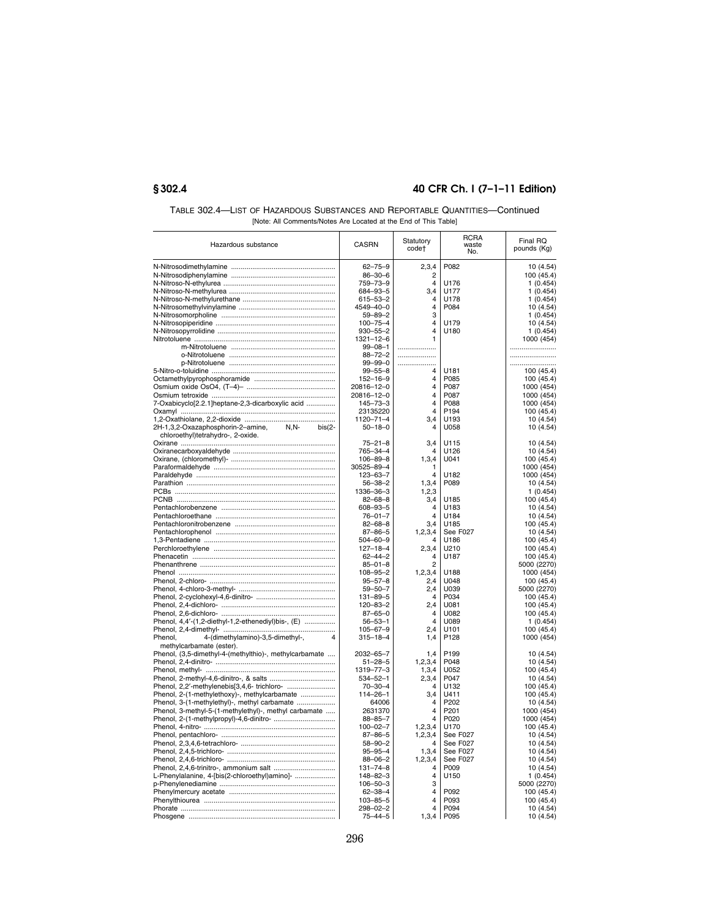TABLE 302.4—LIST OF HAZARDOUS SUBSTANCES AND REPORTABLE QUANTITIES—Continued

[Note: All Comments/Notes Are Located at the End of This Table]

| Hazardous substance | CASRN | Statutory code† | RCRA waste No. | Final RQ pounds (Kg) |
|---|---|---|---|---|
| N-Nitrosodimethylamine | 62–75–9 | 2,3,4 | P082 | 10 (4.54) |
| N-Nitrosodiphenylamine | 86–30–6 | 2 | | 100 (45.4) |
| N-Nitroso-N-ethylurea | 759–73–9 | 4 | U176 | 1 (0.454) |
| N-Nitroso-N-methylurea | 684–93–5 | 3,4 | U177 | 1 (0.454) |
| N-Nitroso-N-methylurethane | 615–53–2 | 4 | U178 | 1 (0.454) |
| N-Nitrosomethylvinylamine | 4549–40–0 | 4 | P084 | 10 (4.54) |
| N-Nitrosomorpholine | 59–89–2 | 3 | | 1 (0.454) |
| N-Nitrosopiperidine | 100–75–4 | 4 | U179 | 10 (4.54) |
| N-Nitrosopyrrolidine | 930–55–2 | 4 | U180 | 1 (0.454) |
| Nitrotoluene | 1321–12–6 | 1 | | 1000 (454) |
| m-Nitrotoluene | 99–08–1 | ................... | | ........................ |
| o-Nitrotoluene | 88–72–2 | ................... | | ........................ |
| p-Nitrotoluene | 99–99–0 | ................... | | ........................ |
| 5-Nitro-o-toluidine | 99–55–8 | 4 | U181 | 100 (45.4) |
| Octamethylpyrophosphoramide | 152–16–9 | 4 | P085 | 100 (45.4) |
| Osmium oxide OsO4, (T–4)– | 20816–12–0 | 4 | P087 | 1000 (454) |
| Osmium tetroxide | 20816–12–0 | 4 | P087 | 1000 (454) |
| 7-Oxabicyclo[2.2.1]heptane-2,3-dicarboxylic acid | 145–73–3 | 4 | P088 | 1000 (454) |
| Oxamyl | 23135220 | 4 | P194 | 100 (45.4) |
| 1,2-Oxathiolane, 2,2-dioxide | 1120–71–4 | 3,4 | U193 | 10 (4.54) |
| 2H-1,3,2-Oxazaphosphorin-2–amine, N,N- bis(2-chloroethyl)tetrahydro-, 2-oxide. | 50–18–0 | 4 | U058 | 10 (4.54) |
| Oxirane | 75–21–8 | 3,4 | U115 | 10 (4.54) |
| Oxiranecarboxyaldehyde | 765–34–4 | 4 | U126 | 10 (4.54) |
| Oxirane, (chloromethyl)- | 106–89–8 | 1,3,4 | U041 | 100 (45.4) |
| Paraformaldehyde | 30525–89–4 | 1 | | 1000 (454) |
| Paraldehyde | 123–63–7 | 4 | U182 | 1000 (454) |
| Parathion | 56–38–2 | 1,3,4 | P089 | 10 (4.54) |
| PCBs | 1336–36–3 | 1,2,3 | | 1 (0.454) |
| PCNB | 82–68–8 | 3,4 | U185 | 100 (45.4) |
| Pentachlorobenzene | 608–93–5 | 4 | U183 | 10 (4.54) |
| Pentachloroethane | 76–01–7 | 4 | U184 | 10 (4.54) |
| Pentachloronitrobenzene | 82–68–8 | 3,4 | U185 | 100 (45.4) |
| Pentachlorophenol | 87–86–5 | 1,2,3,4 | See F027 | 10 (4.54) |
| 1,3-Pentadiene | 504–60–9 | 4 | U186 | 100 (45.4) |
| Perchloroethylene | 127–18–4 | 2,3,4 | U210 | 100 (45.4) |
| Phenacetin | 62–44–2 | 4 | U187 | 100 (45.4) |
| Phenanthrene | 85–01–8 | 2 | | 5000 (2270) |
| Phenol | 108–95–2 | 1,2,3,4 | U188 | 1000 (454) |
| Phenol, 2-chloro- | 95–57–8 | 2,4 | U048 | 100 (45.4) |
| Phenol, 4-chloro-3-methyl- | 59–50–7 | 2,4 | U039 | 5000 (2270) |
| Phenol, 2-cyclohexyl-4,6-dinitro- | 131–89–5 | 4 | P034 | 100 (45.4) |
| Phenol, 2,4-dichloro- | 120–83–2 | 2,4 | U081 | 100 (45.4) |
| Phenol, 2,6-dichloro- | 87–65–0 | 4 | U082 | 100 (45.4) |
| Phenol, 4,4′-(1,2-diethyl-1,2-ethenediyl)bis-, (E) | 56–53–1 | 4 | U089 | 1 (0.454) |
| Phenol, 2,4-dimethyl- | 105–67–9 | 2,4 | U101 | 100 (45.4) |
| Phenol, 4-(dimethylamino)-3,5-dimethyl-, 4 methylcarbamate (ester). | 315–18–4 | 1,4 | P128 | 1000 (454) |
| Phenol, (3,5-dimethyl-4-(methylthio)-, methylcarbamate | 2032–65–7 | 1,4 | P199 | 10 (4.54) |
| Phenol, 2,4-dinitro- | 51–28–5 | 1,2,3,4 | P048 | 10 (4.54) |
| Phenol, methyl- | 1319–77–3 | 1,3,4 | U052 | 100 (45.4) |
| Phenol, 2-methyl-4,6-dinitro-, & salts | 534–52–1 | 2,3,4 | P047 | 10 (4.54) |
| Phenol, 2,2′-methylenebis[3,4,6- trichloro- | 70–30–4 | 4 | U132 | 100 (45.4) |
| Phenol, 2-(1-methylethoxy)-, methylcarbamate | 114–26–1 | 3,4 | U411 | 100 (45.4) |
| Phenol, 3-(1-methylethyl)-, methyl carbamate | 64006 | 4 | P202 | 10 (4.54) |
| Phenol, 3-methyl-5-(1-methylethyl)-, methyl carbamate | 2631370 | 4 | P201 | 1000 (454) |
| Phenol, 2-(1-methylpropyl)-4,6-dinitro- | 88–85–7 | 4 | P020 | 1000 (454) |
| Phenol, 4-nitro- | 100–02–7 | 1,2,3,4 | U170 | 100 (45.4) |
| Phenol, pentachloro- | 87–86–5 | 1,2,3,4 | See F027 | 10 (4.54) |
| Phenol, 2,3,4,6-tetrachloro- | 58–90–2 | 4 | See F027 | 10 (4.54) |
| Phenol, 2,4,5-trichloro- | 95–95–4 | 1,3,4 | See F027 | 10 (4.54) |
| Phenol, 2,4,6-trichloro- | 88–06–2 | 1,2,3,4 | See F027 | 10 (4.54) |
| Phenol, 2,4,6-trinitro-, ammonium salt | 131–74–8 | 4 | P009 | 10 (4.54) |
| L-Phenylalanine, 4-[bis(2-chloroethyl)amino]- | 148–82–3 | 4 | U150 | 1 (0.454) |
| p-Phenylenediamine | 106–50–3 | 3 | | 5000 (2270) |
| Phenylmercury acetate | 62–38–4 | 4 | P092 | 100 (45.4) |
| Phenylthiourea | 103–85–5 | 4 | P093 | 100 (45.4) |
| Phorate | 298–02–2 | 4 | P094 | 10 (4.54) |
| Phosgene | 75–44–5 | 1,3,4 | P095 | 10 (4.54) |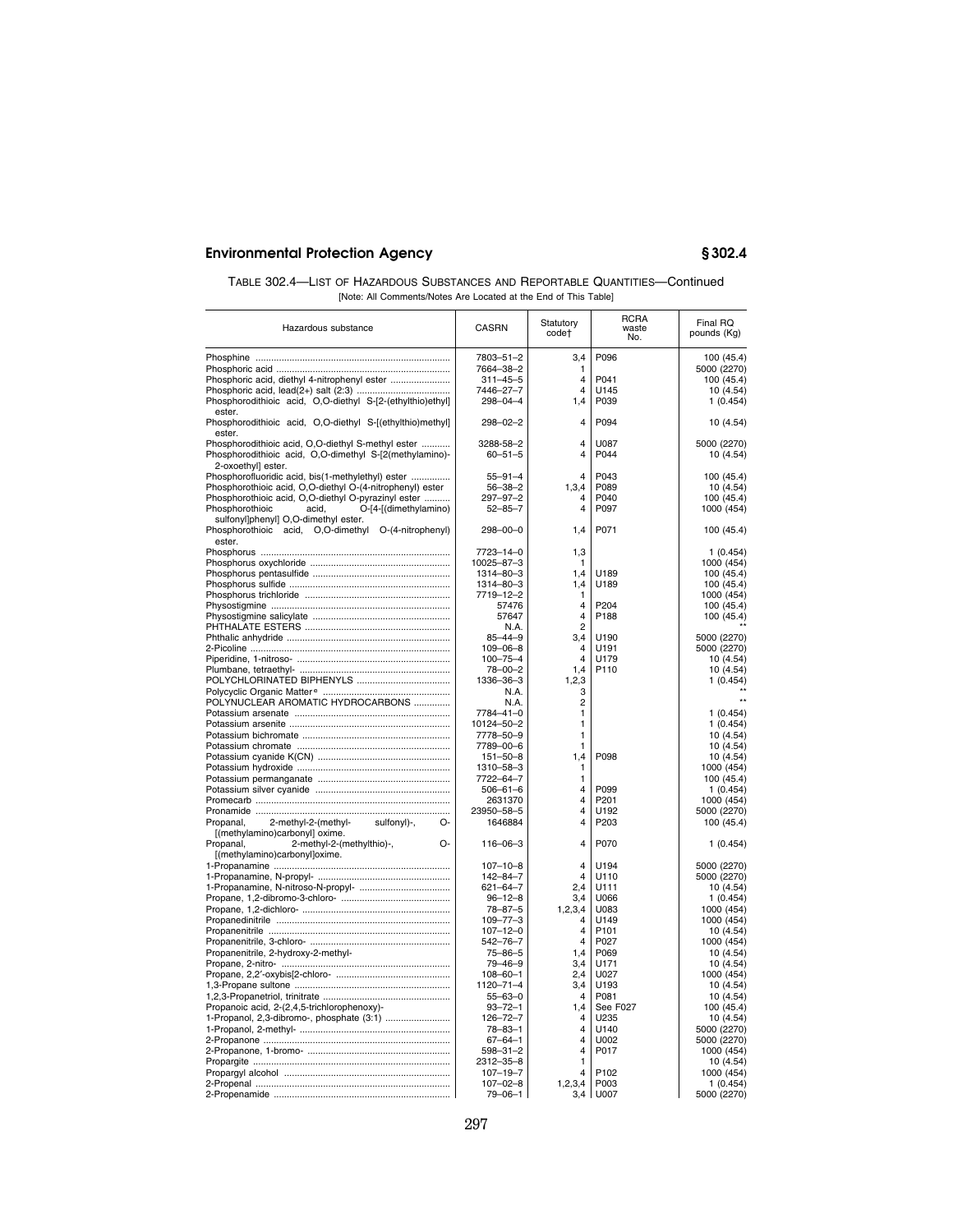TABLE 302.4—LIST OF HAZARDOUS SUBSTANCES AND REPORTABLE QUANTITIES—Continued

[Note: All Comments/Notes Are Located at the End of This Table]

| Hazardous substance | CASRN | Statutory code† | RCRA waste No. | Final RQ pounds (Kg) |
|---|---|---|---|---|
| Phosphine | 7803–51–2 | 3,4 | P096 | 100 (45.4) |
| Phosphoric acid | 7664–38–2 | 1 | | 5000 (2270) |
| Phosphoric acid, diethyl 4-nitrophenyl ester | 311–45–5 | 4 | P041 | 100 (45.4) |
| Phosphoric acid, lead(2+) salt (2:3) | 7446–27–7 | 4 | U145 | 10 (4.54) |
| Phosphorodithioic acid, O,O-diethyl S-[2-(ethylthio)ethyl] ester. | 298–04–4 | 1,4 | P039 | 1 (0.454) |
| Phosphorodithioic acid, O,O-diethyl S-[(ethylthio)methyl] ester. | 298–02–2 | 4 | P094 | 10 (4.54) |
| Phosphorodithioic acid, O,O-diethyl S-methyl ester | 3288–58–2 | 4 | U087 | 5000 (2270) |
| Phosphorodithioic acid, O,O-dimethyl S-[2(methylamino)-2-oxoethyl] ester. | 60–51–5 | 4 | P044 | 10 (4.54) |
| Phosphorofluoridic acid, bis(1-methylethyl) ester | 55–91–4 | 4 | P043 | 100 (45.4) |
| Phosphorothioic acid, O,O-diethyl O-(4-nitrophenyl) ester | 56–38–2 | 1,3,4 | P089 | 10 (4.54) |
| Phosphorothioic acid, O,O-diethyl O-pyrazinyl ester | 297–97–2 | 4 | P040 | 100 (45.4) |
| Phosphorothioic acid, O-[4-[(dimethylamino) sulfonyl]phenyl] O,O-dimethyl ester. | 52–85–7 | 4 | P097 | 1000 (454) |
| Phosphorothioic acid, O,O-dimethyl O-(4-nitrophenyl) ester. | 298–00–0 | 1,4 | P071 | 100 (45.4) |
| Phosphorus | 7723–14–0 | 1,3 | | 1 (0.454) |
| Phosphorus oxychloride | 10025–87–3 | 1 | | 1000 (454) |
| Phosphorus pentasulfide | 1314–80–3 | 1,4 | U189 | 100 (45.4) |
| Phosphorus sulfide | 1314–80–3 | 1,4 | U189 | 100 (45.4) |
| Phosphorus trichloride | 7719–12–2 | 1 | | 1000 (454) |
| Physostigmine | 57476 | 4 | P204 | 100 (45.4) |
| Physostigmine salicylate | 57647 | 4 | P188 | 100 (45.4) |
| PHTHALATE ESTERS | N.A. | 2 | | ** |
| Phthalic anhydride | 85–44–9 | 3,4 | U190 | 5000 (2270) |
| 2-Picoline | 109–06–8 | 4 | U191 | 5000 (2270) |
| Piperidine, 1-nitroso- | 100–75–4 | 4 | U179 | 10 (4.54) |
| Plumbane, tetraethyl- | 78–00–2 | 1,4 | P110 | 10 (4.54) |
| POLYCHLORINATED BIPHENYLS | 1336–36–3 | 1,2,3 | | 1 (0.454) |
| Polycyclic Organic Matter[e] | N.A. | 3 | | ** |
| POLYNUCLEAR AROMATIC HYDROCARBONS | N.A. | 2 | | ** |
| Potassium arsenate | 7784–41–0 | 1 | | 1 (0.454) |
| Potassium arsenite | 10124–50–2 | 1 | | 1 (0.454) |
| Potassium bichromate | 7778–50–9 | 1 | | 10 (4.54) |
| Potassium chromate | 7789–00–6 | 1 | | 10 (4.54) |
| Potassium cyanide K(CN) | 151–50–8 | 1,4 | P098 | 10 (4.54) |
| Potassium hydroxide | 1310–58–3 | 1 | | 1000 (454) |
| Potassium permanganate | 7722–64–7 | 1 | | 100 (45.4) |
| Potassium silver cyanide | 506–61–6 | 4 | P099 | 1 (0.454) |
| Promecarb | 2631370 | 4 | P201 | 1000 (454) |
| Pronamide | 23950–58–5 | 4 | U192 | 5000 (2270) |
| Propanal, 2-methyl-2-(methyl- sulfonyl)-, O-[(methylamino)carbonyl] oxime. | 1646884 | 4 | P203 | 100 (45.4) |
| Propanal, 2-methyl-2-(methylthio)-, O-[(methylamino)carbonyl]oxime. | 116–06–3 | 4 | P070 | 1 (0.454) |
| 1-Propanamine | 107–10–8 | 4 | U194 | 5000 (2270) |
| 1-Propanamine, N-propyl- | 142–84–7 | 4 | U110 | 5000 (2270) |
| 1-Propanamine, N-nitroso-N-propyl- | 621–64–7 | 2,4 | U111 | 10 (4.54) |
| Propane, 1,2-dibromo-3-chloro- | 96–12–8 | 3,4 | U066 | 1 (0.454) |
| Propane, 1,2-dichloro- | 78–87–5 | 1,2,3,4 | U083 | 1000 (454) |
| Propanedinitrile | 109–77–3 | 4 | U149 | 1000 (454) |
| Propanenitrile | 107–12–0 | 4 | P101 | 10 (4.54) |
| Propanenitrile, 3-chloro- | 542–76–7 | 4 | P027 | 1000 (454) |
| Propanenitrile, 2-hydroxy-2-methyl- | 75–86–5 | 1,4 | P069 | 10 (4.54) |
| Propane, 2-nitro- | 79–46–9 | 3,4 | U171 | 10 (4.54) |
| Propane, 2,2′-oxybis[2-chloro- | 108–60–1 | 2,4 | U027 | 1000 (454) |
| 1,3-Propane sultone | 1120–71–4 | 3,4 | U193 | 10 (4.54) |
| 1,2,3-Propanetriol, trinitrate | 55–63–0 | 4 | P081 | 10 (4.54) |
| Propanoic acid, 2-(2,4,5-trichlorophenoxy)- | 93–72–1 | 1,4 | See F027 | 100 (45.4) |
| 1-Propanol, 2,3-dibromo-, phosphate (3:1) | 126–72–7 | 4 | U235 | 10 (4.54) |
| 1-Propanol, 2-methyl- | 78–83–1 | 4 | U140 | 5000 (2270) |
| 2-Propanone | 67–64–1 | 4 | U002 | 5000 (2270) |
| 2-Propanone, 1-bromo- | 598–31–2 | 4 | P017 | 1000 (454) |
| Propargite | 2312–35–8 | 1 | | 10 (4.54) |
| Propargyl alcohol | 107–19–7 | 4 | P102 | 1000 (454) |
| 2-Propenal | 107–02–8 | 1,2,3,4 | P003 | 1 (0.454) |
| 2-Propenamide | 79–06–1 | 3,4 | U007 | 5000 (2270) |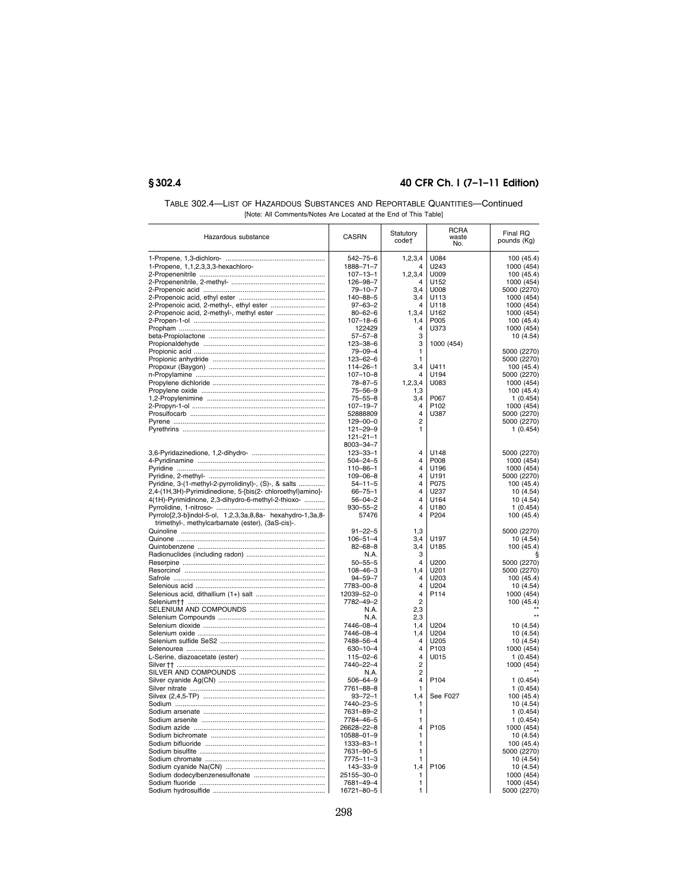TABLE 302.4—LIST OF HAZARDOUS SUBSTANCES AND REPORTABLE QUANTITIES—Continued

[Note: All Comments/Notes Are Located at the End of This Table]

| Hazardous substance | CASRN | Statutory code† | RCRA waste No. | Final RQ pounds (Kg) |
|---|---|---|---|---|
| 1-Propene, 1,3-dichloro- | 542–75–6 | 1,2,3,4 | U084 | 100 (45.4) |
| 1-Propene, 1,1,2,3,3,3-hexachloro- | 1888–71–7 | 4 | U243 | 1000 (454) |
| 2-Propenenitrile | 107–13–1 | 1,2,3,4 | U009 | 100 (45.4) |
| 2-Propenenitrile, 2-methyl- | 126–98–7 | 4 | U152 | 1000 (454) |
| 2-Propenoic acid | 79–10–7 | 3,4 | U008 | 5000 (2270) |
| 2-Propenoic acid, ethyl ester | 140–88–5 | 3,4 | U113 | 1000 (454) |
| 2-Propenoic acid, 2-methyl-, ethyl ester | 97–63–2 | 4 | U118 | 1000 (454) |
| 2-Propenoic acid, 2-methyl-, methyl ester | 80–62–6 | 1,3,4 | U162 | 1000 (454) |
| 2-Propen-1-ol | 107–18–6 | 1,4 | P005 | 100 (45.4) |
| Propham | 122429 | 4 | U373 | 1000 (454) |
| beta-Propiolactone | 57–57–8 | 3 | | 10 (4.54) |
| Propionaldehyde | 123–38–6 | 3 | 1000 (454) | |
| Propionic acid | 79–09–4 | 1 | | 5000 (2270) |
| Propionic anhydride | 123–62–6 | 1 | | 5000 (2270) |
| Propoxur (Baygon) | 114–26–1 | 3,4 | U411 | 100 (45.4) |
| n-Propylamine | 107–10–8 | 4 | U194 | 5000 (2270) |
| Propylene dichloride | 78–87–5 | 1,2,3,4 | U083 | 1000 (454) |
| Propylene oxide | 75–56–9 | 1,3 | | 100 (45.4) |
| 1,2-Propylenimine | 75–55–8 | 3,4 | P067 | 1 (0.454) |
| 2-Propyn-1-ol | 107–19–7 | 4 | P102 | 1000 (454) |
| Prosulfocarb | 52888809 | 4 | U387 | 5000 (2270) |
| Pyrene | 129–00–0 | 2 | | 5000 (2270) |
| Pyrethrins | 121–29–9<br>121–21–1<br>8003–34–7 | 1 | | 1 (0.454) |
| 3,6-Pyridazinedione, 1,2-dihydro- | 123–33–1 | 4 | U148 | 5000 (2270) |
| 4-Pyridinamine | 504–24–5 | 4 | P008 | 1000 (454) |
| Pyridine | 110–86–1 | 4 | U196 | 1000 (454) |
| Pyridine, 2-methyl- | 109–06–8 | 4 | U191 | 5000 (2270) |
| Pyridine, 3-(1-methyl-2-pyrrolidinyl)-, (S)-, & salts | 54–11–5 | 4 | P075 | 100 (45.4) |
| 2,4-(1H,3H)-Pyrimidinedione, 5-[bis(2- chloroethyl)amino]- | 66–75–1 | 4 | U237 | 10 (4.54) |
| 4(1H)-Pyrimidinone, 2,3-dihydro-6-methyl-2-thioxo- | 56–04–2 | 4 | U164 | 10 (4.54) |
| Pyrrolidine, 1-nitroso- | 930–55–2 | 4 | U180 | 1 (0.454) |
| Pyrrolo[2,3-b]indol-5-ol, 1,2,3,3a,8,8a- hexahydro-1,3a,8-trimethyl-, methylcarbamate (ester), (3aS-cis)-. | 57476 | 4 | P204 | 100 (45.4) |
| Quinoline | 91–22–5 | 1,3 | | 5000 (2270) |
| Quinone | 106–51–4 | 3,4 | U197 | 10 (4.54) |
| Quintobenzene | 82–68–8 | 3,4 | U185 | 100 (45.4) |
| Radionuclides (including radon) | N.A. | 3 | | § |
| Reserpine | 50–55–5 | 4 | U200 | 5000 (2270) |
| Resorcinol | 108–46–3 | 1,4 | U201 | 5000 (2270) |
| Safrole | 94–59–7 | 4 | U203 | 100 (45.4) |
| Selenious acid | 7783–00–8 | 4 | U204 | 10 (4.54) |
| Selenious acid, dithallium (1+) salt | 12039–52–0 | 4 | P114 | 1000 (454) |
| Selenium†† | 7782–49–2 | 2 | | 100 (45.4) |
| SELENIUM AND COMPOUNDS | N.A. | 2,3 | | ** |
| Selenium Compounds | N.A. | 2,3 | | ** |
| Selenium dioxide | 7446–08–4 | 1,4 | U204 | 10 (4.54) |
| Selenium oxide | 7446–08–4 | 1,4 | U204 | 10 (4.54) |
| Selenium sulfide SeS2 | 7488–56–4 | 4 | U205 | 10 (4.54) |
| Selenourea | 630–10–4 | 4 | P103 | 1000 (454) |
| L-Serine, diazoacetate (ester) | 115–02–6 | 4 | U015 | 1 (0.454) |
| Silver †† | 7440–22–4 | 2 | | 1000 (454) |
| SILVER AND COMPOUNDS | N.A. | 2 | | ** |
| Silver cyanide Ag(CN) | 506–64–9 | 4 | P104 | 1 (0.454) |
| Silver nitrate | 7761–88–8 | 1 | | 1 (0.454) |
| Silvex (2,4,5-TP) | 93–72–1 | 1,4 | See F027 | 100 (45.4) |
| Sodium | 7440–23–5 | 1 | | 10 (4.54) |
| Sodium arsenate | 7631–89–2 | 1 | | 1 (0.454) |
| Sodium arsenite | 7784–46–5 | 1 | | 1 (0.454) |
| Sodium azide | 26628–22–8 | 4 | P105 | 1000 (454) |
| Sodium bichromate | 10588–01–9 | 1 | | 10 (4.54) |
| Sodium bifluoride | 1333–83–1 | 1 | | 100 (45.4) |
| Sodium bisulfite | 7631–90–5 | 1 | | 5000 (2270) |
| Sodium chromate | 7775–11–3 | 1 | | 10 (4.54) |
| Sodium cyanide Na(CN) | 143–33–9 | 1,4 | P106 | 10 (4.54) |
| Sodium dodecylbenzenesulfonate | 25155–30–0 | 1 | | 1000 (454) |
| Sodium fluoride | 7681–49–4 | 1 | | 1000 (454) |
| Sodium hydrosulfide | 16721–80–5 | 1 | | 5000 (2270) |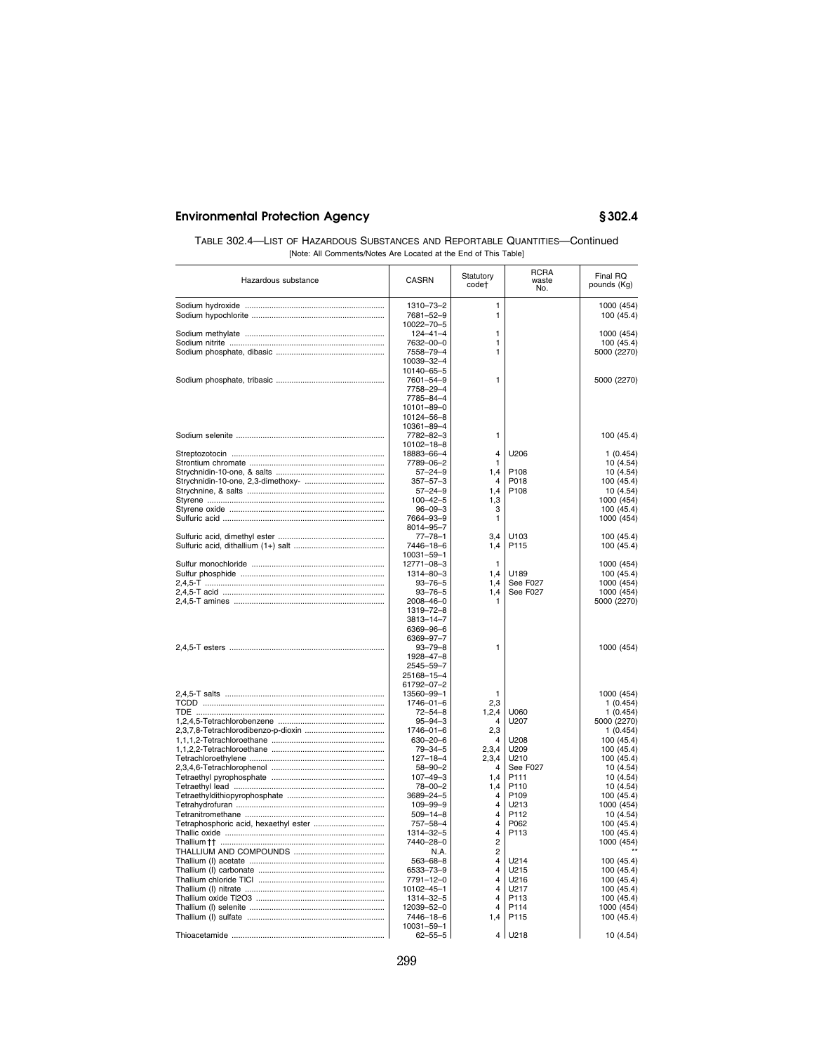TABLE 302.4—LIST OF HAZARDOUS SUBSTANCES AND REPORTABLE QUANTITIES—Continued

[Note: All Comments/Notes Are Located at the End of This Table]

| Hazardous substance | CASRN | Statutory code† | RCRA waste No. | Final RQ pounds (Kg) |
|---|---|---|---|---|
| Sodium hydroxide | 1310–73–2 | 1 | | 1000 (454) |
| Sodium hypochlorite | 7681–52–9 | 1 | | 100 (45.4) |
| | 10022–70–5 | | | |
| Sodium methylate | 124–41–4 | 1 | | 1000 (454) |
| Sodium nitrite | 7632–00–0 | 1 | | 100 (45.4) |
| Sodium phosphate, dibasic | 7558–79–4 | 1 | | 5000 (2270) |
| | 10039–32–4 | | | |
| | 10140–65–5 | | | |
| Sodium phosphate, tribasic | 7601–54–9 | 1 | | 5000 (2270) |
| | 7758–29–4 | | | |
| | 7785–84–4 | | | |
| | 10101–89–0 | | | |
| | 10124–56–8 | | | |
| | 10361–89–4 | | | |
| Sodium selenite | 7782–82–3 | 1 | | 100 (45.4) |
| | 10102–18–8 | | | |
| Streptozotocin | 18883–66–4 | 4 | U206 | 1 (0.454) |
| Strontium chromate | 7789–06–2 | 1 | | 10 (4.54) |
| Strychnidin-10-one, & salts | 57–24–9 | 1,4 | P108 | 10 (4.54) |
| Strychnidin-10-one, 2,3-dimethoxy- | 357–57–3 | 4 | P018 | 100 (45.4) |
| Strychnine, & salts | 57–24–9 | 1,4 | P108 | 10 (4.54) |
| Styrene | 100–42–5 | 1,3 | | 1000 (454) |
| Styrene oxide | 96–09–3 | 3 | | 100 (45.4) |
| Sulfuric acid | 7664–93–9 | 1 | | 1000 (454) |
| | 8014–95–7 | | | |
| Sulfuric acid, dimethyl ester | 77–78–1 | 3,4 | U103 | 100 (45.4) |
| Sulfuric acid, dithallium (1+) salt | 7446–18–6 | 1,4 | P115 | 100 (45.4) |
| | 10031–59–1 | | | |
| Sulfur monochloride | 12771–08–3 | 1 | | 1000 (454) |
| Sulfur phosphide | 1314–80–3 | 1,4 | U189 | 100 (45.4) |
| 2,4,5-T | 93–76–5 | 1,4 | See F027 | 1000 (454) |
| 2,4,5-T acid | 93–76–5 | 1,4 | See F027 | 1000 (454) |
| 2,4,5-T amines | 2008–46–0 | 1 | | 5000 (2270) |
| | 1319–72–8 | | | |
| | 3813–14–7 | | | |
| | 6369–96–6 | | | |
| | 6369–97–7 | | | |
| 2,4,5-T esters | 93–79–8 | 1 | | 1000 (454) |
| | 1928–47–8 | | | |
| | 2545–59–7 | | | |
| | 25168–15–4 | | | |
| | 61792–07–2 | | | |
| 2,4,5-T salts | 13560–99–1 | 1 | | 1000 (454) |
| TCDD | 1746–01–6 | 2,3 | | 1 (0.454) |
| TDE | 72–54–8 | 1,2,4 | U060 | 1 (0.454) |
| 1,2,4,5-Tetrachlorobenzene | 95–94–3 | 4 | U207 | 5000 (2270) |
| 2,3,7,8-Tetrachlorodibenzo-p-dioxin | 1746–01–6 | 2,3 | | 1 (0.454) |
| 1,1,1,2-Tetrachloroethane | 630–20–6 | 4 | U208 | 100 (45.4) |
| 1,1,2,2-Tetrachloroethane | 79–34–5 | 2,3,4 | U209 | 100 (45.4) |
| Tetrachloroethylene | 127–18–4 | 2,3,4 | U210 | 100 (45.4) |
| 2,3,4,6-Tetrachlorophenol | 58–90–2 | 4 | See F027 | 10 (4.54) |
| Tetraethyl pyrophosphate | 107–49–3 | 1,4 | P111 | 10 (4.54) |
| Tetraethyl lead | 78–00–2 | 1,4 | P110 | 10 (4.54) |
| Tetraethyldithiopyrophosphate | 3689–24–5 | 4 | P109 | 100 (45.4) |
| Tetrahydrofuran | 109–99–9 | 4 | U213 | 1000 (454) |
| Tetranitromethane | 509–14–8 | 4 | P112 | 10 (4.54) |
| Tetraphosphoric acid, hexaethyl ester | 757–58–4 | 4 | P062 | 100 (45.4) |
| Thallic oxide | 1314–32–5 | 4 | P113 | 100 (45.4) |
| Thallium†† | 7440–28–0 | 2 | | 1000 (454) |
| THALLIUM AND COMPOUNDS | N.A. | 2 | | ** |
| Thallium (I) acetate | 563–68–8 | 4 | U214 | 100 (45.4) |
| Thallium (I) carbonate | 6533–73–9 | 4 | U215 | 100 (45.4) |
| Thallium chloride TlCl | 7791–12–0 | 4 | U216 | 100 (45.4) |
| Thallium (I) nitrate | 10102–45–1 | 4 | U217 | 100 (45.4) |
| Thallium oxide Tl2O3 | 1314–32–5 | 4 | P113 | 100 (45.4) |
| Thallium (I) selenite | 12039–52–0 | 4 | P114 | 1000 (454) |
| Thallium (I) sulfate | 7446–18–6 | 1,4 | P115 | 100 (45.4) |
| | 10031–59–1 | | | |
| Thioacetamide | 62–55–5 | 4 | U218 | 10 (4.54) |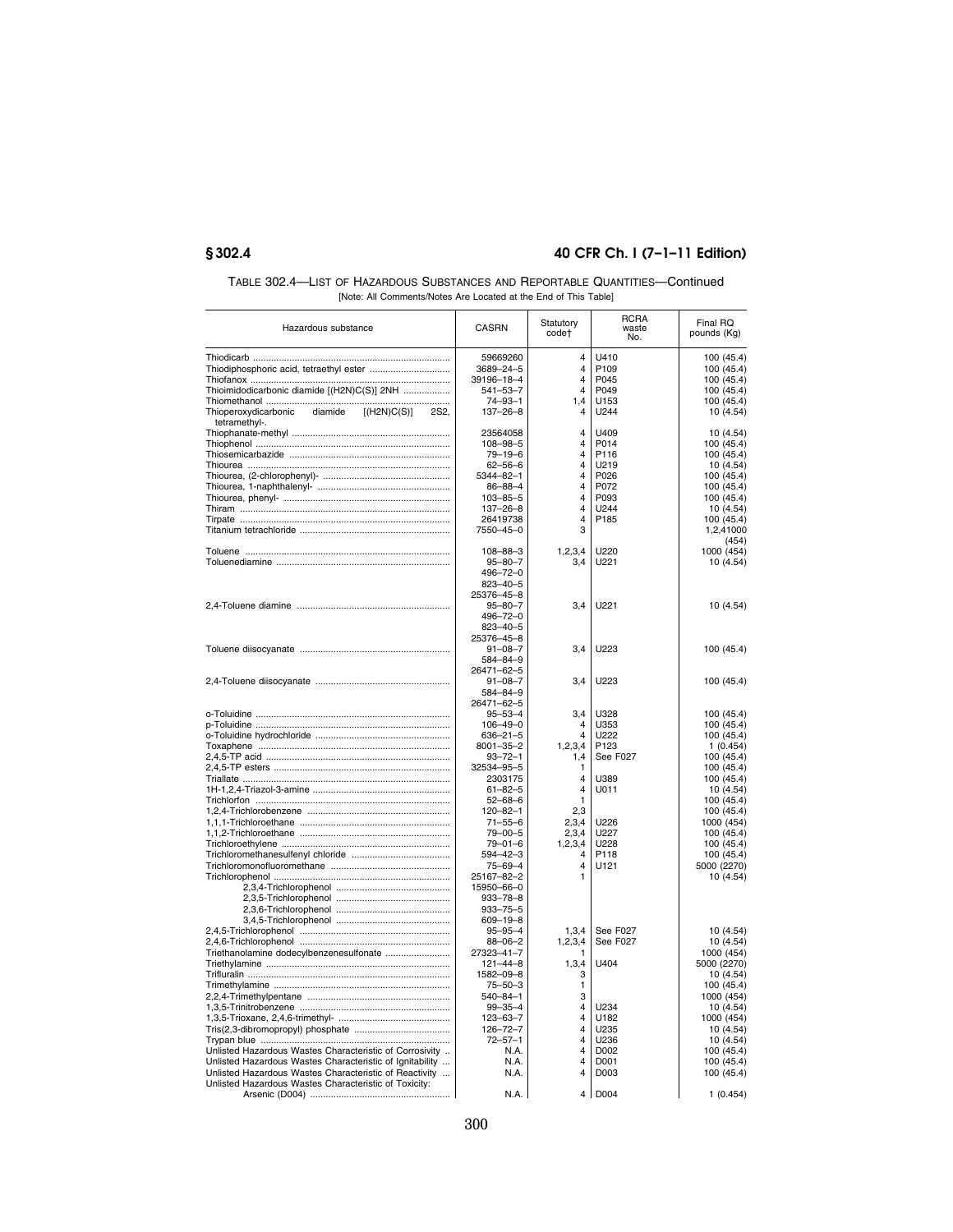TABLE 302.4—LIST OF HAZARDOUS SUBSTANCES AND REPORTABLE QUANTITIES—Continued

[Note: All Comments/Notes Are Located at the End of This Table]

| Hazardous substance | CASRN | Statutory code† | RCRA waste No. | Final RQ pounds (Kg) |
|---|---|---|---|---|
| Thiodicarb | 59669260 | 4 | U410 | 100 (45.4) |
| Thiodiphosphoric acid, tetraethyl ester | 3689–24–5 | 4 | P109 | 100 (45.4) |
| Thiofanox | 39196–18–4 | 4 | P045 | 100 (45.4) |
| Thioimidodicarbonic diamide [(H2N)C(S)] 2NH | 541–53–7 | 4 | P049 | 100 (45.4) |
| Thiomethanol | 74–93–1 | 1,4 | U153 | 100 (45.4) |
| Thioperoxydicarbonic diamide [(H2N)C(S)] 2S2, tetramethyl-. | 137–26–8 | 4 | U244 | 10 (4.54) |
| Thiophanate-methyl | 23564058 | 4 | U409 | 10 (4.54) |
| Thiophenol | 108–98–5 | 4 | P014 | 100 (45.4) |
| Thiosemicarbazide | 79–19–6 | 4 | P116 | 100 (45.4) |
| Thiourea | 62–56–6 | 4 | U219 | 10 (4.54) |
| Thiourea, (2-chlorophenyl)- | 5344–82–1 | 4 | P026 | 100 (45.4) |
| Thiourea, 1-naphthalenyl- | 86–88–4 | 4 | P072 | 100 (45.4) |
| Thiourea, phenyl- | 103–85–5 | 4 | P093 | 100 (45.4) |
| Thiram | 137–26–8 | 4 | U244 | 10 (4.54) |
| Tirpate | 26419738 | 4 | P185 | 100 (45.4) |
| Titanium tetrachloride | 7550–45–0 | 3 | | 1,2,41000 (454) |
| Toluene | 108–88–3 | 1,2,3,4 | U220 | 1000 (454) |
| Toluenediamine | 95–80–7<br>496–72–0<br>823–40–5<br>25376–45–8 | 3,4 | U221 | 10 (4.54) |
| 2,4-Toluene diamine | 95–80–7<br>496–72–0<br>823–40–5<br>25376–45–8 | 3,4 | U221 | 10 (4.54) |
| Toluene diisocyanate | 91–08–7<br>584–84–9<br>26471–62–5 | 3,4 | U223 | 100 (45.4) |
| 2,4-Toluene diisocyanate | 91–08–7<br>584–84–9<br>26471–62–5 | 3,4 | U223 | 100 (45.4) |
| o-Toluidine | 95–53–4 | 3,4 | U328 | 100 (45.4) |
| p-Toluidine | 106–49–0 | 4 | U353 | 100 (45.4) |
| o-Toluidine hydrochloride | 636–21–5 | 4 | U222 | 100 (45.4) |
| Toxaphene | 8001–35–2 | 1,2,3,4 | P123 | 1 (0.454) |
| 2,4,5-TP acid | 93–72–1 | 1,4 | See F027 | 100 (45.4) |
| 2,4,5-TP esters | 32534–95–5 | 1 | | 100 (45.4) |
| Triallate | 2303175 | 4 | U389 | 100 (45.4) |
| 1H-1,2,4-Triazol-3-amine | 61–82–5 | 4 | U011 | 10 (4.54) |
| Trichlorfon | 52–68–6 | 1 | | 100 (45.4) |
| 1,2,4-Trichlorobenzene | 120–82–1 | 2,3 | | 100 (45.4) |
| 1,1,1-Trichloroethane | 71–55–6 | 2,3,4 | U226 | 1000 (454) |
| 1,1,2-Trichloroethane | 79–00–5 | 2,3,4 | U227 | 100 (45.4) |
| Trichloroethylene | 79–01–6 | 1,2,3,4 | U228 | 100 (45.4) |
| Trichloromethanesulfenyl chloride | 594–42–3 | 4 | P118 | 100 (45.4) |
| Trichloromonofluoromethane | 75–69–4 | 4 | U121 | 5000 (2270) |
| Trichlorophenol | 25167–82–2 | 1 | | 10 (4.54) |
| 2,3,4-Trichlorophenol | 15950–66–0 | | | |
| 2,3,5-Trichlorophenol | 933–78–8 | | | |
| 2,3,6-Trichlorophenol | 933–75–5 | | | |
| 3,4,5-Trichlorophenol | 609–19–8 | | | |
| 2,4,5-Trichlorophenol | 95–95–4 | 1,3,4 | See F027 | 10 (4.54) |
| 2,4,6-Trichlorophenol | 88–06–2 | 1,2,3,4 | See F027 | 10 (4.54) |
| Triethanolamine dodecylbenzenesulfonate | 27323–41–7 | 1 | | 1000 (454) |
| Triethylamine | 121–44–8 | 1,3,4 | U404 | 5000 (2270) |
| Trifluralin | 1582–09–8 | 3 | | 10 (4.54) |
| Trimethylamine | 75–50–3 | 1 | | 100 (45.4) |
| 2,2,4-Trimethylpentane | 540–84–1 | 3 | | 1000 (454) |
| 1,3,5-Trinitrobenzene | 99–35–4 | 4 | U234 | 10 (4.54) |
| 1,3,5-Trioxane, 2,4,6-trimethyl- | 123–63–7 | 4 | U182 | 1000 (454) |
| Tris(2,3-dibromopropyl) phosphate | 126–72–7 | 4 | U235 | 10 (4.54) |
| Trypan blue | 72–57–1 | 4 | U236 | 10 (4.54) |
| Unlisted Hazardous Wastes Characteristic of Corrosivity | N.A. | 4 | D002 | 100 (45.4) |
| Unlisted Hazardous Wastes Characteristic of Ignitability | N.A. | 4 | D001 | 100 (45.4) |
| Unlisted Hazardous Wastes Characteristic of Reactivity | N.A. | 4 | D003 | 100 (45.4) |
| Unlisted Hazardous Wastes Characteristic of Toxicity: | | | | |
| Arsenic (D004) | N.A. | 4 | D004 | 1 (0.454) |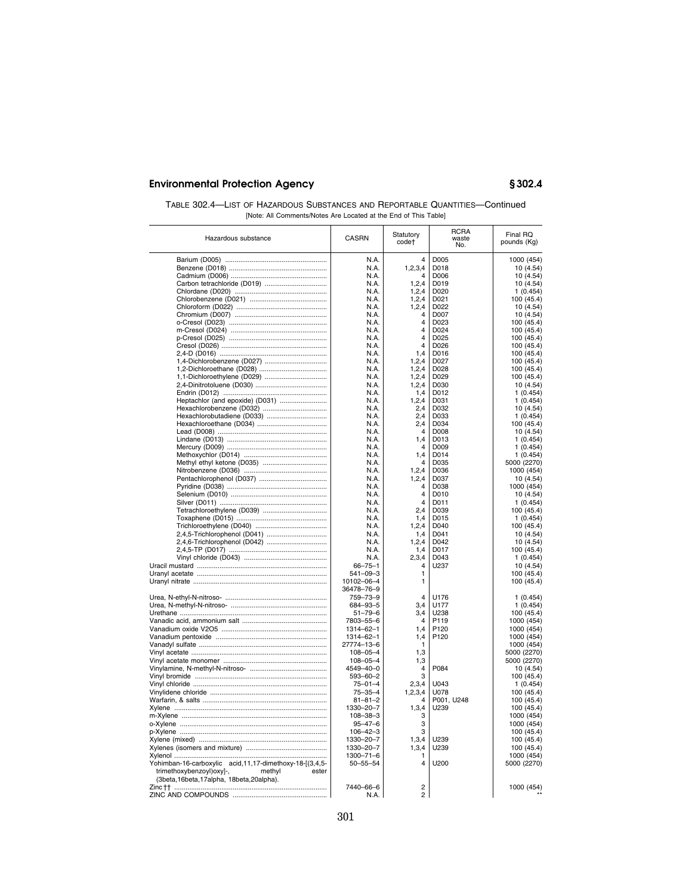TABLE 302.4—LIST OF HAZARDOUS SUBSTANCES AND REPORTABLE QUANTITIES—Continued

[Note: All Comments/Notes Are Located at the End of This Table]

| Hazardous substance | CASRN | Statutory code† | RCRA waste No. | Final RQ pounds (Kg) |
|---|---|---|---|---|
| Barium (D005) | N.A. | 4 | D005 | 1000 (454) |
| Benzene (D018) | N.A. | 1,2,3,4 | D018 | 10 (4.54) |
| Cadmium (D006) | N.A. | 4 | D006 | 10 (4.54) |
| Carbon tetrachloride (D019) | N.A. | 1,2,4 | D019 | 10 (4.54) |
| Chlordane (D020) | N.A. | 1,2,4 | D020 | 1 (0.454) |
| Chlorobenzene (D021) | N.A. | 1,2,4 | D021 | 100 (45.4) |
| Chloroform (D022) | N.A. | 1,2,4 | D022 | 10 (4.54) |
| Chromium (D007) | N.A. | 4 | D007 | 10 (4.54) |
| o-Cresol (D023) | N.A. | 4 | D023 | 100 (45.4) |
| m-Cresol (D024) | N.A. | 4 | D024 | 100 (45.4) |
| p-Cresol (D025) | N.A. | 4 | D025 | 100 (45.4) |
| Cresol (D026) | N.A. | 4 | D026 | 100 (45.4) |
| 2,4-D (D016) | N.A. | 1,4 | D016 | 100 (45.4) |
| 1,4-Dichlorobenzene (D027) | N.A. | 1,2,4 | D027 | 100 (45.4) |
| 1,2-Dichloroethane (D028) | N.A. | 1,2,4 | D028 | 100 (45.4) |
| 1,1-Dichloroethylene (D029) | N.A. | 1,2,4 | D029 | 100 (45.4) |
| 2,4-Dinitrotoluene (D030) | N.A. | 1,2,4 | D030 | 10 (4.54) |
| Endrin (D012) | N.A. | 1,4 | D012 | 1 (0.454) |
| Heptachlor (and epoxide) (D031) | N.A. | 1,2,4 | D031 | 1 (0.454) |
| Hexachlorobenzene (D032) | N.A. | 2,4 | D032 | 10 (4.54) |
| Hexachlorobutadiene (D033) | N.A. | 2,4 | D033 | 1 (0.454) |
| Hexachloroethane (D034) | N.A. | 2,4 | D034 | 100 (45.4) |
| Lead (D008) | N.A. | 4 | D008 | 10 (4.54) |
| Lindane (D013) | N.A. | 1,4 | D013 | 1 (0.454) |
| Mercury (D009) | N.A. | 4 | D009 | 1 (0.454) |
| Methoxychlor (D014) | N.A. | 1,4 | D014 | 1 (0.454) |
| Methyl ethyl ketone (D035) | N.A. | 4 | D035 | 5000 (2270) |
| Nitrobenzene (D036) | N.A. | 1,2,4 | D036 | 1000 (454) |
| Pentachlorophenol (D037) | N.A. | 1,2,4 | D037 | 10 (4.54) |
| Pyridine (D038) | N.A. | 4 | D038 | 1000 (454) |
| Selenium (D010) | N.A. | 4 | D010 | 10 (4.54) |
| Silver (D011) | N.A. | 4 | D011 | 1 (0.454) |
| Tetrachloroethylene (D039) | N.A. | 2,4 | D039 | 100 (45.4) |
| Toxaphene (D015) | N.A. | 1,4 | D015 | 1 (0.454) |
| Trichloroethylene (D040) | N.A. | 1,2,4 | D040 | 100 (45.4) |
| 2,4,5-Trichlorophenol (D041) | N.A. | 1,4 | D041 | 10 (4.54) |
| 2,4,6-Trichlorophenol (D042) | N.A. | 1,2,4 | D042 | 10 (4.54) |
| 2,4,5-TP (D017) | N.A. | 1,4 | D017 | 100 (45.4) |
| Vinyl chloride (D043) | N.A. | 2,3,4 | D043 | 1 (0.454) |
| Uracil mustard | 66–75–1 | 4 | U237 | 10 (4.54) |
| Uranyl acetate | 541–09–3 | 1 | | 100 (45.4) |
| Uranyl nitrate | 10102–06–4<br>36478–76–9 | 1 | | 100 (45.4) |
| Urea, N-ethyl-N-nitroso- | 759–73–9 | 4 | U176 | 1 (0.454) |
| Urea, N-methyl-N-nitroso- | 684–93–5 | 3,4 | U177 | 1 (0.454) |
| Urethane | 51–79–6 | 3,4 | U238 | 100 (45.4) |
| Vanadic acid, ammonium salt | 7803–55–6 | 4 | P119 | 1000 (454) |
| Vanadium oxide V2O5 | 1314–62–1 | 1,4 | P120 | 1000 (454) |
| Vanadium pentoxide | 1314–62–1 | 1,4 | P120 | 1000 (454) |
| Vanadyl sulfate | 27774–13–6 | 1 | | 1000 (454) |
| Vinyl acetate | 108–05–4 | 1,3 | | 5000 (2270) |
| Vinyl acetate monomer | 108–05–4 | 1,3 | | 5000 (2270) |
| Vinylamine, N-methyl-N-nitroso- | 4549–40–0 | 4 | P084 | 10 (4.54) |
| Vinyl bromide | 593–60–2 | 3 | | 100 (45.4) |
| Vinyl chloride | 75–01–4 | 2,3,4 | U043 | 1 (0.454) |
| Vinylidene chloride | 75–35–4 | 1,2,3,4 | U078 | 100 (45.4) |
| Warfarin, & salts | 81–81–2 | 4 | P001, U248 | 100 (45.4) |
| Xylene | 1330–20–7 | 1,3,4 | U239 | 100 (45.4) |
| m-Xylene | 108–38–3 | 3 | | 1000 (454) |
| o-Xylene | 95–47–6 | 3 | | 1000 (454) |
| p-Xylene | 106–42–3 | 3 | | 100 (45.4) |
| Xylene (mixed) | 1330–20–7 | 1,3,4 | U239 | 100 (45.4) |
| Xylenes (isomers and mixture) | 1330–20–7 | 1,3,4 | U239 | 100 (45.4) |
| Xylenol | 1300–71–6 | 1 | | 1000 (454) |
| Yohimban-16-carboxylic acid,11,17-dimethoxy-18-[(3,4,5-trimethoxybenzoyl)oxy]-, methyl ester (3beta,16beta,17alpha, 18beta,20alpha). | 50–55–54 | 4 | U200 | 5000 (2270) |
| Zinc†† | 7440–66–6 | 2 | | 1000 (454) |
| ZINC AND COMPOUNDS | N.A. | 2 | | ** |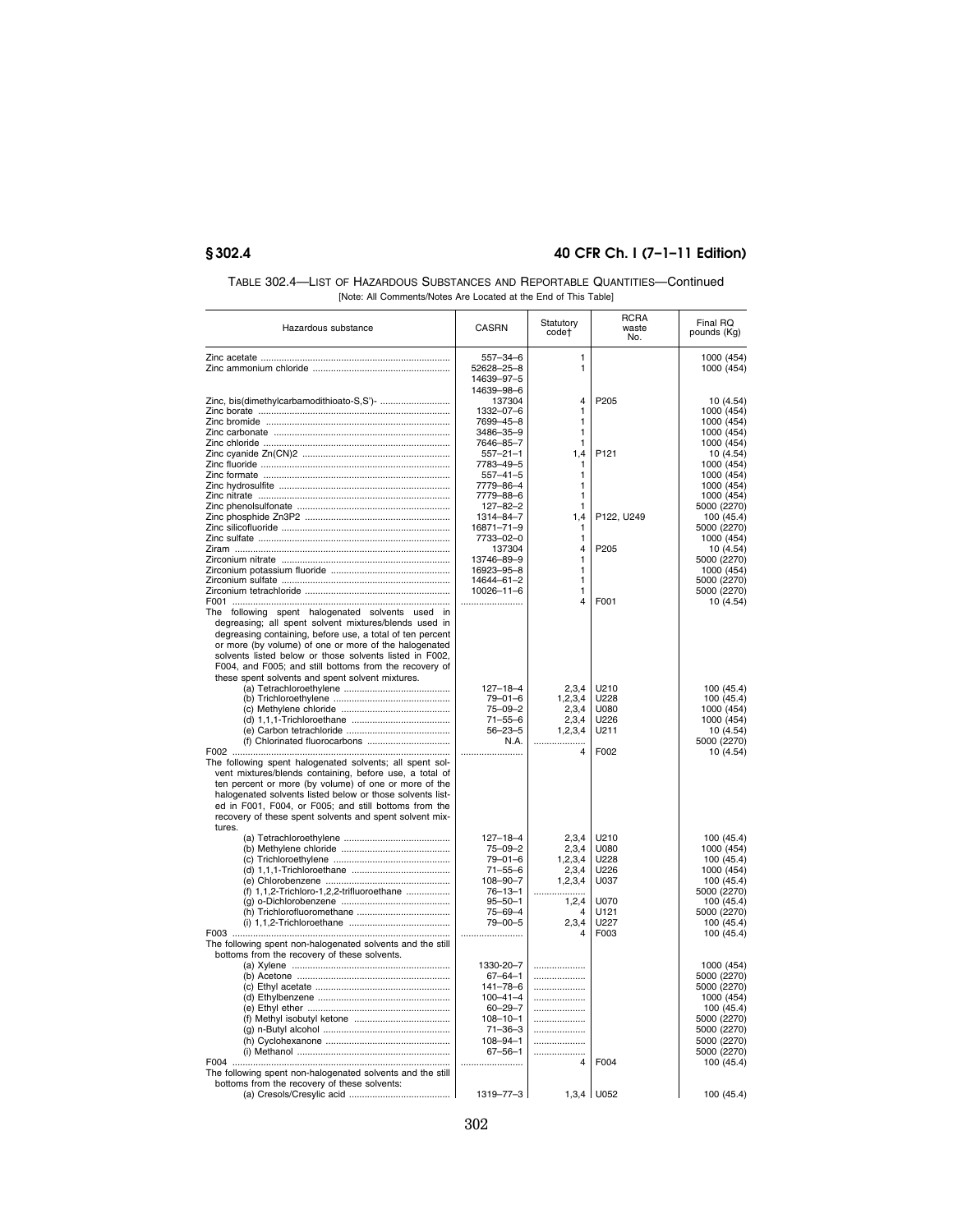TABLE 302.4—LIST OF HAZARDOUS SUBSTANCES AND REPORTABLE QUANTITIES—Continued

[Note: All Comments/Notes Are Located at the End of This Table]

| Hazardous substance | CASRN | Statutory code† | RCRA waste No. | Final RQ pounds (Kg) |
|---|---|---|---|---|
| Zinc acetate | 557–34–6 | 1 | | 1000 (454) |
| Zinc ammonium chloride | 52628–25–8<br>14639–97–5<br>14639–98–6 | 1 | | 1000 (454) |
| Zinc, bis(dimethylcarbamodithioato-S,S')- | 137304 | 4 | P205 | 10 (4.54) |
| Zinc borate | 1332–07–6 | 1 | | 1000 (454) |
| Zinc bromide | 7699–45–8 | 1 | | 1000 (454) |
| Zinc carbonate | 3486–35–9 | 1 | | 1000 (454) |
| Zinc chloride | 7646–85–7 | 1 | | 1000 (454) |
| Zinc cyanide Zn(CN)2 | 557–21–1 | 1,4 | P121 | 10 (4.54) |
| Zinc fluoride | 7783–49–5 | 1 | | 1000 (454) |
| Zinc formate | 557–41–5 | 1 | | 1000 (454) |
| Zinc hydrosulfite | 7779–86–4 | 1 | | 1000 (454) |
| Zinc nitrate | 7779–88–6 | 1 | | 1000 (454) |
| Zinc phenolsulfonate | 127–82–2 | 1 | | 5000 (2270) |
| Zinc phosphide Zn3P2 | 1314–84–7 | 1,4 | P122, U249 | 100 (45.4) |
| Zinc silicofluoride | 16871–71–9 | 1 | | 5000 (2270) |
| Zinc sulfate | 7733–02–0 | 1 | | 1000 (454) |
| Ziram | 137304 | 4 | P205 | 10 (4.54) |
| Zirconium nitrate | 13746–89–9 | 1 | | 5000 (2270) |
| Zirconium potassium fluoride | 16923–95–8 | 1 | | 1000 (454) |
| Zirconium sulfate | 14644–61–2 | 1 | | 5000 (2270) |
| Zirconium tetrachloride | 10026–11–6 | 1 | | 5000 (2270) |
| F001 | | 4 | F001 | 10 (4.54) |
| The following spent halogenated solvents used in degreasing; all spent solvent mixtures/blends used in degreasing containing, before use, a total of ten percent or more (by volume) of one or more of the halogenated solvents listed below or those solvents listed in F002, F004, and F005; and still bottoms from the recovery of these spent solvents and spent solvent mixtures. | | | | |
| (a) Tetrachloroethylene | 127–18–4 | 2,3,4 | U210 | 100 (45.4) |
| (b) Trichloroethylene | 79–01–6 | 1,2,3,4 | U228 | 100 (45.4) |
| (c) Methylene chloride | 75–09–2 | 2,3,4 | U080 | 1000 (454) |
| (d) 1,1,1-Trichloroethane | 71–55–6 | 2,3,4 | U226 | 1000 (454) |
| (e) Carbon tetrachloride | 56–23–5 | 1,2,3,4 | U211 | 10 (4.54) |
| (f) Chlorinated fluorocarbons | N.A. | | | 5000 (2270) |
| F002 | | 4 | F002 | 10 (4.54) |
| The following spent halogenated solvents; all spent solvent mixtures/blends containing, before use, a total of ten percent or more (by volume) of one or more of the halogenated solvents listed below or those solvents listed in F001, F004, or F005; and still bottoms from the recovery of these spent solvents and spent solvent mixtures. | | | | |
| (a) Tetrachloroethylene | 127–18–4 | 2,3,4 | U210 | 100 (45.4) |
| (b) Methylene chloride | 75–09–2 | 2,3,4 | U080 | 1000 (454) |
| (c) Trichloroethylene | 79–01–6 | 1,2,3,4 | U228 | 100 (45.4) |
| (d) 1,1,1-Trichloroethane | 71–55–6 | 2,3,4 | U226 | 1000 (454) |
| (e) Chlorobenzene | 108–90–7 | 1,2,3,4 | U037 | 100 (45.4) |
| (f) 1,1,2-Trichloro-1,2,2-trifluoroethane | 76–13–1 | | | 5000 (2270) |
| (g) o-Dichlorobenzene | 95–50–1 | 1,2,4 | U070 | 100 (45.4) |
| (h) Trichlorofluoromethane | 75–69–4 | 4 | U121 | 5000 (2270) |
| (i) 1,1,2-Trichloroethane | 79–00–5 | 2,3,4 | U227 | 100 (45.4) |
| F003 | | 4 | F003 | 100 (45.4) |
| The following spent non-halogenated solvents and the still bottoms from the recovery of these solvents. | | | | |
| (a) Xylene | 1330–20–7 | | | 1000 (454) |
| (b) Acetone | 67–64–1 | | | 5000 (2270) |
| (c) Ethyl acetate | 141–78–6 | | | 5000 (2270) |
| (d) Ethylbenzene | 100–41–4 | | | 1000 (454) |
| (e) Ethyl ether | 60–29–7 | | | 100 (45.4) |
| (f) Methyl isobutyl ketone | 108–10–1 | | | 5000 (2270) |
| (g) n-Butyl alcohol | 71–36–3 | | | 5000 (2270) |
| (h) Cyclohexanone | 108–94–1 | | | 5000 (2270) |
| (i) Methanol | 67–56–1 | | | 5000 (2270) |
| F004 | | 4 | F004 | 100 (45.4) |
| The following spent non-halogenated solvents and the still bottoms from the recovery of these solvents: | | | | |
| (a) Cresols/Cresylic acid | 1319–77–3 | 1,3,4 | U052 | 100 (45.4) |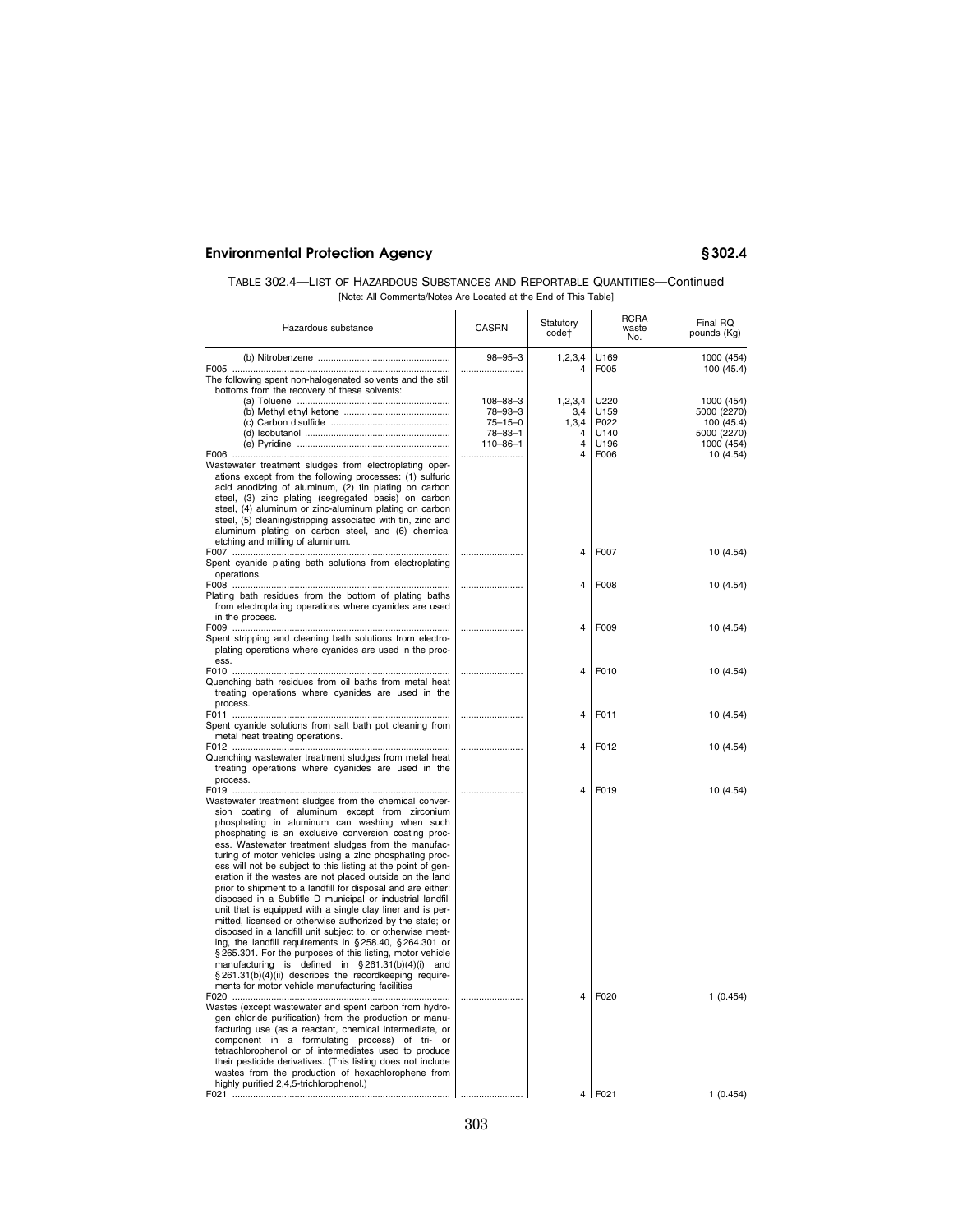TABLE 302.4—LIST OF HAZARDOUS SUBSTANCES AND REPORTABLE QUANTITIES—Continued

[Note: All Comments/Notes Are Located at the End of This Table]

| Hazardous substance | CASRN | Statutory code† | RCRA waste No. | Final RQ pounds (Kg) |
|---|---|---|---|---|
| (b) Nitrobenzene | 98–95–3 | 1,2,3,4 | U169 | 1000 (454) |
| F005 | | 4 | F005 | 100 (45.4) |
| The following spent non-halogenated solvents and the still bottoms from the recovery of these solvents: | | | | |
| (a) Toluene | 108–88–3 | 1,2,3,4 | U220 | 1000 (454) |
| (b) Methyl ethyl ketone | 78–93–3 | 3,4 | U159 | 5000 (2270) |
| (c) Carbon disulfide | 75–15–0 | 1,3,4 | P022 | 100 (45.4) |
| (d) Isobutanol | 78–83–1 | 4 | U140 | 5000 (2270) |
| (e) Pyridine | 110–86–1 | 4 | U196 | 1000 (454) |
| F006 | | 4 | F006 | 10 (4.54) |
| Wastewater treatment sludges from electroplating operations except from the following processes: (1) sulfuric acid anodizing of aluminum, (2) tin plating on carbon steel, (3) zinc plating (segregated basis) on carbon steel, (4) aluminum or zinc-aluminum plating on carbon steel, (5) cleaning/stripping associated with tin, zinc and aluminum plating on carbon steel, and (6) chemical etching and milling of aluminum. | | | | |
| F007 | | 4 | F007 | 10 (4.54) |
| Spent cyanide plating bath solutions from electroplating operations. | | | | |
| F008 | | 4 | F008 | 10 (4.54) |
| Plating bath residues from the bottom of plating baths from electroplating operations where cyanides are used in the process. | | | | |
| F009 | | 4 | F009 | 10 (4.54) |
| Spent stripping and cleaning bath solutions from electroplating operations where cyanides are used in the process. | | | | |
| F010 | | 4 | F010 | 10 (4.54) |
| Quenching bath residues from oil baths from metal heat treating operations where cyanides are used in the process. | | | | |
| F011 | | 4 | F011 | 10 (4.54) |
| Spent cyanide solutions from salt bath pot cleaning from metal heat treating operations. | | | | |
| F012 | | 4 | F012 | 10 (4.54) |
| Quenching wastewater treatment sludges from metal heat treating operations where cyanides are used in the process. | | | | |
| F019 | | 4 | F019 | 10 (4.54) |
| Wastewater treatment sludges from the chemical conversion coating of aluminum except from zirconium phosphating in aluminum can washing when such phosphating is an exclusive conversion coating process. Wastewater treatment sludges from the manufacturing of motor vehicles using a zinc phosphating process will not be subject to this listing at the point of generation if the wastes are not placed outside on the land prior to shipment to a landfill for disposal and are either: disposed in a Subtitle D municipal or industrial landfill unit that is equipped with a single clay liner and is permitted, licensed or otherwise authorized by the state; or disposed in a landfill unit subject to, or otherwise meeting, the landfill requirements in §258.40, §264.301 or §265.301. For the purposes of this listing, motor vehicle manufacturing is defined in §261.31(b)(4)(i) and §261.31(b)(4)(ii) describes the recordkeeping requirements for motor vehicle manufacturing facilities | | | | |
| F020 | | 4 | F020 | 1 (0.454) |
| Wastes (except wastewater and spent carbon from hydrogen chloride purification) from the production or manufacturing use (as a reactant, chemical intermediate, or component in a formulating process) of tri- or tetrachlorophenol or of intermediates used to produce their pesticide derivatives. (This listing does not include wastes from the production of hexachlorophene from highly purified 2,4,5-trichlorophenol.) | | | | |
| F021 | | 4 | F021 | 1 (0.454) |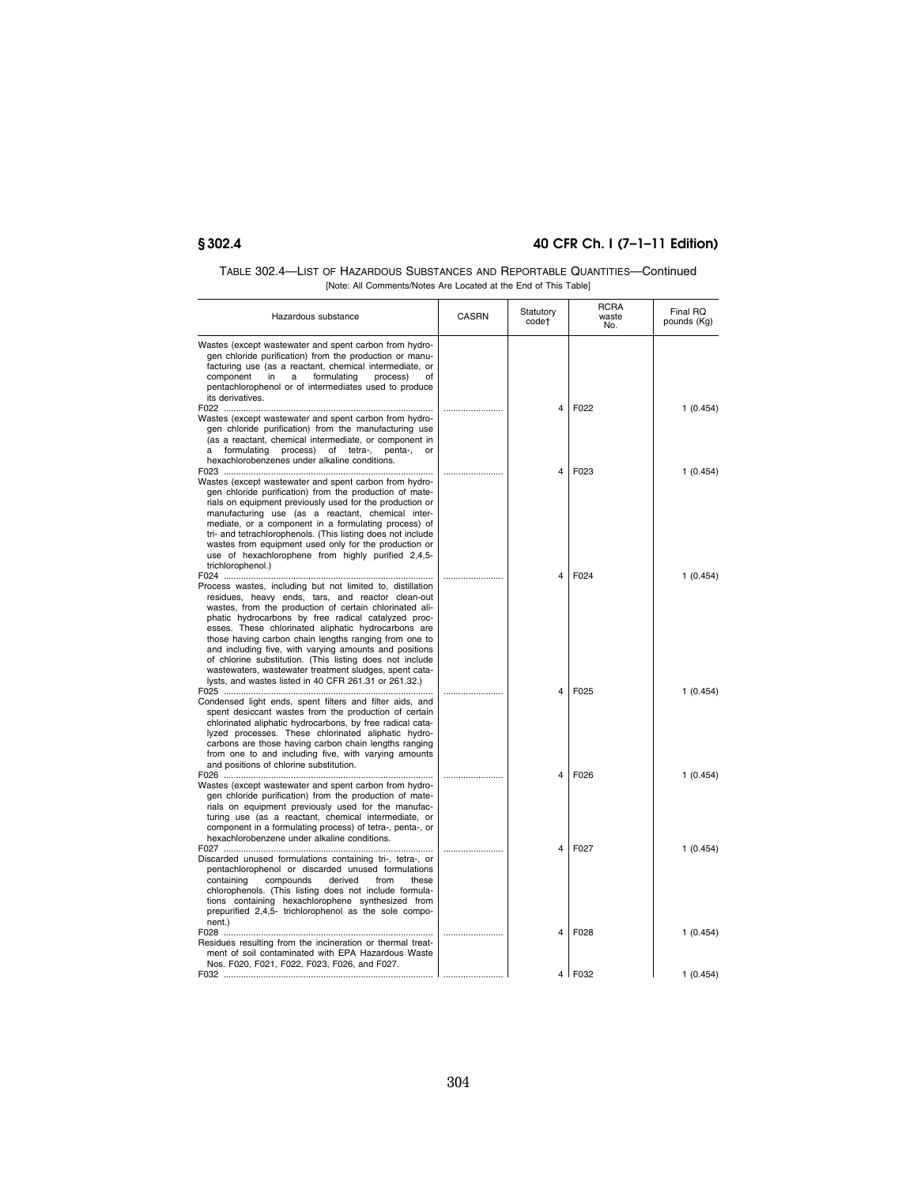TABLE 302.4—LIST OF HAZARDOUS SUBSTANCES AND REPORTABLE QUANTITIES—Continued

[Note: All Comments/Notes Are Located at the End of This Table]

| Hazardous substance | CASRN | Statutory code† | RCRA waste No. | Final RQ pounds (Kg) |
|---|---|---|---|---|
| Wastes (except wastewater and spent carbon from hydrogen chloride purification) from the production or manufacturing use (as a reactant, chemical intermediate, or component in a formulating process) of pentachlorophenol or of intermediates used to produce its derivatives. | | | | |
| F022 | | 4 | F022 | 1 (0.454) |
| Wastes (except wastewater and spent carbon from hydrogen chloride purification) from the manufacturing use (as a reactant, chemical intermediate, or component in a formulating process) of tetra-, penta-, or hexachlorobenzenes under alkaline conditions. | | | | |
| F023 | | 4 | F023 | 1 (0.454) |
| Wastes (except wastewater and spent carbon from hydrogen chloride purification) from the production of materials on equipment previously used for the production or manufacturing use (as a reactant, chemical intermediate, or a component in a formulating process) of tri- and tetrachlorophenols. (This listing does not include wastes from equipment used only for the production or use of hexachlorophene from highly purified 2,4,5-trichlorophenol.) | | | | |
| F024 | | 4 | F024 | 1 (0.454) |
| Process wastes, including but not limited to, distillation residues, heavy ends, tars, and reactor clean-out wastes, from the production of certain chlorinated aliphatic hydrocarbons by free radical catalyzed processes. These chlorinated aliphatic hydrocarbons are those having carbon chain lengths ranging from one to and including five, with varying amounts and positions of chlorine substitution. (This listing does not include wastewaters, wastewater treatment sludges, spent catalysts, and wastes listed in 40 CFR 261.31 or 261.32.) | | | | |
| F025 | | 4 | F025 | 1 (0.454) |
| Condensed light ends, spent filters and filter aids, and spent desiccant wastes from the production of certain chlorinated aliphatic hydrocarbons, by free radical catalyzed processes. These chlorinated aliphatic hydrocarbons are those having carbon chain lengths ranging from one to and including five, with varying amounts and positions of chlorine substitution. | | | | |
| F026 | | 4 | F026 | 1 (0.454) |
| Wastes (except wastewater and spent carbon from hydrogen chloride purification) from the production of materials on equipment previously used for the manufacturing use (as a reactant, chemical intermediate, or component in a formulating process) of tetra-, penta-, or hexachlorobenzene under alkaline conditions. | | | | |
| F027 | | 4 | F027 | 1 (0.454) |
| Discarded unused formulations containing tri-, tetra-, or pentachlorophenol or discarded unused formulations containing compounds derived from these chlorophenols. (This listing does not include formulations containing hexachlorophene synthesized from prepurified 2,4,5- trichlorophenol as the sole component.) | | | | |
| F028 | | 4 | F028 | 1 (0.454) |
| Residues resulting from the incineration or thermal treatment of soil contaminated with EPA Hazardous Waste Nos. F020, F021, F022, F023, F026, and F027. | | | | |
| F032 | | 4 | F032 | 1 (0.454) |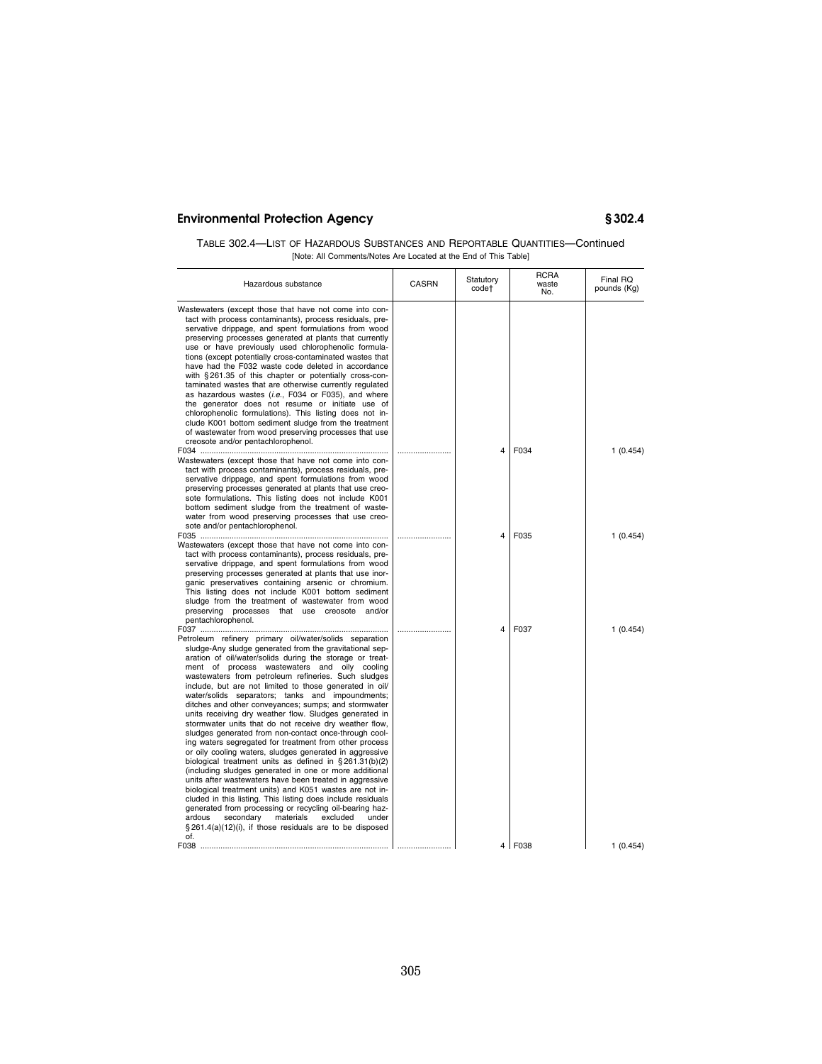TABLE 302.4—LIST OF HAZARDOUS SUBSTANCES AND REPORTABLE QUANTITIES—Continued

[Note: All Comments/Notes Are Located at the End of This Table]

| Hazardous substance | CASRN | Statutory code† | RCRA waste No. | Final RQ pounds (Kg) |
|---|---|---|---|---|
| Wastewaters (except those that have not come into contact with process contaminants), process residuals, preservative drippage, and spent formulations from wood preserving processes generated at plants that currently use or have previously used chlorophenolic formulations (except potentially cross-contaminated wastes that have had the F032 waste code deleted in accordance with § 261.35 of this chapter or potentially cross-contaminated wastes that are otherwise currently regulated as hazardous wastes (*i.e.*, F034 or F035), and where the generator does not resume or initiate use of chlorophenolic formulations). This listing does not include K001 bottom sediment sludge from the treatment of wastewater from wood preserving processes that use creosote and/or pentachlorophenol. | | | | |
| F034 | | 4 | F034 | 1 (0.454) |
| Wastewaters (except those that have not come into contact with process contaminants), process residuals, preservative drippage, and spent formulations from wood preserving processes generated at plants that use creosote formulations. This listing does not include K001 bottom sediment sludge from the treatment of wastewater from wood preserving processes that use creosote and/or pentachlorophenol. | | | | |
| F035 | | 4 | F035 | 1 (0.454) |
| Wastewaters (except those that have not come into contact with process contaminants), process residuals, preservative drippage, and spent formulations from wood preserving processes generated at plants that use inorganic preservatives containing arsenic or chromium. This listing does not include K001 bottom sediment sludge from the treatment of wastewater from wood preserving processes that use creosote and/or pentachlorophenol. | | | | |
| F037 | | 4 | F037 | 1 (0.454) |
| Petroleum refinery primary oil/water/solids separation sludge-Any sludge generated from the gravitational separation of oil/water/solids during the storage or treatment of process wastewaters and oily cooling wastewaters from petroleum refineries. Such sludges include, but are not limited to those generated in oil/water/solids separators; tanks and impoundments; ditches and other conveyances; sumps; and stormwater units receiving dry weather flow. Sludges generated in stormwater units that do not receive dry weather flow, sludges generated from non-contact once-through cooling waters segregated for treatment from other process or oily cooling waters, sludges generated in aggressive biological treatment units as defined in § 261.31(b)(2) (including sludges generated in one or more additional units after wastewaters have been treated in aggressive biological treatment units) and K051 wastes are not included in this listing. This listing does include residuals generated from processing or recycling oil-bearing hazardous secondary materials excluded under § 261.4(a)(12)(i), if those residuals are to be disposed of. | | | | |
| F038 | | 4 | F038 | 1 (0.454) |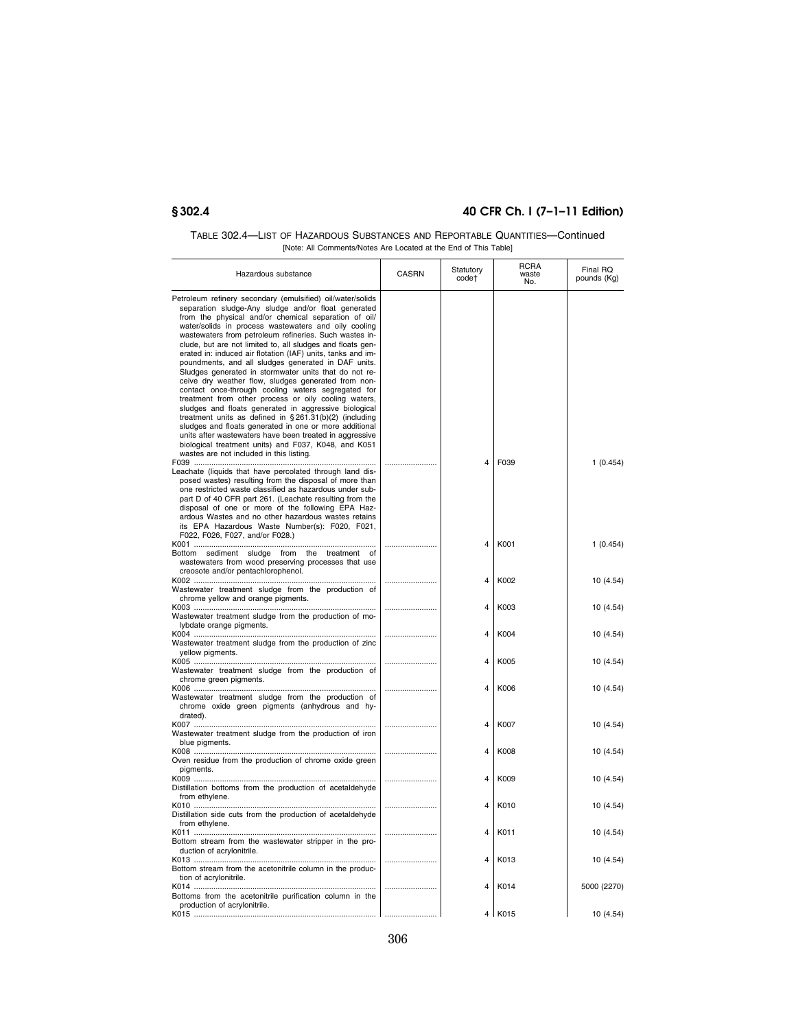TABLE 302.4—LIST OF HAZARDOUS SUBSTANCES AND REPORTABLE QUANTITIES—Continued

[Note: All Comments/Notes Are Located at the End of This Table]

| Hazardous substance | CASRN | Statutory code† | RCRA waste No. | Final RQ pounds (Kg) |
|---|---|---|---|---|
| Petroleum refinery secondary (emulsified) oil/water/solids separation sludge-Any sludge and/or float generated from the physical and/or chemical separation of oil/water/solids in process wastewaters and oily cooling wastewaters from petroleum refineries. Such wastes include, but are not limited to, all sludges and floats generated in: induced air flotation (IAF) units, tanks and impoundments, and all sludges generated in DAF units. Sludges generated in stormwater units that do not receive dry weather flow, sludges generated from non-contact once-through cooling waters segregated for treatment from other process or oily cooling waters, sludges and floats generated in aggressive biological treatment units as defined in § 261.31(b)(2) (including sludges and floats generated in one or more additional units after wastewaters have been treated in aggressive biological treatment units) and F037, K048, and K051 wastes are not included in this listing. | | | | |
| F039 | | 4 | F039 | 1 (0.454) |
| Leachate (liquids that have percolated through land disposed wastes) resulting from the disposal of more than one restricted waste classified as hazardous under subpart D of 40 CFR part 261. (Leachate resulting from the disposal of one or more of the following EPA Hazardous Wastes and no other hazardous wastes retains its EPA Hazardous Waste Number(s): F020, F021, F022, F026, F027, and/or F028.) | | | | |
| K001 | | 4 | K001 | 1 (0.454) |
| Bottom sediment sludge from the treatment of wastewaters from wood preserving processes that use creosote and/or pentachlorophenol. | | | | |
| K002 | | 4 | K002 | 10 (4.54) |
| Wastewater treatment sludge from the production of chrome yellow and orange pigments. | | | | |
| K003 | | 4 | K003 | 10 (4.54) |
| Wastewater treatment sludge from the production of molybdate orange pigments. | | | | |
| K004 | | 4 | K004 | 10 (4.54) |
| Wastewater treatment sludge from the production of zinc yellow pigments. | | | | |
| K005 | | 4 | K005 | 10 (4.54) |
| Wastewater treatment sludge from the production of chrome green pigments. | | | | |
| K006 | | 4 | K006 | 10 (4.54) |
| Wastewater treatment sludge from the production of chrome oxide green pigments (anhydrous and hydrated). | | | | |
| K007 | | 4 | K007 | 10 (4.54) |
| Wastewater treatment sludge from the production of iron blue pigments. | | | | |
| K008 | | 4 | K008 | 10 (4.54) |
| Oven residue from the production of chrome oxide green pigments. | | | | |
| K009 | | 4 | K009 | 10 (4.54) |
| Distillation bottoms from the production of acetaldehyde from ethylene. | | | | |
| K010 | | 4 | K010 | 10 (4.54) |
| Distillation side cuts from the production of acetaldehyde from ethylene. | | | | |
| K011 | | 4 | K011 | 10 (4.54) |
| Bottom stream from the wastewater stripper in the production of acrylonitrile. | | | | |
| K013 | | 4 | K013 | 10 (4.54) |
| Bottom stream from the acetonitrile column in the production of acrylonitrile. | | | | |
| K014 | | 4 | K014 | 5000 (2270) |
| Bottoms from the acetonitrile purification column in the production of acrylonitrile. | | | | |
| K015 | | 4 | K015 | 10 (4.54) |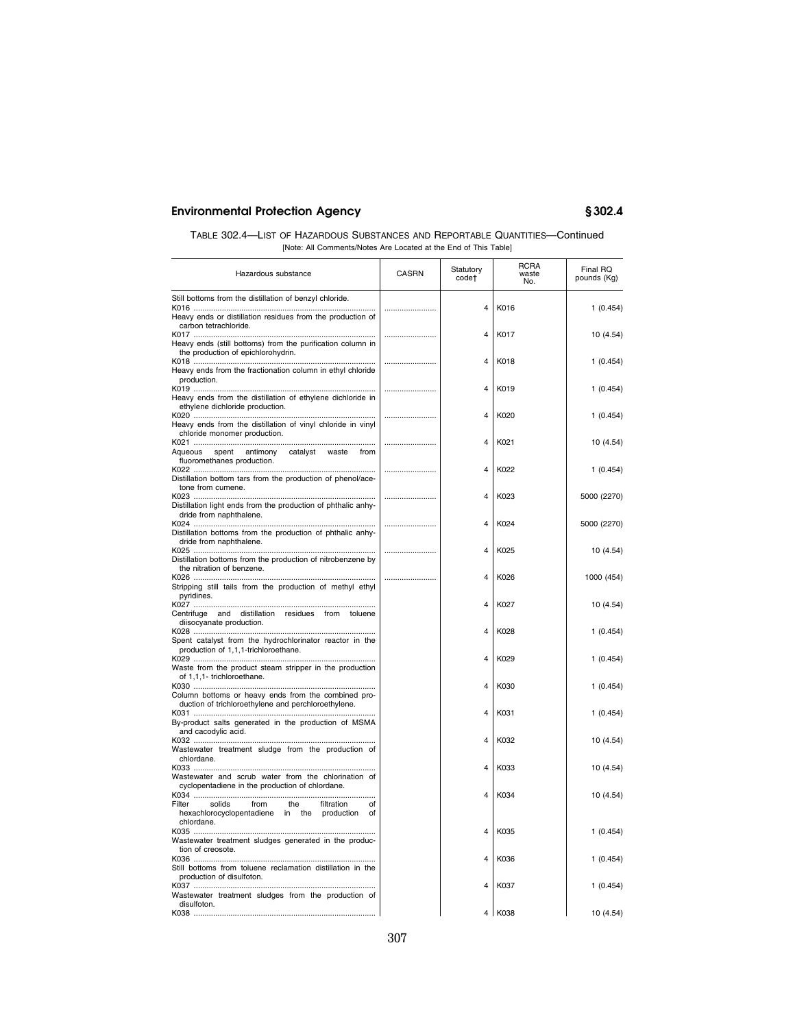TABLE 302.4—LIST OF HAZARDOUS SUBSTANCES AND REPORTABLE QUANTITIES—Continued

[Note: All Comments/Notes Are Located at the End of This Table]

| Hazardous substance | CASRN | Statutory code† | RCRA waste No. | Final RQ pounds (Kg) |
|---|---|---|---|---|
| Still bottoms from the distillation of benzyl chloride. K016 | | 4 | K016 | 1 (0.454) |
| Heavy ends or distillation residues from the production of carbon tetrachloride. K017 | | 4 | K017 | 10 (4.54) |
| Heavy ends (still bottoms) from the purification column in the production of epichlorohydrin. K018 | | 4 | K018 | 1 (0.454) |
| Heavy ends from the fractionation column in ethyl chloride production. K019 | | 4 | K019 | 1 (0.454) |
| Heavy ends from the distillation of ethylene dichloride in ethylene dichloride production. K020 | | 4 | K020 | 1 (0.454) |
| Heavy ends from the distillation of vinyl chloride in vinyl chloride monomer production. K021 | | 4 | K021 | 10 (4.54) |
| Aqueous spent antimony catalyst waste from fluoromethanes production. K022 | | 4 | K022 | 1 (0.454) |
| Distillation bottom tars from the production of phenol/acetone from cumene. K023 | | 4 | K023 | 5000 (2270) |
| Distillation light ends from the production of phthalic anhydride from naphthalene. K024 | | 4 | K024 | 5000 (2270) |
| Distillation bottoms from the production of phthalic anhydride from naphthalene. K025 | | 4 | K025 | 10 (4.54) |
| Distillation bottoms from the production of nitrobenzene by the nitration of benzene. K026 | | 4 | K026 | 1000 (454) |
| Stripping still tails from the production of methyl ethyl pyridines. K027 | | 4 | K027 | 10 (4.54) |
| Centrifuge and distillation residues from toluene diisocyanate production. K028 | | 4 | K028 | 1 (0.454) |
| Spent catalyst from the hydrochlorinator reactor in the production of 1,1,1-trichloroethane. K029 | | 4 | K029 | 1 (0.454) |
| Waste from the product steam stripper in the production of 1,1,1- trichloroethane. K030 | | 4 | K030 | 1 (0.454) |
| Column bottoms or heavy ends from the combined production of trichloroethylene and perchloroethylene. K031 | | 4 | K031 | 1 (0.454) |
| By-product salts generated in the production of MSMA and cacodylic acid. K032 | | 4 | K032 | 10 (4.54) |
| Wastewater treatment sludge from the production of chlordane. K033 | | 4 | K033 | 10 (4.54) |
| Wastewater and scrub water from the chlorination of cyclopentadiene in the production of chlordane. K034 | | 4 | K034 | 10 (4.54) |
| Filter solids from the filtration of hexachlorocyclopentadiene in the production of chlordane. K035 | | 4 | K035 | 1 (0.454) |
| Wastewater treatment sludges generated in the production of creosote. K036 | | 4 | K036 | 1 (0.454) |
| Still bottoms from toluene reclamation distillation in the production of disulfoton. K037 | | 4 | K037 | 1 (0.454) |
| Wastewater treatment sludges from the production of disulfoton. K038 | | 4 | K038 | 10 (4.54) |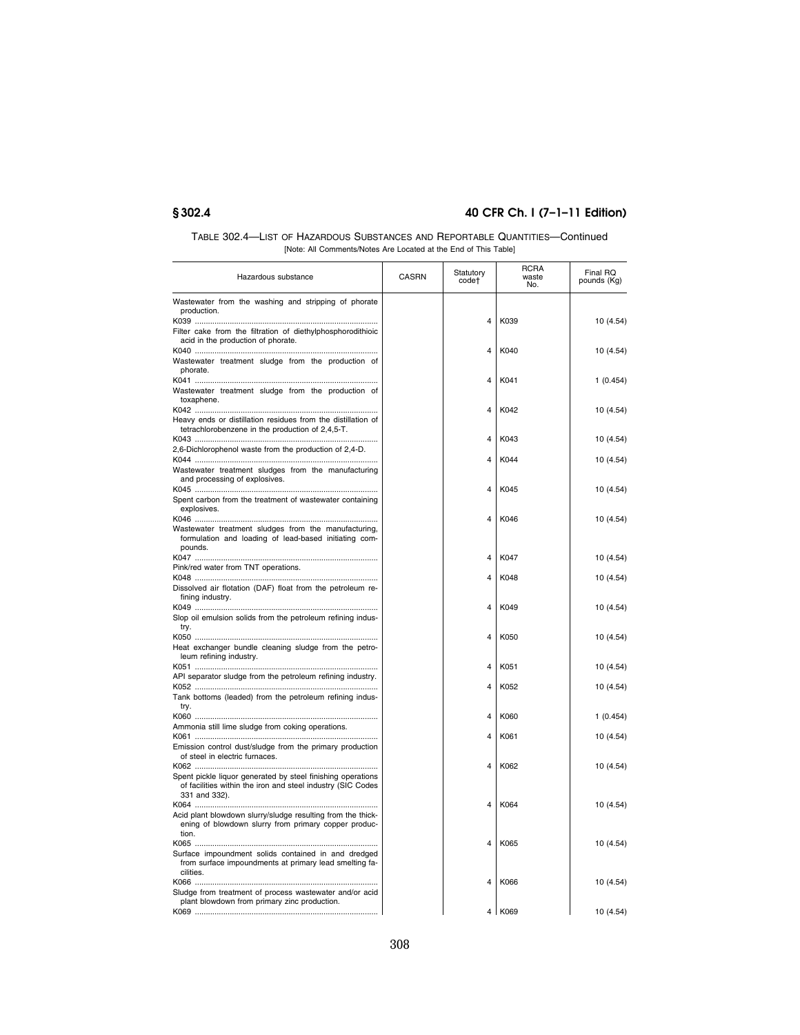TABLE 302.4—LIST OF HAZARDOUS SUBSTANCES AND REPORTABLE QUANTITIES—Continued

[Note: All Comments/Notes Are Located at the End of This Table]

| Hazardous substance | CASRN | Statutory code† | RCRA waste No. | Final RQ pounds (Kg) |
|---|---|---|---|---|
| Wastewater from the washing and stripping of phorate production. | | | | |
| K039 | | 4 | K039 | 10 (4.54) |
| Filter cake from the filtration of diethylphosphorodithioic acid in the production of phorate. | | | | |
| K040 | | 4 | K040 | 10 (4.54) |
| Wastewater treatment sludge from the production of phorate. | | | | |
| K041 | | 4 | K041 | 1 (0.454) |
| Wastewater treatment sludge from the production of toxaphene. | | | | |
| K042 | | 4 | K042 | 10 (4.54) |
| Heavy ends or distillation residues from the distillation of tetrachlorobenzene in the production of 2,4,5-T. | | | | |
| K043 | | 4 | K043 | 10 (4.54) |
| 2,6-Dichlorophenol waste from the production of 2,4-D. | | | | |
| K044 | | 4 | K044 | 10 (4.54) |
| Wastewater treatment sludges from the manufacturing and processing of explosives. | | | | |
| K045 | | 4 | K045 | 10 (4.54) |
| Spent carbon from the treatment of wastewater containing explosives. | | | | |
| K046 | | 4 | K046 | 10 (4.54) |
| Wastewater treatment sludges from the manufacturing, formulation and loading of lead-based initiating compounds. | | | | |
| K047 | | 4 | K047 | 10 (4.54) |
| Pink/red water from TNT operations. | | | | |
| K048 | | 4 | K048 | 10 (4.54) |
| Dissolved air flotation (DAF) float from the petroleum refining industry. | | | | |
| K049 | | 4 | K049 | 10 (4.54) |
| Slop oil emulsion solids from the petroleum refining industry. | | | | |
| K050 | | 4 | K050 | 10 (4.54) |
| Heat exchanger bundle cleaning sludge from the petroleum refining industry. | | | | |
| K051 | | 4 | K051 | 10 (4.54) |
| API separator sludge from the petroleum refining industry. | | | | |
| K052 | | 4 | K052 | 10 (4.54) |
| Tank bottoms (leaded) from the petroleum refining industry. | | | | |
| K060 | | 4 | K060 | 1 (0.454) |
| Ammonia still lime sludge from coking operations. | | | | |
| K061 | | 4 | K061 | 10 (4.54) |
| Emission control dust/sludge from the primary production of steel in electric furnaces. | | | | |
| K062 | | 4 | K062 | 10 (4.54) |
| Spent pickle liquor generated by steel finishing operations of facilities within the iron and steel industry (SIC Codes 331 and 332). | | | | |
| K064 | | 4 | K064 | 10 (4.54) |
| Acid plant blowdown slurry/sludge resulting from the thickening of blowdown slurry from primary copper production. | | | | |
| K065 | | 4 | K065 | 10 (4.54) |
| Surface impoundment solids contained in and dredged from surface impoundments at primary lead smelting facilities. | | | | |
| K066 | | 4 | K066 | 10 (4.54) |
| Sludge from treatment of process wastewater and/or acid plant blowdown from primary zinc production. | | | | |
| K069 | | 4 | K069 | 10 (4.54) |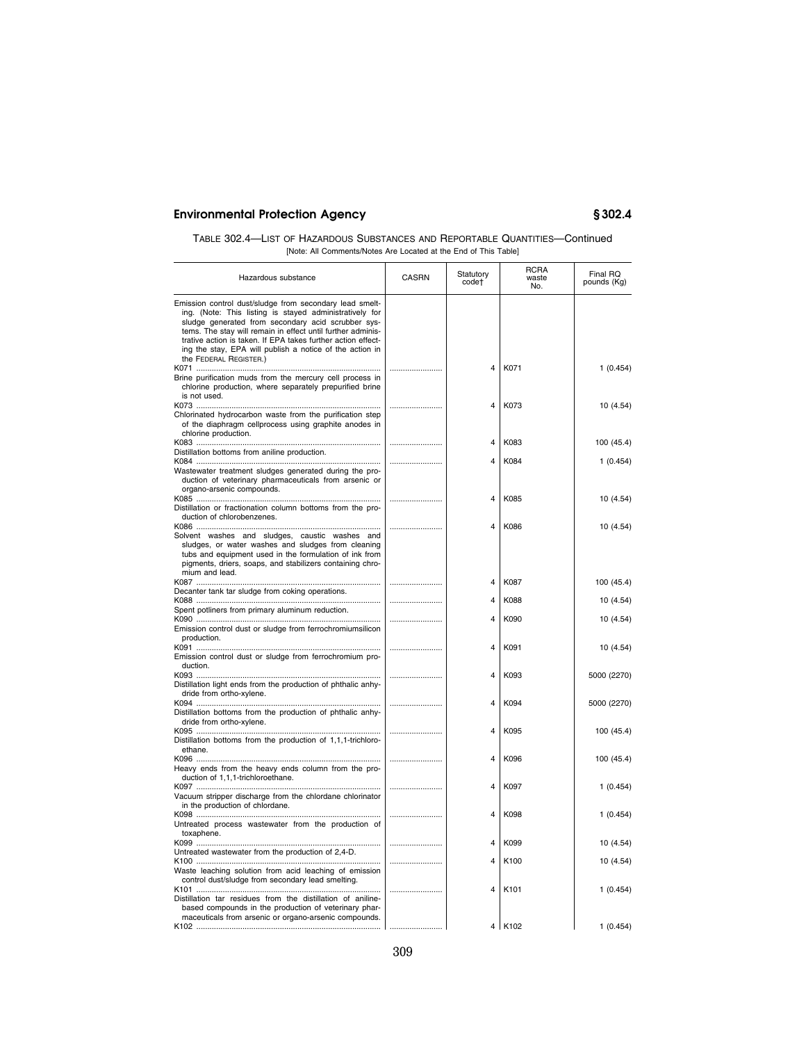TABLE 302.4—LIST OF HAZARDOUS SUBSTANCES AND REPORTABLE QUANTITIES—Continued

[Note: All Comments/Notes Are Located at the End of This Table]

| Hazardous substance | CASRN | Statutory code† | RCRA waste No. | Final RQ pounds (Kg) |
|---|---|---|---|---|
| Emission control dust/sludge from secondary lead smelting. (Note: This listing is stayed administratively for sludge generated from secondary acid scrubber systems. The stay will remain in effect until further administrative action is taken. If EPA takes further action effecting the stay, EPA will publish a notice of the action in the FEDERAL REGISTER.) K071 | | 4 | K071 | 1 (0.454) |
| Brine purification muds from the mercury cell process in chlorine production, where separately prepurified brine is not used. K073 | | 4 | K073 | 10 (4.54) |
| Chlorinated hydrocarbon waste from the purification step of the diaphragm cellprocess using graphite anodes in chlorine production. K083 | | 4 | K083 | 100 (45.4) |
| Distillation bottoms from aniline production. K084 | | 4 | K084 | 1 (0.454) |
| Wastewater treatment sludges generated during the production of veterinary pharmaceuticals from arsenic or organo-arsenic compounds. K085 | | 4 | K085 | 10 (4.54) |
| Distillation or fractionation column bottoms from the production of chlorobenzenes. K086 | | 4 | K086 | 10 (4.54) |
| Solvent washes and sludges, caustic washes and sludges, or water washes and sludges from cleaning tubs and equipment used in the formulation of ink from pigments, driers, soaps, and stabilizers containing chromium and lead. K087 | | 4 | K087 | 100 (45.4) |
| Decanter tank tar sludge from coking operations. K088 | | 4 | K088 | 10 (4.54) |
| Spent potliners from primary aluminum reduction. K090 | | 4 | K090 | 10 (4.54) |
| Emission control dust or sludge from ferrochromiumsilicon production. K091 | | 4 | K091 | 10 (4.54) |
| Emission control dust or sludge from ferrochromium production. K093 | | 4 | K093 | 5000 (2270) |
| Distillation light ends from the production of phthalic anhydride from ortho-xylene. K094 | | 4 | K094 | 5000 (2270) |
| Distillation bottoms from the production of phthalic anhydride from ortho-xylene. K095 | | 4 | K095 | 100 (45.4) |
| Distillation bottoms from the production of 1,1,1-trichloroethane. K096 | | 4 | K096 | 100 (45.4) |
| Heavy ends from the heavy ends column from the production of 1,1,1-trichloroethane. K097 | | 4 | K097 | 1 (0.454) |
| Vacuum stripper discharge from the chlordane chlorinator in the production of chlordane. K098 | | 4 | K098 | 1 (0.454) |
| Untreated process wastewater from the production of toxaphene. K099 | | 4 | K099 | 10 (4.54) |
| Untreated wastewater from the production of 2,4-D. K100 | | 4 | K100 | 10 (4.54) |
| Waste leaching solution from acid leaching of emission control dust/sludge from secondary lead smelting. K101 | | 4 | K101 | 1 (0.454) |
| Distillation tar residues from the distillation of aniline-based compounds in the production of veterinary pharmaceuticals from arsenic or organo-arsenic compounds. K102 | | 4 | K102 | 1 (0.454) |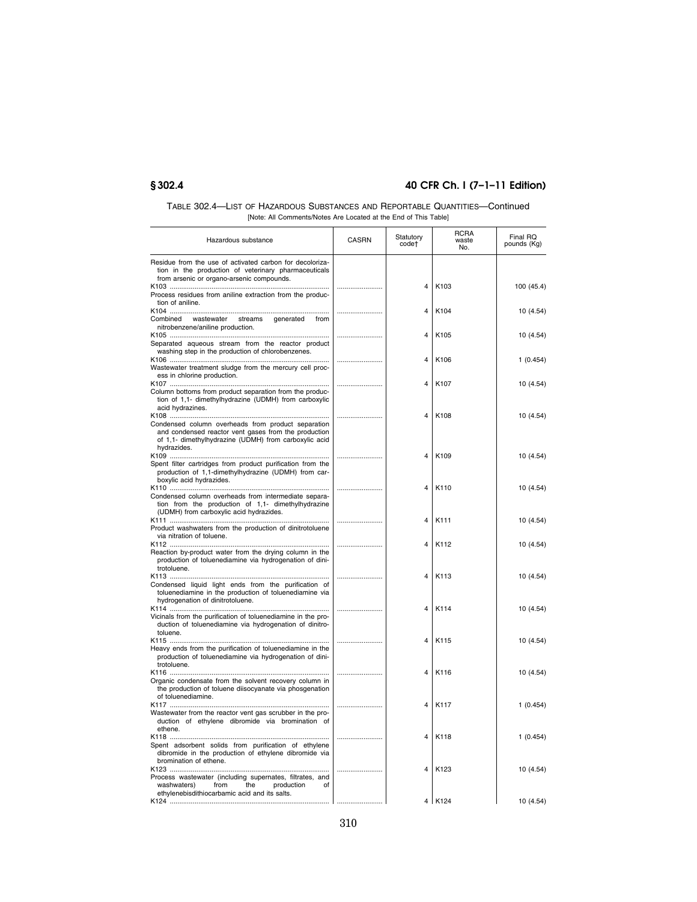TABLE 302.4—LIST OF HAZARDOUS SUBSTANCES AND REPORTABLE QUANTITIES—Continued

[Note: All Comments/Notes Are Located at the End of This Table]

| Hazardous substance | CASRN | Statutory code† | RCRA waste No. | Final RQ pounds (Kg) |
|---|---|---|---|---|
| Residue from the use of activated carbon for decolorization in the production of veterinary pharmaceuticals from arsenic or organo-arsenic compounds. | | | | |
| K103 | | 4 | K103 | 100 (45.4) |
| Process residues from aniline extraction from the production of aniline. | | | | |
| K104 | | 4 | K104 | 10 (4.54) |
| Combined wastewater streams generated from nitrobenzene/aniline production. | | | | |
| K105 | | 4 | K105 | 10 (4.54) |
| Separated aqueous stream from the reactor product washing step in the production of chlorobenzenes. | | | | |
| K106 | | 4 | K106 | 1 (0.454) |
| Wastewater treatment sludge from the mercury cell process in chlorine production. | | | | |
| K107 | | 4 | K107 | 10 (4.54) |
| Column bottoms from product separation from the production of 1,1- dimethylhydrazine (UDMH) from carboxylic acid hydrazines. | | | | |
| K108 | | 4 | K108 | 10 (4.54) |
| Condensed column overheads from product separation and condensed reactor vent gases from the production of 1,1- dimethylhydrazine (UDMH) from carboxylic acid hydrazides. | | | | |
| K109 | | 4 | K109 | 10 (4.54) |
| Spent filter cartridges from product purification from the production of 1,1-dimethylhydrazine (UDMH) from carboxylic acid hydrazides. | | | | |
| K110 | | 4 | K110 | 10 (4.54) |
| Condensed column overheads from intermediate separation from the production of 1,1- dimethylhydrazine (UDMH) from carboxylic acid hydrazides. | | | | |
| K111 | | 4 | K111 | 10 (4.54) |
| Product washwaters from the production of dinitrotoluene via nitration of toluene. | | | | |
| K112 | | 4 | K112 | 10 (4.54) |
| Reaction by-product water from the drying column in the production of toluenediamine via hydrogenation of dinitrotoluene. | | | | |
| K113 | | 4 | K113 | 10 (4.54) |
| Condensed liquid light ends from the purification of toluenediamine in the production of toluenediamine via hydrogenation of dinitrotoluene. | | | | |
| K114 | | 4 | K114 | 10 (4.54) |
| Vicinals from the purification of toluenediamine in the production of toluenediamine via hydrogenation of dinitrotoluene. | | | | |
| K115 | | 4 | K115 | 10 (4.54) |
| Heavy ends from the purification of toluenediamine in the production of toluenediamine via hydrogenation of dinitrotoluene. | | | | |
| K116 | | 4 | K116 | 10 (4.54) |
| Organic condensate from the solvent recovery column in the production of toluene diisocyanate via phosgenation of toluenediamine. | | | | |
| K117 | | 4 | K117 | 1 (0.454) |
| Wastewater from the reactor vent gas scrubber in the production of ethylene dibromide via bromination of ethene. | | | | |
| K118 | | 4 | K118 | 1 (0.454) |
| Spent adsorbent solids from purification of ethylene dibromide in the production of ethylene dibromide via bromination of ethene. | | | | |
| K123 | | 4 | K123 | 10 (4.54) |
| Process wastewater (including supernates, filtrates, and washwaters) from the production of ethylenebisdithiocarbamic acid and its salts. | | | | |
| K124 | | 4 | K124 | 10 (4.54) |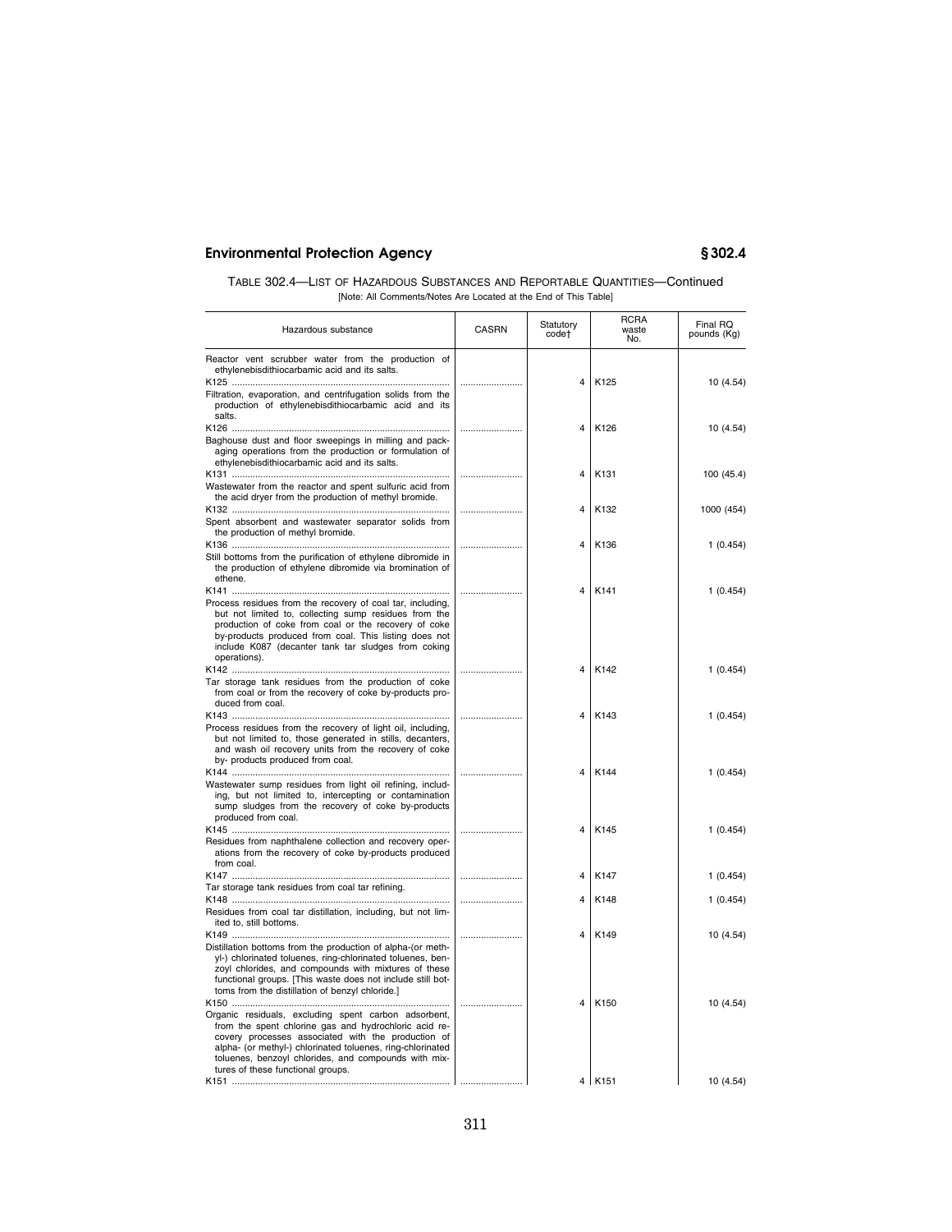TABLE 302.4—LIST OF HAZARDOUS SUBSTANCES AND REPORTABLE QUANTITIES—Continued

[Note: All Comments/Notes Are Located at the End of This Table]

| Hazardous substance | CASRN | Statutory code† | RCRA waste No. | Final RQ pounds (Kg) |
|---|---|---|---|---|
| Reactor vent scrubber water from the production of ethylenebisdithiocarbamic acid and its salts. | | | | |
| K125 | | 4 | K125 | 10 (4.54) |
| Filtration, evaporation, and centrifugation solids from the production of ethylenebisdithiocarbamic acid and its salts. | | | | |
| K126 | | 4 | K126 | 10 (4.54) |
| Baghouse dust and floor sweepings in milling and packaging operations from the production or formulation of ethylenebisdithiocarbamic acid and its salts. | | | | |
| K131 | | 4 | K131 | 100 (45.4) |
| Wastewater from the reactor and spent sulfuric acid from the acid dryer from the production of methyl bromide. | | | | |
| K132 | | 4 | K132 | 1000 (454) |
| Spent absorbent and wastewater separator solids from the production of methyl bromide. | | | | |
| K136 | | 4 | K136 | 1 (0.454) |
| Still bottoms from the purification of ethylene dibromide in the production of ethylene dibromide via bromination of ethene. | | | | |
| K141 | | 4 | K141 | 1 (0.454) |
| Process residues from the recovery of coal tar, including, but not limited to, collecting sump residues from the production of coke from coal or the recovery of coke by-products produced from coal. This listing does not include K087 (decanter tank tar sludges from coking operations). | | | | |
| K142 | | 4 | K142 | 1 (0.454) |
| Tar storage tank residues from the production of coke from coal or from the recovery of coke by-products produced from coal. | | | | |
| K143 | | 4 | K143 | 1 (0.454) |
| Process residues from the recovery of light oil, including, but not limited to, those generated in stills, decanters, and wash oil recovery units from the recovery of coke by- products produced from coal. | | | | |
| K144 | | 4 | K144 | 1 (0.454) |
| Wastewater sump residues from light oil refining, including, but not limited to, intercepting or contamination sump sludges from the recovery of coke by-products produced from coal. | | | | |
| K145 | | 4 | K145 | 1 (0.454) |
| Residues from naphthalene collection and recovery operations from the recovery of coke by-products produced from coal. | | | | |
| K147 | | 4 | K147 | 1 (0.454) |
| Tar storage tank residues from coal tar refining. | | | | |
| K148 | | 4 | K148 | 1 (0.454) |
| Residues from coal tar distillation, including, but not limited to, still bottoms. | | | | |
| K149 | | 4 | K149 | 10 (4.54) |
| Distillation bottoms from the production of alpha-(or methyl-) chlorinated toluenes, ring-chlorinated toluenes, benzoyl chlorides, and compounds with mixtures of these functional groups. [This waste does not include still bottoms from the distillation of benzyl chloride.] | | | | |
| K150 | | 4 | K150 | 10 (4.54) |
| Organic residuals, excluding spent carbon adsorbent, from the spent chlorine gas and hydrochloric acid recovery processes associated with the production of alpha- (or methyl-) chlorinated toluenes, ring-chlorinated toluenes, benzoyl chlorides, and compounds with mixtures of these functional groups. | | | | |
| K151 | | 4 | K151 | 10 (4.54) |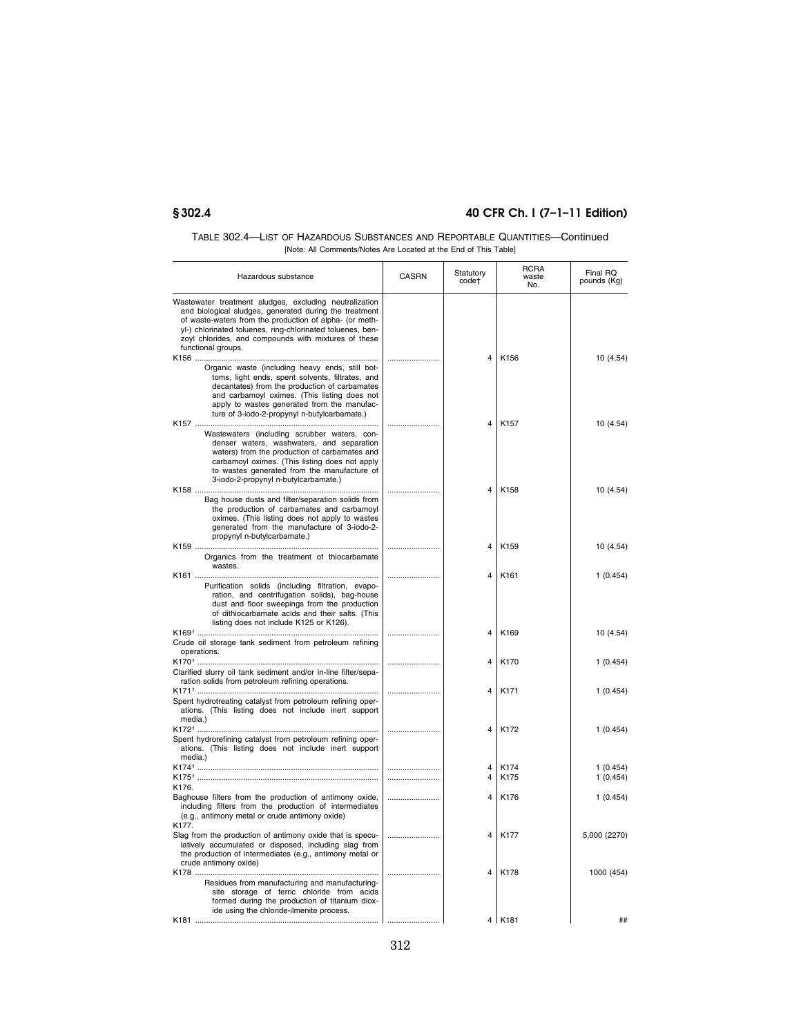TABLE 302.4—LIST OF HAZARDOUS SUBSTANCES AND REPORTABLE QUANTITIES—Continued

[Note: All Comments/Notes Are Located at the End of This Table]

| Hazardous substance | CASRN | Statutory code† | RCRA waste No. | Final RQ pounds (Kg) |
|---|---|---|---|---|
| Wastewater treatment sludges, excluding neutralization and biological sludges, generated during the treatment of waste-waters from the production of alpha- (or methyl-) chlorinated toluenes, ring-chlorinated toluenes, benzoyl chlorides, and compounds with mixtures of these functional groups. | | | | |
| K156 | | 4 | K156 | 10 (4.54) |
| Organic waste (including heavy ends, still bottoms, light ends, spent solvents, filtrates, and decantates) from the production of carbamates and carbamoyl oximes. (This listing does not apply to wastes generated from the manufacture of 3-iodo-2-propynyl n-butylcarbamate.) | | | | |
| K157 | | 4 | K157 | 10 (4.54) |
| Wastewaters (including scrubber waters, condenser waters, washwaters, and separation waters) from the production of carbamates and carbamoyl oximes. (This listing does not apply to wastes generated from the manufacture of 3-iodo-2-propynyl n-butylcarbamate.) | | | | |
| K158 | | 4 | K158 | 10 (4.54) |
| Bag house dusts and filter/separation solids from the production of carbamates and carbamoyl oximes. (This listing does not apply to wastes generated from the manufacture of 3-iodo-2-propynyl n-butylcarbamate.) | | | | |
| K159 | | 4 | K159 | 10 (4.54) |
| Organics from the treatment of thiocarbamate wastes. | | | | |
| K161 | | 4 | K161 | 1 (0.454) |
| Purification solids (including filtration, evaporation, and centrifugation solids), bag-house dust and floor sweepings from the production of dithiocarbamate acids and their salts. (This listing does not include K125 or K126). | | | | |
| K169 [f] | | 4 | K169 | 10 (4.54) |
| Crude oil storage tank sediment from petroleum refining operations. | | | | |
| K170 [f] | | 4 | K170 | 1 (0.454) |
| Clarified slurry oil tank sediment and/or in-line filter/separation solids from petroleum refining operations. | | | | |
| K171 [f] | | 4 | K171 | 1 (0.454) |
| Spent hydrotreating catalyst from petroleum refining operations. (This listing does not include inert support media.) | | | | |
| K172 [f] | | 4 | K172 | 1 (0.454) |
| Spent hydrorefining catalyst from petroleum refining operations. (This listing does not include inert support media.) | | | | |
| K174 [f] | | 4 | K174 | 1 (0.454) |
| K175 [f] | | 4 | K175 | 1 (0.454) |
| K176. | | | | |
| Baghouse filters from the production of antimony oxide, including filters from the production of intermediates (e.g., antimony metal or crude antimony oxide) | | 4 | K176 | 1 (0.454) |
| K177. | | | | |
| Slag from the production of antimony oxide that is speculatively accumulated or disposed, including slag from the production of intermediates (e.g., antimony metal or crude antimony oxide) | | 4 | K177 | 5,000 (2270) |
| K178 | | 4 | K178 | 1000 (454) |
| Residues from manufacturing and manufacturing-site storage of ferric chloride from acids formed during the production of titanium dioxide using the chloride-ilmenite process. | | | | |
| K181 | | 4 | K181 | ## |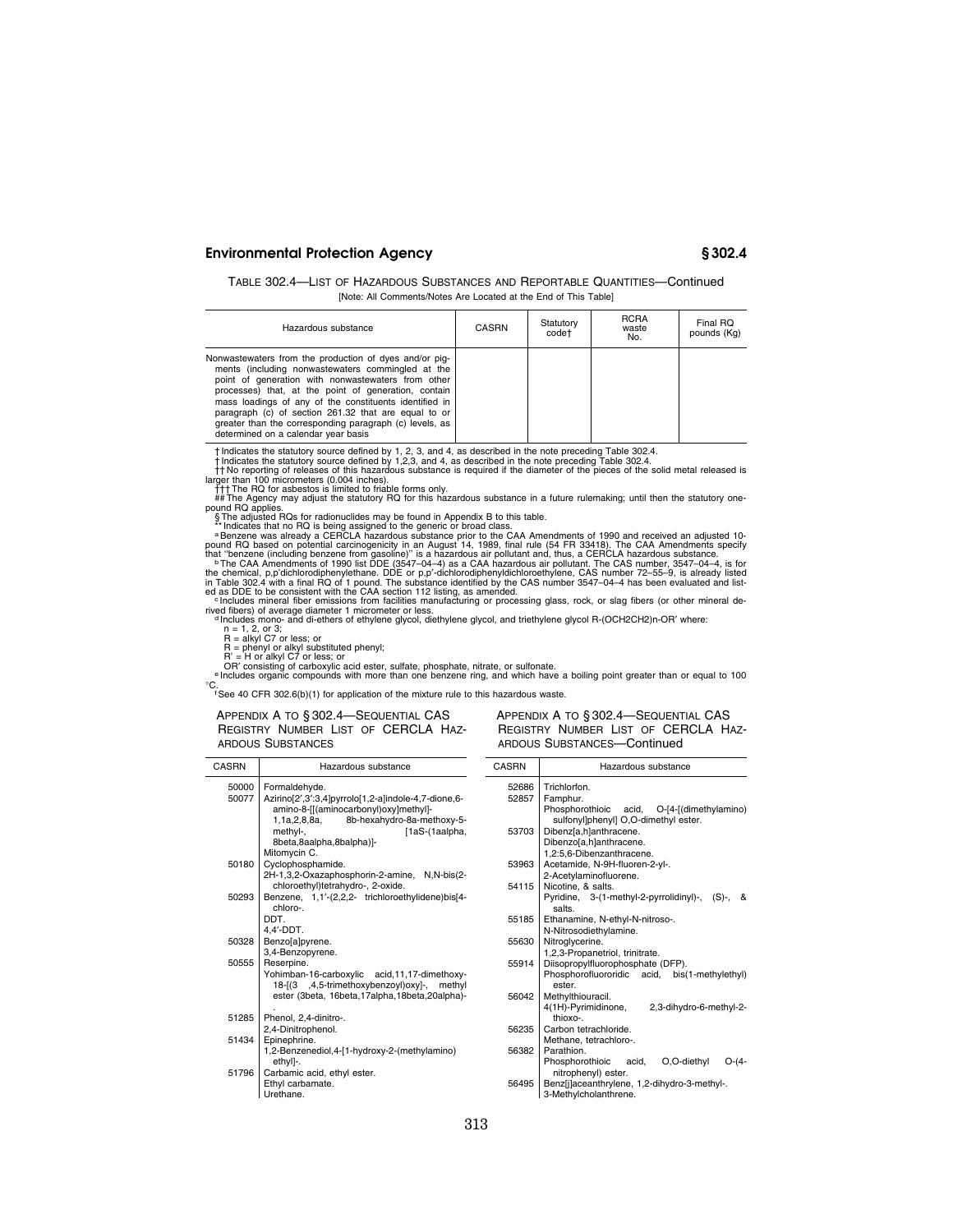TABLE 302.4—LIST OF HAZARDOUS SUBSTANCES AND REPORTABLE QUANTITIES—Continued

[Note: All Comments/Notes Are Located at the End of This Table]

| Hazardous substance | CASRN | Statutory code† | RCRA waste No. | Final RQ pounds (Kg) |
|---|---|---|---|---|
| Nonwastewaters from the production of dyes and/or pigments (including nonwastewaters commingled at the point of generation with nonwastewaters from other processes) that, at the point of generation, contain mass loadings of any of the constituents identified in paragraph (c) of section 261.32 that are equal to or greater than the corresponding paragraph (c) levels, as determined on a calendar year basis | | | | |

† Indicates the statutory source defined by 1, 2, 3, and 4, as described in the note preceding Table 302.4.

‡ Indicates the statutory source defined by 1,2,3, and 4, as described in the note preceding Table 302.4.

†† No reporting of releases of this hazardous substance is required if the diameter of the pieces of the solid metal released is larger than 100 micrometers (0.004 inches).

††† The RQ for asbestos is limited to friable forms only.

## The Agency may adjust the statutory RQ for this hazardous substance in a future rulemaking; until then the statutory one-pound RQ applies.

§ The adjusted RQs for radionuclides may be found in Appendix B to this table.

** Indicates that no RQ is being assigned to the generic or broad class.

[a] Benzene was already a CERCLA hazardous substance prior to the CAA Amendments of 1990 and received an adjusted 10-pound RQ based on potential carcinogenicity in an August 14, 1989, final rule (54 FR 33418). The CAA Amendments specify that "benzene (including benzene from gasoline)" is a hazardous air pollutant and, thus, a CERCLA hazardous substance.

[b] The CAA Amendments of 1990 list DDE (3547–04–4) as a CAA hazardous air pollutant. The CAS number, 3547–04–4, is for the chemical, p,p'dichlorodiphenylethane. DDE or p,p'-dichlorodiphenyldichloroethylene, CAS number 72–55–9, is already listed in Table 302.4 with a final RQ of 1 pound. The substance identified by the CAS number 3547–04–4 has been evaluated and listed as DDE to be consistent with the CAA section 112 listing, as amended.

[c] Includes mineral fiber emissions from facilities manufacturing or processing glass, rock, or slag fibers (or other mineral derived fibers) of average diameter 1 micrometer or less.

[d] Includes mono- and di-ethers of ethylene glycol, diethylene glycol, and triethylene glycol R-(OCH2CH2)n-OR' where:
n = 1, 2, or 3;
R = alkyl C7 or less; or
R = phenyl or alkyl substituted phenyl;
R' = H or alkyl C7 or less; or
OR' consisting of carboxylic acid ester, sulfate, phosphate, nitrate, or sulfonate.

[e] Includes organic compounds with more than one benzene ring, and which have a boiling point greater than or equal to 100 °C.

[f] See 40 CFR 302.6(b)(1) for application of the mixture rule to this hazardous waste.

## APPENDIX A TO § 302.4—SEQUENTIAL CAS REGISTRY NUMBER LIST OF CERCLA HAZARDOUS SUBSTANCES

| CASRN | Hazardous substance |
|---|---|
| 50000 | Formaldehyde. |
| 50077 | Azirino[2',3':3,4]pyrrolo[1,2-a]indole-4,7-dione,6-amino-8-[[(aminocarbonyl)oxy]methyl]-1,1a,2,8,8a, 8b-hexahydro-8a-methoxy-5-methyl-, [1aS-(1aalpha, 8beta,8aalpha,8balpha)]- |
| | Mitomycin C. |
| 50180 | Cyclophosphamide. |
| | 2H-1,3,2-Oxazaphosphorin-2-amine, N,N-bis(2-chloroethyl)tetrahydro-, 2-oxide. |
| 50293 | Benzene, 1,1'-(2,2,2- trichloroethylidene)bis[4-chloro-. |
| | DDT. |
| | 4,4'-DDT. |
| 50328 | Benzo[a]pyrene. |
| | 3,4-Benzopyrene. |
| 50555 | Reserpine. |
| | Yohimban-16-carboxylic acid,11,17-dimethoxy-18-[(3 ,4,5-trimethoxybenzoyl)oxy]-, methyl ester (3beta, 16beta,17alpha,18beta,20alpha)-. |
| 51285 | Phenol, 2,4-dinitro-. |
| | 2,4-Dinitrophenol. |
| 51434 | Epinephrine. |
| | 1,2-Benzenediol,4-[1-hydroxy-2-(methylamino) ethyl]-. |
| 51796 | Carbamic acid, ethyl ester. |
| | Ethyl carbamate. |
| | Urethane. |

## APPENDIX A TO § 302.4—SEQUENTIAL CAS REGISTRY NUMBER LIST OF CERCLA HAZARDOUS SUBSTANCES—Continued

| CASRN | Hazardous substance |
|---|---|
| 52686 | Trichlorfon. |
| 52857 | Famphur. |
| | Phosphorothioic acid, O-[4-[(dimethylamino) sulfonyl]phenyl] O,O-dimethyl ester. |
| 53703 | Dibenz[a,h]anthracene. |
| | Dibenzo[a,h]anthracene. |
| | 1,2:5,6-Dibenzanthracene. |
| 53963 | Acetamide, N-9H-fluoren-2-yl-. |
| | 2-Acetylaminofluorene. |
| 54115 | Nicotine, & salts. |
| | Pyridine, 3-(1-methyl-2-pyrrolidinyl)-, (S)-, & salts. |
| 55185 | Ethanamine, N-ethyl-N-nitroso-. |
| | N-Nitrosodiethylamine. |
| 55630 | Nitroglycerine. |
| | 1,2,3-Propanetriol, trinitrate. |
| 55914 | Diisopropylfluorophosphate (DFP). |
| | Phosphorofluororidic acid, bis(1-methylethyl) ester. |
| 56042 | Methylthiouracil. |
| | 4(1H)-Pyrimidinone, 2,3-dihydro-6-methyl-2-thioxo-. |
| 56235 | Carbon tetrachloride. |
| | Methane, tetrachloro-. |
| 56382 | Parathion. |
| | Phosphorothioic acid, O,O-diethyl O-(4-nitrophenyl) ester. |
| 56495 | Benz[j]aceanthrylene, 1,2-dihydro-3-methyl-. |
| | 3-Methylcholanthrene. |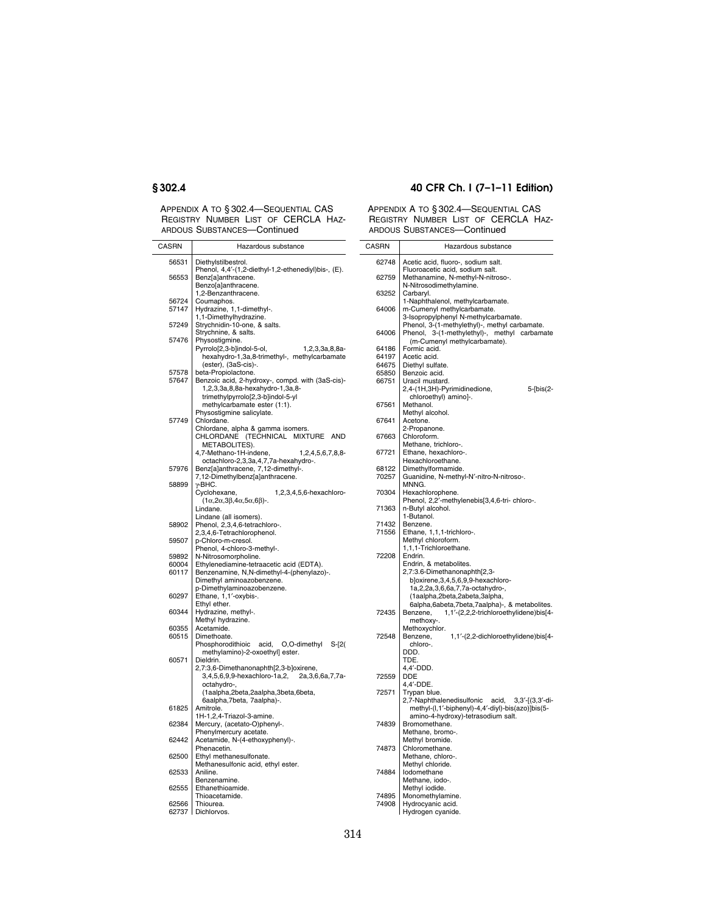APPENDIX A TO § 302.4—SEQUENTIAL CAS REGISTRY NUMBER LIST OF CERCLA HAZARDOUS SUBSTANCES—Continued

| CASRN | Hazardous substance |
|---|---|
| 56531 | Diethylstilbestrol. |
| | Phenol, 4,4′-(1,2-diethyl-1,2-ethenediyl)bis-, (E). |
| 56553 | Benz[a]anthracene. |
| | Benzo[a]anthracene. |
| | 1,2-Benzanthracene. |
| 56724 | Coumaphos. |
| 57147 | Hydrazine, 1,1-dimethyl-. |
| | 1,1-Dimethylhydrazine. |
| 57249 | Strychnidin-10-one, & salts. |
| | Strychnine, & salts. |
| 57476 | Physostigmine. |
| | Pyrrolo[2,3-b]indol-5-ol, 1,2,3,3a,8,8a-hexahydro-1,3a,8-trimethyl-, methylcarbamate (ester), (3aS-cis)-. |
| 57578 | beta-Propiolactone. |
| 57647 | Benzoic acid, 2-hydroxy-, compd. with (3aS-cis)-1,2,3,3a,8,8a-hexahydro-1,3a,8-trimethylpyrrolo[2,3-b]indol-5-yl methylcarbamate ester (1:1). |
| | Physostigmine salicylate. |
| 57749 | Chlordane. |
| | Chlordane, alpha & gamma isomers. |
| | CHLORDANE (TECHNICAL MIXTURE AND METABOLITES). |
| | 4,7-Methano-1H-indene, 1,2,4,5,6,7,8,8-octachloro-2,3,3a,4,7,7a-hexahydro-. |
| 57976 | Benz[a]anthracene, 7,12-dimethyl-. |
| | 7,12-Dimethylbenz[a]anthracene. |
| 58899 | γ-BHC. |
| | Cyclohexane, 1,2,3,4,5,6-hexachloro-(1α,2α,3β,4α,5α,6β)-. |
| | Lindane. |
| | Lindane (all isomers). |
| 58902 | Phenol, 2,3,4,6-tetrachloro-. |
| | 2,3,4,6-Tetrachlorophenol. |
| 59507 | p-Chloro-m-cresol. |
| | Phenol, 4-chloro-3-methyl-. |
| 59892 | N-Nitrosomorpholine. |
| 60004 | Ethylenediamine-tetraacetic acid (EDTA). |
| 60117 | Benzenamine, N,N-dimethyl-4-(phenylazo)-. |
| | Dimethyl aminoazobenzene. |
| | p-Dimethylaminoazobenzene. |
| 60297 | Ethane, 1,1′-oxybis-. |
| | Ethyl ether. |
| 60344 | Hydrazine, methyl-. |
| | Methyl hydrazine. |
| 60355 | Acetamide. |
| 60515 | Dimethoate. |
| | Phosphorodithioic acid, O,O-dimethyl S-[2(methylamino)-2-oxoethyl] ester. |
| 60571 | Dieldrin. |
| | 2,7:3,6-Dimethanonaphth[2,3-b]oxirene, 3,4,5,6,9,9-hexachloro-1a,2, 2a,3,6,6a,7,7a-octahydro-, (1aalpha,2beta,2aalpha,3beta,6beta, 6aalpha,7beta, 7aalpha)-. |
| 61825 | Amitrole. |
| | 1H-1,2,4-Triazol-3-amine. |
| 62384 | Mercury, (acetato-O)phenyl-. |
| | Phenylmercury acetate. |
| 62442 | Acetamide, N-(4-ethoxyphenyl)-. |
| | Phenacetin. |
| 62500 | Ethyl methanesulfonate. |
| | Methanesulfonic acid, ethyl ester. |
| 62533 | Aniline. |
| | Benzenamine. |
| 62555 | Ethanethioamide. |
| | Thioacetamide. |
| 62566 | Thiourea. |
| 62737 | Dichlorvos. |
| 62748 | Acetic acid, fluoro-, sodium salt. |
| | Fluoroacetic acid, sodium salt. |
| 62759 | Methanamine, N-methyl-N-nitroso-. |
| | N-Nitrosodimethylamine. |
| 63252 | Carbaryl. |
| | 1-Naphthalenol, methylcarbamate. |
| 64006 | m-Cumenyl methylcarbamate. |
| | 3-Isopropylphenyl N-methylcarbamate. |
| | Phenol, 3-(1-methylethyl)-, methyl carbamate. |
| 64006 | Phenol, 3-(1-methylethyl)-, methyl carbamate (m-Cumenyl methylcarbamate). |
| 64186 | Formic acid. |
| 64197 | Acetic acid. |
| 64675 | Diethyl sulfate. |
| 65850 | Benzoic acid. |
| 66751 | Uracil mustard. |
| | 2,4-(1H,3H)-Pyrimidinedione, 5-[bis(2-chloroethyl) amino]-. |
| 67561 | Methanol. |
| | Methyl alcohol. |
| 67641 | Acetone. |
| | 2-Propanone. |
| 67663 | Chloroform. |
| | Methane, trichloro-. |
| 67721 | Ethane, hexachloro-. |
| | Hexachloroethane. |
| 68122 | Dimethylformamide. |
| 70257 | Guanidine, N-methyl-N′-nitro-N-nitroso-. |
| | MNNG. |
| 70304 | Hexachlorophene. |
| | Phenol, 2,2′-methylenebis[3,4,6-tri- chloro-. |
| 71363 | n-Butyl alcohol. |
| | 1-Butanol. |
| 71432 | Benzene. |
| 71556 | Ethane, 1,1,1-trichloro-. |
| | Methyl chloroform. |
| | 1,1,1-Trichloroethane. |
| 72208 | Endrin. |
| | Endrin, & metabolites. |
| | 2,7:3.6-Dimethanonaphth[2,3-b]oxirene,3,4,5,6,9,9-hexachloro-1a,2,2a,3,6,6a,7,7a-octahydro-, (1aalpha,2beta,2abeta,3alpha, 6alpha,6abeta,7beta,7aalpha)-, & metabolites. |
| 72435 | Benzene, 1,1′-(2,2,2-trichloroethylidene)bis[4-methoxy-. |
| | Methoxychlor. |
| 72548 | Benzene, 1,1′-(2,2-dichloroethylidene)bis[4-chloro-. |
| | DDD. |
| | TDE. |
| | 4,4′-DDD. |
| 72559 | DDE |
| | 4,4′-DDE. |
| 72571 | Trypan blue. |
| | 2,7-Naphthalenedisulfonic acid, 3,3′-[(3,3′-dimethyl-(l,1′-biphenyl)-4,4′-diyl)-bis(azo)]bis(5-amino-4-hydroxy)-tetrasodium salt. |
| 74839 | Bromomethane. |
| | Methane, bromo-. |
| | Methyl bromide. |
| 74873 | Chloromethane. |
| | Methane, chloro-. |
| | Methyl chloride. |
| 74884 | Iodomethane |
| | Methane, iodo-. |
| | Methyl iodide. |
| 74895 | Monomethylamine. |
| 74908 | Hydrocyanic acid. |
| | Hydrogen cyanide. |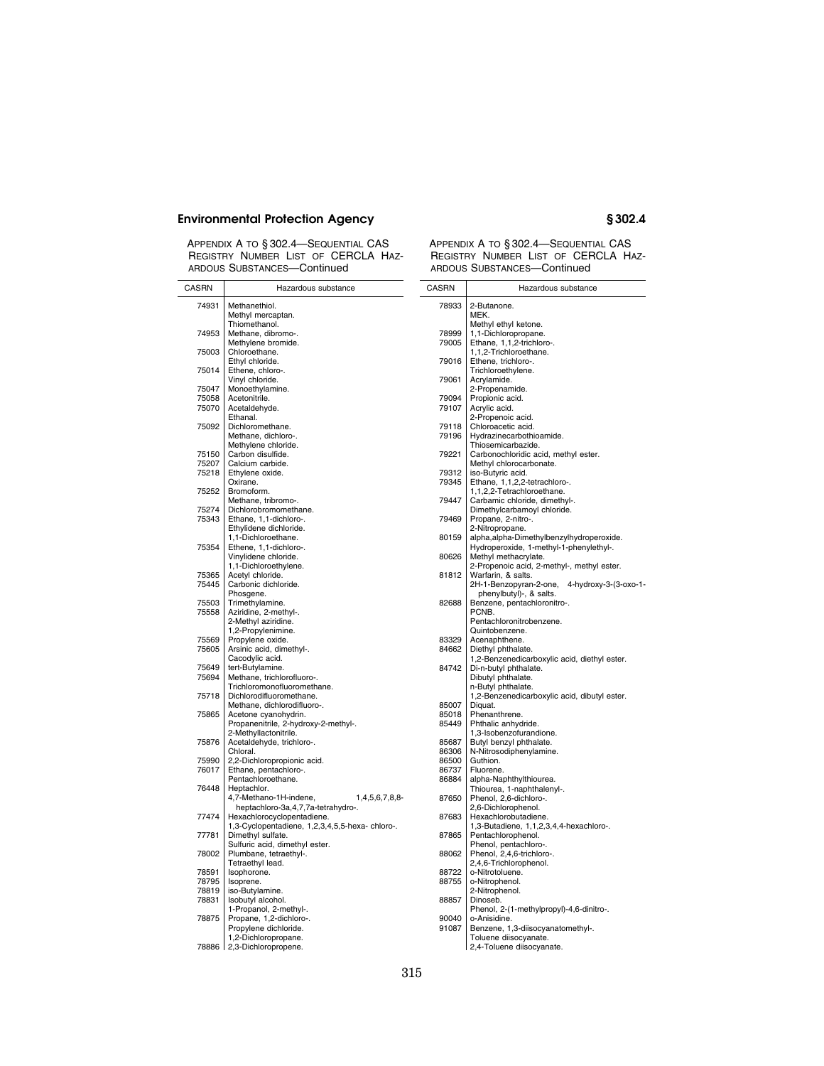APPENDIX A TO § 302.4—SEQUENTIAL CAS REGISTRY NUMBER LIST OF CERCLA HAZARDOUS SUBSTANCES—Continued

| CASRN | Hazardous substance |
|---|---|
| 74931 | Methanethiol. |
| | Methyl mercaptan. |
| | Thiomethanol. |
| 74953 | Methane, dibromo-. |
| | Methylene bromide. |
| 75003 | Chloroethane. |
| | Ethyl chloride. |
| 75014 | Ethene, chloro-. |
| | Vinyl chloride. |
| 75047 | Monoethylamine. |
| 75058 | Acetonitrile. |
| 75070 | Acetaldehyde. |
| | Ethanal. |
| 75092 | Dichloromethane. |
| | Methane, dichloro-. |
| | Methylene chloride. |
| 75150 | Carbon disulfide. |
| 75207 | Calcium carbide. |
| 75218 | Ethylene oxide. |
| | Oxirane. |
| 75252 | Bromoform. |
| | Methane, tribromo-. |
| 75274 | Dichlorobromomethane. |
| 75343 | Ethane, 1,1-dichloro-. |
| | Ethylidene dichloride. |
| | 1,1-Dichloroethane. |
| 75354 | Ethene, 1,1-dichloro-. |
| | Vinylidene chloride. |
| | 1,1-Dichloroethylene. |
| 75365 | Acetyl chloride. |
| 75445 | Carbonic dichloride. |
| | Phosgene. |
| 75503 | Trimethylamine. |
| 75558 | Aziridine, 2-methyl-. |
| | 2-Methyl aziridine. |
| | 1,2-Propylenimine. |
| 75569 | Propylene oxide. |
| 75605 | Arsinic acid, dimethyl-. |
| | Cacodylic acid. |
| 75649 | tert-Butylamine. |
| 75694 | Methane, trichlorofluoro-. |
| | Trichloromonofluoromethane. |
| 75718 | Dichlorodifluoromethane. |
| | Methane, dichlorodifluoro-. |
| 75865 | Acetone cyanohydrin. |
| | Propanenitrile, 2-hydroxy-2-methyl-. |
| | 2-Methyllactonitrile. |
| 75876 | Acetaldehyde, trichloro-. |
| | Chloral. |
| 75990 | 2,2-Dichloropropionic acid. |
| 76017 | Ethane, pentachloro-. |
| | Pentachloroethane. |
| 76448 | Heptachlor. |
| | 4,7-Methano-1H-indene, 1,4,5,6,7,8,8-heptachloro-3a,4,7,7a-tetrahydro-. |
| 77474 | Hexachlorocyclopentadiene. |
| | 1,3-Cyclopentadiene, 1,2,3,4,5,5-hexa- chloro-. |
| 77781 | Dimethyl sulfate. |
| | Sulfuric acid, dimethyl ester. |
| 78002 | Plumbane, tetraethyl-. |
| | Tetraethyl lead. |
| 78591 | Isophorone. |
| 78795 | Isoprene. |
| 78819 | iso-Butylamine. |
| 78831 | Isobutyl alcohol. |
| | 1-Propanol, 2-methyl-. |
| 78875 | Propane, 1,2-dichloro-. |
| | Propylene dichloride. |
| | 1,2-Dichloropropane. |
| 78886 | 2,3-Dichloropropene. |
| 78933 | 2-Butanone. |
| | MEK. |
| | Methyl ethyl ketone. |
| 78999 | 1,1-Dichloropropane. |
| 79005 | Ethane, 1,1,2-trichloro-. |
| | 1,1,2-Trichloroethane. |
| 79016 | Ethene, trichloro-. |
| | Trichloroethylene. |
| 79061 | Acrylamide. |
| | 2-Propenamide. |
| 79094 | Propionic acid. |
| 79107 | Acrylic acid. |
| | 2-Propenoic acid. |
| 79118 | Chloroacetic acid. |
| 79196 | Hydrazinecarbothioamide. |
| | Thiosemicarbazide. |
| 79221 | Carbonochloridic acid, methyl ester. |
| | Methyl chlorocarbonate. |
| 79312 | iso-Butyric acid. |
| 79345 | Ethane, 1,1,2,2-tetrachloro-. |
| | 1,1,2,2-Tetrachloroethane. |
| 79447 | Carbamic chloride, dimethyl-. |
| | Dimethylcarbamoyl chloride. |
| 79469 | Propane, 2-nitro-. |
| | 2-Nitropropane. |
| 80159 | alpha,alpha-Dimethylbenzylhydroperoxide. |
| | Hydroperoxide, 1-methyl-1-phenylethyl-. |
| 80626 | Methyl methacrylate. |
| | 2-Propenoic acid, 2-methyl-, methyl ester. |
| 81812 | Warfarin, & salts. |
| | 2H-1-Benzopyran-2-one, 4-hydroxy-3-(3-oxo-1-phenylbutyl)-, & salts. |
| 82688 | Benzene, pentachloronitro-. |
| | PCNB. |
| | Pentachloronitrobenzene. |
| | Quintobenzene. |
| 83329 | Acenaphthene. |
| 84662 | Diethyl phthalate. |
| | 1,2-Benzenedicarboxylic acid, diethyl ester. |
| 84742 | Di-n-butyl phthalate. |
| | Dibutyl phthalate. |
| | n-Butyl phthalate. |
| | 1,2-Benzenedicarboxylic acid, dibutyl ester. |
| 85007 | Diquat. |
| 85018 | Phenanthrene. |
| 85449 | Phthalic anhydride. |
| | 1,3-Isobenzofurandione. |
| 85687 | Butyl benzyl phthalate. |
| 86306 | N-Nitrosodiphenylamine. |
| 86500 | Guthion. |
| 86737 | Fluorene. |
| 86884 | alpha-Naphthylthiourea. |
| | Thiourea, 1-naphthalenyl-. |
| 87650 | Phenol, 2,6-dichloro-. |
| | 2,6-Dichlorophenol. |
| 87683 | Hexachlorobutadiene. |
| | 1,3-Butadiene, 1,1,2,3,4,4-hexachloro-. |
| 87865 | Pentachlorophenol. |
| | Phenol, pentachloro-. |
| 88062 | Phenol, 2,4,6-trichloro-. |
| | 2,4,6-Trichlorophenol. |
| 88722 | o-Nitrotoluene. |
| 88755 | o-Nitrophenol. |
| | 2-Nitrophenol. |
| 88857 | Dinoseb. |
| | Phenol, 2-(1-methylpropyl)-4,6-dinitro-. |
| 90040 | o-Anisidine. |
| 91087 | Benzene, 1,3-diisocyanatomethyl-. |
| | Toluene diisocyanate. |
| | 2,4-Toluene diisocyanate. |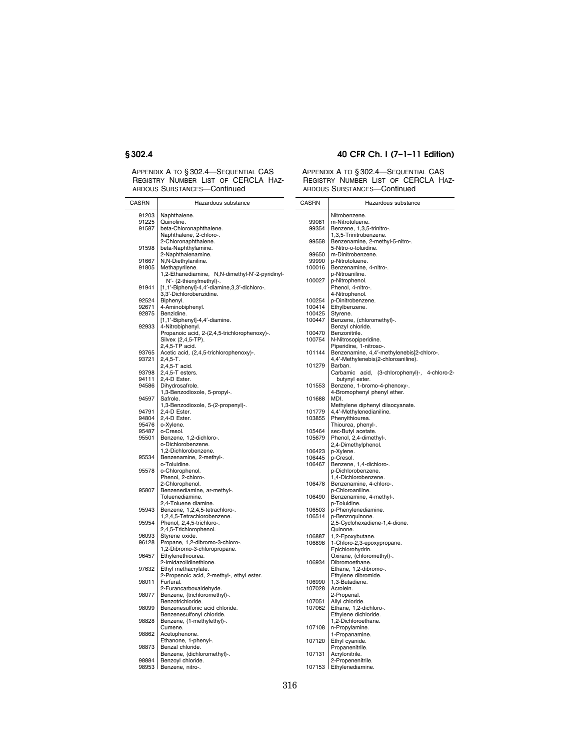APPENDIX A TO § 302.4—SEQUENTIAL CAS REGISTRY NUMBER LIST OF CERCLA HAZARDOUS SUBSTANCES—Continued

| CASRN | Hazardous substance |
|---|---|
| 91203 | Naphthalene. |
| 91225 | Quinoline. |
| 91587 | beta-Chloronaphthalene. |
| | Naphthalene, 2-chloro-. |
| | 2-Chloronaphthalene. |
| 91598 | beta-Naphthylamine. |
| | 2-Naphthalenamine. |
| 91667 | N,N-Diethylaniline. |
| 91805 | Methapyrilene. |
| | 1,2-Ethanediamine, N,N-dimethyl-N′-2-pyridinyl-N′- (2-thienylmethyl)-. |
| 91941 | [1,1′-Biphenyl]-4,4′-diamine,3,3′-dichloro-. |
| | 3,3′-Dichlorobenzidine. |
| 92524 | Biphenyl. |
| 92671 | 4-Aminobiphenyl. |
| 92875 | Benzidine. |
| | [1,1′-Biphenyl]-4,4′-diamine. |
| 92933 | 4-Nitrobiphenyl. |
| | Propanoic acid, 2-(2,4,5-trichlorophenoxy)-. |
| | Silvex (2,4,5-TP). |
| | 2,4,5-TP acid. |
| 93765 | Acetic acid, (2,4,5-trichlorophenoxy)-. |
| 93721 | 2,4,5-T. |
| | 2,4,5-T acid. |
| 93798 | 2,4,5-T esters. |
| 94111 | 2,4-D Ester. |
| 94586 | Dihydrosafrole. |
| | 1,3-Benzodioxole, 5-propyl-. |
| 94597 | Safrole. |
| | 1,3-Benzodioxole, 5-(2-propenyl)-. |
| 94791 | 2,4-D Ester. |
| 94804 | 2,4-D Ester. |
| 95476 | o-Xylene. |
| 95487 | o-Cresol. |
| 95501 | Benzene, 1,2-dichloro-. |
| | o-Dichlorobenzene. |
| | 1,2-Dichlorobenzene. |
| 95534 | Benzenamine, 2-methyl-. |
| | o-Toluidine. |
| 95578 | o-Chlorophenol. |
| | Phenol, 2-chloro-. |
| | 2-Chlorophenol. |
| 95807 | Benzenediamine, ar-methyl-. |
| | Toluenediamine. |
| | 2,4-Toluene diamine. |
| 95943 | Benzene, 1,2,4,5-tetrachloro-. |
| | 1,2,4,5-Tetrachlorobenzene. |
| 95954 | Phenol, 2,4,5-trichloro-. |
| | 2,4,5-Trichlorophenol. |
| 96093 | Styrene oxide. |
| 96128 | Propane, 1,2-dibromo-3-chloro-. |
| | 1,2-Dibromo-3-chloropropane. |
| 96457 | Ethylenethiourea. |
| | 2-Imidazolidinethione. |
| 97632 | Ethyl methacrylate. |
| | 2-Propenoic acid, 2-methyl-, ethyl ester. |
| 98011 | Furfural. |
| | 2-Furancarboxaldehyde. |
| 98077 | Benzene, (trichloromethyl)-. |
| | Benzotrichloride. |
| 98099 | Benzenesulfonic acid chloride. |
| | Benzenesulfonyl chloride. |
| 98828 | Benzene, (1-methylethyl)-. |
| | Cumene. |
| 98862 | Acetophenone. |
| | Ethanone, 1-phenyl-. |
| 98873 | Benzal chloride. |
| | Benzene, (dichloromethyl)-. |
| 98884 | Benzoyl chloride. |
| 98953 | Benzene, nitro-. |
| | Nitrobenzene. |
| 99081 | m-Nitrotoluene. |
| 99354 | Benzene, 1,3,5-trinitro-. |
| | 1,3,5-Trinitrobenzene. |
| 99558 | Benzenamine, 2-methyl-5-nitro-. |
| | 5-Nitro-o-toluidine. |
| 99650 | m-Dinitrobenzene. |
| 99990 | p-Nitrotoluene. |
| 100016 | Benzenamine, 4-nitro-. |
| | p-Nitroaniline. |
| 100027 | p-Nitrophenol. |
| | Phenol, 4-nitro-. |
| | 4-Nitrophenol. |
| 100254 | p-Dinitrobenzene. |
| 100414 | Ethylbenzene. |
| 100425 | Styrene. |
| 100447 | Benzene, (chloromethyl)-. |
| | Benzyl chloride. |
| 100470 | Benzonitrile. |
| 100754 | N-Nitrosopiperidine. |
| | Piperidine, 1-nitroso-. |
| 101144 | Benzenamine, 4,4′-methylenebis[2-chloro-. |
| | 4,4′-Methylenebis(2-chloroaniline). |
| 101279 | Barban. |
| | Carbamic acid, (3-chlorophenyl)-, 4-chloro-2-butynyl ester. |
| 101553 | Benzene, 1-bromo-4-phenoxy-. |
| | 4-Bromophenyl phenyl ether. |
| 101688 | MDI. |
| | Methylene diphenyl diisocyanate. |
| 101779 | 4,4′-Methylenedianiline. |
| 103855 | Phenylthiourea. |
| | Thiourea, phenyl-. |
| 105464 | sec-Butyl acetate. |
| 105679 | Phenol, 2,4-dimethyl-. |
| | 2,4-Dimethylphenol. |
| 106423 | p-Xylene. |
| 106445 | p-Cresol. |
| 106467 | Benzene, 1,4-dichloro-. |
| | p-Dichlorobenzene. |
| | 1,4-Dichlorobenzene. |
| 106478 | Benzenamine, 4-chloro-. |
| | p-Chloroaniline. |
| 106490 | Benzenamine, 4-methyl-. |
| | p-Toluidine. |
| 106503 | p-Phenylenediamine. |
| 106514 | p-Benzoquinone. |
| | 2,5-Cyclohexadiene-1,4-dione. |
| | Quinone. |
| 106887 | 1,2-Epoxybutane. |
| 106898 | 1-Chloro-2,3-epoxypropane. |
| | Epichlorohydrin. |
| | Oxirane, (chloromethyl)-. |
| 106934 | Dibromoethane. |
| | Ethane, 1,2-dibromo-. |
| | Ethylene dibromide. |
| 106990 | 1,3-Butadiene. |
| 107028 | Acrolein. |
| | 2-Propenal. |
| 107051 | Allyl chloride. |
| 107062 | Ethane, 1,2-dichloro-. |
| | Ethylene dichloride. |
| | 1,2-Dichloroethane. |
| 107108 | n-Propylamine. |
| | 1-Propanamine. |
| 107120 | Ethyl cyanide. |
| | Propanenitrile. |
| 107131 | Acrylonitrile. |
| | 2-Propenenitrile. |
| 107153 | Ethylenediamine. |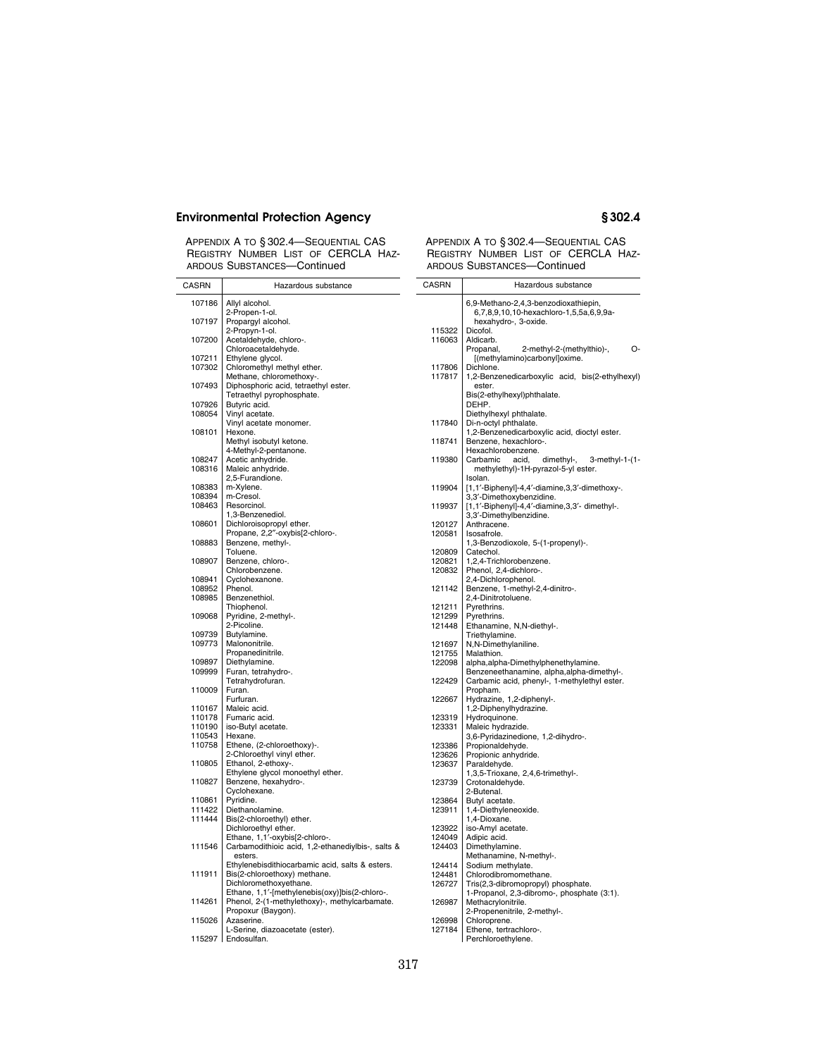## Appendix A to § 302.4—Sequential CAS Registry Number List of CERCLA Hazardous Substances—Continued

| CASRN | Hazardous substance |
|---|---|
| 107186 | Allyl alcohol. |
| | 2-Propen-1-ol. |
| 107197 | Propargyl alcohol. |
| | 2-Propyn-1-ol. |
| 107200 | Acetaldehyde, chloro-. |
| | Chloroacetaldehyde. |
| 107211 | Ethylene glycol. |
| 107302 | Chloromethyl methyl ether. |
| | Methane, chloromethoxy-. |
| 107493 | Diphosphoric acid, tetraethyl ester. |
| | Tetraethyl pyrophosphate. |
| 107926 | Butyric acid. |
| 108054 | Vinyl acetate. |
| | Vinyl acetate monomer. |
| 108101 | Hexone. |
| | Methyl isobutyl ketone. |
| | 4-Methyl-2-pentanone. |
| 108247 | Acetic anhydride. |
| 108316 | Maleic anhydride. |
| | 2,5-Furandione. |
| 108383 | m-Xylene. |
| 108394 | m-Cresol. |
| 108463 | Resorcinol. |
| | 1,3-Benzenediol. |
| 108601 | Dichloroisopropyl ether. |
| | Propane, 2,2″-oxybis[2-chloro-. |
| 108883 | Benzene, methyl-. |
| | Toluene. |
| 108907 | Benzene, chloro-. |
| | Chlorobenzene. |
| 108941 | Cyclohexanone. |
| 108952 | Phenol. |
| 108985 | Benzenethiol. |
| | Thiophenol. |
| 109068 | Pyridine, 2-methyl-. |
| | 2-Picoline. |
| 109739 | Butylamine. |
| 109773 | Malononitrile. |
| | Propanedinitrile. |
| 109897 | Diethylamine. |
| 109999 | Furan, tetrahydro-. |
| | Tetrahydrofuran. |
| 110009 | Furan. |
| | Furfuran. |
| 110167 | Maleic acid. |
| 110178 | Fumaric acid. |
| 110190 | iso-Butyl acetate. |
| 110543 | Hexane. |
| 110758 | Ethene, (2-chloroethoxy)-. |
| | 2-Chloroethyl vinyl ether. |
| 110805 | Ethanol, 2-ethoxy-. |
| | Ethylene glycol monoethyl ether. |
| 110827 | Benzene, hexahydro-. |
| | Cyclohexane. |
| 110861 | Pyridine. |
| 111422 | Diethanolamine. |
| 111444 | Bis(2-chloroethyl) ether. |
| | Dichloroethyl ether. |
| | Ethane, 1,1′-oxybis[2-chloro-. |
| 111546 | Carbamodithioic acid, 1,2-ethanediylbis-, salts & esters. |
| | Ethylenebisdithiocarbamic acid, salts & esters. |
| 111911 | Bis(2-chloroethoxy) methane. |
| | Dichloromethoxyethane. |
| | Ethane, 1,1′-[methylenebis(oxy)]bis(2-chloro-. |
| 114261 | Phenol, 2-(1-methylethoxy)-, methylcarbamate. |
| | Propoxur (Baygon). |
| 115026 | Azaserine. |
| | L-Serine, diazoacetate (ester). |
| 115297 | Endosulfan. |
| | 6,9-Methano-2,4,3-benzodioxathiepin, 6,7,8,9,10,10-hexachloro-1,5,5a,6,9,9a-hexahydro-, 3-oxide. |
| 115322 | Dicofol. |
| 116063 | Aldicarb. |
| | Propanal, 2-methyl-2-(methylthio)-, O-[(methylamino)carbonyl]oxime. |
| 117806 | Dichlone. |
| 117817 | 1,2-Benzenedicarboxylic acid, bis(2-ethylhexyl) ester. |
| | Bis(2-ethylhexyl)phthalate. |
| | DEHP. |
| | Diethylhexyl phthalate. |
| 117840 | Di-n-octyl phthalate. |
| | 1,2-Benzenedicarboxylic acid, dioctyl ester. |
| 118741 | Benzene, hexachloro-. |
| | Hexachlorobenzene. |
| 119380 | Carbamic acid, dimethyl-, 3-methyl-1-(1-methylethyl)-1H-pyrazol-5-yl ester. |
| | Isolan. |
| 119904 | [1,1′-Biphenyl]-4,4′-diamine,3,3′-dimethoxy-. |
| | 3,3′-Dimethoxybenzidine. |
| 119937 | [1,1′-Biphenyl]-4,4′-diamine,3,3′- dimethyl-. |
| | 3,3′-Dimethylbenzidine. |
| 120127 | Anthracene. |
| 120581 | Isosafrole. |
| | 1,3-Benzodioxole, 5-(1-propenyl)-. |
| 120809 | Catechol. |
| 120821 | 1,2,4-Trichlorobenzene. |
| 120832 | Phenol, 2,4-dichloro-. |
| | 2,4-Dichlorophenol. |
| 121142 | Benzene, 1-methyl-2,4-dinitro-. |
| | 2,4-Dinitrotoluene. |
| 121211 | Pyrethrins. |
| 121299 | Pyrethrins. |
| 121448 | Ethanamine, N,N-diethyl-. |
| | Triethylamine. |
| 121697 | N,N-Dimethylaniline. |
| 121755 | Malathion. |
| 122098 | alpha,alpha-Dimethylphenethylamine. |
| | Benzeneethanamine, alpha,alpha-dimethyl-. |
| 122429 | Carbamic acid, phenyl-, 1-methylethyl ester. |
| | Propham. |
| 122667 | Hydrazine, 1,2-diphenyl-. |
| | 1,2-Diphenylhydrazine. |
| 123319 | Hydroquinone. |
| 123331 | Maleic hydrazide. |
| | 3,6-Pyridazinedione, 1,2-dihydro-. |
| 123386 | Propionaldehyde. |
| 123626 | Propionic anhydride. |
| 123637 | Paraldehyde. |
| | 1,3,5-Trioxane, 2,4,6-trimethyl-. |
| 123739 | Crotonaldehyde. |
| | 2-Butenal. |
| 123864 | Butyl acetate. |
| 123911 | 1,4-Diethyleneoxide. |
| | 1,4-Dioxane. |
| 123922 | iso-Amyl acetate. |
| 124049 | Adipic acid. |
| 124403 | Dimethylamine. |
| | Methanamine, N-methyl-. |
| 124414 | Sodium methylate. |
| 124481 | Chlorodibromomethane. |
| 126727 | Tris(2,3-dibromopropyl) phosphate. |
| | 1-Propanol, 2,3-dibromo-, phosphate (3:1). |
| 126987 | Methacrylonitrile. |
| | 2-Propenenitrile, 2-methyl-. |
| 126998 | Chloroprene. |
| 127184 | Ethene, tertrachloro-. |
| | Perchloroethylene. |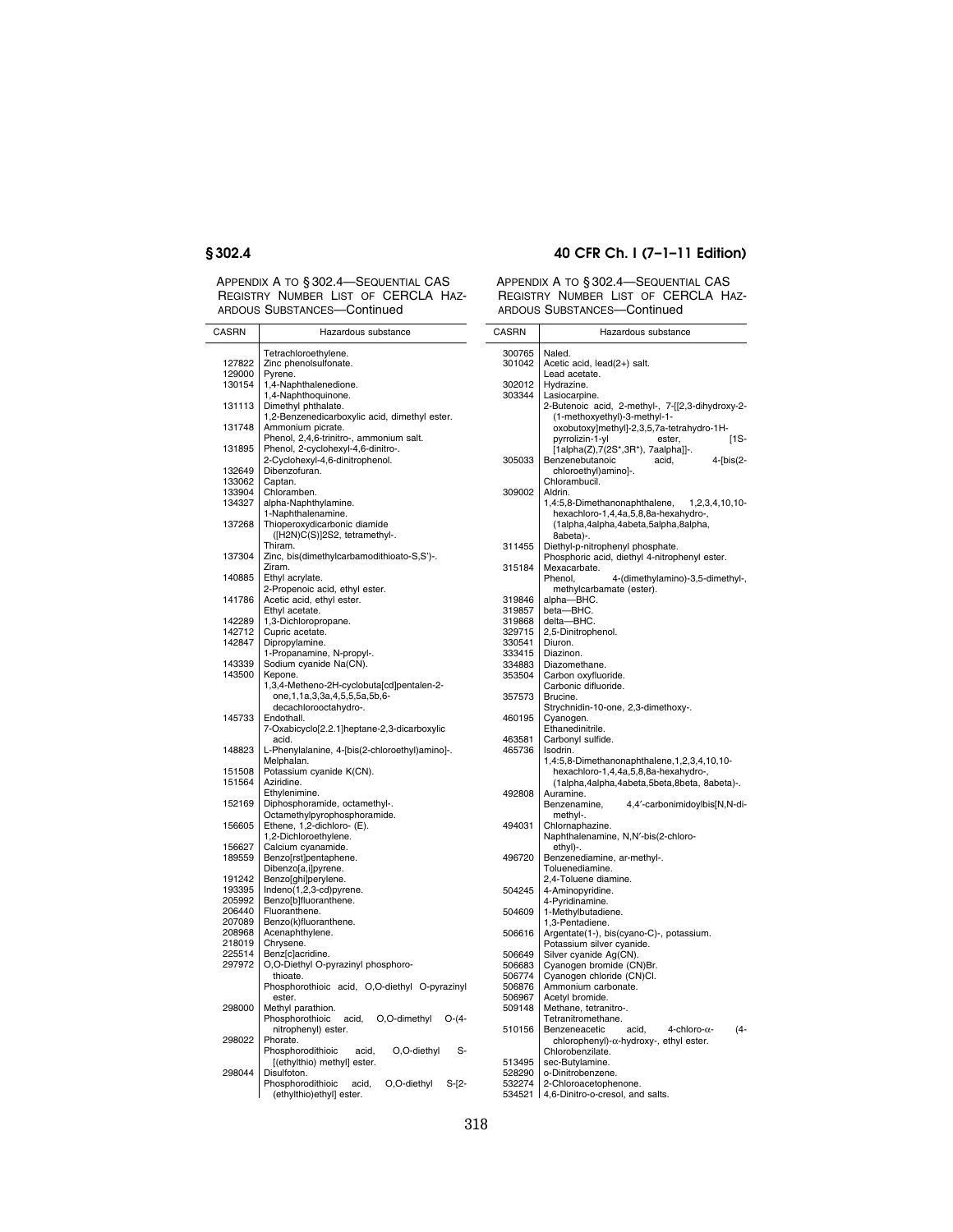APPENDIX A TO § 302.4—SEQUENTIAL CAS REGISTRY NUMBER LIST OF CERCLA HAZARDOUS SUBSTANCES—Continued

| CASRN | Hazardous substance |
|---|---|
| | Tetrachloroethylene. |
| 127822 | Zinc phenolsulfonate. |
| 129000 | Pyrene. |
| 130154 | 1,4-Naphthalenedione. |
| | 1,4-Naphthoquinone. |
| 131113 | Dimethyl phthalate. |
| | 1,2-Benzenedicarboxylic acid, dimethyl ester. |
| 131748 | Ammonium picrate. |
| | Phenol, 2,4,6-trinitro-, ammonium salt. |
| 131895 | Phenol, 2-cyclohexyl-4,6-dinitro-. |
| | 2-Cyclohexyl-4,6-dinitrophenol. |
| 132649 | Dibenzofuran. |
| 133062 | Captan. |
| 133904 | Chloramben. |
| 134327 | alpha-Naphthylamine. |
| | 1-Naphthalenamine. |
| 137268 | Thioperoxydicarbonic diamide ([H2N)C(S)]2S2, tetramethyl-. |
| | Thiram. |
| 137304 | Zinc, bis(dimethylcarbamodithioato-S,S')-. |
| | Ziram. |
| 140885 | Ethyl acrylate. |
| | 2-Propenoic acid, ethyl ester. |
| 141786 | Acetic acid, ethyl ester. |
| | Ethyl acetate. |
| 142289 | 1,3-Dichloropropane. |
| 142712 | Cupric acetate. |
| 142847 | Dipropylamine. |
| | 1-Propanamine, N-propyl-. |
| 143339 | Sodium cyanide Na(CN). |
| 143500 | Kepone. |
| | 1,3,4-Metheno-2H-cyclobuta[cd]pentalen-2-one,1,1a,3,3a,4,5,5,5a,5b,6-decachlorooctahydro-. |
| 145733 | Endothall. |
| | 7-Oxabicyclo[2.2.1]heptane-2,3-dicarboxylic acid. |
| 148823 | L-Phenylalanine, 4-[bis(2-chloroethyl)amino]-. |
| | Melphalan. |
| 151508 | Potassium cyanide K(CN). |
| 151564 | Aziridine. |
| | Ethylenimine. |
| 152169 | Diphosphoramide, octamethyl-. |
| | Octamethylpyrophosphoramide. |
| 156605 | Ethene, 1,2-dichloro- (E). |
| | 1,2-Dichloroethylene. |
| 156627 | Calcium cyanamide. |
| 189559 | Benzo[rst]pentaphene. |
| | Dibenzo[a,i]pyrene. |
| 191242 | Benzo[ghi]perylene. |
| 193395 | Indeno(1,2,3-cd)pyrene. |
| 205992 | Benzo[b]fluoranthene. |
| 206440 | Fluoranthene. |
| 207089 | Benzo(k)fluoranthene. |
| 208968 | Acenaphthylene. |
| 218019 | Chrysene. |
| 225514 | Benz[c]acridine. |
| 297972 | O,O-Diethyl O-pyrazinyl phosphorothioate. |
| | Phosphorothioic acid, O,O-diethyl O-pyrazinyl ester. |
| 298000 | Methyl parathion. |
| | Phosphorothioic acid, O,O-dimethyl O-(4-nitrophenyl) ester. |
| 298022 | Phorate. |
| | Phosphorodithioic acid, O,O-diethyl S-[(ethylthio) methyl] ester. |
| 298044 | Disulfoton. |
| | Phosphorodithioic acid, O,O-diethyl S-[2-(ethylthio)ethyl] ester. |
| 300765 | Naled. |
| 301042 | Acetic acid, lead(2+) salt. |
| | Lead acetate. |
| 302012 | Hydrazine. |
| 303344 | Lasiocarpine. |
| | 2-Butenoic acid, 2-methyl-, 7-[[2,3-dihydroxy-2-(1-methoxyethyl)-3-methyl-1-oxobutoxy]methyl]-2,3,5,7a-tetrahydro-1H-pyrrolizin-1-yl ester, [1S-[1alpha(Z),7(2S*,3R*), 7aalpha]]-. |
| 305033 | Benzenebutanoic acid, 4-[bis(2-chloroethyl)amino]-. |
| | Chlorambucil. |
| 309002 | Aldrin. |
| | 1,4:5,8-Dimethanonaphthalene, 1,2,3,4,10,10-hexachloro-1,4,4a,5,8,8a-hexahydro-, (1alpha,4alpha,4abeta,5alpha,8alpha, 8abeta)-. |
| 311455 | Diethyl-p-nitrophenyl phosphate. |
| | Phosphoric acid, diethyl 4-nitrophenyl ester. |
| 315184 | Mexacarbate. |
| | Phenol, 4-(dimethylamino)-3,5-dimethyl-, methylcarbamate (ester). |
| 319846 | alpha—BHC. |
| 319857 | beta—BHC. |
| 319868 | delta—BHC. |
| 329715 | 2,5-Dinitrophenol. |
| 330541 | Diuron. |
| 333415 | Diazinon. |
| 334883 | Diazomethane. |
| 353504 | Carbon oxyfluoride. |
| | Carbonic difluoride. |
| 357573 | Brucine. |
| | Strychnidin-10-one, 2,3-dimethoxy-. |
| 460195 | Cyanogen. |
| | Ethanedinitrile. |
| 463581 | Carbonyl sulfide. |
| 465736 | Isodrin. |
| | 1,4:5,8-Dimethanonaphthalene,1,2,3,4,10,10-hexachloro-1,4,4a,5,8,8a-hexahydro-, (1alpha,4alpha,4abeta,5beta,8beta, 8abeta)-. |
| 492808 | Auramine. |
| | Benzenamine, 4,4′-carbonimidoylbis[N,N-dimethyl-. |
| 494031 | Chlornaphazine. |
| | Naphthalenamine, N,N′-bis(2-chloroethyl)-. |
| 496720 | Benzenediamine, ar-methyl-. |
| | Toluenediamine. |
| | 2,4-Toluene diamine. |
| 504245 | 4-Aminopyridine. |
| | 4-Pyridinamine. |
| 504609 | 1-Methylbutadiene. |
| | 1,3-Pentadiene. |
| 506616 | Argentate(1-), bis(cyano-C)-, potassium. |
| | Potassium silver cyanide. |
| 506649 | Silver cyanide Ag(CN). |
| 506683 | Cyanogen bromide (CN)Br. |
| 506774 | Cyanogen chloride (CN)Cl. |
| 506876 | Ammonium carbonate. |
| 506967 | Acetyl bromide. |
| 509148 | Methane, tetranitro-. |
| | Tetranitromethane. |
| 510156 | Benzeneacetic acid, 4-chloro-α-(4-chlorophenyl)-α-hydroxy-, ethyl ester. |
| | Chlorobenzilate. |
| 513495 | sec-Butylamine. |
| 528290 | o-Dinitrobenzene. |
| 532274 | 2-Chloroacetophenone. |
| 534521 | 4,6-Dinitro-o-cresol, and salts. |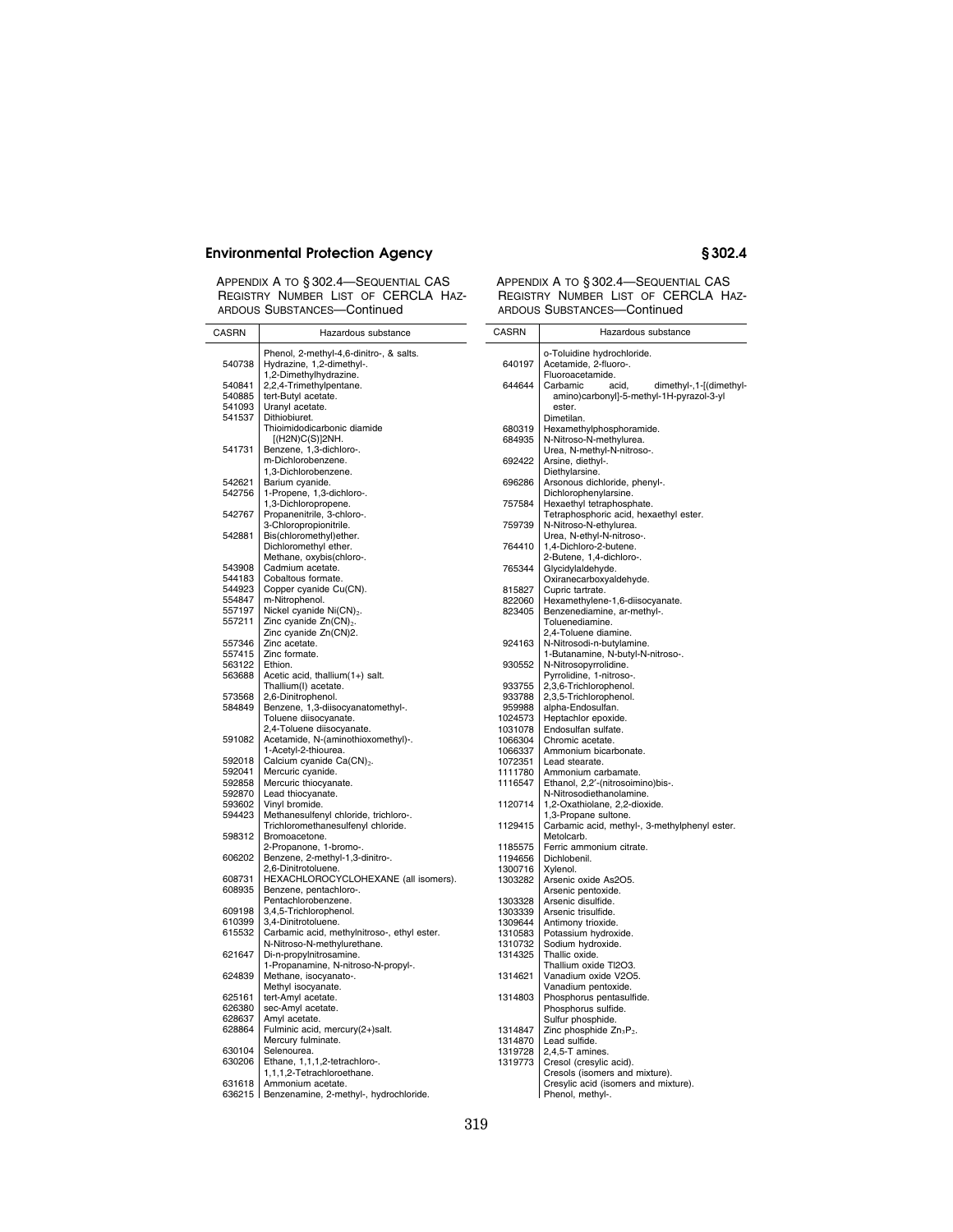APPENDIX A TO § 302.4—SEQUENTIAL CAS REGISTRY NUMBER LIST OF CERCLA HAZARDOUS SUBSTANCES—Continued

| CASRN | Hazardous substance |
|---|---|
| | Phenol, 2-methyl-4,6-dinitro-, & salts. |
| 540738 | Hydrazine, 1,2-dimethyl-. |
| | 1,2-Dimethylhydrazine. |
| 540841 | 2,2,4-Trimethylpentane. |
| 540885 | tert-Butyl acetate. |
| 541093 | Uranyl acetate. |
| 541537 | Dithiobiuret. |
| | Thioimidodicarbonic diamide [(H2N)C(S)]2NH. |
| 541731 | Benzene, 1,3-dichloro-. |
| | m-Dichlorobenzene. |
| | 1,3-Dichlorobenzene. |
| 542621 | Barium cyanide. |
| 542756 | 1-Propene, 1,3-dichloro-. |
| | 1,3-Dichloropropene. |
| 542767 | Propanenitrile, 3-chloro-. |
| | 3-Chloropropionitrile. |
| 542881 | Bis(chloromethyl)ether. |
| | Dichloromethyl ether. |
| | Methane, oxybis(chloro-. |
| 543908 | Cadmium acetate. |
| 544183 | Cobaltous formate. |
| 544923 | Copper cyanide Cu(CN). |
| 554847 | m-Nitrophenol. |
| 557197 | Nickel cyanide $Ni(CN)_2$. |
| 557211 | Zinc cyanide $Zn(CN)_2$. |
| | Zinc cyanide Zn(CN)2. |
| 557346 | Zinc acetate. |
| 557415 | Zinc formate. |
| 563122 | Ethion. |
| 563688 | Acetic acid, thallium(1+) salt. |
| | Thallium(I) acetate. |
| 573568 | 2,6-Dinitrophenol. |
| 584849 | Benzene, 1,3-diisocyanatomethyl-. |
| | Toluene diisocyanate. |
| | 2,4-Toluene diisocyanate. |
| 591082 | Acetamide, N-(aminothioxomethyl)-. |
| | 1-Acetyl-2-thiourea. |
| 592018 | Calcium cyanide $Ca(CN)_2$. |
| 592041 | Mercuric cyanide. |
| 592858 | Mercuric thiocyanate. |
| 592870 | Lead thiocyanate. |
| 593602 | Vinyl bromide. |
| 594423 | Methanesulfenyl chloride, trichloro-. |
| | Trichloromethanesulfenyl chloride. |
| 598312 | Bromoacetone. |
| | 2-Propanone, 1-bromo-. |
| 606202 | Benzene, 2-methyl-1,3-dinitro-. |
| | 2,6-Dinitrotoluene. |
| 608731 | HEXACHLOROCYCLOHEXANE (all isomers). |
| 608935 | Benzene, pentachloro-. |
| | Pentachlorobenzene. |
| 609198 | 3,4,5-Trichlorophenol. |
| 610399 | 3,4-Dinitrotoluene. |
| 615532 | Carbamic acid, methylnitroso-, ethyl ester. |
| | N-Nitroso-N-methylurethane. |
| 621647 | Di-n-propylnitrosamine. |
| | 1-Propanamine, N-nitroso-N-propyl-. |
| 624839 | Methane, isocyanato-. |
| | Methyl isocyanate. |
| 625161 | tert-Amyl acetate. |
| 626380 | sec-Amyl acetate. |
| 628637 | Amyl acetate. |
| 628864 | Fulminic acid, mercury(2+)salt. |
| | Mercury fulminate. |
| 630104 | Selenourea. |
| 630206 | Ethane, 1,1,1,2-tetrachloro-. |
| | 1,1,1,2-Tetrachloroethane. |
| 631618 | Ammonium acetate. |
| 636215 | Benzenamine, 2-methyl-, hydrochloride. |
| | o-Toluidine hydrochloride. |
| 640197 | Acetamide, 2-fluoro-. |
| | Fluoroacetamide. |
| 644644 | Carbamic acid, dimethyl-,1-[(dimethylamino)carbonyl]-5-methyl-1H-pyrazol-3-yl ester. |
| | Dimetilan. |
| 680319 | Hexamethylphosphoramide. |
| 684935 | N-Nitroso-N-methylurea. |
| | Urea, N-methyl-N-nitroso-. |
| 692422 | Arsine, diethyl-. |
| | Diethylarsine. |
| 696286 | Arsonous dichloride, phenyl-. |
| | Dichlorophenylarsine. |
| 757584 | Hexaethyl tetraphosphate. |
| | Tetraphosphoric acid, hexaethyl ester. |
| 759739 | N-Nitroso-N-ethylurea. |
| | Urea, N-ethyl-N-nitroso-. |
| 764410 | 1,4-Dichloro-2-butene. |
| | 2-Butene, 1,4-dichloro-. |
| 765344 | Glycidylaldehyde. |
| | Oxiranecarboxyaldehyde. |
| 815827 | Cupric tartrate. |
| 822060 | Hexamethylene-1,6-diisocyanate. |
| 823405 | Benzenediamine, ar-methyl-. |
| | Toluenediamine. |
| | 2,4-Toluene diamine. |
| 924163 | N-Nitrosodi-n-butylamine. |
| | 1-Butanamine, N-butyl-N-nitroso-. |
| 930552 | N-Nitrosopyrrolidine. |
| | Pyrrolidine, 1-nitroso-. |
| 933755 | 2,3,6-Trichlorophenol. |
| 933788 | 2,3,5-Trichlorophenol. |
| 959988 | alpha-Endosulfan. |
| 1024573 | Heptachlor epoxide. |
| 1031078 | Endosulfan sulfate. |
| 1066304 | Chromic acetate. |
| 1066337 | Ammonium bicarbonate. |
| 1072351 | Lead stearate. |
| 1111780 | Ammonium carbamate. |
| 1116547 | Ethanol, 2,2′-(nitrosoimino)bis-. |
| | N-Nitrosodiethanolamine. |
| 1120714 | 1,2-Oxathiolane, 2,2-dioxide. |
| | 1,3-Propane sultone. |
| 1129415 | Carbamic acid, methyl-, 3-methylphenyl ester. |
| | Metolcarb. |
| 1185575 | Ferric ammonium citrate. |
| 1194656 | Dichlobenil. |
| 1300716 | Xylenol. |
| 1303282 | Arsenic oxide As2O5. |
| | Arsenic pentoxide. |
| 1303328 | Arsenic disulfide. |
| 1303339 | Arsenic trisulfide. |
| 1309644 | Antimony trioxide. |
| 1310583 | Potassium hydroxide. |
| 1310732 | Sodium hydroxide. |
| 1314325 | Thallic oxide. |
| | Thallium oxide Tl2O3. |
| 1314621 | Vanadium oxide V2O5. |
| | Vanadium pentoxide. |
| 1314803 | Phosphorus pentasulfide. |
| | Phosphorus sulfide. |
| | Sulfur phosphide. |
| 1314847 | Zinc phosphide $Zn_3P_2$. |
| 1314870 | Lead sulfide. |
| 1319728 | 2,4,5-T amines. |
| 1319773 | Cresol (cresylic acid). |
| | Cresols (isomers and mixture). |
| | Cresylic acid (isomers and mixture). |
| | Phenol, methyl-. |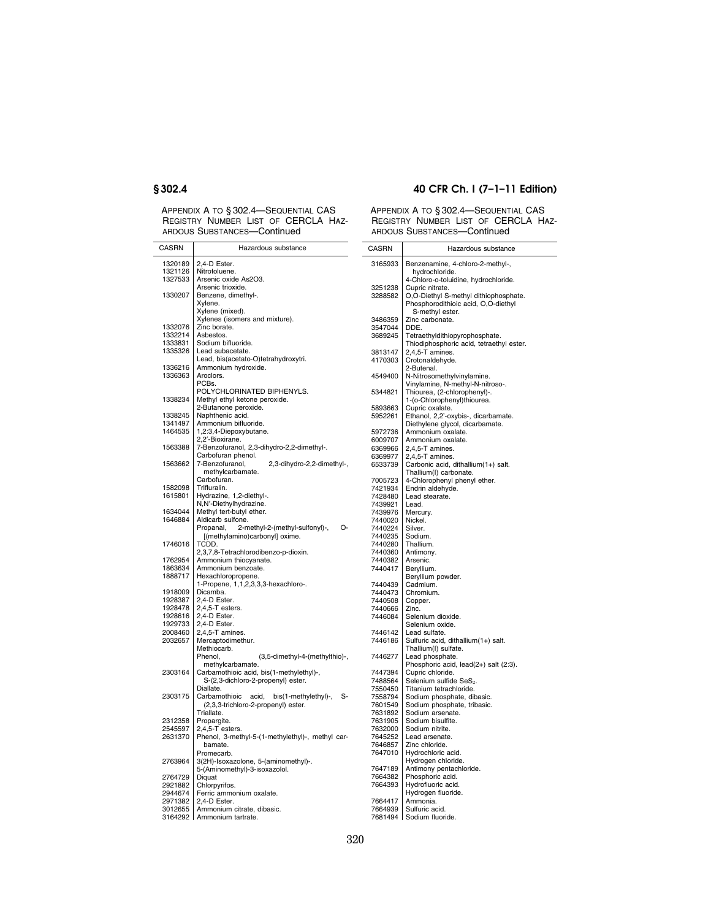APPENDIX A TO § 302.4—SEQUENTIAL CAS REGISTRY NUMBER LIST OF CERCLA HAZARDOUS SUBSTANCES—Continued

| CASRN | Hazardous substance |
|---|---|
| 1320189 | 2,4-D Ester. |
| 1321126 | Nitrotoluene. |
| 1327533 | Arsenic oxide As2O3. |
| | Arsenic trioxide. |
| 1330207 | Benzene, dimethyl-. |
| | Xylene. |
| | Xylene (mixed). |
| | Xylenes (isomers and mixture). |
| 1332076 | Zinc borate. |
| 1332214 | Asbestos. |
| 1333831 | Sodium bifluoride. |
| 1335326 | Lead subacetate. |
| | Lead, bis(acetato-O)tetrahydroxytri. |
| 1336216 | Ammonium hydroxide. |
| 1336363 | Aroclors. |
| | PCBs. |
| | POLYCHLORINATED BIPHENYLS. |
| 1338234 | Methyl ethyl ketone peroxide. |
| | 2-Butanone peroxide. |
| 1338245 | Naphthenic acid. |
| 1341497 | Ammonium bifluoride. |
| 1464535 | 1,2:3,4-Diepoxybutane. |
| | 2,2'-Bioxirane. |
| 1563388 | 7-Benzofuranol, 2,3-dihydro-2,2-dimethyl-. |
| | Carbofuran phenol. |
| 1563662 | 7-Benzofuranol, 2,3-dihydro-2,2-dimethyl-, methylcarbamate. |
| | Carbofuran. |
| 1582098 | Trifluralin. |
| 1615801 | Hydrazine, 1,2-diethyl-. |
| | N,N'-Diethylhydrazine. |
| 1634044 | Methyl tert-butyl ether. |
| 1646884 | Aldicarb sulfone. |
| | Propanal, 2-methyl-2-(methyl-sulfonyl)-, O-[(methylamino)carbonyl] oxime. |
| 1746016 | TCDD. |
| | 2,3,7,8-Tetrachlorodibenzo-p-dioxin. |
| 1762954 | Ammonium thiocyanate. |
| 1863634 | Ammonium benzoate. |
| 1888717 | Hexachloropropene. |
| | 1-Propene, 1,1,2,3,3,3-hexachloro-. |
| 1918009 | Dicamba. |
| 1928387 | 2,4-D Ester. |
| 1928478 | 2,4,5-T esters. |
| 1928616 | 2,4-D Ester. |
| 1929733 | 2,4-D Ester. |
| 2008460 | 2,4,5-T amines. |
| 2032657 | Mercaptodimethur. |
| | Methiocarb. |
| | Phenol, (3,5-dimethyl-4-(methylthio)-, methylcarbamate. |
| 2303164 | Carbamothioic acid, bis(1-methylethyl)-, S-(2,3-dichloro-2-propenyl) ester. |
| | Diallate. |
| 2303175 | Carbamothioic acid, bis(1-methylethyl)-, S-(2,3,3-trichloro-2-propenyl) ester. |
| | Triallate. |
| 2312358 | Propargite. |
| 2545597 | 2,4,5-T esters. |
| 2631370 | Phenol, 3-methyl-5-(1-methylethyl)-, methyl carbamate. |
| | Promecarb. |
| 2763964 | 3(2H)-Isoxazolone, 5-(aminomethyl)-. |
| | 5-(Aminomethyl)-3-isoxazolol. |
| 2764729 | Diquat |
| 2921882 | Chlorpyrifos. |
| 2944674 | Ferric ammonium oxalate. |
| 2971382 | 2,4-D Ester. |
| 3012655 | Ammonium citrate, dibasic. |
| 3164292 | Ammonium tartrate. |
| 3165933 | Benzenamine, 4-chloro-2-methyl-, hydrochloride. |
| | 4-Chloro-o-toluidine, hydrochloride. |
| 3251238 | Cupric nitrate. |
| 3288582 | O,O-Diethyl S-methyl dithiophosphate. |
| | Phosphorodithioic acid, O,O-diethyl S-methyl ester. |
| 3486359 | Zinc carbonate. |
| 3547044 | DDE. |
| 3689245 | Tetraethyldithiopyrophosphate. |
| | Thiodiphosphoric acid, tetraethyl ester. |
| 3813147 | 2,4,5-T amines. |
| 4170303 | Crotonaldehyde. |
| | 2-Butenal. |
| 4549400 | N-Nitrosomethylvinylamine. |
| | Vinylamine, N-methyl-N-nitroso-. |
| 5344821 | Thiourea, (2-chlorophenyl)-. |
| | 1-(o-Chlorophenyl)thiourea. |
| 5893663 | Cupric oxalate. |
| 5952261 | Ethanol, 2,2'-oxybis-, dicarbamate. |
| | Diethylene glycol, dicarbamate. |
| 5972736 | Ammonium oxalate. |
| 6009707 | Ammonium oxalate. |
| 6369966 | 2,4,5-T amines. |
| 6369977 | 2,4,5-T amines. |
| 6533739 | Carbonic acid, dithallium(1+) salt. |
| | Thallium(I) carbonate. |
| 7005723 | 4-Chlorophenyl phenyl ether. |
| 7421934 | Endrin aldehyde. |
| 7428480 | Lead stearate. |
| 7439921 | Lead. |
| 7439976 | Mercury. |
| 7440020 | Nickel. |
| 7440224 | Silver. |
| 7440235 | Sodium. |
| 7440280 | Thallium. |
| 7440360 | Antimony. |
| 7440382 | Arsenic. |
| 7440417 | Beryllium. |
| | Beryllium powder. |
| 7440439 | Cadmium. |
| 7440473 | Chromium. |
| 7440508 | Copper. |
| 7440666 | Zinc. |
| 7446084 | Selenium dioxide. |
| | Selenium oxide. |
| 7446142 | Lead sulfate. |
| 7446186 | Sulfuric acid, dithallium(1+) salt. |
| | Thallium(I) sulfate. |
| 7446277 | Lead phosphate. |
| | Phosphoric acid, lead(2+) salt (2:3). |
| 7447394 | Cupric chloride. |
| 7488564 | Selenium sulfide $SeS_2$. |
| 7550450 | Titanium tetrachloride. |
| 7558794 | Sodium phosphate, dibasic. |
| 7601549 | Sodium phosphate, tribasic. |
| 7631892 | Sodium arsenate. |
| 7631905 | Sodium bisulfite. |
| 7632000 | Sodium nitrite. |
| 7645252 | Lead arsenate. |
| 7646857 | Zinc chloride. |
| 7647010 | Hydrochloric acid. |
| | Hydrogen chloride. |
| 7647189 | Antimony pentachloride. |
| 7664382 | Phosphoric acid. |
| 7664393 | Hydrofluoric acid. |
| | Hydrogen fluoride. |
| 7664417 | Ammonia. |
| 7664939 | Sulfuric acid. |
| 7681494 | Sodium fluoride. |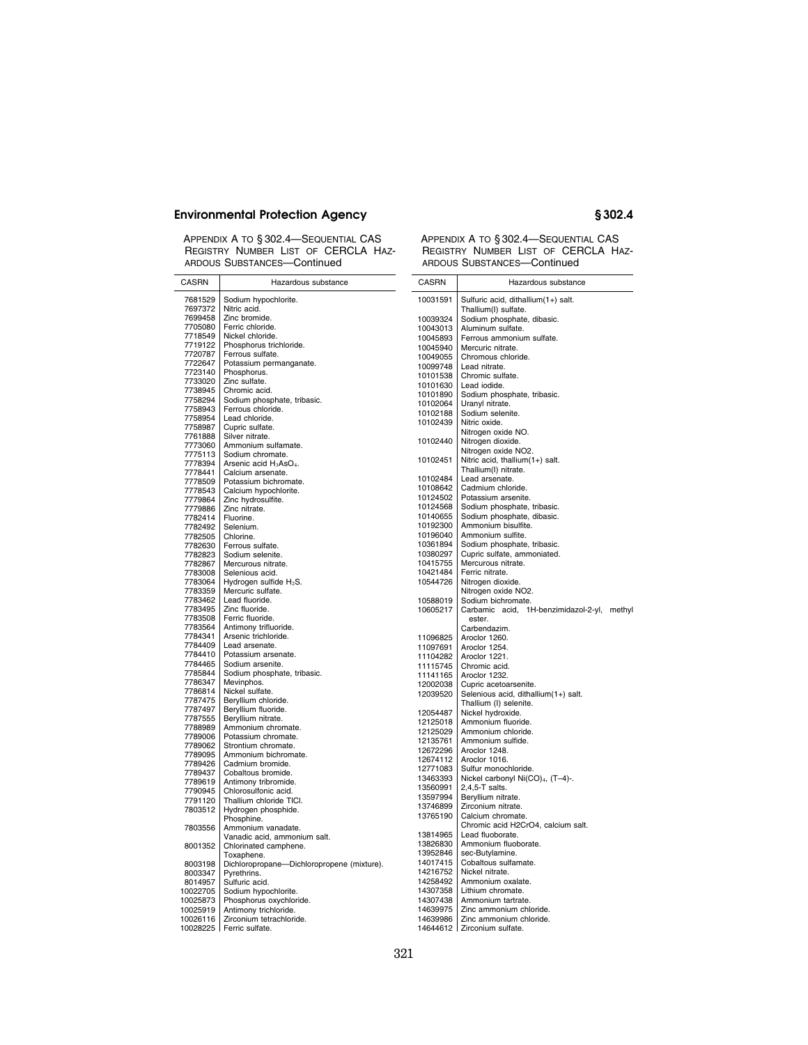APPENDIX A TO § 302.4—SEQUENTIAL CAS REGISTRY NUMBER LIST OF CERCLA HAZARDOUS SUBSTANCES—Continued

| CASRN | Hazardous substance |
|---|---|
| 7681529 | Sodium hypochlorite. |
| 7697372 | Nitric acid. |
| 7699458 | Zinc bromide. |
| 7705080 | Ferric chloride. |
| 7718549 | Nickel chloride. |
| 7719122 | Phosphorus trichloride. |
| 7720787 | Ferrous sulfate. |
| 7722647 | Potassium permanganate. |
| 7723140 | Phosphorus. |
| 7733020 | Zinc sulfate. |
| 7738945 | Chromic acid. |
| 7758294 | Sodium phosphate, tribasic. |
| 7758943 | Ferrous chloride. |
| 7758954 | Lead chloride. |
| 7758987 | Cupric sulfate. |
| 7761888 | Silver nitrate. |
| 7773060 | Ammonium sulfamate. |
| 7775113 | Sodium chromate. |
| 7778394 | Arsenic acid $H_3AsO_4$. |
| 7778441 | Calcium arsenate. |
| 7778509 | Potassium bichromate. |
| 7778543 | Calcium hypochlorite. |
| 7779864 | Zinc hydrosulfite. |
| 7779886 | Zinc nitrate. |
| 7782414 | Fluorine. |
| 7782492 | Selenium. |
| 7782505 | Chlorine. |
| 7782630 | Ferrous sulfate. |
| 7782823 | Sodium selenite. |
| 7782867 | Mercurous nitrate. |
| 7783008 | Selenious acid. |
| 7783064 | Hydrogen sulfide $H_2S$. |
| 7783359 | Mercuric sulfate. |
| 7783462 | Lead fluoride. |
| 7783495 | Zinc fluoride. |
| 7783508 | Ferric fluoride. |
| 7783564 | Antimony trifluoride. |
| 7784341 | Arsenic trichloride. |
| 7784409 | Lead arsenate. |
| 7784410 | Potassium arsenate. |
| 7784465 | Sodium arsenite. |
| 7785844 | Sodium phosphate, tribasic. |
| 7786347 | Mevinphos. |
| 7786814 | Nickel sulfate. |
| 7787475 | Beryllium chloride. |
| 7787497 | Beryllium fluoride. |
| 7787555 | Beryllium nitrate. |
| 7788989 | Ammonium chromate. |
| 7789006 | Potassium chromate. |
| 7789062 | Strontium chromate. |
| 7789095 | Ammonium bichromate. |
| 7789426 | Cadmium bromide. |
| 7789437 | Cobaltous bromide. |
| 7789619 | Antimony tribromide. |
| 7790945 | Chlorosulfonic acid. |
| 7791120 | Thallium chloride TlCl. |
| 7803512 | Hydrogen phosphide.<br>Phosphine. |
| 7803556 | Ammonium vanadate.<br>Vanadic acid, ammonium salt. |
| 8001352 | Chlorinated camphene.<br>Toxaphene. |
| 8003198 | Dichloropropane—Dichloropropene (mixture). |
| 8003347 | Pyrethrins. |
| 8014957 | Sulfuric acid. |
| 10022705 | Sodium hypochlorite. |
| 10025873 | Phosphorus oxychloride. |
| 10025919 | Antimony trichloride. |
| 10026116 | Zirconium tetrachloride. |
| 10028225 | Ferric sulfate. |
| 10031591 | Sulfuric acid, dithallium(1+) salt.<br>Thallium(I) sulfate. |
| 10039324 | Sodium phosphate, dibasic. |
| 10043013 | Aluminum sulfate. |
| 10045893 | Ferrous ammonium sulfate. |
| 10045940 | Mercuric nitrate. |
| 10049055 | Chromous chloride. |
| 10099748 | Lead nitrate. |
| 10101538 | Chromic sulfate. |
| 10101630 | Lead iodide. |
| 10101890 | Sodium phosphate, tribasic. |
| 10102064 | Uranyl nitrate. |
| 10102188 | Sodium selenite. |
| 10102439 | Nitric oxide.<br>Nitrogen oxide NO. |
| 10102440 | Nitrogen dioxide.<br>Nitrogen oxide NO2. |
| 10102451 | Nitric acid, thallium(1+) salt.<br>Thallium(I) nitrate. |
| 10102484 | Lead arsenate. |
| 10108642 | Cadmium chloride. |
| 10124502 | Potassium arsenite. |
| 10124568 | Sodium phosphate, tribasic. |
| 10140655 | Sodium phosphate, dibasic. |
| 10192300 | Ammonium bisulfite. |
| 10196040 | Ammonium sulfite. |
| 10361894 | Sodium phosphate, tribasic. |
| 10380297 | Cupric sulfate, ammoniated. |
| 10415755 | Mercurous nitrate. |
| 10421484 | Ferric nitrate. |
| 10544726 | Nitrogen dioxide.<br>Nitrogen oxide NO2. |
| 10588019 | Sodium bichromate. |
| 10605217 | Carbamic acid, 1H-benzimidazol-2-yl, methyl ester.<br>Carbendazim. |
| 11096825 | Aroclor 1260. |
| 11097691 | Aroclor 1254. |
| 11104282 | Aroclor 1221. |
| 11115745 | Chromic acid. |
| 11141165 | Aroclor 1232. |
| 12002038 | Cupric acetoarsenite. |
| 12039520 | Selenious acid, dithallium(1+) salt.<br>Thallium (I) selenite. |
| 12054487 | Nickel hydroxide. |
| 12125018 | Ammonium fluoride. |
| 12125029 | Ammonium chloride. |
| 12135761 | Ammonium sulfide. |
| 12672296 | Aroclor 1248. |
| 12674112 | Aroclor 1016. |
| 12771083 | Sulfur monochloride. |
| 13463393 | Nickel carbonyl $Ni(CO)_4$, (T–4)-. |
| 13560991 | 2,4,5-T salts. |
| 13597994 | Beryllium nitrate. |
| 13746899 | Zirconium nitrate. |
| 13765190 | Calcium chromate.<br>Chromic acid H2CrO4, calcium salt. |
| 13814965 | Lead fluoborate. |
| 13826830 | Ammonium fluoborate. |
| 13952846 | sec-Butylamine. |
| 14017415 | Cobaltous sulfamate. |
| 14216752 | Nickel nitrate. |
| 14258492 | Ammonium oxalate. |
| 14307358 | Lithium chromate. |
| 14307438 | Ammonium tartrate. |
| 14639975 | Zinc ammonium chloride. |
| 14639986 | Zinc ammonium chloride. |
| 14644612 | Zirconium sulfate. |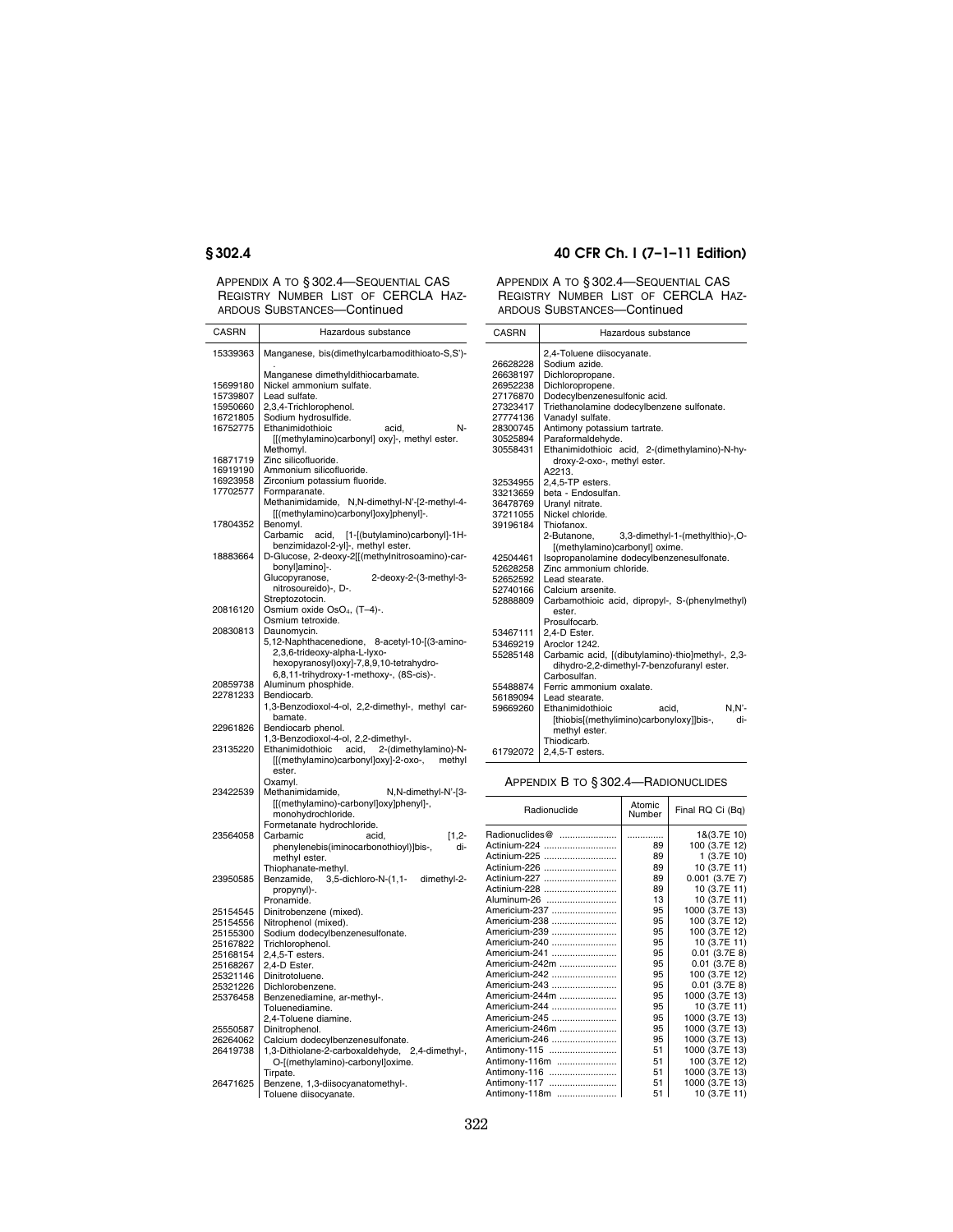APPENDIX A TO § 302.4—SEQUENTIAL CAS REGISTRY NUMBER LIST OF CERCLA HAZARDOUS SUBSTANCES—Continued

| CASRN | Hazardous substance |
|---|---|
| 15339363 | Manganese, bis(dimethylcarbamodithioato-S,S')-. |
| | Manganese dimethyldithiocarbamate. |
| 15699180 | Nickel ammonium sulfate. |
| 15739807 | Lead sulfate. |
| 15950660 | 2,3,4-Trichlorophenol. |
| 16721805 | Sodium hydrosulfide. |
| 16752775 | Ethanimidothioic acid, N-[[(methylamino)carbonyl] oxy]-, methyl ester. |
| | Methomyl. |
| 16871719 | Zinc silicofluoride. |
| 16919190 | Ammonium silicofluoride. |
| 16923958 | Zirconium potassium fluoride. |
| 17702577 | Formparanate. |
| | Methanimidamide, N,N-dimethyl-N'-[2-methyl-4-[[(methylamino)carbonyl]oxy]phenyl]-. |
| 17804352 | Benomyl. |
| | Carbamic acid, [1-[(butylamino)carbonyl]-1H-benzimidazol-2-yl]-, methyl ester. |
| 18883664 | D-Glucose, 2-deoxy-2[[(methylnitrosoamino)-carbonyl]amino]-. |
| | Glucopyranose, 2-deoxy-2-(3-methyl-3-nitrosoureido)-, D-. |
| | Streptozotocin. |
| 20816120 | Osmium oxide $OsO_4$, (T–4)-. |
| | Osmium tetroxide. |
| 20830813 | Daunomycin. |
| | 5,12-Naphthacenedione, 8-acetyl-10-[(3-amino-2,3,6-trideoxy-alpha-L-lyxo-hexopyranosyl)oxy]-7,8,9,10-tetrahydro-6,8,11-trihydroxy-1-methoxy-, (8S-cis)-. |
| 20859738 | Aluminum phosphide. |
| 22781233 | Bendiocarb. |
| | 1,3-Benzodioxol-4-ol, 2,2-dimethyl-, methyl carbamate. |
| 22961826 | Bendiocarb phenol. |
| | 1,3-Benzodioxol-4-ol, 2,2-dimethyl-. |
| 23135220 | Ethanimidothioic acid, 2-(dimethylamino)-N-[[(methylamino)carbonyl]oxy]-2-oxo-, methyl ester. |
| | Oxamyl. |
| 23422539 | Methanimidamide, N,N-dimethyl-N'-[3-[[(methylamino)-carbonyl]oxy]phenyl]-, monohydrochloride. |
| | Formetanate hydrochloride. |
| 23564058 | Carbamic acid, [1,2-phenylenebis(iminocarbonothioyl)]bis-, dimethyl ester. |
| | Thiophanate-methyl. |
| 23950585 | Benzamide, 3,5-dichloro-N-(1,1-dimethyl-2-propynyl)-. |
| | Pronamide. |
| 25154545 | Dinitrobenzene (mixed). |
| 25154556 | Nitrophenol (mixed). |
| 25155300 | Sodium dodecylbenzenesulfonate. |
| 25167822 | Trichlorophenol. |
| 25168154 | 2,4,5-T esters. |
| 25168267 | 2,4-D Ester. |
| 25321146 | Dinitrotoluene. |
| 25321226 | Dichlorobenzene. |
| 25376458 | Benzenediamine, ar-methyl-. |
| | Toluenediamine. |
| | 2,4-Toluene diamine. |
| 25550587 | Dinitrophenol. |
| 26264062 | Calcium dodecylbenzenesulfonate. |
| 26419738 | 1,3-Dithiolane-2-carboxaldehyde, 2,4-dimethyl-, O-[(methylamino)-carbonyl]oxime. |
| | Tirpate. |
| 26471625 | Benzene, 1,3-diisocyanatomethyl-. |
| | Toluene diisocyanate. |
| | 2,4-Toluene diisocyanate. |
| 26628228 | Sodium azide. |
| 26638197 | Dichloropropane. |
| 26952238 | Dichloropropene. |
| 27176870 | Dodecylbenzenesulfonic acid. |
| 27323417 | Triethanolamine dodecylbenzene sulfonate. |
| 27774136 | Vanadyl sulfate. |
| 28300745 | Antimony potassium tartrate. |
| 30525894 | Paraformaldehyde. |
| 30558431 | Ethanimidothioic acid, 2-(dimethylamino)-N-hydroxy-2-oxo-, methyl ester. |
| | A2213. |
| 32534955 | 2,4,5-TP esters. |
| 33213659 | beta - Endosulfan. |
| 36478769 | Uranyl nitrate. |
| 37211055 | Nickel chloride. |
| 39196184 | Thiofanox. |
| | 2-Butanone, 3,3-dimethyl-1-(methylthio)-,O-[(methylamino)carbonyl] oxime. |
| 42504461 | Isopropanolamine dodecylbenzenesulfonate. |
| 52628258 | Zinc ammonium chloride. |
| 52652592 | Lead stearate. |
| 52740166 | Calcium arsenite. |
| 52888809 | Carbamothioic acid, dipropyl-, S-(phenylmethyl) ester. |
| | Prosulfocarb. |
| 53467111 | 2,4-D Ester. |
| 53469219 | Aroclor 1242. |
| 55285148 | Carbamic acid, [(dibutylamino)-thio]methyl-, 2,3-dihydro-2,2-dimethyl-7-benzofuranyl ester. |
| | Carbosulfan. |
| 55488874 | Ferric ammonium oxalate. |
| 56189094 | Lead stearate. |
| 59669260 | Ethanimidothioic acid, N,N'-[thiobis[(methylimino)carbonyloxy]]bis-, dimethyl ester. |
| | Thiodicarb. |
| 61792072 | 2,4,5-T esters. |

APPENDIX B TO § 302.4—RADIONUCLIDES

| Radionuclide | Atomic Number | Final RQ Ci (Bq) |
|---|---|---|
| Radionuclides@ | ............. | 1&(3.7E 10) |
| Actinium-224 | 89 | 100 (3.7E 12) |
| Actinium-225 | 89 | 1 (3.7E 10) |
| Actinium-226 | 89 | 10 (3.7E 11) |
| Actinium-227 | 89 | 0.001 (3.7E 7) |
| Actinium-228 | 89 | 10 (3.7E 11) |
| Aluminum-26 | 13 | 10 (3.7E 11) |
| Americium-237 | 95 | 1000 (3.7E 13) |
| Americium-238 | 95 | 100 (3.7E 12) |
| Americium-239 | 95 | 100 (3.7E 12) |
| Americium-240 | 95 | 10 (3.7E 11) |
| Americium-241 | 95 | 0.01 (3.7E 8) |
| Americium-242m | 95 | 0.01 (3.7E 8) |
| Americium-242 | 95 | 100 (3.7E 12) |
| Americium-243 | 95 | 0.01 (3.7E 8) |
| Americium-244m | 95 | 1000 (3.7E 13) |
| Americium-244 | 95 | 10 (3.7E 11) |
| Americium-245 | 95 | 1000 (3.7E 13) |
| Americium-246m | 95 | 1000 (3.7E 13) |
| Americium-246 | 95 | 1000 (3.7E 13) |
| Antimony-115 | 51 | 1000 (3.7E 13) |
| Antimony-116m | 51 | 100 (3.7E 12) |
| Antimony-116 | 51 | 1000 (3.7E 13) |
| Antimony-117 | 51 | 1000 (3.7E 13) |
| Antimony-118m | 51 | 10 (3.7E 11) |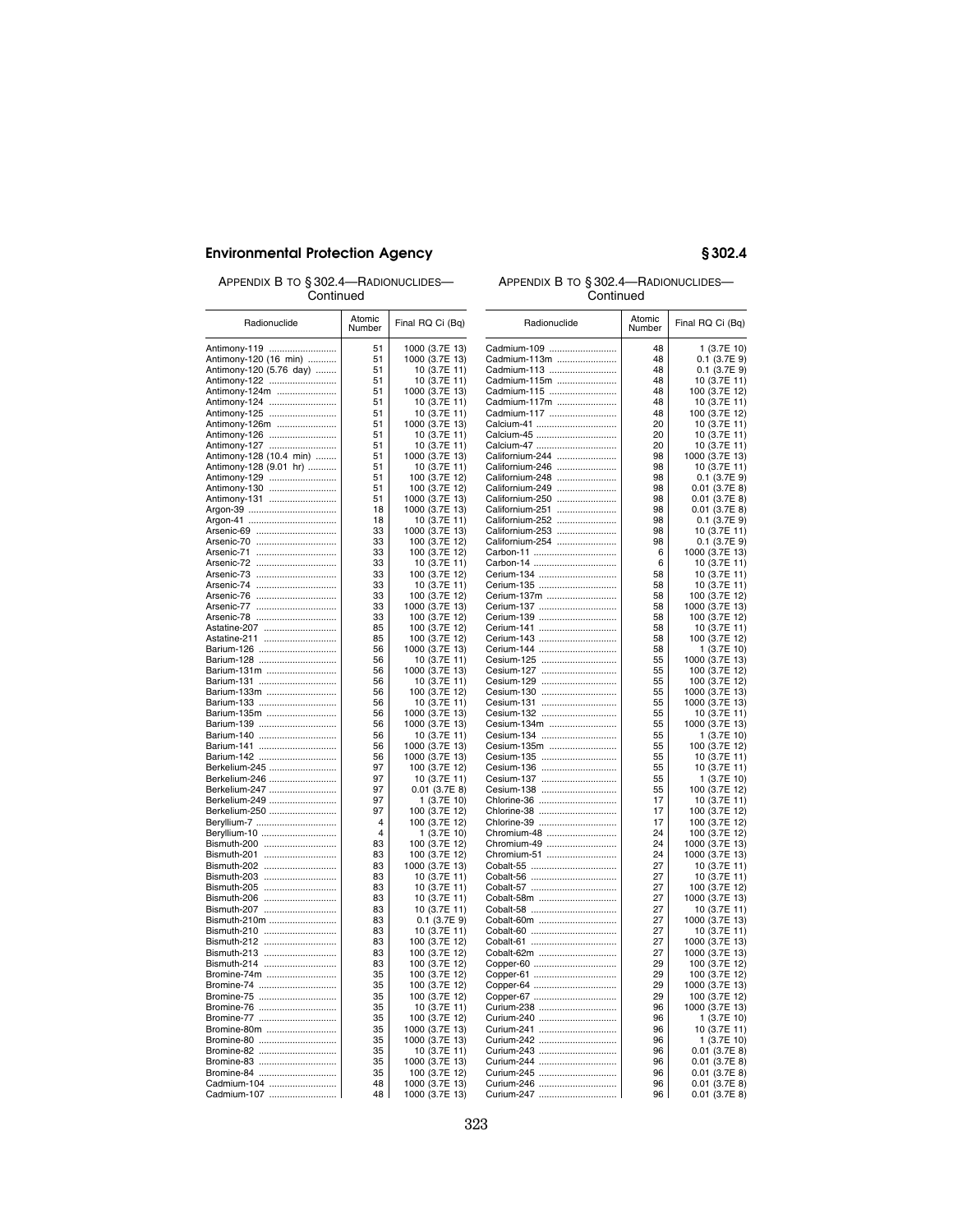APPENDIX B TO § 302.4—RADIONUCLIDES—Continued

| Radionuclide | Atomic Number | Final RQ Ci (Bq) |
|---|---|---|
| Antimony-119 | 51 | 1000 (3.7E 13) |
| Antimony-120 (16 min) | 51 | 1000 (3.7E 13) |
| Antimony-120 (5.76 day) | 51 | 10 (3.7E 11) |
| Antimony-122 | 51 | 10 (3.7E 11) |
| Antimony-124m | 51 | 1000 (3.7E 13) |
| Antimony-124 | 51 | 10 (3.7E 11) |
| Antimony-125 | 51 | 10 (3.7E 11) |
| Antimony-126m | 51 | 1000 (3.7E 13) |
| Antimony-126 | 51 | 10 (3.7E 11) |
| Antimony-127 | 51 | 10 (3.7E 11) |
| Antimony-128 (10.4 min) | 51 | 1000 (3.7E 13) |
| Antimony-128 (9.01 hr) | 51 | 10 (3.7E 11) |
| Antimony-129 | 51 | 100 (3.7E 12) |
| Antimony-130 | 51 | 100 (3.7E 12) |
| Antimony-131 | 51 | 1000 (3.7E 13) |
| Argon-39 | 18 | 1000 (3.7E 13) |
| Argon-41 | 18 | 10 (3.7E 11) |
| Arsenic-69 | 33 | 1000 (3.7E 13) |
| Arsenic-70 | 33 | 100 (3.7E 12) |
| Arsenic-71 | 33 | 100 (3.7E 12) |
| Arsenic-72 | 33 | 10 (3.7E 11) |
| Arsenic-73 | 33 | 100 (3.7E 12) |
| Arsenic-74 | 33 | 10 (3.7E 11) |
| Arsenic-76 | 33 | 100 (3.7E 12) |
| Arsenic-77 | 33 | 1000 (3.7E 13) |
| Arsenic-78 | 33 | 100 (3.7E 12) |
| Astatine-207 | 85 | 100 (3.7E 12) |
| Astatine-211 | 85 | 100 (3.7E 12) |
| Barium-126 | 56 | 1000 (3.7E 13) |
| Barium-128 | 56 | 10 (3.7E 11) |
| Barium-131m | 56 | 1000 (3.7E 13) |
| Barium-131 | 56 | 10 (3.7E 11) |
| Barium-133m | 56 | 100 (3.7E 12) |
| Barium-133 | 56 | 10 (3.7E 11) |
| Barium-135m | 56 | 1000 (3.7E 13) |
| Barium-139 | 56 | 1000 (3.7E 13) |
| Barium-140 | 56 | 10 (3.7E 11) |
| Barium-141 | 56 | 1000 (3.7E 13) |
| Barium-142 | 56 | 1000 (3.7E 13) |
| Berkelium-245 | 97 | 100 (3.7E 12) |
| Berkelium-246 | 97 | 10 (3.7E 11) |
| Berkelium-247 | 97 | 0.01 (3.7E 8) |
| Berkelium-249 | 97 | 1 (3.7E 10) |
| Berkelium-250 | 97 | 100 (3.7E 12) |
| Beryllium-7 | 4 | 100 (3.7E 12) |
| Beryllium-10 | 4 | 1 (3.7E 10) |
| Bismuth-200 | 83 | 100 (3.7E 12) |
| Bismuth-201 | 83 | 100 (3.7E 12) |
| Bismuth-202 | 83 | 1000 (3.7E 13) |
| Bismuth-203 | 83 | 10 (3.7E 11) |
| Bismuth-205 | 83 | 10 (3.7E 11) |
| Bismuth-206 | 83 | 10 (3.7E 11) |
| Bismuth-207 | 83 | 10 (3.7E 11) |
| Bismuth-210m | 83 | 0.1 (3.7E 9) |
| Bismuth-210 | 83 | 10 (3.7E 11) |
| Bismuth-212 | 83 | 100 (3.7E 12) |
| Bismuth-213 | 83 | 100 (3.7E 12) |
| Bismuth-214 | 83 | 100 (3.7E 12) |
| Bromine-74m | 35 | 100 (3.7E 12) |
| Bromine-74 | 35 | 100 (3.7E 12) |
| Bromine-75 | 35 | 100 (3.7E 12) |
| Bromine-76 | 35 | 10 (3.7E 11) |
| Bromine-77 | 35 | 100 (3.7E 12) |
| Bromine-80m | 35 | 1000 (3.7E 13) |
| Bromine-80 | 35 | 1000 (3.7E 13) |
| Bromine-82 | 35 | 10 (3.7E 11) |
| Bromine-83 | 35 | 1000 (3.7E 13) |
| Bromine-84 | 35 | 100 (3.7E 12) |
| Cadmium-104 | 48 | 1000 (3.7E 13) |
| Cadmium-107 | 48 | 1000 (3.7E 13) |
| Cadmium-109 | 48 | 1 (3.7E 10) |
| Cadmium-113m | 48 | 0.1 (3.7E 9) |
| Cadmium-113 | 48 | 0.1 (3.7E 9) |
| Cadmium-115m | 48 | 10 (3.7E 11) |
| Cadmium-115 | 48 | 100 (3.7E 12) |
| Cadmium-117m | 48 | 10 (3.7E 11) |
| Cadmium-117 | 48 | 100 (3.7E 12) |
| Calcium-41 | 20 | 10 (3.7E 11) |
| Calcium-45 | 20 | 10 (3.7E 11) |
| Calcium-47 | 20 | 10 (3.7E 11) |
| Californium-244 | 98 | 1000 (3.7E 13) |
| Californium-246 | 98 | 10 (3.7E 11) |
| Californium-248 | 98 | 0.1 (3.7E 9) |
| Californium-249 | 98 | 0.01 (3.7E 8) |
| Californium-250 | 98 | 0.01 (3.7E 8) |
| Californium-251 | 98 | 0.01 (3.7E 8) |
| Californium-252 | 98 | 0.1 (3.7E 9) |
| Californium-253 | 98 | 10 (3.7E 11) |
| Californium-254 | 98 | 0.1 (3.7E 9) |
| Carbon-11 | 6 | 1000 (3.7E 13) |
| Carbon-14 | 6 | 10 (3.7E 11) |
| Cerium-134 | 58 | 10 (3.7E 11) |
| Cerium-135 | 58 | 10 (3.7E 11) |
| Cerium-137m | 58 | 100 (3.7E 12) |
| Cerium-137 | 58 | 1000 (3.7E 13) |
| Cerium-139 | 58 | 100 (3.7E 12) |
| Cerium-141 | 58 | 10 (3.7E 11) |
| Cerium-143 | 58 | 100 (3.7E 12) |
| Cerium-144 | 58 | 1 (3.7E 10) |
| Cesium-125 | 55 | 1000 (3.7E 13) |
| Cesium-127 | 55 | 100 (3.7E 12) |
| Cesium-129 | 55 | 100 (3.7E 12) |
| Cesium-130 | 55 | 1000 (3.7E 13) |
| Cesium-131 | 55 | 1000 (3.7E 13) |
| Cesium-132 | 55 | 10 (3.7E 11) |
| Cesium-134m | 55 | 1000 (3.7E 13) |
| Cesium-134 | 55 | 1 (3.7E 10) |
| Cesium-135m | 55 | 100 (3.7E 12) |
| Cesium-135 | 55 | 10 (3.7E 11) |
| Cesium-136 | 55 | 10 (3.7E 11) |
| Cesium-137 | 55 | 1 (3.7E 10) |
| Cesium-138 | 55 | 100 (3.7E 12) |
| Chlorine-36 | 17 | 10 (3.7E 11) |
| Chlorine-38 | 17 | 100 (3.7E 12) |
| Chlorine-39 | 17 | 100 (3.7E 12) |
| Chromium-48 | 24 | 100 (3.7E 12) |
| Chromium-49 | 24 | 1000 (3.7E 13) |
| Chromium-51 | 24 | 1000 (3.7E 13) |
| Cobalt-55 | 27 | 10 (3.7E 11) |
| Cobalt-56 | 27 | 10 (3.7E 11) |
| Cobalt-57 | 27 | 100 (3.7E 12) |
| Cobalt-58m | 27 | 1000 (3.7E 13) |
| Cobalt-58 | 27 | 10 (3.7E 11) |
| Cobalt-60m | 27 | 1000 (3.7E 13) |
| Cobalt-60 | 27 | 10 (3.7E 11) |
| Cobalt-61 | 27 | 1000 (3.7E 13) |
| Cobalt-62m | 27 | 1000 (3.7E 13) |
| Copper-60 | 29 | 100 (3.7E 12) |
| Copper-61 | 29 | 100 (3.7E 12) |
| Copper-64 | 29 | 1000 (3.7E 13) |
| Copper-67 | 29 | 100 (3.7E 12) |
| Curium-238 | 96 | 1000 (3.7E 13) |
| Curium-240 | 96 | 1 (3.7E 10) |
| Curium-241 | 96 | 10 (3.7E 11) |
| Curium-242 | 96 | 1 (3.7E 10) |
| Curium-243 | 96 | 0.01 (3.7E 8) |
| Curium-244 | 96 | 0.01 (3.7E 8) |
| Curium-245 | 96 | 0.01 (3.7E 8) |
| Curium-246 | 96 | 0.01 (3.7E 8) |
| Curium-247 | 96 | 0.01 (3.7E 8) |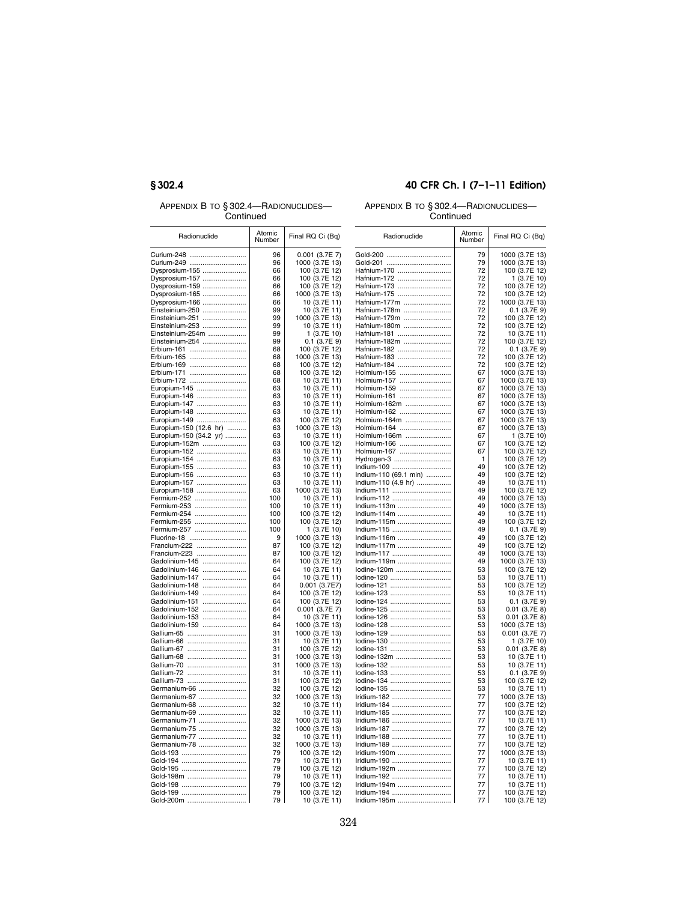## APPENDIX B TO § 302.4—RADIONUCLIDES—Continued

| Radionuclide | Atomic Number | Final RQ Ci (Bq) |
|---|---|---|
| Curium-248 | 96 | 0.001 (3.7E 7) |
| Curium-249 | 96 | 1000 (3.7E 13) |
| Dysprosium-155 | 66 | 100 (3.7E 12) |
| Dysprosium-157 | 66 | 100 (3.7E 12) |
| Dysprosium-159 | 66 | 100 (3.7E 12) |
| Dysprosium-165 | 66 | 1000 (3.7E 13) |
| Dysprosium-166 | 66 | 10 (3.7E 11) |
| Einsteinium-250 | 99 | 10 (3.7E 11) |
| Einsteinium-251 | 99 | 1000 (3.7E 13) |
| Einsteinium-253 | 99 | 10 (3.7E 11) |
| Einsteinium-254m | 99 | 1 (3.7E 10) |
| Einsteinium-254 | 99 | 0.1 (3.7E 9) |
| Erbium-161 | 68 | 100 (3.7E 12) |
| Erbium-165 | 68 | 1000 (3.7E 13) |
| Erbium-169 | 68 | 100 (3.7E 12) |
| Erbium-171 | 68 | 100 (3.7E 12) |
| Erbium-172 | 68 | 10 (3.7E 11) |
| Europium-145 | 63 | 10 (3.7E 11) |
| Europium-146 | 63 | 10 (3.7E 11) |
| Europium-147 | 63 | 10 (3.7E 11) |
| Europium-148 | 63 | 10 (3.7E 11) |
| Europium-149 | 63 | 100 (3.7E 12) |
| Europium-150 (12.6 hr) | 63 | 1000 (3.7E 13) |
| Europium-150 (34.2 yr) | 63 | 10 (3.7E 11) |
| Europium-152m | 63 | 100 (3.7E 12) |
| Europium-152 | 63 | 10 (3.7E 11) |
| Europium-154 | 63 | 10 (3.7E 11) |
| Europium-155 | 63 | 10 (3.7E 11) |
| Europium-156 | 63 | 10 (3.7E 11) |
| Europium-157 | 63 | 10 (3.7E 11) |
| Europium-158 | 63 | 1000 (3.7E 13) |
| Fermium-252 | 100 | 10 (3.7E 11) |
| Fermium-253 | 100 | 10 (3.7E 11) |
| Fermium-254 | 100 | 100 (3.7E 12) |
| Fermium-255 | 100 | 100 (3.7E 12) |
| Fermium-257 | 100 | 1 (3.7E 10) |
| Fluorine-18 | 9 | 1000 (3.7E 13) |
| Francium-222 | 87 | 100 (3.7E 12) |
| Francium-223 | 87 | 100 (3.7E 12) |
| Gadolinium-145 | 64 | 100 (3.7E 12) |
| Gadolinium-146 | 64 | 10 (3.7E 11) |
| Gadolinium-147 | 64 | 10 (3.7E 11) |
| Gadolinium-148 | 64 | 0.001 (3.7E7) |
| Gadolinium-149 | 64 | 100 (3.7E 12) |
| Gadolinium-151 | 64 | 100 (3.7E 12) |
| Gadolinium-152 | 64 | 0.001 (3.7E 7) |
| Gadolinium-153 | 64 | 10 (3.7E 11) |
| Gadolinium-159 | 64 | 1000 (3.7E 13) |
| Gallium-65 | 31 | 1000 (3.7E 13) |
| Gallium-66 | 31 | 10 (3.7E 11) |
| Gallium-67 | 31 | 100 (3.7E 12) |
| Gallium-68 | 31 | 1000 (3.7E 13) |
| Gallium-70 | 31 | 1000 (3.7E 13) |
| Gallium-72 | 31 | 10 (3.7E 11) |
| Gallium-73 | 31 | 100 (3.7E 12) |
| Germanium-66 | 32 | 100 (3.7E 12) |
| Germanium-67 | 32 | 1000 (3.7E 13) |
| Germanium-68 | 32 | 10 (3.7E 11) |
| Germanium-69 | 32 | 10 (3.7E 11) |
| Germanium-71 | 32 | 1000 (3.7E 13) |
| Germanium-75 | 32 | 1000 (3.7E 13) |
| Germanium-77 | 32 | 10 (3.7E 11) |
| Germanium-78 | 32 | 1000 (3.7E 13) |
| Gold-193 | 79 | 100 (3.7E 12) |
| Gold-194 | 79 | 10 (3.7E 11) |
| Gold-195 | 79 | 100 (3.7E 12) |
| Gold-198m | 79 | 10 (3.7E 11) |
| Gold-198 | 79 | 100 (3.7E 12) |
| Gold-199 | 79 | 100 (3.7E 12) |
| Gold-200m | 79 | 10 (3.7E 11) |
| Gold-200 | 79 | 1000 (3.7E 13) |
| Gold-201 | 79 | 1000 (3.7E 13) |
| Hafnium-170 | 72 | 100 (3.7E 12) |
| Hafnium-172 | 72 | 1 (3.7E 10) |
| Hafnium-173 | 72 | 100 (3.7E 12) |
| Hafnium-175 | 72 | 100 (3.7E 12) |
| Hafnium-177m | 72 | 1000 (3.7E 13) |
| Hafnium-178m | 72 | 0.1 (3.7E 9) |
| Hafnium-179m | 72 | 100 (3.7E 12) |
| Hafnium-180m | 72 | 100 (3.7E 12) |
| Hafnium-181 | 72 | 10 (3.7E 11) |
| Hafnium-182m | 72 | 100 (3.7E 12) |
| Hafnium-182 | 72 | 0.1 (3.7E 9) |
| Hafnium-183 | 72 | 100 (3.7E 12) |
| Hafnium-184 | 72 | 100 (3.7E 12) |
| Holmium-155 | 67 | 1000 (3.7E 13) |
| Holmium-157 | 67 | 1000 (3.7E 13) |
| Holmium-159 | 67 | 1000 (3.7E 13) |
| Holmium-161 | 67 | 1000 (3.7E 13) |
| Holmium-162m | 67 | 1000 (3.7E 13) |
| Holmium-162 | 67 | 1000 (3.7E 13) |
| Holmium-164m | 67 | 1000 (3.7E 13) |
| Holmium-164 | 67 | 1000 (3.7E 13) |
| Holmium-166m | 67 | 1 (3.7E 10) |
| Holmium-166 | 67 | 100 (3.7E 12) |
| Holmium-167 | 67 | 100 (3.7E 12) |
| Hydrogen-3 | 1 | 100 (3.7E 12) |
| Indium-109 | 49 | 100 (3.7E 12) |
| Indium-110 (69.1 min) | 49 | 100 (3.7E 12) |
| Indium-110 (4.9 hr) | 49 | 10 (3.7E 11) |
| Indium-111 | 49 | 100 (3.7E 12) |
| Indium-112 | 49 | 1000 (3.7E 13) |
| Indium-113m | 49 | 1000 (3.7E 13) |
| Indium-114m | 49 | 10 (3.7E 11) |
| Indium-115m | 49 | 100 (3.7E 12) |
| Indium-115 | 49 | 0.1 (3.7E 9) |
| Indium-116m | 49 | 100 (3.7E 12) |
| Indium-117m | 49 | 100 (3.7E 12) |
| Indium-117 | 49 | 1000 (3.7E 13) |
| Indium-119m | 49 | 1000 (3.7E 13) |
| Iodine-120m | 53 | 100 (3.7E 12) |
| Iodine-120 | 53 | 10 (3.7E 11) |
| Iodine-121 | 53 | 100 (3.7E 12) |
| Iodine-123 | 53 | 10 (3.7E 11) |
| Iodine-124 | 53 | 0.1 (3.7E 9) |
| Iodine-125 | 53 | 0.01 (3.7E 8) |
| Iodine-126 | 53 | 0.01 (3.7E 8) |
| Iodine-128 | 53 | 1000 (3.7E 13) |
| Iodine-129 | 53 | 0.001 (3.7E 7) |
| Iodine-130 | 53 | 1 (3.7E 10) |
| Iodine-131 | 53 | 0.01 (3.7E 8) |
| Iodine-132m | 53 | 10 (3.7E 11) |
| Iodine-132 | 53 | 10 (3.7E 11) |
| Iodine-133 | 53 | 0.1 (3.7E 9) |
| Iodine-134 | 53 | 100 (3.7E 12) |
| Iodine-135 | 53 | 10 (3.7E 11) |
| Iridium-182 | 77 | 1000 (3.7E 13) |
| Iridium-184 | 77 | 100 (3.7E 12) |
| Iridium-185 | 77 | 100 (3.7E 12) |
| Iridium-186 | 77 | 10 (3.7E 11) |
| Iridium-187 | 77 | 100 (3.7E 12) |
| Iridium-188 | 77 | 10 (3.7E 11) |
| Iridium-189 | 77 | 100 (3.7E 12) |
| Iridium-190m | 77 | 1000 (3.7E 13) |
| Iridium-190 | 77 | 10 (3.7E 11) |
| Iridium-192m | 77 | 100 (3.7E 12) |
| Iridium-192 | 77 | 10 (3.7E 11) |
| Iridium-194m | 77 | 10 (3.7E 11) |
| Iridium-194 | 77 | 100 (3.7E 12) |
| Iridium-195m | 77 | 100 (3.7E 12) |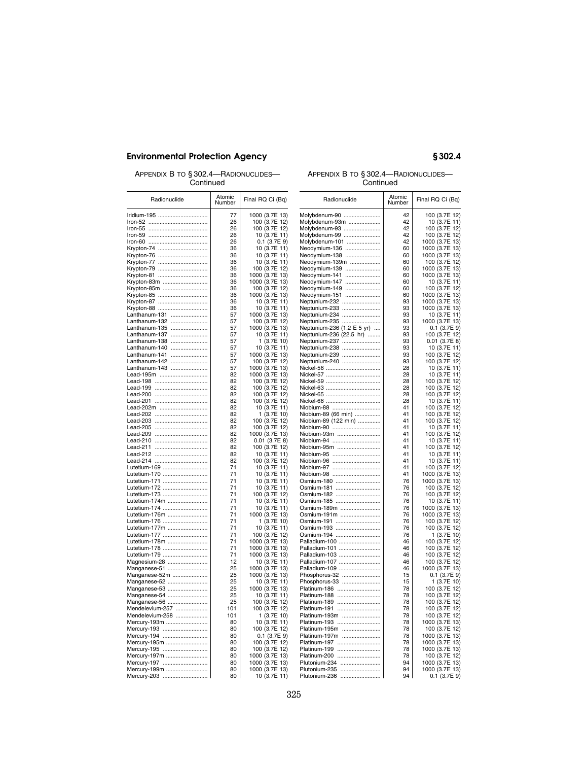APPENDIX B TO § 302.4—RADIONUCLIDES—Continued

| Radionuclide | Atomic Number | Final RQ Ci (Bq) |
|---|---|---|
| Iridium-195 | 77 | 1000 (3.7E 13) |
| Iron-52 | 26 | 100 (3.7E 12) |
| Iron-55 | 26 | 100 (3.7E 12) |
| Iron-59 | 26 | 10 (3.7E 11) |
| Iron-60 | 26 | 0.1 (3.7E 9) |
| Krypton-74 | 36 | 10 (3.7E 11) |
| Krypton-76 | 36 | 10 (3.7E 11) |
| Krypton-77 | 36 | 10 (3.7E 11) |
| Krypton-79 | 36 | 100 (3.7E 12) |
| Krypton-81 | 36 | 1000 (3.7E 13) |
| Krypton-83m | 36 | 1000 (3.7E 13) |
| Krypton-85m | 36 | 100 (3.7E 12) |
| Krypton-85 | 36 | 1000 (3.7E 13) |
| Krypton-87 | 36 | 10 (3.7E 11) |
| Krypton-88 | 36 | 10 (3.7E 11) |
| Lanthanum-131 | 57 | 1000 (3.7E 13) |
| Lanthanum-132 | 57 | 100 (3.7E 12) |
| Lanthanum-135 | 57 | 1000 (3.7E 13) |
| Lanthanum-137 | 57 | 10 (3.7E 11) |
| Lanthanum-138 | 57 | 1 (3.7E 10) |
| Lanthanum-140 | 57 | 10 (3.7E 11) |
| Lanthanum-141 | 57 | 1000 (3.7E 13) |
| Lanthanum-142 | 57 | 100 (3.7E 12) |
| Lanthanum-143 | 57 | 1000 (3.7E 13) |
| Lead-195m | 82 | 1000 (3.7E 13) |
| Lead-198 | 82 | 100 (3.7E 12) |
| Lead-199 | 82 | 100 (3.7E 12) |
| Lead-200 | 82 | 100 (3.7E 12) |
| Lead-201 | 82 | 100 (3.7E 12) |
| Lead-202m | 82 | 10 (3.7E 11) |
| Lead-202 | 82 | 1 (3.7E 10) |
| Lead-203 | 82 | 100 (3.7E 12) |
| Lead-205 | 82 | 100 (3.7E 12) |
| Lead-209 | 82 | 1000 (3.7E 13) |
| Lead-210 | 82 | 0.01 (3.7E 8) |
| Lead-211 | 82 | 100 (3.7E 12) |
| Lead-212 | 82 | 10 (3.7E 11) |
| Lead-214 | 82 | 100 (3.7E 12) |
| Lutetium-169 | 71 | 10 (3.7E 11) |
| Lutetium-170 | 71 | 10 (3.7E 11) |
| Lutetium-171 | 71 | 10 (3.7E 11) |
| Lutetium-172 | 71 | 10 (3.7E 11) |
| Lutetium-173 | 71 | 100 (3.7E 12) |
| Lutetium-174m | 71 | 10 (3.7E 11) |
| Lutetium-174 | 71 | 10 (3.7E 11) |
| Lutetium-176m | 71 | 1000 (3.7E 13) |
| Lutetium-176 | 71 | 1 (3.7E 10) |
| Lutetium-177m | 71 | 10 (3.7E 11) |
| Lutetium-177 | 71 | 100 (3.7E 12) |
| Lutetium-178m | 71 | 1000 (3.7E 13) |
| Lutetium-178 | 71 | 1000 (3.7E 13) |
| Lutetium-179 | 71 | 1000 (3.7E 13) |
| Magnesium-28 | 12 | 10 (3.7E 11) |
| Manganese-51 | 25 | 1000 (3.7E 13) |
| Manganese-52m | 25 | 1000 (3.7E 13) |
| Manganese-52 | 25 | 10 (3.7E 11) |
| Manganese-53 | 25 | 1000 (3.7E 13) |
| Manganese-54 | 25 | 10 (3.7E 11) |
| Manganese-56 | 25 | 100 (3.7E 12) |
| Mendelevium-257 | 101 | 100 (3.7E 12) |
| Mendelevium-258 | 101 | 1 (3.7E 10) |
| Mercury-193m | 80 | 10 (3.7E 11) |
| Mercury-193 | 80 | 100 (3.7E 12) |
| Mercury-194 | 80 | 0.1 (3.7E 9) |
| Mercury-195m | 80 | 100 (3.7E 12) |
| Mercury-195 | 80 | 100 (3.7E 12) |
| Mercury-197m | 80 | 1000 (3.7E 13) |
| Mercury-197 | 80 | 1000 (3.7E 13) |
| Mercury-199m | 80 | 1000 (3.7E 13) |
| Mercury-203 | 80 | 10 (3.7E 11) |
| Molybdenum-90 | 42 | 100 (3.7E 12) |
| Molybdenum-93m | 42 | 10 (3.7E 11) |
| Molybdenum-93 | 42 | 100 (3.7E 12) |
| Molybdenum-99 | 42 | 100 (3.7E 12) |
| Molybdenum-101 | 42 | 1000 (3.7E 13) |
| Neodymium-136 | 60 | 1000 (3.7E 13) |
| Neodymium-138 | 60 | 1000 (3.7E 13) |
| Neodymium-139m | 60 | 100 (3.7E 12) |
| Neodymium-139 | 60 | 1000 (3.7E 13) |
| Neodymium-141 | 60 | 1000 (3.7E 13) |
| Neodymium-147 | 60 | 10 (3.7E 11) |
| Neodymium-149 | 60 | 100 (3.7E 12) |
| Neodymium-151 | 60 | 1000 (3.7E 13) |
| Neptunium-232 | 93 | 1000 (3.7E 13) |
| Neptunium-233 | 93 | 1000 (3.7E 13) |
| Neptunium-234 | 93 | 10 (3.7E 11) |
| Neptunium-235 | 93 | 1000 (3.7E 13) |
| Neptunium-236 (1.2 E 5 yr) | 93 | 0.1 (3.7E 9) |
| Neptunium-236 (22.5 hr) | 93 | 100 (3.7E 12) |
| Neptunium-237 | 93 | 0.01 (3.7E 8) |
| Neptunium-238 | 93 | 10 (3.7E 11) |
| Neptunium-239 | 93 | 100 (3.7E 12) |
| Neptunium-240 | 93 | 100 (3.7E 12) |
| Nickel-56 | 28 | 10 (3.7E 11) |
| Nickel-57 | 28 | 10 (3.7E 11) |
| Nickel-59 | 28 | 100 (3.7E 12) |
| Nickel-63 | 28 | 100 (3.7E 12) |
| Nickel-65 | 28 | 100 (3.7E 12) |
| Nickel-66 | 28 | 10 (3.7E 11) |
| Niobium-88 | 41 | 100 (3.7E 12) |
| Niobium-89 (66 min) | 41 | 100 (3.7E 12) |
| Niobium-89 (122 min) | 41 | 100 (3.7E 12) |
| Niobium-90 | 41 | 10 (3.7E 11) |
| Niobium-93m | 41 | 100 (3.7E 12) |
| Niobium-94 | 41 | 10 (3.7E 11) |
| Niobium-95m | 41 | 100 (3.7E 12) |
| Niobium-95 | 41 | 10 (3.7E 11) |
| Niobium-96 | 41 | 10 (3.7E 11) |
| Niobium-97 | 41 | 100 (3.7E 12) |
| Niobium-98 | 41 | 1000 (3.7E 13) |
| Osmium-180 | 76 | 1000 (3.7E 13) |
| Osmium-181 | 76 | 100 (3.7E 12) |
| Osmium-182 | 76 | 100 (3.7E 12) |
| Osmium-185 | 76 | 10 (3.7E 11) |
| Osmium-189m | 76 | 1000 (3.7E 13) |
| Osmium-191m | 76 | 1000 (3.7E 13) |
| Osmium-191 | 76 | 100 (3.7E 12) |
| Osmium-193 | 76 | 100 (3.7E 12) |
| Osmium-194 | 76 | 1 (3.7E 10) |
| Palladium-100 | 46 | 100 (3.7E 12) |
| Palladium-101 | 46 | 100 (3.7E 12) |
| Palladium-103 | 46 | 100 (3.7E 12) |
| Palladium-107 | 46 | 100 (3.7E 12) |
| Palladium-109 | 46 | 1000 (3.7E 13) |
| Phosphorus-32 | 15 | 0.1 (3.7E 9) |
| Phosphorus-33 | 15 | 1 (3.7E 10) |
| Platinum-186 | 78 | 100 (3.7E 12) |
| Platinum-188 | 78 | 100 (3.7E 12) |
| Platinum-189 | 78 | 100 (3.7E 12) |
| Platinum-191 | 78 | 100 (3.7E 12) |
| Platinum-193m | 78 | 100 (3.7E 12) |
| Platinum-193 | 78 | 1000 (3.7E 13) |
| Platinum-195m | 78 | 100 (3.7E 12) |
| Platinum-197m | 78 | 1000 (3.7E 13) |
| Platinum-197 | 78 | 1000 (3.7E 13) |
| Platinum-199 | 78 | 1000 (3.7E 13) |
| Platinum-200 | 78 | 100 (3.7E 12) |
| Plutonium-234 | 94 | 1000 (3.7E 13) |
| Plutonium-235 | 94 | 1000 (3.7E 13) |
| Plutonium-236 | 94 | 0.1 (3.7E 9) |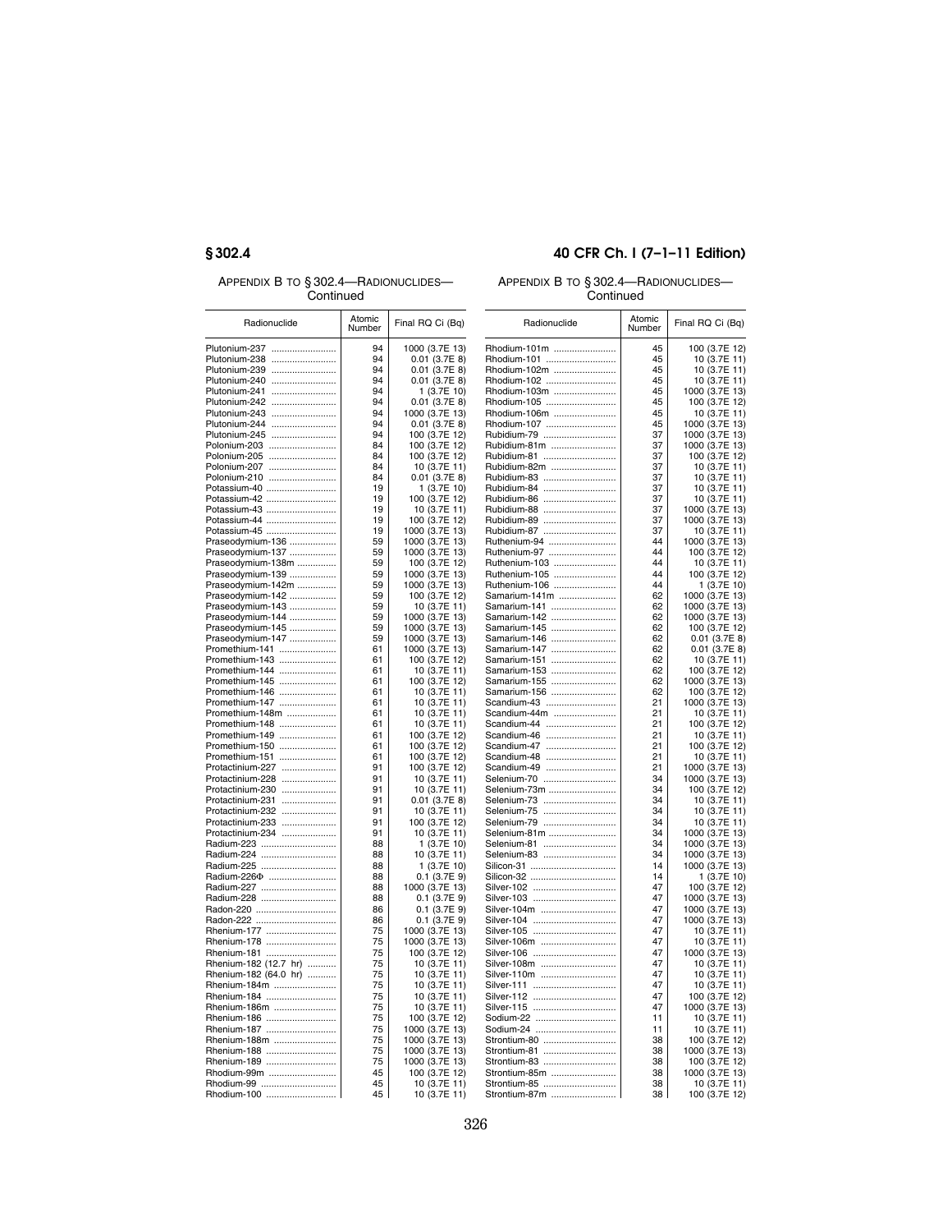## APPENDIX B TO § 302.4—RADIONUCLIDES—Continued

| Radionuclide | Atomic Number | Final RQ Ci (Bq) |
|---|---|---|
| Plutonium-237 | 94 | 1000 (3.7E 13) |
| Plutonium-238 | 94 | 0.01 (3.7E 8) |
| Plutonium-239 | 94 | 0.01 (3.7E 8) |
| Plutonium-240 | 94 | 0.01 (3.7E 8) |
| Plutonium-241 | 94 | 1 (3.7E 10) |
| Plutonium-242 | 94 | 0.01 (3.7E 8) |
| Plutonium-243 | 94 | 1000 (3.7E 13) |
| Plutonium-244 | 94 | 0.01 (3.7E 8) |
| Plutonium-245 | 94 | 100 (3.7E 12) |
| Polonium-203 | 84 | 100 (3.7E 12) |
| Polonium-205 | 84 | 100 (3.7E 12) |
| Polonium-207 | 84 | 10 (3.7E 11) |
| Polonium-210 | 84 | 0.01 (3.7E 8) |
| Potassium-40 | 19 | 1 (3.7E 10) |
| Potassium-42 | 19 | 100 (3.7E 12) |
| Potassium-43 | 19 | 10 (3.7E 11) |
| Potassium-44 | 19 | 100 (3.7E 12) |
| Potassium-45 | 19 | 1000 (3.7E 13) |
| Praseodymium-136 | 59 | 1000 (3.7E 13) |
| Praseodymium-137 | 59 | 1000 (3.7E 13) |
| Praseodymium-138m | 59 | 100 (3.7E 12) |
| Praseodymium-139 | 59 | 1000 (3.7E 13) |
| Praseodymium-142m | 59 | 1000 (3.7E 13) |
| Praseodymium-142 | 59 | 100 (3.7E 12) |
| Praseodymium-143 | 59 | 10 (3.7E 11) |
| Praseodymium-144 | 59 | 1000 (3.7E 13) |
| Praseodymium-145 | 59 | 1000 (3.7E 13) |
| Praseodymium-147 | 59 | 1000 (3.7E 13) |
| Promethium-141 | 61 | 1000 (3.7E 13) |
| Promethium-143 | 61 | 100 (3.7E 12) |
| Promethium-144 | 61 | 10 (3.7E 11) |
| Promethium-145 | 61 | 100 (3.7E 12) |
| Promethium-146 | 61 | 10 (3.7E 11) |
| Promethium-147 | 61 | 10 (3.7E 11) |
| Promethium-148m | 61 | 10 (3.7E 11) |
| Promethium-148 | 61 | 10 (3.7E 11) |
| Promethium-149 | 61 | 100 (3.7E 12) |
| Promethium-150 | 61 | 100 (3.7E 12) |
| Promethium-151 | 61 | 100 (3.7E 12) |
| Protactinium-227 | 91 | 100 (3.7E 12) |
| Protactinium-228 | 91 | 10 (3.7E 11) |
| Protactinium-230 | 91 | 10 (3.7E 11) |
| Protactinium-231 | 91 | 0.01 (3.7E 8) |
| Protactinium-232 | 91 | 10 (3.7E 11) |
| Protactinium-233 | 91 | 100 (3.7E 12) |
| Protactinium-234 | 91 | 10 (3.7E 11) |
| Radium-223 | 88 | 1 (3.7E 10) |
| Radium-224 | 88 | 10 (3.7E 11) |
| Radium-225 | 88 | 1 (3.7E 10) |
| Radium-226Φ | 88 | 0.1 (3.7E 9) |
| Radium-227 | 88 | 1000 (3.7E 13) |
| Radium-228 | 88 | 0.1 (3.7E 9) |
| Radon-220 | 86 | 0.1 (3.7E 9) |
| Radon-222 | 86 | 0.1 (3.7E 9) |
| Rhenium-177 | 75 | 1000 (3.7E 13) |
| Rhenium-178 | 75 | 1000 (3.7E 13) |
| Rhenium-181 | 75 | 100 (3.7E 12) |
| Rhenium-182 (12.7 hr) | 75 | 10 (3.7E 11) |
| Rhenium-182 (64.0 hr) | 75 | 10 (3.7E 11) |
| Rhenium-184m | 75 | 10 (3.7E 11) |
| Rhenium-184 | 75 | 10 (3.7E 11) |
| Rhenium-186m | 75 | 10 (3.7E 11) |
| Rhenium-186 | 75 | 100 (3.7E 12) |
| Rhenium-187 | 75 | 1000 (3.7E 13) |
| Rhenium-188m | 75 | 1000 (3.7E 13) |
| Rhenium-188 | 75 | 1000 (3.7E 13) |
| Rhenium-189 | 75 | 1000 (3.7E 13) |
| Rhodium-99m | 45 | 100 (3.7E 12) |
| Rhodium-99 | 45 | 10 (3.7E 11) |
| Rhodium-100 | 45 | 10 (3.7E 11) |
| Rhodium-101m | 45 | 100 (3.7E 12) |
| Rhodium-101 | 45 | 10 (3.7E 11) |
| Rhodium-102m | 45 | 10 (3.7E 11) |
| Rhodium-102 | 45 | 10 (3.7E 11) |
| Rhodium-103m | 45 | 1000 (3.7E 13) |
| Rhodium-105 | 45 | 100 (3.7E 12) |
| Rhodium-106m | 45 | 10 (3.7E 11) |
| Rhodium-107 | 45 | 1000 (3.7E 13) |
| Rubidium-79 | 37 | 1000 (3.7E 13) |
| Rubidium-81m | 37 | 1000 (3.7E 13) |
| Rubidium-81 | 37 | 100 (3.7E 12) |
| Rubidium-82m | 37 | 10 (3.7E 11) |
| Rubidium-83 | 37 | 10 (3.7E 11) |
| Rubidium-84 | 37 | 10 (3.7E 11) |
| Rubidium-86 | 37 | 10 (3.7E 11) |
| Rubidium-88 | 37 | 1000 (3.7E 13) |
| Rubidium-89 | 37 | 1000 (3.7E 13) |
| Rubidium-87 | 37 | 10 (3.7E 11) |
| Ruthenium-94 | 44 | 1000 (3.7E 13) |
| Ruthenium-97 | 44 | 100 (3.7E 12) |
| Ruthenium-103 | 44 | 10 (3.7E 11) |
| Ruthenium-105 | 44 | 100 (3.7E 12) |
| Ruthenium-106 | 44 | 1 (3.7E 10) |
| Samarium-141m | 62 | 1000 (3.7E 13) |
| Samarium-141 | 62 | 1000 (3.7E 13) |
| Samarium-142 | 62 | 1000 (3.7E 13) |
| Samarium-145 | 62 | 100 (3.7E 12) |
| Samarium-146 | 62 | 0.01 (3.7E 8) |
| Samarium-147 | 62 | 0.01 (3.7E 8) |
| Samarium-151 | 62 | 10 (3.7E 11) |
| Samarium-153 | 62 | 100 (3.7E 12) |
| Samarium-155 | 62 | 1000 (3.7E 13) |
| Samarium-156 | 62 | 100 (3.7E 12) |
| Scandium-43 | 21 | 1000 (3.7E 13) |
| Scandium-44m | 21 | 10 (3.7E 11) |
| Scandium-44 | 21 | 100 (3.7E 12) |
| Scandium-46 | 21 | 10 (3.7E 11) |
| Scandium-47 | 21 | 100 (3.7E 12) |
| Scandium-48 | 21 | 10 (3.7E 11) |
| Scandium-49 | 21 | 1000 (3.7E 13) |
| Selenium-70 | 34 | 1000 (3.7E 13) |
| Selenium-73m | 34 | 100 (3.7E 12) |
| Selenium-73 | 34 | 10 (3.7E 11) |
| Selenium-75 | 34 | 10 (3.7E 11) |
| Selenium-79 | 34 | 10 (3.7E 11) |
| Selenium-81m | 34 | 1000 (3.7E 13) |
| Selenium-81 | 34 | 1000 (3.7E 13) |
| Selenium-83 | 34 | 1000 (3.7E 13) |
| Silicon-31 | 14 | 1000 (3.7E 13) |
| Silicon-32 | 14 | 1 (3.7E 10) |
| Silver-102 | 47 | 100 (3.7E 12) |
| Silver-103 | 47 | 1000 (3.7E 13) |
| Silver-104m | 47 | 1000 (3.7E 13) |
| Silver-104 | 47 | 1000 (3.7E 13) |
| Silver-105 | 47 | 10 (3.7E 11) |
| Silver-106m | 47 | 10 (3.7E 11) |
| Silver-106 | 47 | 1000 (3.7E 13) |
| Silver-108m | 47 | 10 (3.7E 11) |
| Silver-110m | 47 | 10 (3.7E 11) |
| Silver-111 | 47 | 10 (3.7E 11) |
| Silver-112 | 47 | 100 (3.7E 12) |
| Silver-115 | 47 | 1000 (3.7E 13) |
| Sodium-22 | 11 | 10 (3.7E 11) |
| Sodium-24 | 11 | 10 (3.7E 11) |
| Strontium-80 | 38 | 100 (3.7E 12) |
| Strontium-81 | 38 | 1000 (3.7E 13) |
| Strontium-83 | 38 | 100 (3.7E 12) |
| Strontium-85m | 38 | 1000 (3.7E 13) |
| Strontium-85 | 38 | 10 (3.7E 11) |
| Strontium-87m | 38 | 100 (3.7E 12) |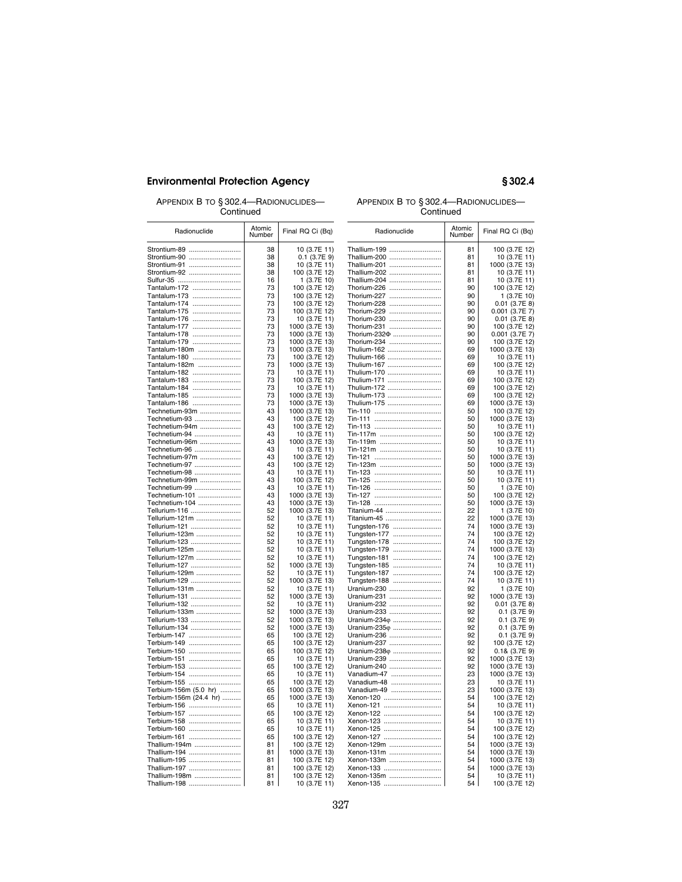APPENDIX B TO § 302.4—RADIONUCLIDES—Continued

| Radionuclide | Atomic Number | Final RQ Ci (Bq) |
|---|---|---|
| Strontium-89 | 38 | 10 (3.7E 11) |
| Strontium-90 | 38 | 0.1 (3.7E 9) |
| Strontium-91 | 38 | 10 (3.7E 11) |
| Strontium-92 | 38 | 100 (3.7E 12) |
| Sulfur-35 | 16 | 1 (3.7E 10) |
| Tantalum-172 | 73 | 100 (3.7E 12) |
| Tantalum-173 | 73 | 100 (3.7E 12) |
| Tantalum-174 | 73 | 100 (3.7E 12) |
| Tantalum-175 | 73 | 100 (3.7E 12) |
| Tantalum-176 | 73 | 10 (3.7E 11) |
| Tantalum-177 | 73 | 1000 (3.7E 13) |
| Tantalum-178 | 73 | 1000 (3.7E 13) |
| Tantalum-179 | 73 | 1000 (3.7E 13) |
| Tantalum-180m | 73 | 1000 (3.7E 13) |
| Tantalum-180 | 73 | 100 (3.7E 12) |
| Tantalum-182m | 73 | 1000 (3.7E 13) |
| Tantalum-182 | 73 | 10 (3.7E 11) |
| Tantalum-183 | 73 | 100 (3.7E 12) |
| Tantalum-184 | 73 | 10 (3.7E 11) |
| Tantalum-185 | 73 | 1000 (3.7E 13) |
| Tantalum-186 | 73 | 1000 (3.7E 13) |
| Technetium-93m | 43 | 1000 (3.7E 13) |
| Technetium-93 | 43 | 100 (3.7E 12) |
| Technetium-94m | 43 | 100 (3.7E 12) |
| Technetium-94 | 43 | 10 (3.7E 11) |
| Technetium-96m | 43 | 1000 (3.7E 13) |
| Technetium-96 | 43 | 10 (3.7E 11) |
| Technetium-97m | 43 | 100 (3.7E 12) |
| Technetium-97 | 43 | 100 (3.7E 12) |
| Technetium-98 | 43 | 10 (3.7E 11) |
| Technetium-99m | 43 | 100 (3.7E 12) |
| Technetium-99 | 43 | 10 (3.7E 11) |
| Technetium-101 | 43 | 1000 (3.7E 13) |
| Technetium-104 | 43 | 1000 (3.7E 13) |
| Tellurium-116 | 52 | 1000 (3.7E 13) |
| Tellurium-121m | 52 | 10 (3.7E 11) |
| Tellurium-121 | 52 | 10 (3.7E 11) |
| Tellurium-123m | 52 | 10 (3.7E 11) |
| Tellurium-123 | 52 | 10 (3.7E 11) |
| Tellurium-125m | 52 | 10 (3.7E 11) |
| Tellurium-127m | 52 | 10 (3.7E 11) |
| Tellurium-127 | 52 | 1000 (3.7E 13) |
| Tellurium-129m | 52 | 10 (3.7E 11) |
| Tellurium-129 | 52 | 1000 (3.7E 13) |
| Tellurium-131m | 52 | 10 (3.7E 11) |
| Tellurium-131 | 52 | 1000 (3.7E 13) |
| Tellurium-132 | 52 | 10 (3.7E 11) |
| Tellurium-133m | 52 | 1000 (3.7E 13) |
| Tellurium-133 | 52 | 1000 (3.7E 13) |
| Tellurium-134 | 52 | 1000 (3.7E 13) |
| Terbium-147 | 65 | 100 (3.7E 12) |
| Terbium-149 | 65 | 100 (3.7E 12) |
| Terbium-150 | 65 | 100 (3.7E 12) |
| Terbium-151 | 65 | 10 (3.7E 11) |
| Terbium-153 | 65 | 100 (3.7E 12) |
| Terbium-154 | 65 | 10 (3.7E 11) |
| Terbium-155 | 65 | 100 (3.7E 12) |
| Terbium-156m (5.0 hr) | 65 | 1000 (3.7E 13) |
| Terbium-156m (24.4 hr) | 65 | 1000 (3.7E 13) |
| Terbium-156 | 65 | 10 (3.7E 11) |
| Terbium-157 | 65 | 100 (3.7E 12) |
| Terbium-158 | 65 | 10 (3.7E 11) |
| Terbium-160 | 65 | 10 (3.7E 11) |
| Terbium-161 | 65 | 100 (3.7E 12) |
| Thallium-194m | 81 | 100 (3.7E 12) |
| Thallium-194 | 81 | 1000 (3.7E 13) |
| Thallium-195 | 81 | 100 (3.7E 12) |
| Thallium-197 | 81 | 100 (3.7E 12) |
| Thallium-198m | 81 | 100 (3.7E 12) |
| Thallium-198 | 81 | 10 (3.7E 11) |
| Thallium-199 | 81 | 100 (3.7E 12) |
| Thallium-200 | 81 | 10 (3.7E 11) |
| Thallium-201 | 81 | 1000 (3.7E 13) |
| Thallium-202 | 81 | 10 (3.7E 11) |
| Thallium-204 | 81 | 10 (3.7E 11) |
| Thorium-226 | 90 | 100 (3.7E 12) |
| Thorium-227 | 90 | 1 (3.7E 10) |
| Thorium-228 | 90 | 0.01 (3.7E 8) |
| Thorium-229 | 90 | 0.001 (3.7E 7) |
| Thorium-230 | 90 | 0.01 (3.7E 8) |
| Thorium-231 | 90 | 100 (3.7E 12) |
| Thorium-232Φ | 90 | 0.001 (3.7E 7) |
| Thorium-234 | 90 | 100 (3.7E 12) |
| Thulium-162 | 69 | 1000 (3.7E 13) |
| Thulium-166 | 69 | 10 (3.7E 11) |
| Thulium-167 | 69 | 100 (3.7E 12) |
| Thulium-170 | 69 | 10 (3.7E 11) |
| Thulium-171 | 69 | 100 (3.7E 12) |
| Thulium-172 | 69 | 100 (3.7E 12) |
| Thulium-173 | 69 | 100 (3.7E 12) |
| Thulium-175 | 69 | 1000 (3.7E 13) |
| Tin-110 | 50 | 100 (3.7E 12) |
| Tin-111 | 50 | 1000 (3.7E 13) |
| Tin-113 | 50 | 10 (3.7E 11) |
| Tin-117m | 50 | 100 (3.7E 12) |
| Tin-119m | 50 | 10 (3.7E 11) |
| Tin-121m | 50 | 10 (3.7E 11) |
| Tin-121 | 50 | 1000 (3.7E 13) |
| Tin-123m | 50 | 1000 (3.7E 13) |
| Tin-123 | 50 | 10 (3.7E 11) |
| Tin-125 | 50 | 10 (3.7E 11) |
| Tin-126 | 50 | 1 (3.7E 10) |
| Tin-127 | 50 | 100 (3.7E 12) |
| Tin-128 | 50 | 1000 (3.7E 13) |
| Titanium-44 | 22 | 1 (3.7E 10) |
| Titanium-45 | 22 | 1000 (3.7E 13) |
| Tungsten-176 | 74 | 1000 (3.7E 13) |
| Tungsten-177 | 74 | 100 (3.7E 12) |
| Tungsten-178 | 74 | 100 (3.7E 12) |
| Tungsten-179 | 74 | 1000 (3.7E 13) |
| Tungsten-181 | 74 | 100 (3.7E 12) |
| Tungsten-185 | 74 | 10 (3.7E 11) |
| Tungsten-187 | 74 | 100 (3.7E 12) |
| Tungsten-188 | 74 | 10 (3.7E 11) |
| Uranium-230 | 92 | 1 (3.7E 10) |
| Uranium-231 | 92 | 1000 (3.7E 13) |
| Uranium-232 | 92 | 0.01 (3.7E 8) |
| Uranium-233 | 92 | 0.1 (3.7E 9) |
| Uranium-234φ | 92 | 0.1 (3.7E 9) |
| Uranium-235φ | 92 | 0.1 (3.7E 9) |
| Uranium-236 | 92 | 0.1 (3.7E 9) |
| Uranium-237 | 92 | 100 (3.7E 12) |
| Uranium-238φ | 92 | 0.1& (3.7E 9) |
| Uranium-239 | 92 | 1000 (3.7E 13) |
| Uranium-240 | 92 | 1000 (3.7E 13) |
| Vanadium-47 | 23 | 1000 (3.7E 13) |
| Vanadium-48 | 23 | 10 (3.7E 11) |
| Vanadium-49 | 23 | 1000 (3.7E 13) |
| Xenon-120 | 54 | 100 (3.7E 12) |
| Xenon-121 | 54 | 10 (3.7E 11) |
| Xenon-122 | 54 | 100 (3.7E 12) |
| Xenon-123 | 54 | 10 (3.7E 11) |
| Xenon-125 | 54 | 100 (3.7E 12) |
| Xenon-127 | 54 | 100 (3.7E 12) |
| Xenon-129m | 54 | 1000 (3.7E 13) |
| Xenon-131m | 54 | 1000 (3.7E 13) |
| Xenon-133m | 54 | 1000 (3.7E 13) |
| Xenon-133 | 54 | 1000 (3.7E 13) |
| Xenon-135m | 54 | 10 (3.7E 11) |
| Xenon-135 | 54 | 100 (3.7E 12) |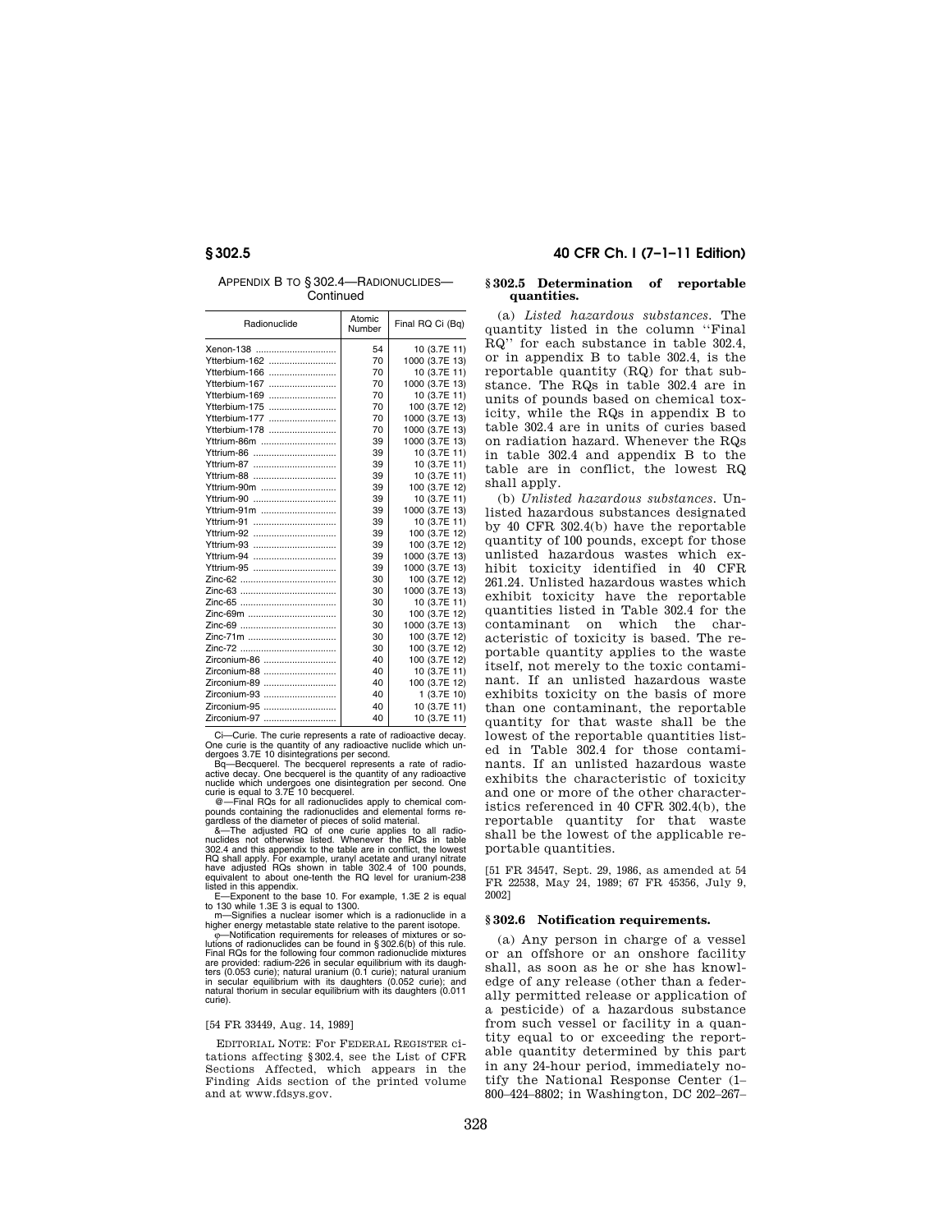APPENDIX B TO § 302.4—RADIONUCLIDES—Continued

| Radionuclide | Atomic Number | Final RQ Ci (Bq) |
| --- | --- | --- |
| Xenon-138 | 54 | 10 (3.7E 11) |
| Ytterbium-162 | 70 | 1000 (3.7E 13) |
| Ytterbium-166 | 70 | 10 (3.7E 11) |
| Ytterbium-167 | 70 | 1000 (3.7E 13) |
| Ytterbium-169 | 70 | 10 (3.7E 11) |
| Ytterbium-175 | 70 | 100 (3.7E 12) |
| Ytterbium-177 | 70 | 1000 (3.7E 13) |
| Ytterbium-178 | 70 | 1000 (3.7E 13) |
| Yttrium-86m | 39 | 1000 (3.7E 13) |
| Yttrium-86 | 39 | 10 (3.7E 11) |
| Yttrium-87 | 39 | 10 (3.7E 11) |
| Yttrium-88 | 39 | 10 (3.7E 11) |
| Yttrium-90m | 39 | 100 (3.7E 12) |
| Yttrium-90 | 39 | 10 (3.7E 11) |
| Yttrium-91m | 39 | 1000 (3.7E 13) |
| Yttrium-91 | 39 | 10 (3.7E 11) |
| Yttrium-92 | 39 | 100 (3.7E 12) |
| Yttrium-93 | 39 | 100 (3.7E 12) |
| Yttrium-94 | 39 | 1000 (3.7E 13) |
| Yttrium-95 | 39 | 1000 (3.7E 13) |
| Zinc-62 | 30 | 100 (3.7E 12) |
| Zinc-63 | 30 | 1000 (3.7E 13) |
| Zinc-65 | 30 | 10 (3.7E 11) |
| Zinc-69m | 30 | 100 (3.7E 12) |
| Zinc-69 | 30 | 1000 (3.7E 13) |
| Zinc-71m | 30 | 100 (3.7E 12) |
| Zinc-72 | 30 | 100 (3.7E 12) |
| Zirconium-86 | 40 | 100 (3.7E 12) |
| Zirconium-88 | 40 | 10 (3.7E 11) |
| Zirconium-89 | 40 | 100 (3.7E 12) |
| Zirconium-93 | 40 | 1 (3.7E 10) |
| Zirconium-95 | 40 | 10 (3.7E 11) |
| Zirconium-97 | 40 | 10 (3.7E 11) |

Ci—Curie. The curie represents a rate of radioactive decay. One curie is the quantity of any radioactive nuclide which undergoes 3.7E 10 disintegrations per second.

Bq—Becquerel. The becquerel represents a rate of radioactive decay. One becquerel is the quantity of any radioactive nuclide which undergoes one disintegration per second. One curie is equal to 3.7E 10 becquerel.

@—Final RQs for all radionuclides apply to chemical compounds containing the radionuclides and elemental forms regardless of the diameter of pieces of solid material.

&—The adjusted RQ of one curie applies to all radionuclides not otherwise listed. Whenever the RQs in table 302.4 and this appendix to the table are in conflict, the lowest RQ shall apply. For example, uranyl acetate and uranyl nitrate have adjusted RQs shown in table 302.4 of 100 pounds, equivalent to about one-tenth the RQ level for uranium-238 listed in this appendix.

E—Exponent to the base 10. For example, 1.3E 2 is equal to 130 while 1.3E 3 is equal to 1300.

m—Signifies a nuclear isomer which is a radionuclide in a higher energy metastable state relative to the parent isotope.

φ—Notification requirements for releases of mixtures or solutions of radionuclides can be found in § 302.6(b) of this rule. Final RQs for the following four common radionuclide mixtures are provided: radium-226 in secular equilibrium with its daughters (0.053 curie); natural uranium (0.1 curie); natural uranium in secular equilibrium with its daughters (0.052 curie); and natural thorium in secular equilibrium with its daughters (0.011 curie).

[54 FR 33449, Aug. 14, 1989]

EDITORIAL NOTE: For FEDERAL REGISTER citations affecting § 302.4, see the List of CFR Sections Affected, which appears in the Finding Aids section of the printed volume and at www.fdsys.gov.

## § 302.5 Determination of reportable quantities.

(a) *Listed hazardous substances.* The quantity listed in the column "Final RQ" for each substance in table 302.4, or in appendix B to table 302.4, is the reportable quantity (RQ) for that substance. The RQs in table 302.4 are in units of pounds based on chemical toxicity, while the RQs in appendix B to table 302.4 are in units of curies based on radiation hazard. Whenever the RQs in table 302.4 and appendix B to the table are in conflict, the lowest RQ shall apply.

(b) *Unlisted hazardous substances.* Unlisted hazardous substances designated by 40 CFR 302.4(b) have the reportable quantity of 100 pounds, except for those unlisted hazardous wastes which exhibit toxicity identified in 40 CFR 261.24. Unlisted hazardous wastes which exhibit toxicity have the reportable quantities listed in Table 302.4 for the contaminant on which the characteristic of toxicity is based. The reportable quantity applies to the waste itself, not merely to the toxic contaminant. If an unlisted hazardous waste exhibits toxicity on the basis of more than one contaminant, the reportable quantity for that waste shall be the lowest of the reportable quantities listed in Table 302.4 for those contaminants. If an unlisted hazardous waste exhibits the characteristic of toxicity and one or more of the other characteristics referenced in 40 CFR 302.4(b), the reportable quantity for that waste shall be the lowest of the applicable reportable quantities.

[51 FR 34547, Sept. 29, 1986, as amended at 54 FR 22538, May 24, 1989; 67 FR 45356, July 9, 2002]

## § 302.6 Notification requirements.

(a) Any person in charge of a vessel or an offshore or an onshore facility shall, as soon as he or she has knowledge of any release (other than a federally permitted release or application of a pesticide) of a hazardous substance from such vessel or facility in a quantity equal to or exceeding the reportable quantity determined by this part in any 24-hour period, immediately notify the National Response Center (1–800–424–8802; in Washington, DC 202–267–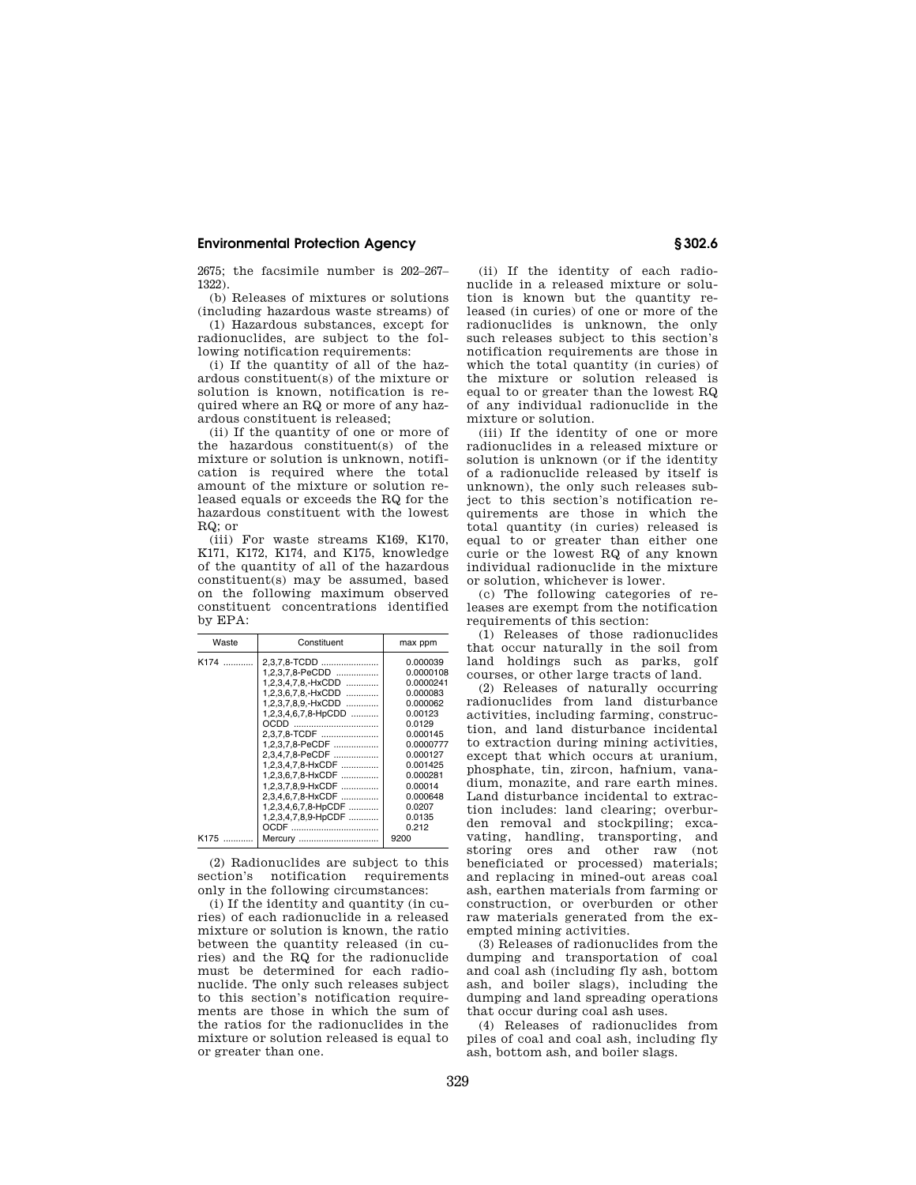2675; the facsimile number is 202–267–1322).

(b) Releases of mixtures or solutions (including hazardous waste streams) of

(1) Hazardous substances, except for radionuclides, are subject to the following notification requirements:

(i) If the quantity of all of the hazardous constituent(s) of the mixture or solution is known, notification is required where an RQ or more of any hazardous constituent is released;

(ii) If the quantity of one or more of the hazardous constituent(s) of the mixture or solution is unknown, notification is required where the total amount of the mixture or solution released equals or exceeds the RQ for the hazardous constituent with the lowest RQ; or

(iii) For waste streams K169, K170, K171, K172, K174, and K175, knowledge of the quantity of all of the hazardous constituent(s) may be assumed, based on the following maximum observed constituent concentrations identified by EPA:

| Waste | Constituent | max ppm |
|---|---|---|
| K174 | 2,3,7,8-TCDD | 0.000039 |
| | 1,2,3,7,8-PeCDD | 0.0000108 |
| | 1,2,3,4,7,8,-HxCDD | 0.0000241 |
| | 1,2,3,6,7,8,-HxCDD | 0.000083 |
| | 1,2,3,7,8,9,-HxCDD | 0.000062 |
| | 1,2,3,4,6,7,8-HpCDD | 0.00123 |
| | OCDD | 0.0129 |
| | 2,3,7,8-TCDF | 0.000145 |
| | 1,2,3,7,8-PeCDF | 0.0000777 |
| | 2,3,4,7,8-PeCDF | 0.000127 |
| | 1,2,3,4,7,8-HxCDF | 0.001425 |
| | 1,2,3,6,7,8-HxCDF | 0.000281 |
| | 1,2,3,7,8,9-HxCDF | 0.00014 |
| | 2,3,4,6,7,8-HxCDF | 0.000648 |
| | 1,2,3,4,6,7,8-HpCDF | 0.0207 |
| | 1,2,3,4,7,8,9-HpCDF | 0.0135 |
| | OCDF | 0.212 |
| K175 | Mercury | 9200 |

(2) Radionuclides are subject to this section's notification requirements only in the following circumstances:

(i) If the identity and quantity (in curies) of each radionuclide in a released mixture or solution is known, the ratio between the quantity released (in curies) and the RQ for the radionuclide must be determined for each radionuclide. The only such releases subject to this section's notification requirements are those in which the sum of the ratios for the radionuclides in the mixture or solution released is equal to or greater than one.

(ii) If the identity of each radionuclide in a released mixture or solution is known but the quantity released (in curies) of one or more of the radionuclides is unknown, the only such releases subject to this section's notification requirements are those in which the total quantity (in curies) of the mixture or solution released is equal to or greater than the lowest RQ of any individual radionuclide in the mixture or solution.

(iii) If the identity of one or more radionuclides in a released mixture or solution is unknown (or if the identity of a radionuclide released by itself is unknown), the only such releases subject to this section's notification requirements are those in which the total quantity (in curies) released is equal to or greater than either one curie or the lowest RQ of any known individual radionuclide in the mixture or solution, whichever is lower.

(c) The following categories of releases are exempt from the notification requirements of this section:

(1) Releases of those radionuclides that occur naturally in the soil from land holdings such as parks, golf courses, or other large tracts of land.

(2) Releases of naturally occurring radionuclides from land disturbance activities, including farming, construction, and land disturbance incidental to extraction during mining activities, except that which occurs at uranium, phosphate, tin, zircon, hafnium, vanadium, monazite, and rare earth mines. Land disturbance incidental to extraction includes: land clearing; overburden removal and stockpiling; excavating, handling, transporting, and storing ores and other raw (not beneficiated or processed) materials; and replacing in mined-out areas coal ash, earthen materials from farming or construction, or overburden or other raw materials generated from the exempted mining activities.

(3) Releases of radionuclides from the dumping and transportation of coal and coal ash (including fly ash, bottom ash, and boiler slags), including the dumping and land spreading operations that occur during coal ash uses.

(4) Releases of radionuclides from piles of coal and coal ash, including fly ash, bottom ash, and boiler slags.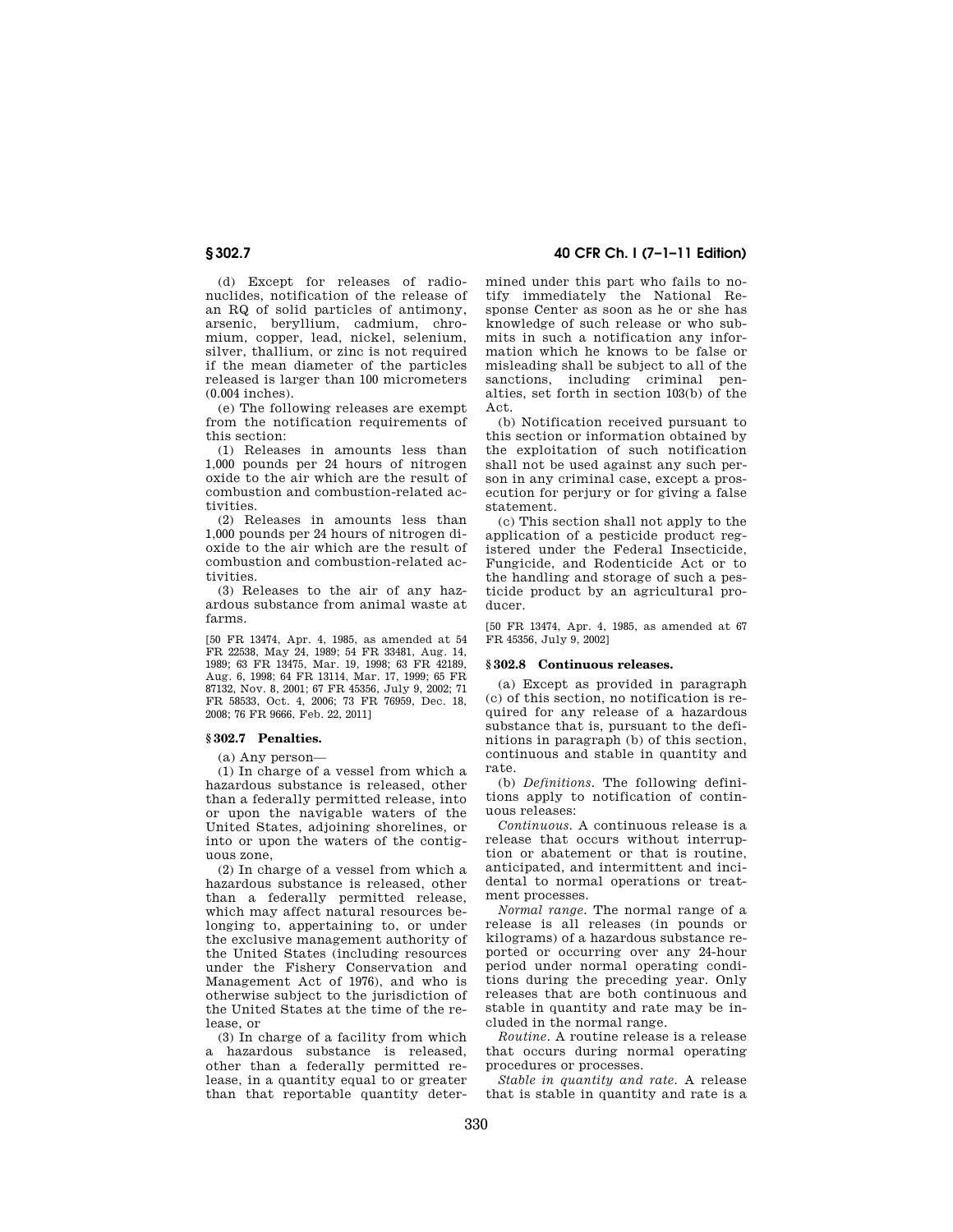(d) Except for releases of radionuclides, notification of the release of an RQ of solid particles of antimony, arsenic, beryllium, cadmium, chromium, copper, lead, nickel, selenium, silver, thallium, or zinc is not required if the mean diameter of the particles released is larger than 100 micrometers (0.004 inches).

(e) The following releases are exempt from the notification requirements of this section:

(1) Releases in amounts less than 1,000 pounds per 24 hours of nitrogen oxide to the air which are the result of combustion and combustion-related activities.

(2) Releases in amounts less than 1,000 pounds per 24 hours of nitrogen dioxide to the air which are the result of combustion and combustion-related activities.

(3) Releases to the air of any hazardous substance from animal waste at farms.

[50 FR 13474, Apr. 4, 1985, as amended at 54 FR 22538, May 24, 1989; 54 FR 33481, Aug. 14, 1989; 63 FR 13475, Mar. 19, 1998; 63 FR 42189, Aug. 6, 1998; 64 FR 13114, Mar. 17, 1999; 65 FR 87132, Nov. 8, 2001; 67 FR 45356, July 9, 2002; 71 FR 58533, Oct. 4, 2006; 73 FR 76959, Dec. 18, 2008; 76 FR 9666, Feb. 22, 2011]

### § 302.7 Penalties.

(a) Any person—

(1) In charge of a vessel from which a hazardous substance is released, other than a federally permitted release, into or upon the navigable waters of the United States, adjoining shorelines, or into or upon the waters of the contiguous zone,

(2) In charge of a vessel from which a hazardous substance is released, other than a federally permitted release, which may affect natural resources belonging to, appertaining to, or under the exclusive management authority of the United States (including resources under the Fishery Conservation and Management Act of 1976), and who is otherwise subject to the jurisdiction of the United States at the time of the release, or

(3) In charge of a facility from which a hazardous substance is released, other than a federally permitted release, in a quantity equal to or greater than that reportable quantity determined under this part who fails to notify immediately the National Response Center as soon as he or she has knowledge of such release or who submits in such a notification any information which he knows to be false or misleading shall be subject to all of the sanctions, including criminal penalties, set forth in section 103(b) of the Act.

(b) Notification received pursuant to this section or information obtained by the exploitation of such notification shall not be used against any such person in any criminal case, except a prosecution for perjury or for giving a false statement.

(c) This section shall not apply to the application of a pesticide product registered under the Federal Insecticide, Fungicide, and Rodenticide Act or to the handling and storage of such a pesticide product by an agricultural producer.

[50 FR 13474, Apr. 4, 1985, as amended at 67 FR 45356, July 9, 2002]

### § 302.8 Continuous releases.

(a) Except as provided in paragraph (c) of this section, no notification is required for any release of a hazardous substance that is, pursuant to the definitions in paragraph (b) of this section, continuous and stable in quantity and rate.

(b) *Definitions.* The following definitions apply to notification of continuous releases:

*Continuous.* A continuous release is a release that occurs without interruption or abatement or that is routine, anticipated, and intermittent and incidental to normal operations or treatment processes.

*Normal range.* The normal range of a release is all releases (in pounds or kilograms) of a hazardous substance reported or occurring over any 24-hour period under normal operating conditions during the preceding year. Only releases that are both continuous and stable in quantity and rate may be included in the normal range.

*Routine.* A routine release is a release that occurs during normal operating procedures or processes.

*Stable in quantity and rate.* A release that is stable in quantity and rate is a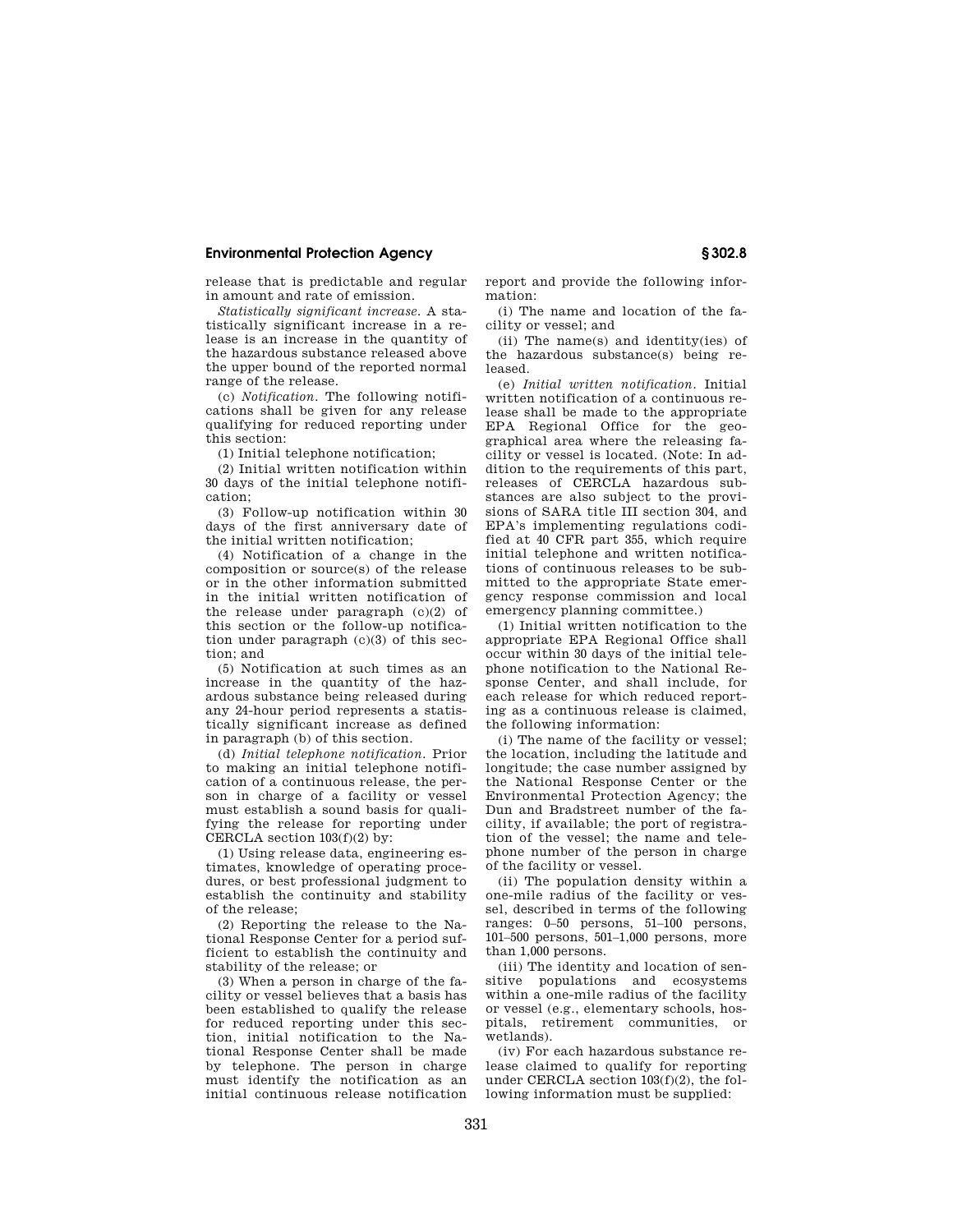release that is predictable and regular in amount and rate of emission.

*Statistically significant increase.* A statistically significant increase in a release is an increase in the quantity of the hazardous substance released above the upper bound of the reported normal range of the release.

(c) *Notification.* The following notifications shall be given for any release qualifying for reduced reporting under this section:

(1) Initial telephone notification;

(2) Initial written notification within 30 days of the initial telephone notification;

(3) Follow-up notification within 30 days of the first anniversary date of the initial written notification;

(4) Notification of a change in the composition or source(s) of the release or in the other information submitted in the initial written notification of the release under paragraph (c)(2) of this section or the follow-up notification under paragraph (c)(3) of this section; and

(5) Notification at such times as an increase in the quantity of the hazardous substance being released during any 24-hour period represents a statistically significant increase as defined in paragraph (b) of this section.

(d) *Initial telephone notification.* Prior to making an initial telephone notification of a continuous release, the person in charge of a facility or vessel must establish a sound basis for qualifying the release for reporting under CERCLA section 103(f)(2) by:

(1) Using release data, engineering estimates, knowledge of operating procedures, or best professional judgment to establish the continuity and stability of the release;

(2) Reporting the release to the National Response Center for a period sufficient to establish the continuity and stability of the release; or

(3) When a person in charge of the facility or vessel believes that a basis has been established to qualify the release for reduced reporting under this section, initial notification to the National Response Center shall be made by telephone. The person in charge must identify the notification as an initial continuous release notification report and provide the following information:

(i) The name and location of the facility or vessel; and

(ii) The name(s) and identity(ies) of the hazardous substance(s) being released.

(e) *Initial written notification.* Initial written notification of a continuous release shall be made to the appropriate EPA Regional Office for the geographical area where the releasing facility or vessel is located. (Note: In addition to the requirements of this part, releases of CERCLA hazardous substances are also subject to the provisions of SARA title III section 304, and EPA's implementing regulations codified at 40 CFR part 355, which require initial telephone and written notifications of continuous releases to be submitted to the appropriate State emergency response commission and local emergency planning committee.)

(1) Initial written notification to the appropriate EPA Regional Office shall occur within 30 days of the initial telephone notification to the National Response Center, and shall include, for each release for which reduced reporting as a continuous release is claimed, the following information:

(i) The name of the facility or vessel; the location, including the latitude and longitude; the case number assigned by the National Response Center or the Environmental Protection Agency; the Dun and Bradstreet number of the facility, if available; the port of registration of the vessel; the name and telephone number of the person in charge of the facility or vessel.

(ii) The population density within a one-mile radius of the facility or vessel, described in terms of the following ranges: 0–50 persons, 51–100 persons, 101–500 persons, 501–1,000 persons, more than 1,000 persons.

(iii) The identity and location of sensitive populations and ecosystems within a one-mile radius of the facility or vessel (e.g., elementary schools, hospitals, retirement communities, or wetlands).

(iv) For each hazardous substance release claimed to qualify for reporting under CERCLA section 103(f)(2), the following information must be supplied: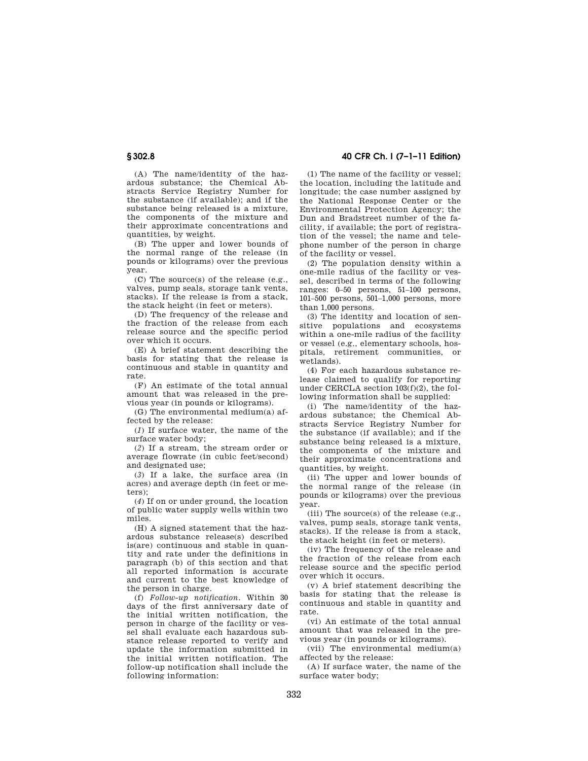(A) The name/identity of the hazardous substance; the Chemical Abstracts Service Registry Number for the substance (if available); and if the substance being released is a mixture, the components of the mixture and their approximate concentrations and quantities, by weight.

(B) The upper and lower bounds of the normal range of the release (in pounds or kilograms) over the previous year.

(C) The source(s) of the release (e.g., valves, pump seals, storage tank vents, stacks). If the release is from a stack, the stack height (in feet or meters).

(D) The frequency of the release and the fraction of the release from each release source and the specific period over which it occurs.

(E) A brief statement describing the basis for stating that the release is continuous and stable in quantity and rate.

(F) An estimate of the total annual amount that was released in the previous year (in pounds or kilograms).

(G) The environmental medium(a) affected by the release:

(*1*) If surface water, the name of the surface water body;

(*2*) If a stream, the stream order or average flowrate (in cubic feet/second) and designated use;

(*3*) If a lake, the surface area (in acres) and average depth (in feet or meters);

(*4*) If on or under ground, the location of public water supply wells within two miles.

(H) A signed statement that the hazardous substance release(s) described is(are) continuous and stable in quantity and rate under the definitions in paragraph (b) of this section and that all reported information is accurate and current to the best knowledge of the person in charge.

(f) *Follow-up notification.* Within 30 days of the first anniversary date of the initial written notification, the person in charge of the facility or vessel shall evaluate each hazardous substance release reported to verify and update the information submitted in the initial written notification. The follow-up notification shall include the following information:

(1) The name of the facility or vessel; the location, including the latitude and longitude; the case number assigned by the National Response Center or the Environmental Protection Agency; the Dun and Bradstreet number of the facility, if available; the port of registration of the vessel; the name and telephone number of the person in charge of the facility or vessel.

(2) The population density within a one-mile radius of the facility or vessel, described in terms of the following ranges: 0–50 persons, 51–100 persons, 101–500 persons, 501–1,000 persons, more than 1,000 persons.

(3) The identity and location of sensitive populations and ecosystems within a one-mile radius of the facility or vessel (e.g., elementary schools, hospitals, retirement communities, or wetlands).

(4) For each hazardous substance release claimed to qualify for reporting under CERCLA section 103(f)(2), the following information shall be supplied:

(i) The name/identity of the hazardous substance; the Chemical Abstracts Service Registry Number for the substance (if available); and if the substance being released is a mixture, the components of the mixture and their approximate concentrations and quantities, by weight.

(ii) The upper and lower bounds of the normal range of the release (in pounds or kilograms) over the previous year.

(iii) The source(s) of the release (e.g., valves, pump seals, storage tank vents, stacks). If the release is from a stack, the stack height (in feet or meters).

(iv) The frequency of the release and the fraction of the release from each release source and the specific period over which it occurs.

(v) A brief statement describing the basis for stating that the release is continuous and stable in quantity and rate.

(vi) An estimate of the total annual amount that was released in the previous year (in pounds or kilograms).

(vii) The environmental medium(a) affected by the release:

(A) If surface water, the name of the surface water body;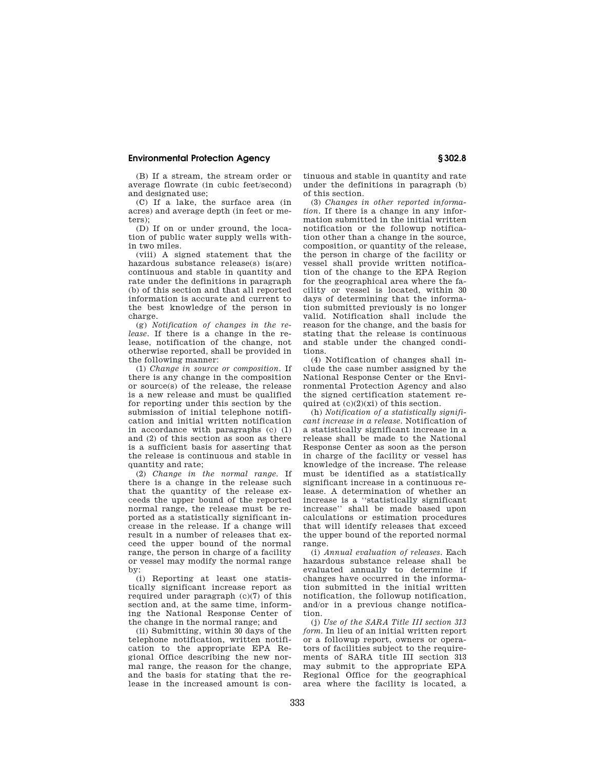(B) If a stream, the stream order or average flowrate (in cubic feet/second) and designated use;

(C) If a lake, the surface area (in acres) and average depth (in feet or meters);

(D) If on or under ground, the location of public water supply wells within two miles.

(viii) A signed statement that the hazardous substance release(s) is(are) continuous and stable in quantity and rate under the definitions in paragraph (b) of this section and that all reported information is accurate and current to the best knowledge of the person in charge.

(g) *Notification of changes in the release.* If there is a change in the release, notification of the change, not otherwise reported, shall be provided in the following manner:

(1) *Change in source or composition.* If there is any change in the composition or source(s) of the release, the release is a new release and must be qualified for reporting under this section by the submission of initial telephone notification and initial written notification in accordance with paragraphs (c) (1) and (2) of this section as soon as there is a sufficient basis for asserting that the release is continuous and stable in quantity and rate;

(2) *Change in the normal range.* If there is a change in the release such that the quantity of the release exceeds the upper bound of the reported normal range, the release must be reported as a statistically significant increase in the release. If a change will result in a number of releases that exceed the upper bound of the normal range, the person in charge of a facility or vessel may modify the normal range by:

(i) Reporting at least one statistically significant increase report as required under paragraph (c)(7) of this section and, at the same time, informing the National Response Center of the change in the normal range; and

(ii) Submitting, within 30 days of the telephone notification, written notification to the appropriate EPA Regional Office describing the new normal range, the reason for the change, and the basis for stating that the release in the increased amount is continuous and stable in quantity and rate under the definitions in paragraph (b) of this section.

(3) *Changes in other reported information.* If there is a change in any information submitted in the initial written notification or the followup notification other than a change in the source, composition, or quantity of the release, the person in charge of the facility or vessel shall provide written notification of the change to the EPA Region for the geographical area where the facility or vessel is located, within 30 days of determining that the information submitted previously is no longer valid. Notification shall include the reason for the change, and the basis for stating that the release is continuous and stable under the changed conditions.

(4) Notification of changes shall include the case number assigned by the National Response Center or the Environmental Protection Agency and also the signed certification statement required at (c)(2)(xi) of this section.

(h) *Notification of a statistically significant increase in a release.* Notification of a statistically significant increase in a release shall be made to the National Response Center as soon as the person in charge of the facility or vessel has knowledge of the increase. The release must be identified as a statistically significant increase in a continuous release. A determination of whether an increase is a "statistically significant increase" shall be made based upon calculations or estimation procedures that will identify releases that exceed the upper bound of the reported normal range.

(i) *Annual evaluation of releases.* Each hazardous substance release shall be evaluated annually to determine if changes have occurred in the information submitted in the initial written notification, the followup notification, and/or in a previous change notification.

(j) *Use of the SARA Title III section 313 form.* In lieu of an initial written report or a followup report, owners or operators of facilities subject to the requirements of SARA title III section 313 may submit to the appropriate EPA Regional Office for the geographical area where the facility is located, a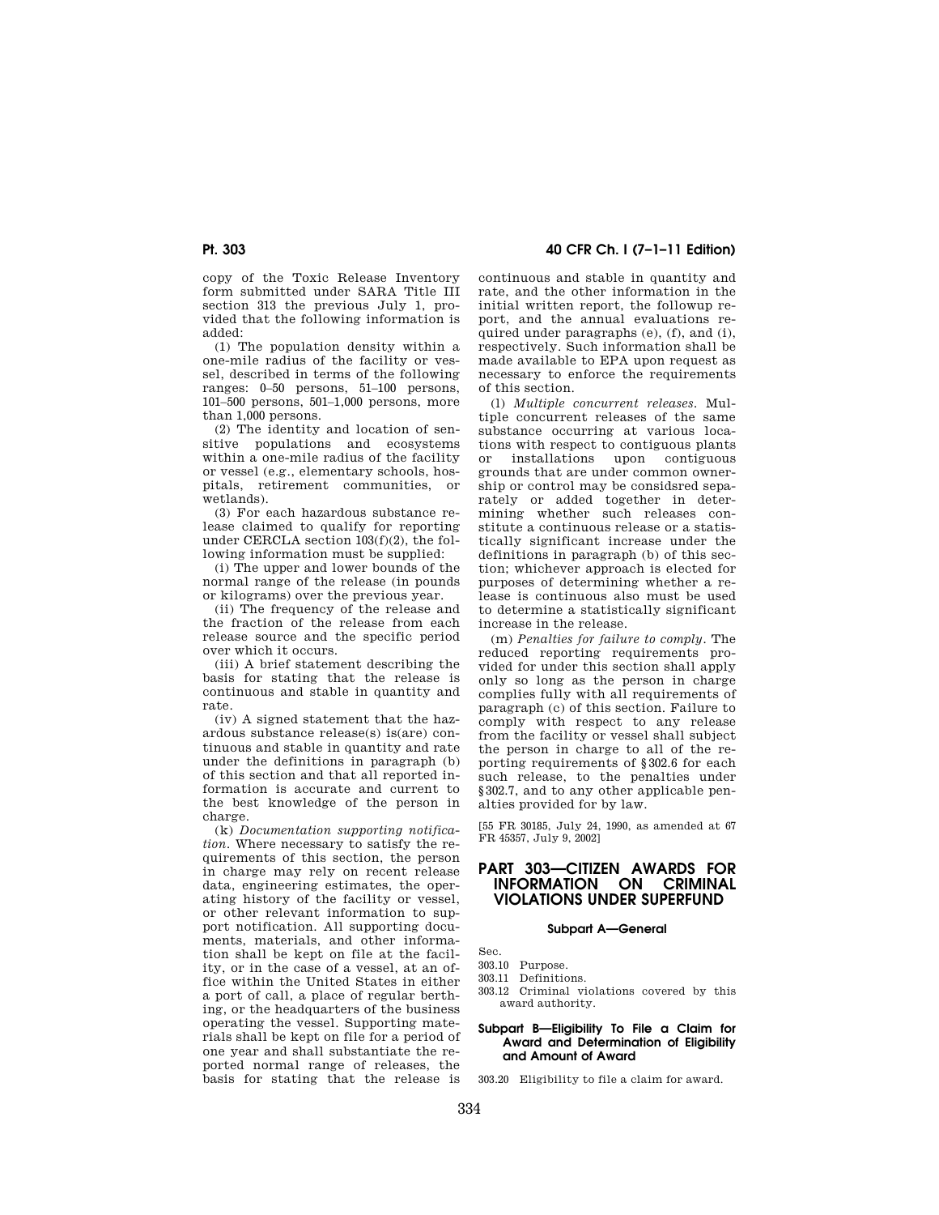copy of the Toxic Release Inventory form submitted under SARA Title III section 313 the previous July 1, provided that the following information is added:

(1) The population density within a one-mile radius of the facility or vessel, described in terms of the following ranges: 0–50 persons, 51–100 persons, 101–500 persons, 501–1,000 persons, more than 1,000 persons.

(2) The identity and location of sensitive populations and ecosystems within a one-mile radius of the facility or vessel (e.g., elementary schools, hospitals, retirement communities, or wetlands).

(3) For each hazardous substance release claimed to qualify for reporting under CERCLA section 103(f)(2), the following information must be supplied:

(i) The upper and lower bounds of the normal range of the release (in pounds or kilograms) over the previous year.

(ii) The frequency of the release and the fraction of the release from each release source and the specific period over which it occurs.

(iii) A brief statement describing the basis for stating that the release is continuous and stable in quantity and rate.

(iv) A signed statement that the hazardous substance release(s) is(are) continuous and stable in quantity and rate under the definitions in paragraph (b) of this section and that all reported information is accurate and current to the best knowledge of the person in charge.

(k) *Documentation supporting notification.* Where necessary to satisfy the requirements of this section, the person in charge may rely on recent release data, engineering estimates, the operating history of the facility or vessel, or other relevant information to support notification. All supporting documents, materials, and other information shall be kept on file at the facility, or in the case of a vessel, at an office within the United States in either a port of call, a place of regular berthing, or the headquarters of the business operating the vessel. Supporting materials shall be kept on file for a period of one year and shall substantiate the reported normal range of releases, the basis for stating that the release is continuous and stable in quantity and rate, and the other information in the initial written report, the followup report, and the annual evaluations required under paragraphs (e), (f), and (i), respectively. Such information shall be made available to EPA upon request as necessary to enforce the requirements of this section.

(l) *Multiple concurrent releases.* Multiple concurrent releases of the same substance occurring at various locations with respect to contiguous plants or installations upon contiguous grounds that are under common ownership or control may be considsred separately or added together in determining whether such releases constitute a continuous release or a statistically significant increase under the definitions in paragraph (b) of this section; whichever approach is elected for purposes of determining whether a release is continuous also must be used to determine a statistically significant increase in the release.

(m) *Penalties for failure to comply.* The reduced reporting requirements provided for under this section shall apply only so long as the person in charge complies fully with all requirements of paragraph (c) of this section. Failure to comply with respect to any release from the facility or vessel shall subject the person in charge to all of the reporting requirements of §302.6 for each such release, to the penalties under §302.7, and to any other applicable penalties provided for by law.

[55 FR 30185, July 24, 1990, as amended at 67 FR 45357, July 9, 2002]

# PART 303—CITIZEN AWARDS FOR INFORMATION ON CRIMINAL VIOLATIONS UNDER SUPERFUND

### Subpart A—General

Sec.
303.10 Purpose.
303.11 Definitions.
303.12 Criminal violations covered by this award authority.

### Subpart B—Eligibility To File a Claim for Award and Determination of Eligibility and Amount of Award

303.20 Eligibility to file a claim for award.